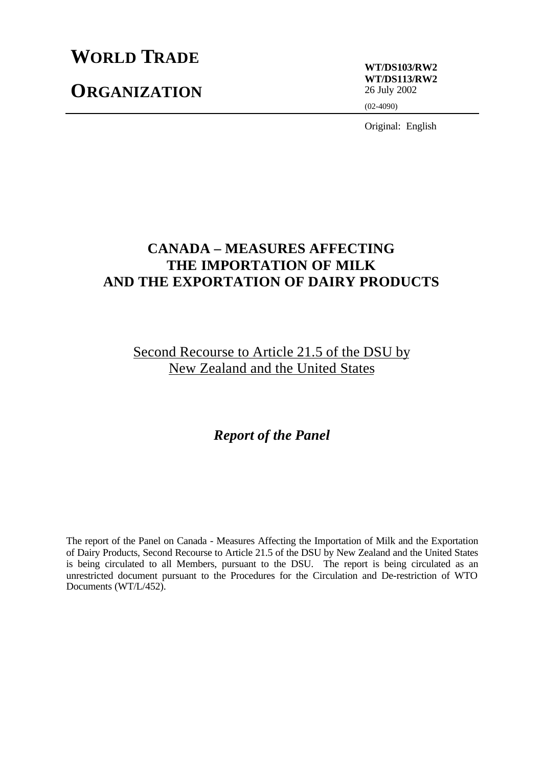# WORLD TRADE ORGANIZATION

**WT/DS103/RW2**
**WT/DS113/RW2**
26 July 2002

(02-4090)

Original: English

## CANADA – MEASURES AFFECTING THE IMPORTATION OF MILK AND THE EXPORTATION OF DAIRY PRODUCTS

Second Recourse to Article 21.5 of the DSU by New Zealand and the United States

***Report of the Panel***

The report of the Panel on Canada - Measures Affecting the Importation of Milk and the Exportation of Dairy Products, Second Recourse to Article 21.5 of the DSU by New Zealand and the United States is being circulated to all Members, pursuant to the DSU. The report is being circulated as an unrestricted document pursuant to the Procedures for the Circulation and De-restriction of WTO Documents (WT/L/452).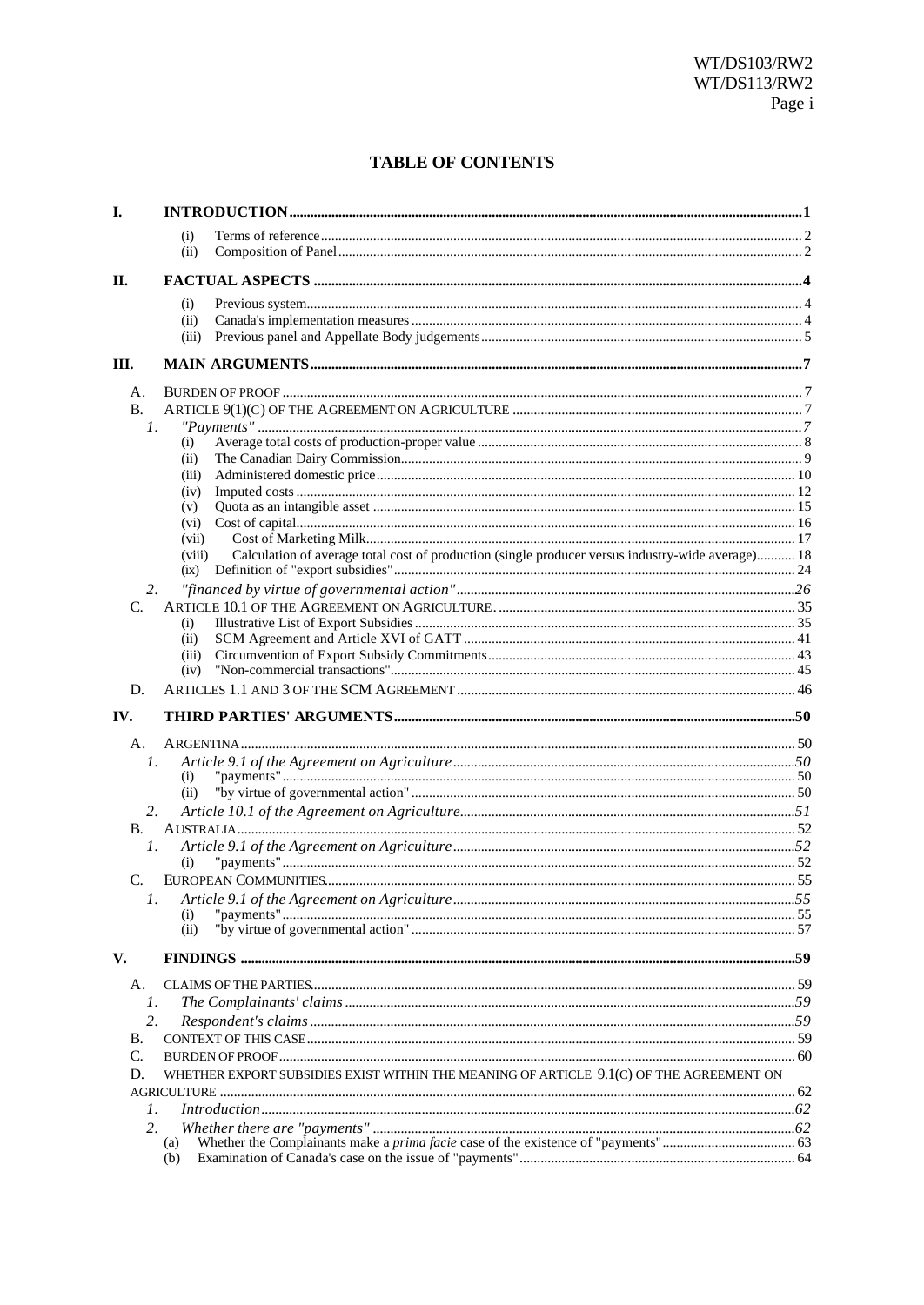## TABLE OF CONTENTS

**I. INTRODUCTION** .......... 1

- (i) Terms of reference .......... 2
- (ii) Composition of Panel .......... 2

**II. FACTUAL ASPECTS** .......... 4

- (i) Previous system .......... 4
- (ii) Canada's implementation measures .......... 4
- (iii) Previous panel and Appellate Body judgements .......... 5

**III. MAIN ARGUMENTS** .......... 7

A. BURDEN OF PROOF .......... 7

B. ARTICLE 9(1)(C) OF THE AGREEMENT ON AGRICULTURE .......... 7

1. *"Payments"* .......... 7
   - (i) Average total costs of production-proper value .......... 8
   - (ii) The Canadian Dairy Commission .......... 9
   - (iii) Administered domestic price .......... 10
   - (iv) Imputed costs .......... 12
   - (v) Quota as an intangible asset .......... 15
   - (vi) Cost of capital .......... 16
   - (vii) Cost of Marketing Milk .......... 17
   - (viii) Calculation of average total cost of production (single producer versus industry-wide average) .......... 18
   - (ix) Definition of "export subsidies" .......... 24
2. *"financed by virtue of governmental action"* .......... 26

C. ARTICLE 10.1 OF THE AGREEMENT ON AGRICULTURE .......... 35

- (i) Illustrative List of Export Subsidies .......... 35
- (ii) SCM Agreement and Article XVI of GATT .......... 41
- (iii) Circumvention of Export Subsidy Commitments .......... 43
- (iv) "Non-commercial transactions" .......... 45

D. ARTICLES 1.1 AND 3 OF THE SCM AGREEMENT .......... 46

**IV. THIRD PARTIES' ARGUMENTS** .......... 50

A. ARGENTINA .......... 50

1. *Article 9.1 of the Agreement on Agriculture* .......... 50
   - (i) "payments" .......... 50
   - (ii) "by virtue of governmental action" .......... 50
2. *Article 10.1 of the Agreement on Agriculture* .......... 51

B. AUSTRALIA .......... 52

1. *Article 9.1 of the Agreement on Agriculture* .......... 52
   - (i) "payments" .......... 52

C. EUROPEAN COMMUNITIES .......... 55

1. *Article 9.1 of the Agreement on Agriculture* .......... 55
   - (i) "payments" .......... 55
   - (ii) "by virtue of governmental action" .......... 57

**V. FINDINGS** .......... 59

A. CLAIMS OF THE PARTIES .......... 59

1. *The Complainants' claims* .......... 59
2. *Respondent's claims* .......... 59

B. CONTEXT OF THIS CASE .......... 59

C. BURDEN OF PROOF .......... 60

D. WHETHER EXPORT SUBSIDIES EXIST WITHIN THE MEANING OF ARTICLE 9.1(C) OF THE AGREEMENT ON AGRICULTURE .......... 62

1. *Introduction* .......... 62
2. *Whether there are "payments"* .......... 62
   - (a) Whether the Complainants make a *prima facie* case of the existence of "payments" .......... 63
   - (b) Examination of Canada's case on the issue of "payments" .......... 64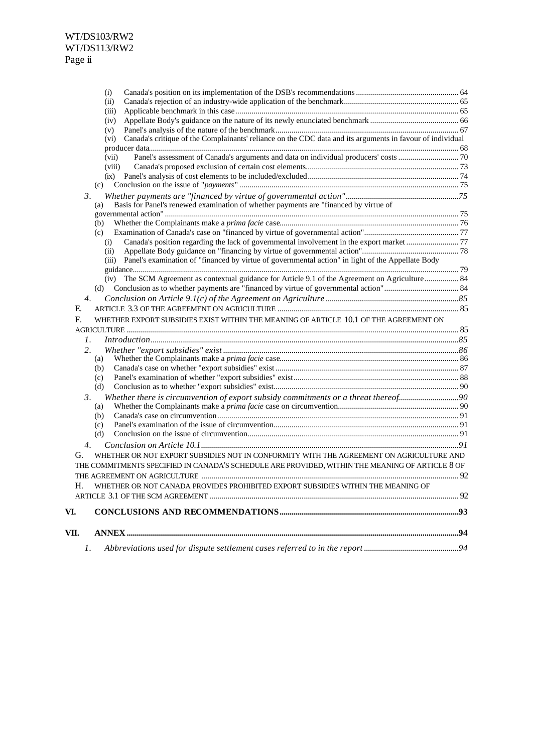(i) Canada's position on its implementation of the DSB's recommendations ... 64
(ii) Canada's rejection of an industry-wide application of the benchmark ... 65
(iii) Applicable benchmark in this case ... 65
(iv) Appellate Body's guidance on the nature of its newly enunciated benchmark ... 66
(v) Panel's analysis of the nature of the benchmark ... 67
(vi) Canada's critique of the Complainants' reliance on the CDC data and its arguments in favour of individual producer data ... 68
(vii) Panel's assessment of Canada's arguments and data on individual producers' costs ... 70
(viii) Canada's proposed exclusion of certain cost elements ... 73
(ix) Panel's analysis of cost elements to be included/excluded ... 74
(c) Conclusion on the issue of "*payments*" ... 75

*3. Whether payments are "financed by virtue of governmental action" ... 75*

(a) Basis for Panel's renewed examination of whether payments are "financed by virtue of governmental action" ... 75
(b) Whether the Complainants make a *prima facie* case ... 76
(c) Examination of Canada's case on "financed by virtue of governmental action" ... 77
(i) Canada's position regarding the lack of governmental involvement in the export market ... 77
(ii) Appellate Body guidance on "financing by virtue of governmental action" ... 78
(iii) Panel's examination of "financed by virtue of governmental action" in light of the Appellate Body guidance ... 79
(iv) The SCM Agreement as contextual guidance for Article 9.1 of the Agreement on Agriculture ... 84
(d) Conclusion as to whether payments are "financed by virtue of governmental action" ... 84

*4. Conclusion on Article 9.1(c) of the Agreement on Agriculture ... 85*

E. ARTICLE 3.3 OF THE AGREEMENT ON AGRICULTURE ... 85

F. WHETHER EXPORT SUBSIDIES EXIST WITHIN THE MEANING OF ARTICLE 10.1 OF THE AGREEMENT ON AGRICULTURE ... 85

*1. Introduction ... 85*

*2. Whether "export subsidies" exist ... 86*

(a) Whether the Complainants make a *prima facie* case ... 86
(b) Canada's case on whether "export subsidies" exist ... 87
(c) Panel's examination of whether "export subsidies" exist ... 88
(d) Conclusion as to whether "export subsidies" exist ... 90

*3. Whether there is circumvention of export subsidy commitments or a threat thereof ... 90*

(a) Whether the Complainants make a *prima facie* case on circumvention ... 90
(b) Canada's case on circumvention ... 91
(c) Panel's examination of the issue of circumvention ... 91
(d) Conclusion on the issue of circumvention ... 91

*4. Conclusion on Article 10.1 ... 91*

G. WHETHER OR NOT EXPORT SUBSIDIES NOT IN CONFORMITY WITH THE AGREEMENT ON AGRICULTURE AND THE COMMITMENTS SPECIFIED IN CANADA'S SCHEDULE ARE PROVIDED, WITHIN THE MEANING OF ARTICLE 8 OF THE AGREEMENT ON AGRICULTURE ... 92

H. WHETHER OR NOT CANADA PROVIDES PROHIBITED EXPORT SUBSIDIES WITHIN THE MEANING OF ARTICLE 3.1 OF THE SCM AGREEMENT ... 92

**VI. CONCLUSIONS AND RECOMMENDATIONS ... 93**

**VII. ANNEX ... 94**

*1. Abbreviations used for dispute settlement cases referred to in the report ... 94*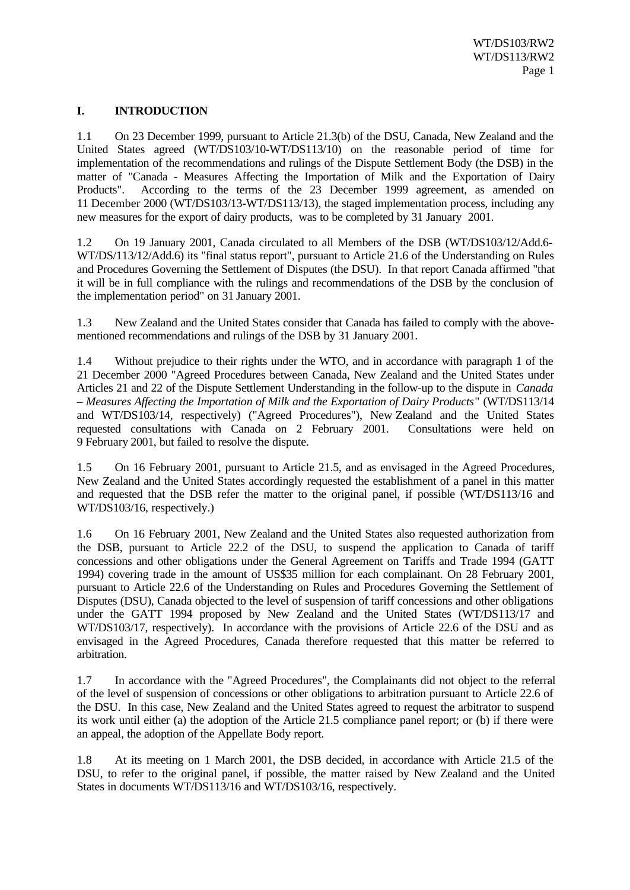## I. INTRODUCTION

1.1 On 23 December 1999, pursuant to Article 21.3(b) of the DSU, Canada, New Zealand and the United States agreed (WT/DS103/10-WT/DS113/10) on the reasonable period of time for implementation of the recommendations and rulings of the Dispute Settlement Body (the DSB) in the matter of "Canada - Measures Affecting the Importation of Milk and the Exportation of Dairy Products". According to the terms of the 23 December 1999 agreement, as amended on 11 December 2000 (WT/DS103/13-WT/DS113/13), the staged implementation process, including any new measures for the export of dairy products, was to be completed by 31 January 2001.

1.2 On 19 January 2001, Canada circulated to all Members of the DSB (WT/DS103/12/Add.6-WT/DS/113/12/Add.6) its "final status report", pursuant to Article 21.6 of the Understanding on Rules and Procedures Governing the Settlement of Disputes (the DSU). In that report Canada affirmed "that it will be in full compliance with the rulings and recommendations of the DSB by the conclusion of the implementation period" on 31 January 2001.

1.3 New Zealand and the United States consider that Canada has failed to comply with the above-mentioned recommendations and rulings of the DSB by 31 January 2001.

1.4 Without prejudice to their rights under the WTO, and in accordance with paragraph 1 of the 21 December 2000 "Agreed Procedures between Canada, New Zealand and the United States under Articles 21 and 22 of the Dispute Settlement Understanding in the follow-up to the dispute in *Canada – Measures Affecting the Importation of Milk and the Exportation of Dairy Products*" (WT/DS113/14 and WT/DS103/14, respectively) ("Agreed Procedures"), New Zealand and the United States requested consultations with Canada on 2 February 2001. Consultations were held on 9 February 2001, but failed to resolve the dispute.

1.5 On 16 February 2001, pursuant to Article 21.5, and as envisaged in the Agreed Procedures, New Zealand and the United States accordingly requested the establishment of a panel in this matter and requested that the DSB refer the matter to the original panel, if possible (WT/DS113/16 and WT/DS103/16, respectively.)

1.6 On 16 February 2001, New Zealand and the United States also requested authorization from the DSB, pursuant to Article 22.2 of the DSU, to suspend the application to Canada of tariff concessions and other obligations under the General Agreement on Tariffs and Trade 1994 (GATT 1994) covering trade in the amount of US$35 million for each complainant. On 28 February 2001, pursuant to Article 22.6 of the Understanding on Rules and Procedures Governing the Settlement of Disputes (DSU), Canada objected to the level of suspension of tariff concessions and other obligations under the GATT 1994 proposed by New Zealand and the United States (WT/DS113/17 and WT/DS103/17, respectively). In accordance with the provisions of Article 22.6 of the DSU and as envisaged in the Agreed Procedures, Canada therefore requested that this matter be referred to arbitration.

1.7 In accordance with the "Agreed Procedures", the Complainants did not object to the referral of the level of suspension of concessions or other obligations to arbitration pursuant to Article 22.6 of the DSU. In this case, New Zealand and the United States agreed to request the arbitrator to suspend its work until either (a) the adoption of the Article 21.5 compliance panel report; or (b) if there were an appeal, the adoption of the Appellate Body report.

1.8 At its meeting on 1 March 2001, the DSB decided, in accordance with Article 21.5 of the DSU, to refer to the original panel, if possible, the matter raised by New Zealand and the United States in documents WT/DS113/16 and WT/DS103/16, respectively.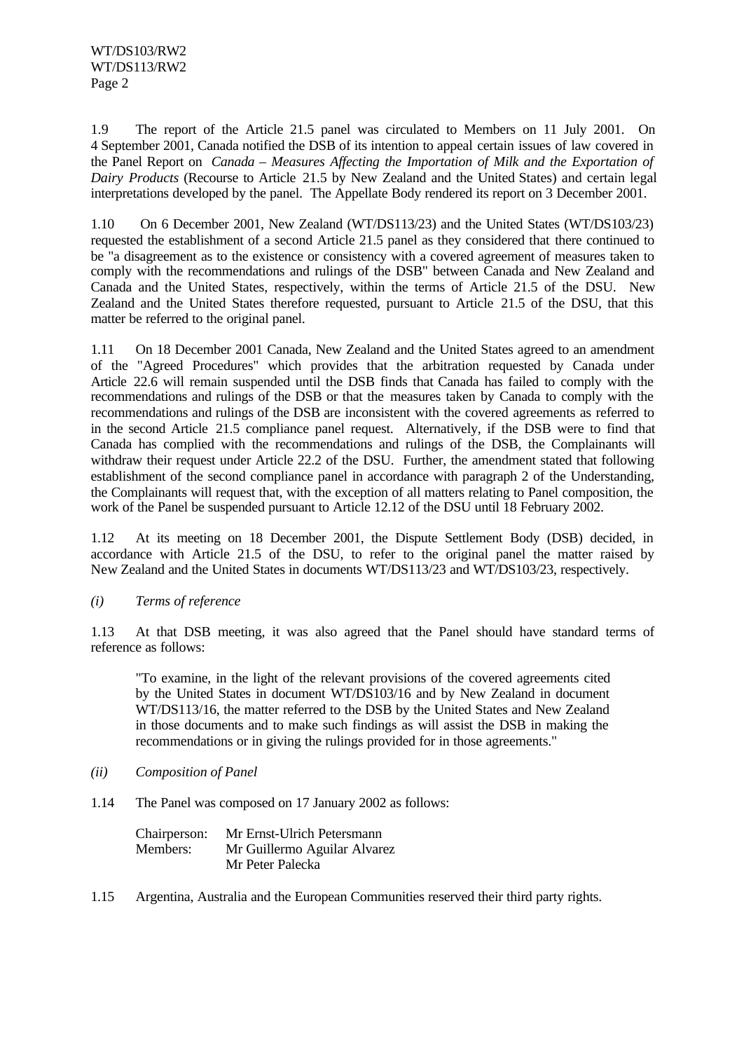1.9 The report of the Article 21.5 panel was circulated to Members on 11 July 2001. On 4 September 2001, Canada notified the DSB of its intention to appeal certain issues of law covered in the Panel Report on *Canada – Measures Affecting the Importation of Milk and the Exportation of Dairy Products* (Recourse to Article 21.5 by New Zealand and the United States) and certain legal interpretations developed by the panel. The Appellate Body rendered its report on 3 December 2001.

1.10 On 6 December 2001, New Zealand (WT/DS113/23) and the United States (WT/DS103/23) requested the establishment of a second Article 21.5 panel as they considered that there continued to be "a disagreement as to the existence or consistency with a covered agreement of measures taken to comply with the recommendations and rulings of the DSB" between Canada and New Zealand and Canada and the United States, respectively, within the terms of Article 21.5 of the DSU. New Zealand and the United States therefore requested, pursuant to Article 21.5 of the DSU, that this matter be referred to the original panel.

1.11 On 18 December 2001 Canada, New Zealand and the United States agreed to an amendment of the "Agreed Procedures" which provides that the arbitration requested by Canada under Article 22.6 will remain suspended until the DSB finds that Canada has failed to comply with the recommendations and rulings of the DSB or that the measures taken by Canada to comply with the recommendations and rulings of the DSB are inconsistent with the covered agreements as referred to in the second Article 21.5 compliance panel request. Alternatively, if the DSB were to find that Canada has complied with the recommendations and rulings of the DSB, the Complainants will withdraw their request under Article 22.2 of the DSU. Further, the amendment stated that following establishment of the second compliance panel in accordance with paragraph 2 of the Understanding, the Complainants will request that, with the exception of all matters relating to Panel composition, the work of the Panel be suspended pursuant to Article 12.12 of the DSU until 18 February 2002.

1.12 At its meeting on 18 December 2001, the Dispute Settlement Body (DSB) decided, in accordance with Article 21.5 of the DSU, to refer to the original panel the matter raised by New Zealand and the United States in documents WT/DS113/23 and WT/DS103/23, respectively.

*(i) Terms of reference*

1.13 At that DSB meeting, it was also agreed that the Panel should have standard terms of reference as follows:

> "To examine, in the light of the relevant provisions of the covered agreements cited by the United States in document WT/DS103/16 and by New Zealand in document WT/DS113/16, the matter referred to the DSB by the United States and New Zealand in those documents and to make such findings as will assist the DSB in making the recommendations or in giving the rulings provided for in those agreements."

*(ii) Composition of Panel*

1.14 The Panel was composed on 17 January 2002 as follows:

Chairperson: Mr Ernst-Ulrich Petersmann
Members: Mr Guillermo Aguilar Alvarez
Mr Peter Palecka

1.15 Argentina, Australia and the European Communities reserved their third party rights.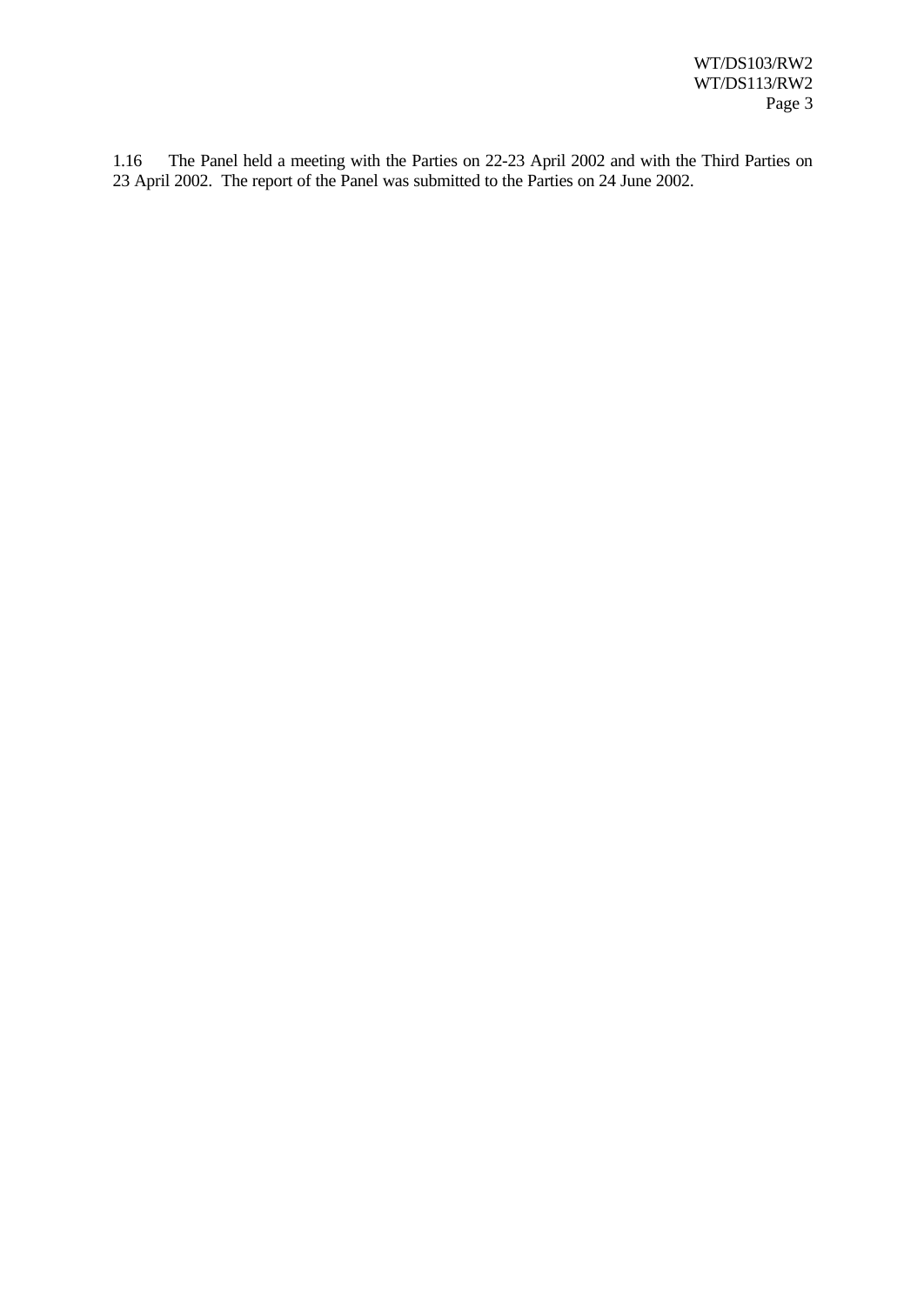1.16 The Panel held a meeting with the Parties on 22-23 April 2002 and with the Third Parties on 23 April 2002. The report of the Panel was submitted to the Parties on 24 June 2002.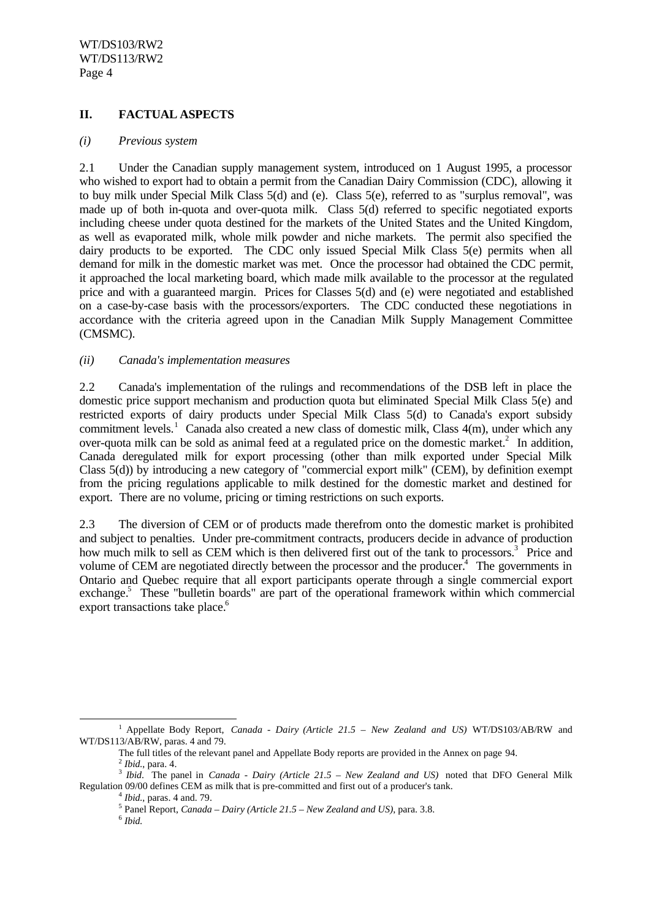## II. FACTUAL ASPECTS

### *(i) Previous system*

2.1 Under the Canadian supply management system, introduced on 1 August 1995, a processor who wished to export had to obtain a permit from the Canadian Dairy Commission (CDC), allowing it to buy milk under Special Milk Class 5(d) and (e). Class 5(e), referred to as "surplus removal", was made up of both in-quota and over-quota milk. Class 5(d) referred to specific negotiated exports including cheese under quota destined for the markets of the United States and the United Kingdom, as well as evaporated milk, whole milk powder and niche markets. The permit also specified the dairy products to be exported. The CDC only issued Special Milk Class 5(e) permits when all demand for milk in the domestic market was met. Once the processor had obtained the CDC permit, it approached the local marketing board, which made milk available to the processor at the regulated price and with a guaranteed margin. Prices for Classes 5(d) and (e) were negotiated and established on a case-by-case basis with the processors/exporters. The CDC conducted these negotiations in accordance with the criteria agreed upon in the Canadian Milk Supply Management Committee (CMSMC).

### *(ii) Canada's implementation measures*

2.2 Canada's implementation of the rulings and recommendations of the DSB left in place the domestic price support mechanism and production quota but eliminated Special Milk Class 5(e) and restricted exports of dairy products under Special Milk Class 5(d) to Canada's export subsidy commitment levels.[1] Canada also created a new class of domestic milk, Class 4(m), under which any over-quota milk can be sold as animal feed at a regulated price on the domestic market.[2] In addition, Canada deregulated milk for export processing (other than milk exported under Special Milk Class 5(d)) by introducing a new category of "commercial export milk" (CEM), by definition exempt from the pricing regulations applicable to milk destined for the domestic market and destined for export. There are no volume, pricing or timing restrictions on such exports.

2.3 The diversion of CEM or of products made therefrom onto the domestic market is prohibited and subject to penalties. Under pre-commitment contracts, producers decide in advance of production how much milk to sell as CEM which is then delivered first out of the tank to processors.[3] Price and volume of CEM are negotiated directly between the processor and the producer.[4] The governments in Ontario and Quebec require that all export participants operate through a single commercial export exchange.[5] These "bulletin boards" are part of the operational framework within which commercial export transactions take place.[6]

---

[1] Appellate Body Report, *Canada - Dairy (Article 21.5 – New Zealand and US)* WT/DS103/AB/RW and WT/DS113/AB/RW, paras. 4 and 79.

The full titles of the relevant panel and Appellate Body reports are provided in the Annex on page 94.

[2] *Ibid.*, para. 4.

[3] *Ibid*. The panel in *Canada - Dairy (Article 21.5 – New Zealand and US)* noted that DFO General Milk Regulation 09/00 defines CEM as milk that is pre-committed and first out of a producer's tank.

[4] *Ibid.*, paras. 4 and. 79.

[5] Panel Report, *Canada – Dairy (Article 21.5 – New Zealand and US)*, para. 3.8.

[6] *Ibid.*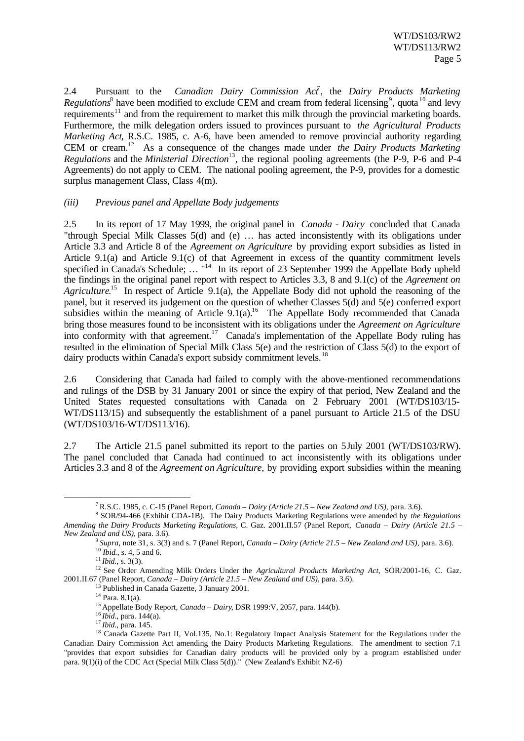2.4 Pursuant to the *Canadian Dairy Commission Act*[7], the *Dairy Products Marketing Regulations*[8] have been modified to exclude CEM and cream from federal licensing[9], quota[10] and levy requirements[11] and from the requirement to market this milk through the provincial marketing boards. Furthermore, the milk delegation orders issued to provinces pursuant to *the Agricultural Products Marketing Act*, R.S.C. 1985, c. A-6, have been amended to remove provincial authority regarding CEM or cream.[12] As a consequence of the changes made under *the Dairy Products Marketing Regulations* and the *Ministerial Direction*[13], the regional pooling agreements (the P-9, P-6 and P-4 Agreements) do not apply to CEM. The national pooling agreement, the P-9, provides for a domestic surplus management Class, Class 4(m).

*(iii) Previous panel and Appellate Body judgements*

2.5 In its report of 17 May 1999, the original panel in *Canada - Dairy* concluded that Canada "through Special Milk Classes 5(d) and (e) … has acted inconsistently with its obligations under Article 3.3 and Article 8 of the *Agreement on Agriculture* by providing export subsidies as listed in Article 9.1(a) and Article 9.1(c) of that Agreement in excess of the quantity commitment levels specified in Canada's Schedule; … "[14] In its report of 23 September 1999 the Appellate Body upheld the findings in the original panel report with respect to Articles 3.3, 8 and 9.1(c) of the *Agreement on Agriculture*.[15] In respect of Article 9.1(a), the Appellate Body did not uphold the reasoning of the panel, but it reserved its judgement on the question of whether Classes 5(d) and 5(e) conferred export subsidies within the meaning of Article 9.1(a).[16] The Appellate Body recommended that Canada bring those measures found to be inconsistent with its obligations under the *Agreement on Agriculture* into conformity with that agreement.[17] Canada's implementation of the Appellate Body ruling has resulted in the elimination of Special Milk Class 5(e) and the restriction of Class 5(d) to the export of dairy products within Canada's export subsidy commitment levels.[18]

2.6 Considering that Canada had failed to comply with the above-mentioned recommendations and rulings of the DSB by 31 January 2001 or since the expiry of that period, New Zealand and the United States requested consultations with Canada on 2 February 2001 (WT/DS103/15-WT/DS113/15) and subsequently the establishment of a panel pursuant to Article 21.5 of the DSU (WT/DS103/16-WT/DS113/16).

2.7 The Article 21.5 panel submitted its report to the parties on 5July 2001 (WT/DS103/RW). The panel concluded that Canada had continued to act inconsistently with its obligations under Articles 3.3 and 8 of the *Agreement on Agriculture*, by providing export subsidies within the meaning

---

[7] R.S.C. 1985, c. C-15 (Panel Report, *Canada – Dairy (Article 21.5 – New Zealand and US)*, para. 3.6).

[8] SOR/94-466 (Exhibit CDA-1B). The Dairy Products Marketing Regulations were amended by *the Regulations Amending the Dairy Products Marketing Regulations*, C. Gaz. 2001.II.57 (Panel Report, *Canada – Dairy (Article 21.5 – New Zealand and US)*, para. 3.6).

[9] *Supra*, note 31, s. 3(3) and s. 7 (Panel Report, *Canada – Dairy (Article 21.5 – New Zealand and US)*, para. 3.6).

[10] *Ibid.*, s. 4, 5 and 6.

[11] *Ibid.*, s. 3(3).

[12] See Order Amending Milk Orders Under the *Agricultural Products Marketing Act*, SOR/2001-16, C. Gaz. 2001.II.67 (Panel Report, *Canada – Dairy (Article 21.5 – New Zealand and US)*, para. 3.6).

[13] Published in Canada Gazette, 3 January 2001.

[14] Para. 8.1(a).

[15] Appellate Body Report, *Canada – Dairy*, DSR 1999:V, 2057, para. 144(b).

[16] *Ibid.*, para. 144(a).

[17] *Ibid.*, para. 145.

[18] Canada Gazette Part II, Vol.135, No.1: Regulatory Impact Analysis Statement for the Regulations under the Canadian Dairy Commission Act amending the Dairy Products Marketing Regulations. The amendment to section 7.1 "provides that export subsidies for Canadian dairy products will be provided only by a program established under para. 9(1)(i) of the CDC Act (Special Milk Class 5(d))." (New Zealand's Exhibit NZ-6)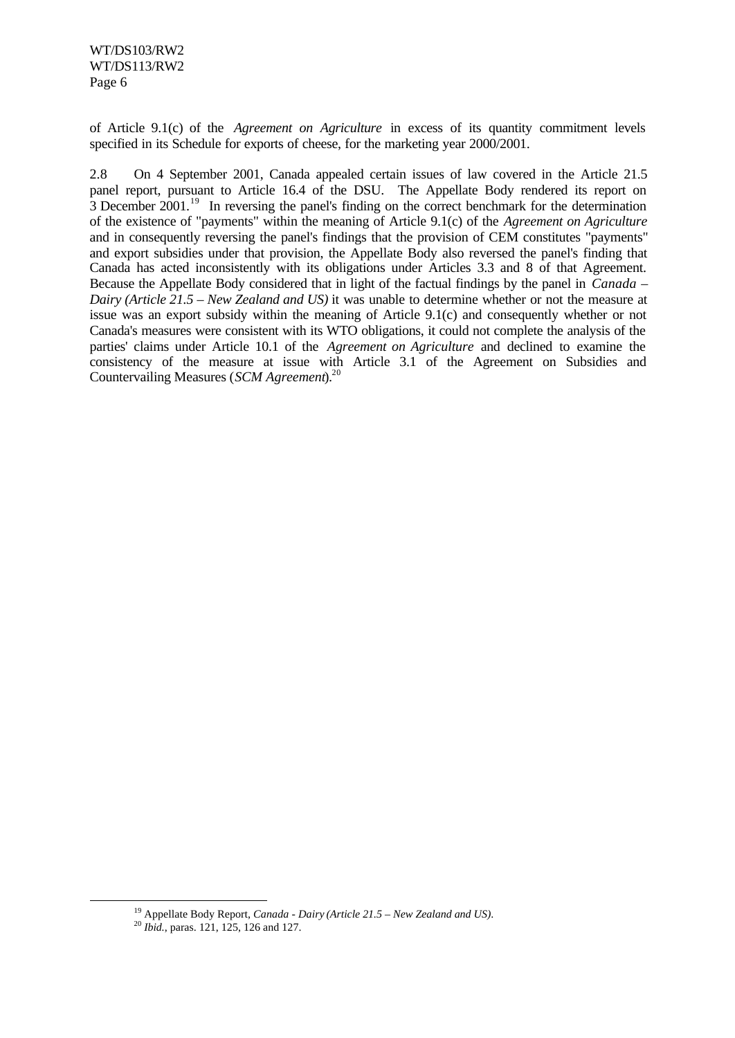of Article 9.1(c) of the *Agreement on Agriculture* in excess of its quantity commitment levels specified in its Schedule for exports of cheese, for the marketing year 2000/2001.

2.8 On 4 September 2001, Canada appealed certain issues of law covered in the Article 21.5 panel report, pursuant to Article 16.4 of the DSU. The Appellate Body rendered its report on 3 December 2001.[19] In reversing the panel's finding on the correct benchmark for the determination of the existence of "payments" within the meaning of Article 9.1(c) of the *Agreement on Agriculture* and in consequently reversing the panel's findings that the provision of CEM constitutes "payments" and export subsidies under that provision, the Appellate Body also reversed the panel's finding that Canada has acted inconsistently with its obligations under Articles 3.3 and 8 of that Agreement. Because the Appellate Body considered that in light of the factual findings by the panel in *Canada – Dairy (Article 21.5 – New Zealand and US)* it was unable to determine whether or not the measure at issue was an export subsidy within the meaning of Article 9.1(c) and consequently whether or not Canada's measures were consistent with its WTO obligations, it could not complete the analysis of the parties' claims under Article 10.1 of the *Agreement on Agriculture* and declined to examine the consistency of the measure at issue with Article 3.1 of the Agreement on Subsidies and Countervailing Measures (*SCM Agreement*).[20]

---

[19] Appellate Body Report, *Canada - Dairy (Article 21.5 – New Zealand and US)*.

[20] *Ibid.*, paras. 121, 125, 126 and 127.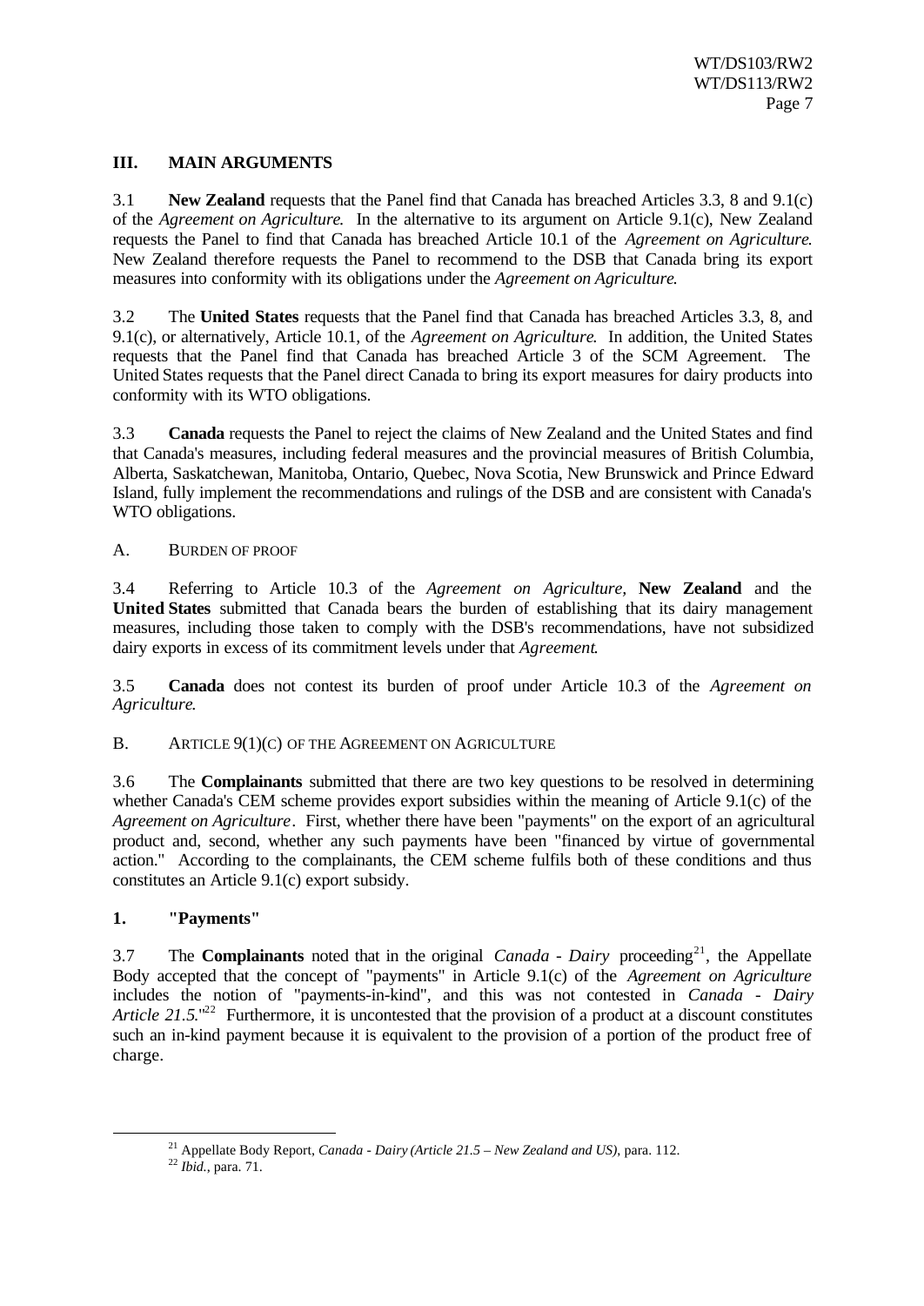## III. MAIN ARGUMENTS

3.1 **New Zealand** requests that the Panel find that Canada has breached Articles 3.3, 8 and 9.1(c) of the *Agreement on Agriculture*. In the alternative to its argument on Article 9.1(c), New Zealand requests the Panel to find that Canada has breached Article 10.1 of the *Agreement on Agriculture*. New Zealand therefore requests the Panel to recommend to the DSB that Canada bring its export measures into conformity with its obligations under the *Agreement on Agriculture*.

3.2 The **United States** requests that the Panel find that Canada has breached Articles 3.3, 8, and 9.1(c), or alternatively, Article 10.1, of the *Agreement on Agriculture*. In addition, the United States requests that the Panel find that Canada has breached Article 3 of the SCM Agreement. The United States requests that the Panel direct Canada to bring its export measures for dairy products into conformity with its WTO obligations.

3.3 **Canada** requests the Panel to reject the claims of New Zealand and the United States and find that Canada's measures, including federal measures and the provincial measures of British Columbia, Alberta, Saskatchewan, Manitoba, Ontario, Quebec, Nova Scotia, New Brunswick and Prince Edward Island, fully implement the recommendations and rulings of the DSB and are consistent with Canada's WTO obligations.

### A. BURDEN OF PROOF

3.4 Referring to Article 10.3 of the *Agreement on Agriculture*, **New Zealand** and the **United States** submitted that Canada bears the burden of establishing that its dairy management measures, including those taken to comply with the DSB's recommendations, have not subsidized dairy exports in excess of its commitment levels under that *Agreement*.

3.5 **Canada** does not contest its burden of proof under Article 10.3 of the *Agreement on Agriculture*.

### B. ARTICLE 9(1)(C) OF THE AGREEMENT ON AGRICULTURE

3.6 The **Complainants** submitted that there are two key questions to be resolved in determining whether Canada's CEM scheme provides export subsidies within the meaning of Article 9.1(c) of the *Agreement on Agriculture*. First, whether there have been "payments" on the export of an agricultural product and, second, whether any such payments have been "financed by virtue of governmental action." According to the complainants, the CEM scheme fulfils both of these conditions and thus constitutes an Article 9.1(c) export subsidy.

#### 1. "Payments"

3.7 The **Complainants** noted that in the original *Canada - Dairy* proceeding[21], the Appellate Body accepted that the concept of "payments" in Article 9.1(c) of the *Agreement on Agriculture* includes the notion of "payments-in-kind", and this was not contested in *Canada - Dairy Article 21.5*."[22] Furthermore, it is uncontested that the provision of a product at a discount constitutes such an in-kind payment because it is equivalent to the provision of a portion of the product free of charge.

[21] Appellate Body Report, *Canada - Dairy (Article 21.5 – New Zealand and US)*, para. 112.

[22] *Ibid.*, para. 71.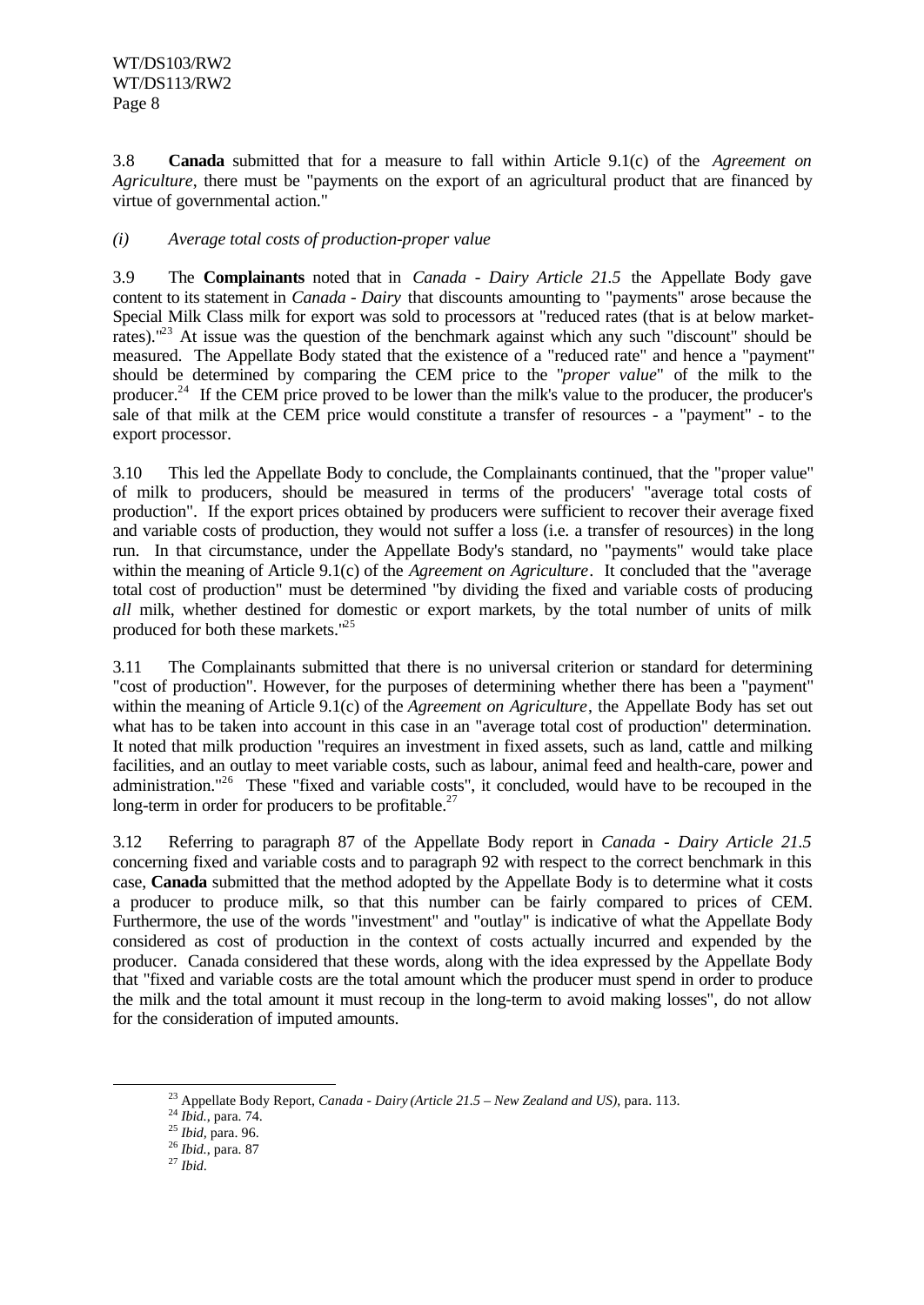3.8 **Canada** submitted that for a measure to fall within Article 9.1(c) of the *Agreement on Agriculture*, there must be "payments on the export of an agricultural product that are financed by virtue of governmental action."

*(i) Average total costs of production-proper value*

3.9 The **Complainants** noted that in *Canada - Dairy Article 21.5* the Appellate Body gave content to its statement in *Canada - Dairy* that discounts amounting to "payments" arose because the Special Milk Class milk for export was sold to processors at "reduced rates (that is at below market-rates)."[23] At issue was the question of the benchmark against which any such "discount" should be measured. The Appellate Body stated that the existence of a "reduced rate" and hence a "payment" should be determined by comparing the CEM price to the "*proper value*" of the milk to the producer.[24] If the CEM price proved to be lower than the milk's value to the producer, the producer's sale of that milk at the CEM price would constitute a transfer of resources - a "payment" - to the export processor.

3.10 This led the Appellate Body to conclude, the Complainants continued, that the "proper value" of milk to producers, should be measured in terms of the producers' "average total costs of production". If the export prices obtained by producers were sufficient to recover their average fixed and variable costs of production, they would not suffer a loss (i.e. a transfer of resources) in the long run. In that circumstance, under the Appellate Body's standard, no "payments" would take place within the meaning of Article 9.1(c) of the *Agreement on Agriculture*. It concluded that the "average total cost of production" must be determined "by dividing the fixed and variable costs of producing *all* milk, whether destined for domestic or export markets, by the total number of units of milk produced for both these markets."[25]

3.11 The Complainants submitted that there is no universal criterion or standard for determining "cost of production". However, for the purposes of determining whether there has been a "payment" within the meaning of Article 9.1(c) of the *Agreement on Agriculture*, the Appellate Body has set out what has to be taken into account in this case in an "average total cost of production" determination. It noted that milk production "requires an investment in fixed assets, such as land, cattle and milking facilities, and an outlay to meet variable costs, such as labour, animal feed and health-care, power and administration."[26] These "fixed and variable costs", it concluded, would have to be recouped in the long-term in order for producers to be profitable.[27]

3.12 Referring to paragraph 87 of the Appellate Body report in *Canada - Dairy Article 21.5* concerning fixed and variable costs and to paragraph 92 with respect to the correct benchmark in this case, **Canada** submitted that the method adopted by the Appellate Body is to determine what it costs a producer to produce milk, so that this number can be fairly compared to prices of CEM. Furthermore, the use of the words "investment" and "outlay" is indicative of what the Appellate Body considered as cost of production in the context of costs actually incurred and expended by the producer. Canada considered that these words, along with the idea expressed by the Appellate Body that "fixed and variable costs are the total amount which the producer must spend in order to produce the milk and the total amount it must recoup in the long-term to avoid making losses", do not allow for the consideration of imputed amounts.

---

[23] Appellate Body Report, *Canada - Dairy (Article 21.5 – New Zealand and US)*, para. 113.

[24] *Ibid.*, para. 74.

[25] *Ibid*, para. 96.

[26] *Ibid.*, para. 87

[27] *Ibid.*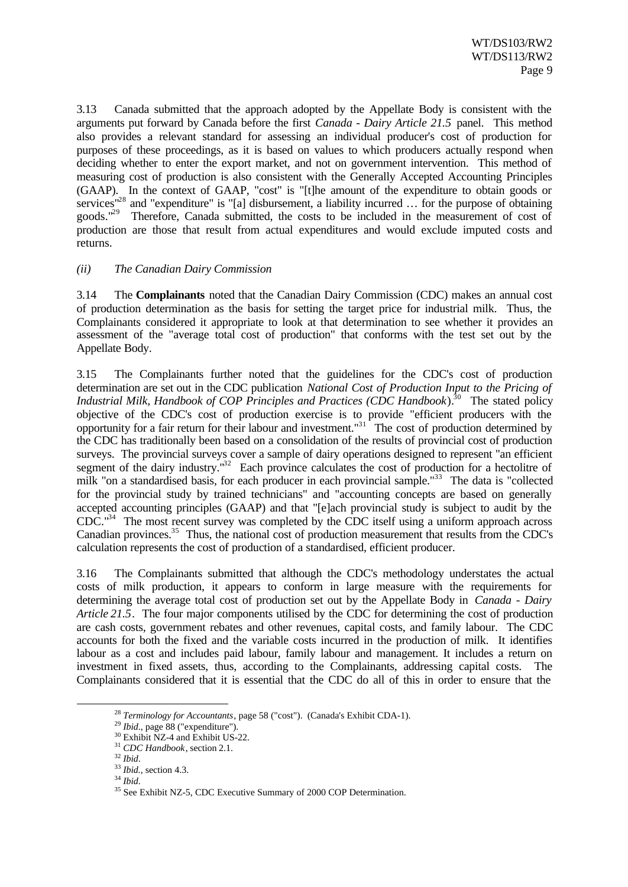3.13 Canada submitted that the approach adopted by the Appellate Body is consistent with the arguments put forward by Canada before the first *Canada - Dairy Article 21.5* panel. This method also provides a relevant standard for assessing an individual producer's cost of production for purposes of these proceedings, as it is based on values to which producers actually respond when deciding whether to enter the export market, and not on government intervention. This method of measuring cost of production is also consistent with the Generally Accepted Accounting Principles (GAAP). In the context of GAAP, "cost" is "[t]he amount of the expenditure to obtain goods or services"[28] and "expenditure" is "[a] disbursement, a liability incurred … for the purpose of obtaining goods."[29] Therefore, Canada submitted, the costs to be included in the measurement of cost of production are those that result from actual expenditures and would exclude imputed costs and returns.

*(ii) The Canadian Dairy Commission*

3.14 The **Complainants** noted that the Canadian Dairy Commission (CDC) makes an annual cost of production determination as the basis for setting the target price for industrial milk. Thus, the Complainants considered it appropriate to look at that determination to see whether it provides an assessment of the "average total cost of production" that conforms with the test set out by the Appellate Body.

3.15 The Complainants further noted that the guidelines for the CDC's cost of production determination are set out in the CDC publication *National Cost of Production Input to the Pricing of Industrial Milk, Handbook of COP Principles and Practices (CDC Handbook)*.[30] The stated policy objective of the CDC's cost of production exercise is to provide "efficient producers with the opportunity for a fair return for their labour and investment."[31] The cost of production determined by the CDC has traditionally been based on a consolidation of the results of provincial cost of production surveys. The provincial surveys cover a sample of dairy operations designed to represent "an efficient segment of the dairy industry."[32] Each province calculates the cost of production for a hectolitre of milk "on a standardised basis, for each producer in each provincial sample."[33] The data is "collected for the provincial study by trained technicians" and "accounting concepts are based on generally accepted accounting principles (GAAP) and that "[e]ach provincial study is subject to audit by the CDC."[34] The most recent survey was completed by the CDC itself using a uniform approach across Canadian provinces.[35] Thus, the national cost of production measurement that results from the CDC's calculation represents the cost of production of a standardised, efficient producer.

3.16 The Complainants submitted that although the CDC's methodology understates the actual costs of milk production, it appears to conform in large measure with the requirements for determining the average total cost of production set out by the Appellate Body in *Canada - Dairy Article 21.5*. The four major components utilised by the CDC for determining the cost of production are cash costs, government rebates and other revenues, capital costs, and family labour. The CDC accounts for both the fixed and the variable costs incurred in the production of milk. It identifies labour as a cost and includes paid labour, family labour and management. It includes a return on investment in fixed assets, thus, according to the Complainants, addressing capital costs. The Complainants considered that it is essential that the CDC do all of this in order to ensure that the

---

[28] *Terminology for Accountants*, page 58 ("cost"). (Canada's Exhibit CDA-1).

[29] *Ibid*., page 88 ("expenditure").

[30] Exhibit NZ-4 and Exhibit US-22.

[31] *CDC Handbook*, section 2.1.

[32] *Ibid*.

[33] *Ibid.*, section 4.3.

[34] *Ibid*.

[35] See Exhibit NZ-5, CDC Executive Summary of 2000 COP Determination.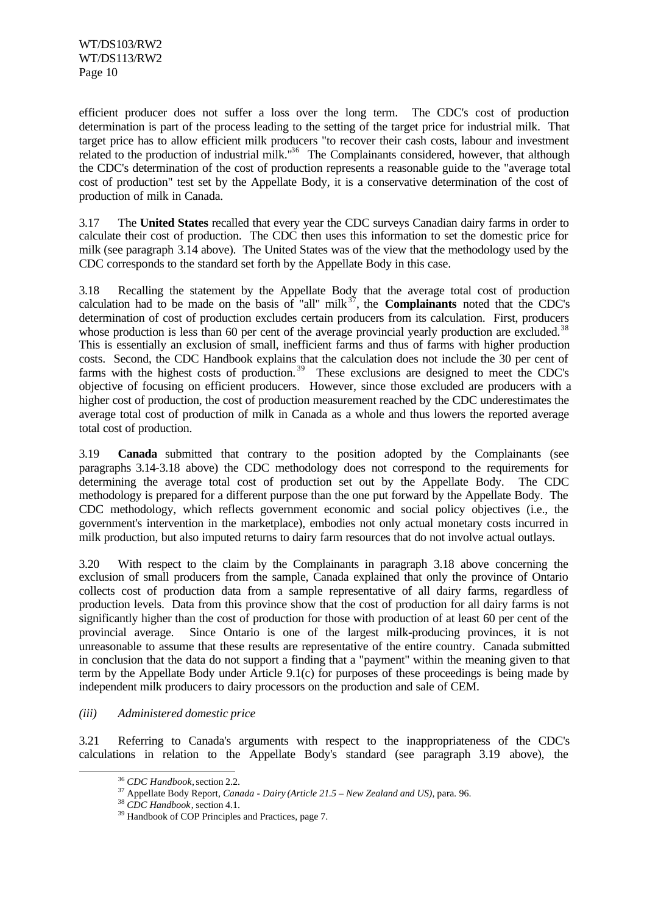efficient producer does not suffer a loss over the long term. The CDC's cost of production determination is part of the process leading to the setting of the target price for industrial milk. That target price has to allow efficient milk producers "to recover their cash costs, labour and investment related to the production of industrial milk."[36] The Complainants considered, however, that although the CDC's determination of the cost of production represents a reasonable guide to the "average total cost of production" test set by the Appellate Body, it is a conservative determination of the cost of production of milk in Canada.

3.17 The **United States** recalled that every year the CDC surveys Canadian dairy farms in order to calculate their cost of production. The CDC then uses this information to set the domestic price for milk (see paragraph 3.14 above). The United States was of the view that the methodology used by the CDC corresponds to the standard set forth by the Appellate Body in this case.

3.18 Recalling the statement by the Appellate Body that the average total cost of production calculation had to be made on the basis of "all" milk[37], the **Complainants** noted that the CDC's determination of cost of production excludes certain producers from its calculation. First, producers whose production is less than 60 per cent of the average provincial yearly production are excluded.[38] This is essentially an exclusion of small, inefficient farms and thus of farms with higher production costs. Second, the CDC Handbook explains that the calculation does not include the 30 per cent of farms with the highest costs of production.[39] These exclusions are designed to meet the CDC's objective of focusing on efficient producers. However, since those excluded are producers with a higher cost of production, the cost of production measurement reached by the CDC underestimates the average total cost of production of milk in Canada as a whole and thus lowers the reported average total cost of production.

3.19 **Canada** submitted that contrary to the position adopted by the Complainants (see paragraphs 3.14-3.18 above) the CDC methodology does not correspond to the requirements for determining the average total cost of production set out by the Appellate Body. The CDC methodology is prepared for a different purpose than the one put forward by the Appellate Body. The CDC methodology, which reflects government economic and social policy objectives (i.e., the government's intervention in the marketplace), embodies not only actual monetary costs incurred in milk production, but also imputed returns to dairy farm resources that do not involve actual outlays.

3.20 With respect to the claim by the Complainants in paragraph 3.18 above concerning the exclusion of small producers from the sample, Canada explained that only the province of Ontario collects cost of production data from a sample representative of all dairy farms, regardless of production levels. Data from this province show that the cost of production for all dairy farms is not significantly higher than the cost of production for those with production of at least 60 per cent of the provincial average. Since Ontario is one of the largest milk-producing provinces, it is not unreasonable to assume that these results are representative of the entire country. Canada submitted in conclusion that the data do not support a finding that a "payment" within the meaning given to that term by the Appellate Body under Article 9.1(c) for purposes of these proceedings is being made by independent milk producers to dairy processors on the production and sale of CEM.

*(iii) Administered domestic price*

3.21 Referring to Canada's arguments with respect to the inappropriateness of the CDC's calculations in relation to the Appellate Body's standard (see paragraph 3.19 above), the

---

[36] *CDC Handbook*, section 2.2.

[37] Appellate Body Report, *Canada - Dairy (Article 21.5 – New Zealand and US)*, para. 96.

[38] *CDC Handbook*, section 4.1.

[39] Handbook of COP Principles and Practices, page 7.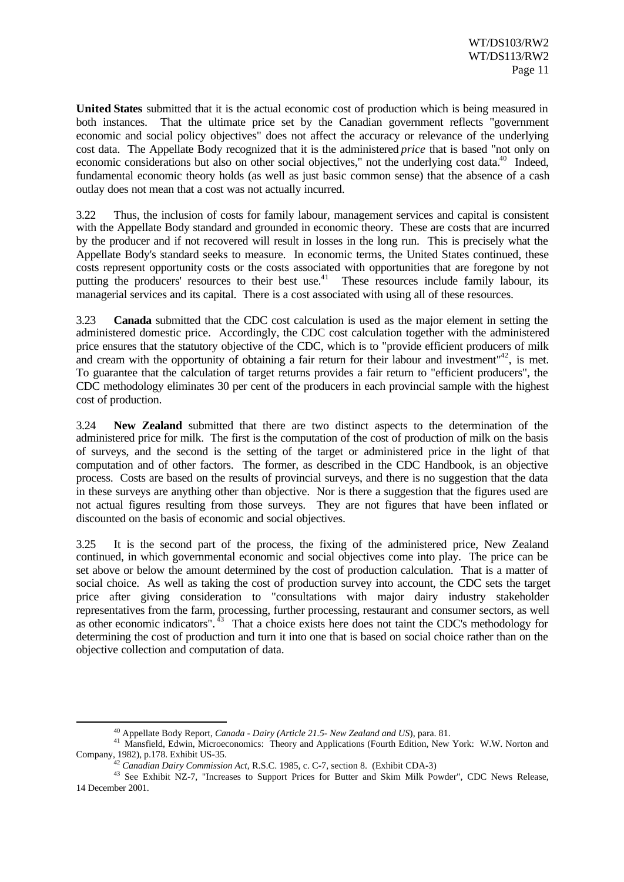**United States** submitted that it is the actual economic cost of production which is being measured in both instances. That the ultimate price set by the Canadian government reflects "government economic and social policy objectives" does not affect the accuracy or relevance of the underlying cost data. The Appellate Body recognized that it is the administered *price* that is based "not only on economic considerations but also on other social objectives," not the underlying cost data.[40] Indeed, fundamental economic theory holds (as well as just basic common sense) that the absence of a cash outlay does not mean that a cost was not actually incurred.

3.22 Thus, the inclusion of costs for family labour, management services and capital is consistent with the Appellate Body standard and grounded in economic theory. These are costs that are incurred by the producer and if not recovered will result in losses in the long run. This is precisely what the Appellate Body's standard seeks to measure. In economic terms, the United States continued, these costs represent opportunity costs or the costs associated with opportunities that are foregone by not putting the producers' resources to their best use.[41] These resources include family labour, its managerial services and its capital. There is a cost associated with using all of these resources.

3.23 **Canada** submitted that the CDC cost calculation is used as the major element in setting the administered domestic price. Accordingly, the CDC cost calculation together with the administered price ensures that the statutory objective of the CDC, which is to "provide efficient producers of milk and cream with the opportunity of obtaining a fair return for their labour and investment"[42], is met. To guarantee that the calculation of target returns provides a fair return to "efficient producers", the CDC methodology eliminates 30 per cent of the producers in each provincial sample with the highest cost of production.

3.24 **New Zealand** submitted that there are two distinct aspects to the determination of the administered price for milk. The first is the computation of the cost of production of milk on the basis of surveys, and the second is the setting of the target or administered price in the light of that computation and of other factors. The former, as described in the CDC Handbook, is an objective process. Costs are based on the results of provincial surveys, and there is no suggestion that the data in these surveys are anything other than objective. Nor is there a suggestion that the figures used are not actual figures resulting from those surveys. They are not figures that have been inflated or discounted on the basis of economic and social objectives.

3.25 It is the second part of the process, the fixing of the administered price, New Zealand continued, in which governmental economic and social objectives come into play. The price can be set above or below the amount determined by the cost of production calculation. That is a matter of social choice. As well as taking the cost of production survey into account, the CDC sets the target price after giving consideration to "consultations with major dairy industry stakeholder representatives from the farm, processing, further processing, restaurant and consumer sectors, as well as other economic indicators".[43] That a choice exists here does not taint the CDC's methodology for determining the cost of production and turn it into one that is based on social choice rather than on the objective collection and computation of data.

---

[40] Appellate Body Report, *Canada - Dairy (Article 21.5- New Zealand and US)*, para. 81.

[41] Mansfield, Edwin, Microeconomics: Theory and Applications (Fourth Edition, New York: W.W. Norton and Company, 1982), p.178. Exhibit US-35.

[42] *Canadian Dairy Commission Act*, R.S.C. 1985, c. C-7, section 8. (Exhibit CDA-3)

[43] See Exhibit NZ-7, "Increases to Support Prices for Butter and Skim Milk Powder", CDC News Release, 14 December 2001.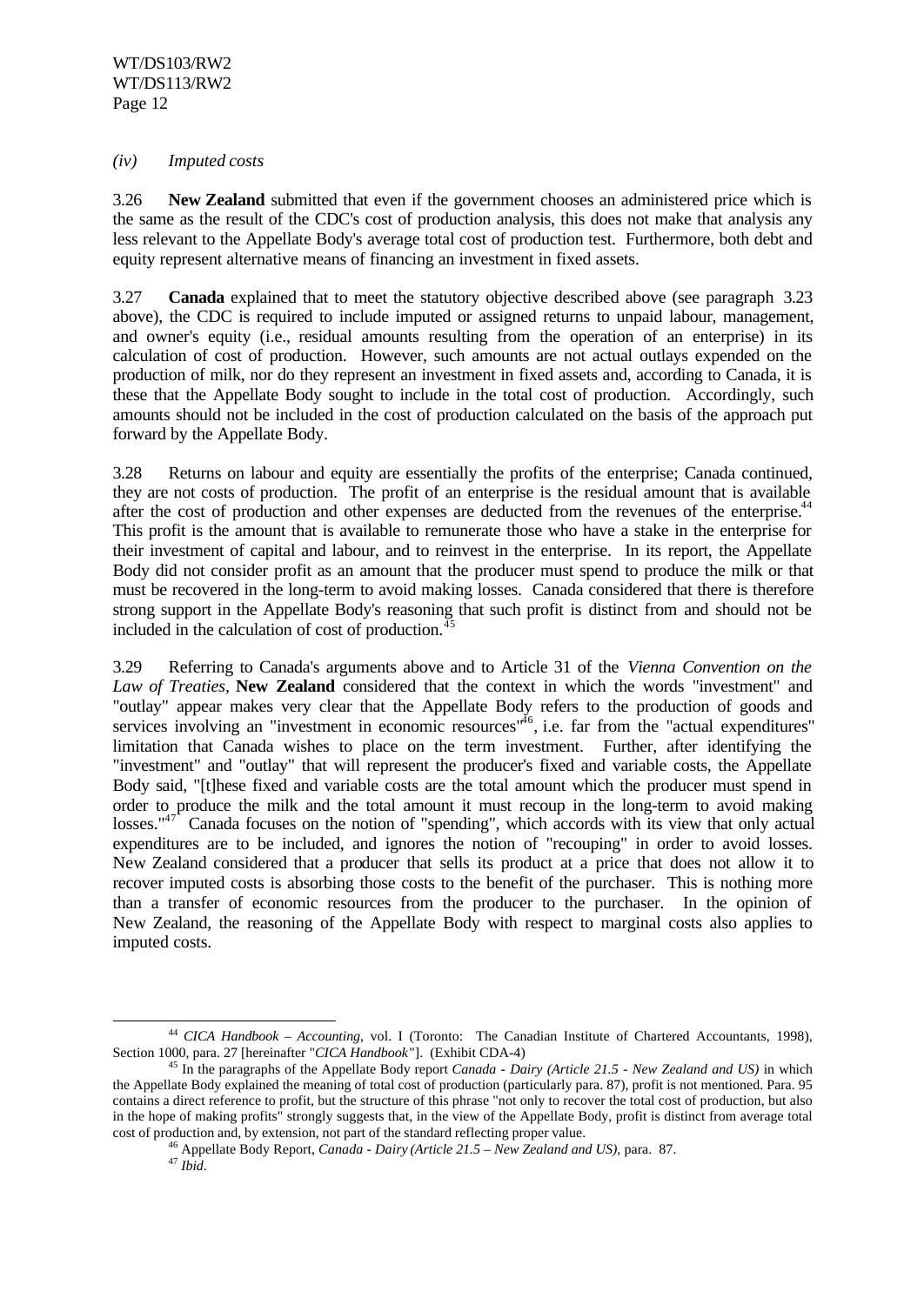*(iv) Imputed costs*

3.26 **New Zealand** submitted that even if the government chooses an administered price which is the same as the result of the CDC's cost of production analysis, this does not make that analysis any less relevant to the Appellate Body's average total cost of production test. Furthermore, both debt and equity represent alternative means of financing an investment in fixed assets.

3.27 **Canada** explained that to meet the statutory objective described above (see paragraph 3.23 above), the CDC is required to include imputed or assigned returns to unpaid labour, management, and owner's equity (i.e., residual amounts resulting from the operation of an enterprise) in its calculation of cost of production. However, such amounts are not actual outlays expended on the production of milk, nor do they represent an investment in fixed assets and, according to Canada, it is these that the Appellate Body sought to include in the total cost of production. Accordingly, such amounts should not be included in the cost of production calculated on the basis of the approach put forward by the Appellate Body.

3.28 Returns on labour and equity are essentially the profits of the enterprise; Canada continued, they are not costs of production. The profit of an enterprise is the residual amount that is available after the cost of production and other expenses are deducted from the revenues of the enterprise.[44] This profit is the amount that is available to remunerate those who have a stake in the enterprise for their investment of capital and labour, and to reinvest in the enterprise. In its report, the Appellate Body did not consider profit as an amount that the producer must spend to produce the milk or that must be recovered in the long-term to avoid making losses. Canada considered that there is therefore strong support in the Appellate Body's reasoning that such profit is distinct from and should not be included in the calculation of cost of production.[45]

3.29 Referring to Canada's arguments above and to Article 31 of the *Vienna Convention on the Law of Treaties*, **New Zealand** considered that the context in which the words "investment" and "outlay" appear makes very clear that the Appellate Body refers to the production of goods and services involving an "investment in economic resources"[46], i.e. far from the "actual expenditures" limitation that Canada wishes to place on the term investment. Further, after identifying the "investment" and "outlay" that will represent the producer's fixed and variable costs, the Appellate Body said, "[t]hese fixed and variable costs are the total amount which the producer must spend in order to produce the milk and the total amount it must recoup in the long-term to avoid making losses."[47] Canada focuses on the notion of "spending", which accords with its view that only actual expenditures are to be included, and ignores the notion of "recouping" in order to avoid losses. New Zealand considered that a producer that sells its product at a price that does not allow it to recover imputed costs is absorbing those costs to the benefit of the purchaser. This is nothing more than a transfer of economic resources from the producer to the purchaser. In the opinion of New Zealand, the reasoning of the Appellate Body with respect to marginal costs also applies to imputed costs.

---

[44] *CICA Handbook – Accounting*, vol. I (Toronto: The Canadian Institute of Chartered Accountants, 1998), Section 1000, para. 27 [hereinafter "*CICA Handbook*"]. (Exhibit CDA-4)

[45] In the paragraphs of the Appellate Body report *Canada - Dairy (Article 21.5 - New Zealand and US)* in which the Appellate Body explained the meaning of total cost of production (particularly para. 87), profit is not mentioned. Para. 95 contains a direct reference to profit, but the structure of this phrase "not only to recover the total cost of production, but also in the hope of making profits" strongly suggests that, in the view of the Appellate Body, profit is distinct from average total cost of production and, by extension, not part of the standard reflecting proper value.

[46] Appellate Body Report, *Canada - Dairy (Article 21.5 – New Zealand and US)*, para. 87.

[47] *Ibid*.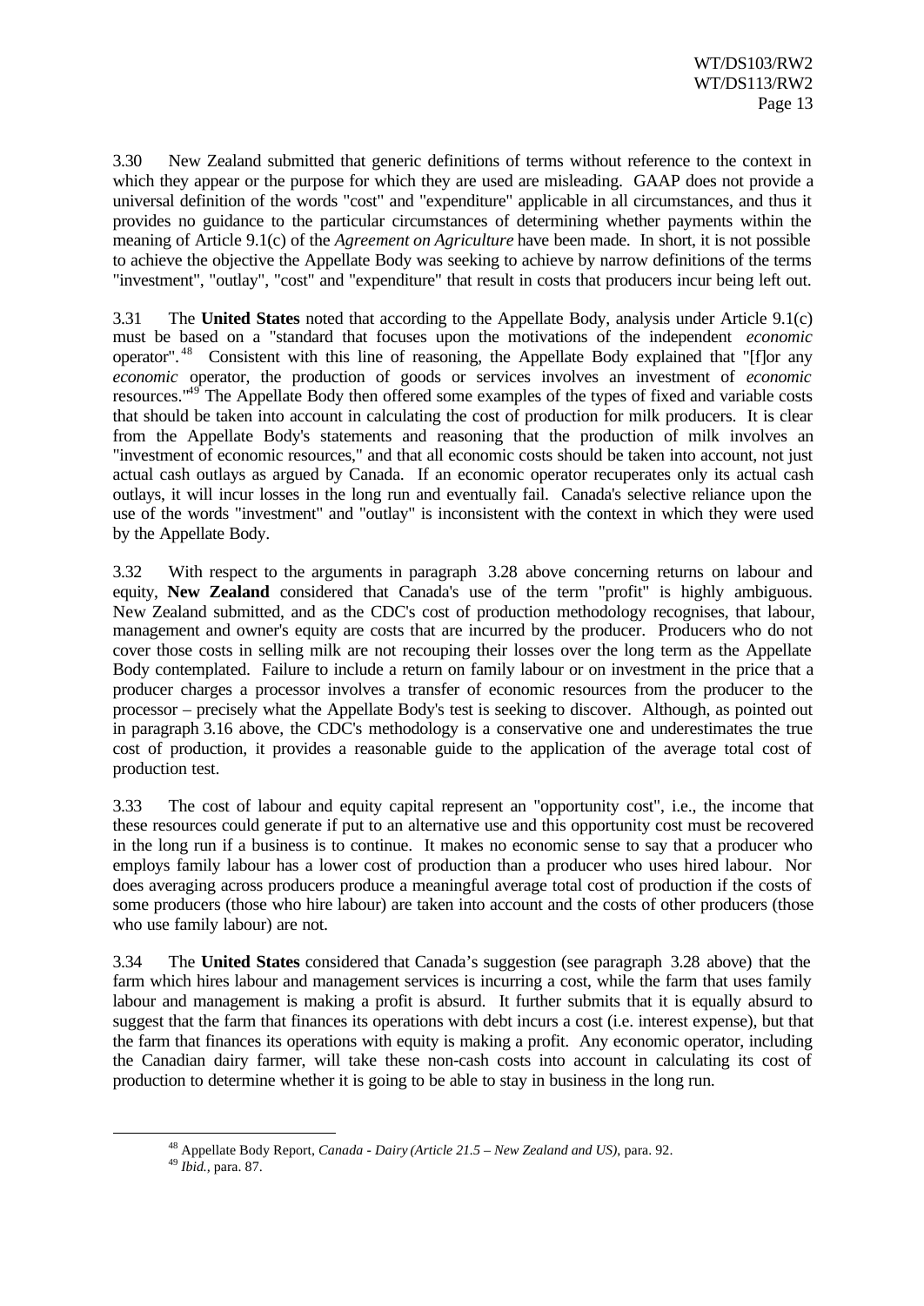3.30 New Zealand submitted that generic definitions of terms without reference to the context in which they appear or the purpose for which they are used are misleading. GAAP does not provide a universal definition of the words "cost" and "expenditure" applicable in all circumstances, and thus it provides no guidance to the particular circumstances of determining whether payments within the meaning of Article 9.1(c) of the *Agreement on Agriculture* have been made. In short, it is not possible to achieve the objective the Appellate Body was seeking to achieve by narrow definitions of the terms "investment", "outlay", "cost" and "expenditure" that result in costs that producers incur being left out.

3.31 The **United States** noted that according to the Appellate Body, analysis under Article 9.1(c) must be based on a "standard that focuses upon the motivations of the independent *economic* operator".[48] Consistent with this line of reasoning, the Appellate Body explained that "[f]or any *economic* operator, the production of goods or services involves an investment of *economic* resources."[49] The Appellate Body then offered some examples of the types of fixed and variable costs that should be taken into account in calculating the cost of production for milk producers. It is clear from the Appellate Body's statements and reasoning that the production of milk involves an "investment of economic resources," and that all economic costs should be taken into account, not just actual cash outlays as argued by Canada. If an economic operator recuperates only its actual cash outlays, it will incur losses in the long run and eventually fail. Canada's selective reliance upon the use of the words "investment" and "outlay" is inconsistent with the context in which they were used by the Appellate Body.

3.32 With respect to the arguments in paragraph 3.28 above concerning returns on labour and equity, **New Zealand** considered that Canada's use of the term "profit" is highly ambiguous. New Zealand submitted, and as the CDC's cost of production methodology recognises, that labour, management and owner's equity are costs that are incurred by the producer. Producers who do not cover those costs in selling milk are not recouping their losses over the long term as the Appellate Body contemplated. Failure to include a return on family labour or on investment in the price that a producer charges a processor involves a transfer of economic resources from the producer to the processor – precisely what the Appellate Body's test is seeking to discover. Although, as pointed out in paragraph 3.16 above, the CDC's methodology is a conservative one and underestimates the true cost of production, it provides a reasonable guide to the application of the average total cost of production test.

3.33 The cost of labour and equity capital represent an "opportunity cost", i.e., the income that these resources could generate if put to an alternative use and this opportunity cost must be recovered in the long run if a business is to continue. It makes no economic sense to say that a producer who employs family labour has a lower cost of production than a producer who uses hired labour. Nor does averaging across producers produce a meaningful average total cost of production if the costs of some producers (those who hire labour) are taken into account and the costs of other producers (those who use family labour) are not.

3.34 The **United States** considered that Canada's suggestion (see paragraph 3.28 above) that the farm which hires labour and management services is incurring a cost, while the farm that uses family labour and management is making a profit is absurd. It further submits that it is equally absurd to suggest that the farm that finances its operations with debt incurs a cost (i.e. interest expense), but that the farm that finances its operations with equity is making a profit. Any economic operator, including the Canadian dairy farmer, will take these non-cash costs into account in calculating its cost of production to determine whether it is going to be able to stay in business in the long run.

[48] Appellate Body Report, *Canada - Dairy (Article 21.5 – New Zealand and US)*, para. 92.

[49] *Ibid.*, para. 87.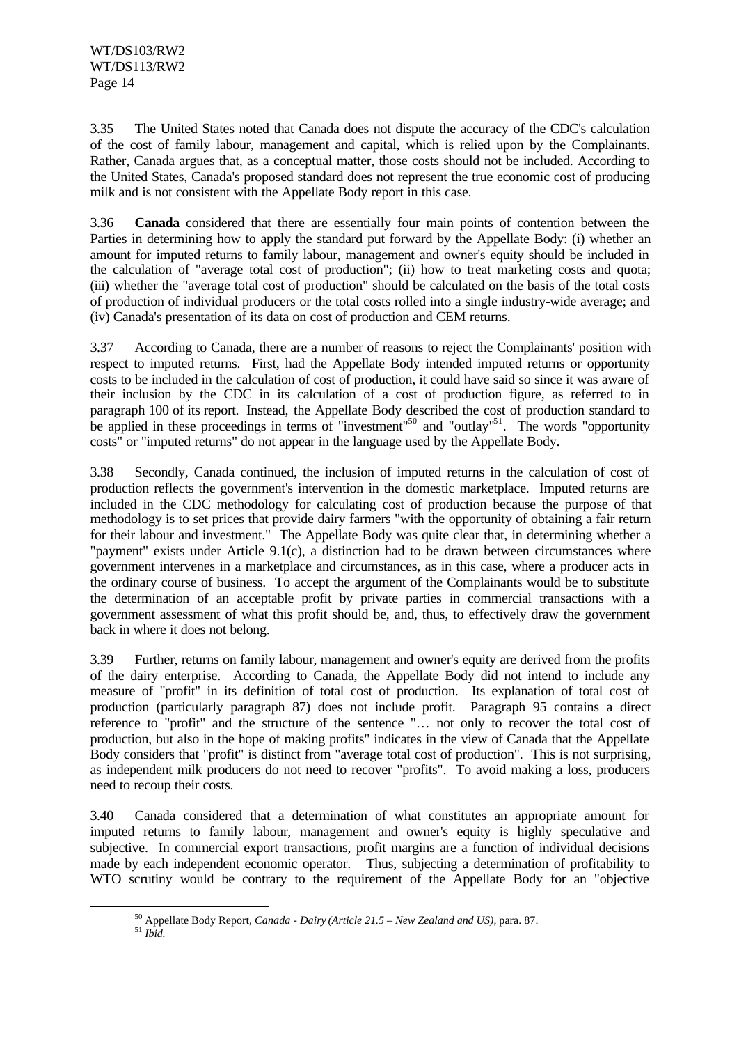3.35 The United States noted that Canada does not dispute the accuracy of the CDC's calculation of the cost of family labour, management and capital, which is relied upon by the Complainants. Rather, Canada argues that, as a conceptual matter, those costs should not be included. According to the United States, Canada's proposed standard does not represent the true economic cost of producing milk and is not consistent with the Appellate Body report in this case.

3.36 **Canada** considered that there are essentially four main points of contention between the Parties in determining how to apply the standard put forward by the Appellate Body: (i) whether an amount for imputed returns to family labour, management and owner's equity should be included in the calculation of "average total cost of production"; (ii) how to treat marketing costs and quota; (iii) whether the "average total cost of production" should be calculated on the basis of the total costs of production of individual producers or the total costs rolled into a single industry-wide average; and (iv) Canada's presentation of its data on cost of production and CEM returns.

3.37 According to Canada, there are a number of reasons to reject the Complainants' position with respect to imputed returns. First, had the Appellate Body intended imputed returns or opportunity costs to be included in the calculation of cost of production, it could have said so since it was aware of their inclusion by the CDC in its calculation of a cost of production figure, as referred to in paragraph 100 of its report. Instead, the Appellate Body described the cost of production standard to be applied in these proceedings in terms of "investment"[50] and "outlay"[51]. The words "opportunity costs" or "imputed returns" do not appear in the language used by the Appellate Body.

3.38 Secondly, Canada continued, the inclusion of imputed returns in the calculation of cost of production reflects the government's intervention in the domestic marketplace. Imputed returns are included in the CDC methodology for calculating cost of production because the purpose of that methodology is to set prices that provide dairy farmers "with the opportunity of obtaining a fair return for their labour and investment." The Appellate Body was quite clear that, in determining whether a "payment" exists under Article 9.1(c), a distinction had to be drawn between circumstances where government intervenes in a marketplace and circumstances, as in this case, where a producer acts in the ordinary course of business. To accept the argument of the Complainants would be to substitute the determination of an acceptable profit by private parties in commercial transactions with a government assessment of what this profit should be, and, thus, to effectively draw the government back in where it does not belong.

3.39 Further, returns on family labour, management and owner's equity are derived from the profits of the dairy enterprise. According to Canada, the Appellate Body did not intend to include any measure of "profit" in its definition of total cost of production. Its explanation of total cost of production (particularly paragraph 87) does not include profit. Paragraph 95 contains a direct reference to "profit" and the structure of the sentence "… not only to recover the total cost of production, but also in the hope of making profits" indicates in the view of Canada that the Appellate Body considers that "profit" is distinct from "average total cost of production". This is not surprising, as independent milk producers do not need to recover "profits". To avoid making a loss, producers need to recoup their costs.

3.40 Canada considered that a determination of what constitutes an appropriate amount for imputed returns to family labour, management and owner's equity is highly speculative and subjective. In commercial export transactions, profit margins are a function of individual decisions made by each independent economic operator. Thus, subjecting a determination of profitability to WTO scrutiny would be contrary to the requirement of the Appellate Body for an "objective

[50] Appellate Body Report, *Canada - Dairy (Article 21.5 – New Zealand and US)*, para. 87.

[51] *Ibid.*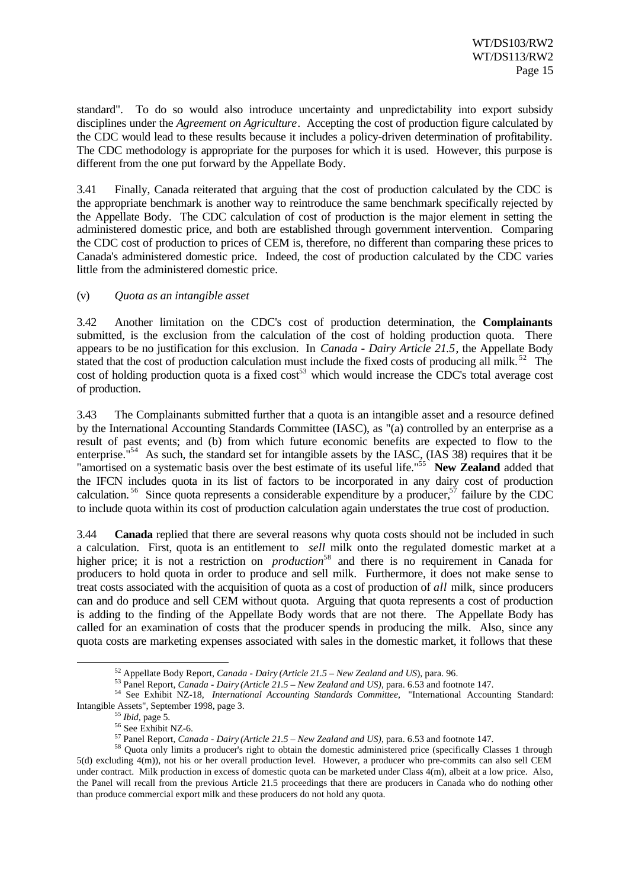standard". To do so would also introduce uncertainty and unpredictability into export subsidy disciplines under the *Agreement on Agriculture*. Accepting the cost of production figure calculated by the CDC would lead to these results because it includes a policy-driven determination of profitability. The CDC methodology is appropriate for the purposes for which it is used. However, this purpose is different from the one put forward by the Appellate Body.

3.41 Finally, Canada reiterated that arguing that the cost of production calculated by the CDC is the appropriate benchmark is another way to reintroduce the same benchmark specifically rejected by the Appellate Body. The CDC calculation of cost of production is the major element in setting the administered domestic price, and both are established through government intervention. Comparing the CDC cost of production to prices of CEM is, therefore, no different than comparing these prices to Canada's administered domestic price. Indeed, the cost of production calculated by the CDC varies little from the administered domestic price.

(v) *Quota as an intangible asset*

3.42 Another limitation on the CDC's cost of production determination, the **Complainants** submitted, is the exclusion from the calculation of the cost of holding production quota. There appears to be no justification for this exclusion. In *Canada - Dairy Article 21.5*, the Appellate Body stated that the cost of production calculation must include the fixed costs of producing all milk.[52] The cost of holding production quota is a fixed cost[53] which would increase the CDC's total average cost of production.

3.43 The Complainants submitted further that a quota is an intangible asset and a resource defined by the International Accounting Standards Committee (IASC), as "(a) controlled by an enterprise as a result of past events; and (b) from which future economic benefits are expected to flow to the enterprise."[54] As such, the standard set for intangible assets by the IASC, (IAS 38) requires that it be "amortised on a systematic basis over the best estimate of its useful life."[55] **New Zealand** added that the IFCN includes quota in its list of factors to be incorporated in any dairy cost of production calculation.[56] Since quota represents a considerable expenditure by a producer,[57] failure by the CDC to include quota within its cost of production calculation again understates the true cost of production.

3.44 **Canada** replied that there are several reasons why quota costs should not be included in such a calculation. First, quota is an entitlement to *sell* milk onto the regulated domestic market at a higher price; it is not a restriction on *production*[58] and there is no requirement in Canada for producers to hold quota in order to produce and sell milk. Furthermore, it does not make sense to treat costs associated with the acquisition of quota as a cost of production of *all* milk, since producers can and do produce and sell CEM without quota. Arguing that quota represents a cost of production is adding to the finding of the Appellate Body words that are not there. The Appellate Body has called for an examination of costs that the producer spends in producing the milk. Also, since any quota costs are marketing expenses associated with sales in the domestic market, it follows that these

---

[52] Appellate Body Report, *Canada - Dairy (Article 21.5 – New Zealand and US)*, para. 96.

[53] Panel Report, *Canada - Dairy (Article 21.5 – New Zealand and US)*, para. 6.53 and footnote 147.

[54] See Exhibit NZ-18, *International Accounting Standards Committee*, "International Accounting Standard: Intangible Assets", September 1998, page 3.

[55] *Ibid*, page 5.

[56] See Exhibit NZ-6.

[57] Panel Report, *Canada - Dairy (Article 21.5 – New Zealand and US)*, para. 6.53 and footnote 147.

[58] Quota only limits a producer's right to obtain the domestic administered price (specifically Classes 1 through 5(d) excluding 4(m)), not his or her overall production level. However, a producer who pre-commits can also sell CEM under contract. Milk production in excess of domestic quota can be marketed under Class 4(m), albeit at a low price. Also, the Panel will recall from the previous Article 21.5 proceedings that there are producers in Canada who do nothing other than produce commercial export milk and these producers do not hold any quota.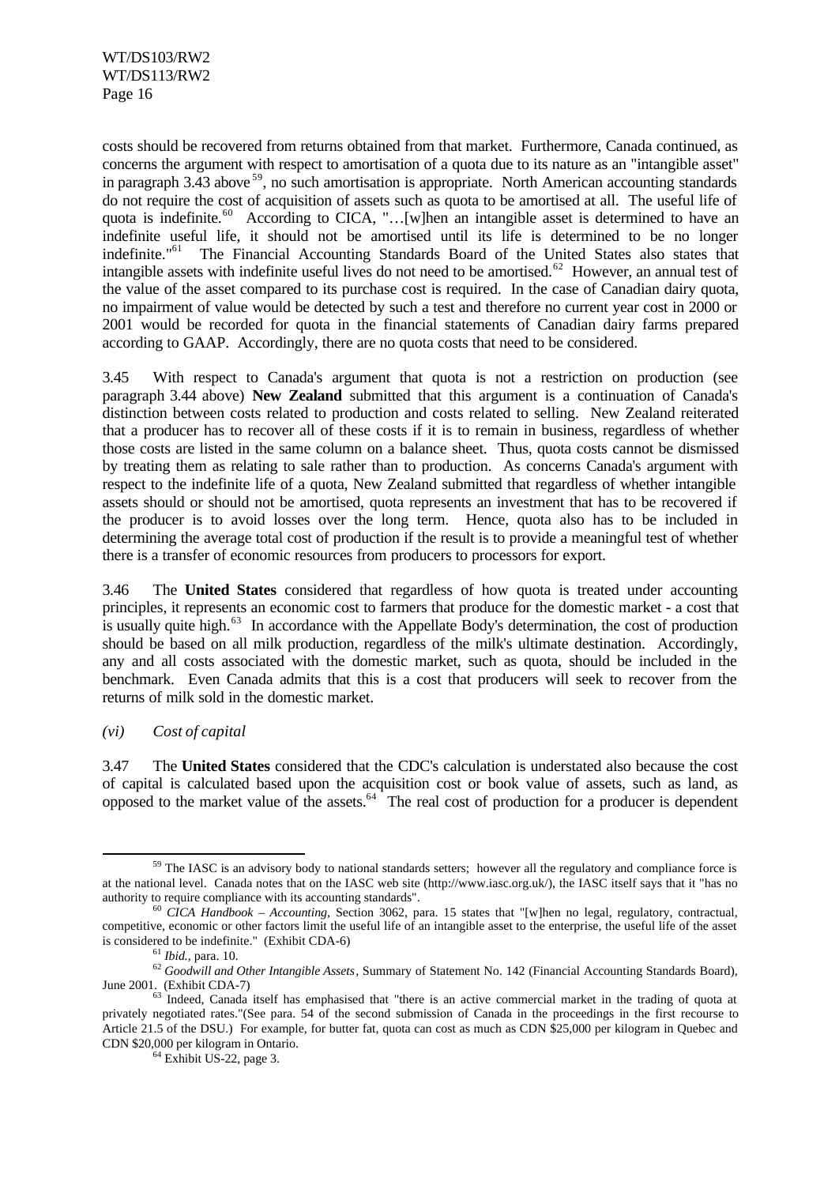costs should be recovered from returns obtained from that market. Furthermore, Canada continued, as concerns the argument with respect to amortisation of a quota due to its nature as an "intangible asset" in paragraph 3.43 above[59], no such amortisation is appropriate. North American accounting standards do not require the cost of acquisition of assets such as quota to be amortised at all. The useful life of quota is indefinite.[60] According to CICA, "…[w]hen an intangible asset is determined to have an indefinite useful life, it should not be amortised until its life is determined to be no longer indefinite."[61] The Financial Accounting Standards Board of the United States also states that intangible assets with indefinite useful lives do not need to be amortised.[62] However, an annual test of the value of the asset compared to its purchase cost is required. In the case of Canadian dairy quota, no impairment of value would be detected by such a test and therefore no current year cost in 2000 or 2001 would be recorded for quota in the financial statements of Canadian dairy farms prepared according to GAAP. Accordingly, there are no quota costs that need to be considered.

3.45 With respect to Canada's argument that quota is not a restriction on production (see paragraph 3.44 above) **New Zealand** submitted that this argument is a continuation of Canada's distinction between costs related to production and costs related to selling. New Zealand reiterated that a producer has to recover all of these costs if it is to remain in business, regardless of whether those costs are listed in the same column on a balance sheet. Thus, quota costs cannot be dismissed by treating them as relating to sale rather than to production. As concerns Canada's argument with respect to the indefinite life of a quota, New Zealand submitted that regardless of whether intangible assets should or should not be amortised, quota represents an investment that has to be recovered if the producer is to avoid losses over the long term. Hence, quota also has to be included in determining the average total cost of production if the result is to provide a meaningful test of whether there is a transfer of economic resources from producers to processors for export.

3.46 The **United States** considered that regardless of how quota is treated under accounting principles, it represents an economic cost to farmers that produce for the domestic market - a cost that is usually quite high.[63] In accordance with the Appellate Body's determination, the cost of production should be based on all milk production, regardless of the milk's ultimate destination. Accordingly, any and all costs associated with the domestic market, such as quota, should be included in the benchmark. Even Canada admits that this is a cost that producers will seek to recover from the returns of milk sold in the domestic market.

*(vi) Cost of capital*

3.47 The **United States** considered that the CDC's calculation is understated also because the cost of capital is calculated based upon the acquisition cost or book value of assets, such as land, as opposed to the market value of the assets.[64] The real cost of production for a producer is dependent

---

[59] The IASC is an advisory body to national standards setters; however all the regulatory and compliance force is at the national level. Canada notes that on the IASC web site (http://www.iasc.org.uk/), the IASC itself says that it "has no authority to require compliance with its accounting standards".

[60] *CICA Handbook – Accounting*, Section 3062, para. 15 states that "[w]hen no legal, regulatory, contractual, competitive, economic or other factors limit the useful life of an intangible asset to the enterprise, the useful life of the asset is considered to be indefinite." (Exhibit CDA-6)

[61] *Ibid.*, para. 10.

[62] *Goodwill and Other Intangible Assets*, Summary of Statement No. 142 (Financial Accounting Standards Board), June 2001. (Exhibit CDA-7)

[63] Indeed, Canada itself has emphasised that "there is an active commercial market in the trading of quota at privately negotiated rates."(See para. 54 of the second submission of Canada in the proceedings in the first recourse to Article 21.5 of the DSU.) For example, for butter fat, quota can cost as much as CDN $25,000 per kilogram in Quebec and CDN $20,000 per kilogram in Ontario.

[64] Exhibit US-22, page 3.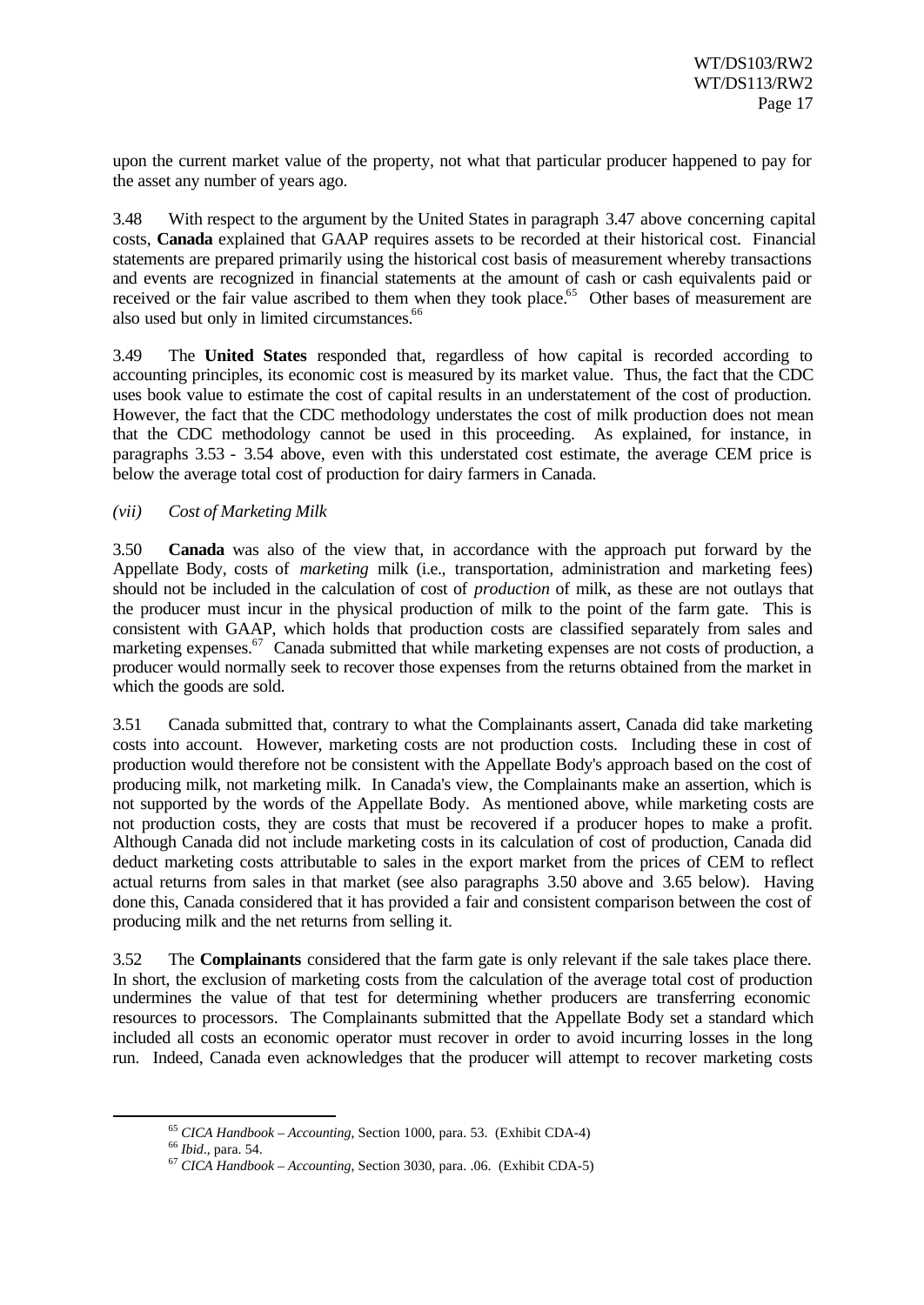upon the current market value of the property, not what that particular producer happened to pay for the asset any number of years ago.

3.48 With respect to the argument by the United States in paragraph 3.47 above concerning capital costs, **Canada** explained that GAAP requires assets to be recorded at their historical cost. Financial statements are prepared primarily using the historical cost basis of measurement whereby transactions and events are recognized in financial statements at the amount of cash or cash equivalents paid or received or the fair value ascribed to them when they took place.[65] Other bases of measurement are also used but only in limited circumstances.[66]

3.49 The **United States** responded that, regardless of how capital is recorded according to accounting principles, its economic cost is measured by its market value. Thus, the fact that the CDC uses book value to estimate the cost of capital results in an understatement of the cost of production. However, the fact that the CDC methodology understates the cost of milk production does not mean that the CDC methodology cannot be used in this proceeding. As explained, for instance, in paragraphs 3.53 - 3.54 above, even with this understated cost estimate, the average CEM price is below the average total cost of production for dairy farmers in Canada.

*(vii) Cost of Marketing Milk*

3.50 **Canada** was also of the view that, in accordance with the approach put forward by the Appellate Body, costs of *marketing* milk (i.e., transportation, administration and marketing fees) should not be included in the calculation of cost of *production* of milk, as these are not outlays that the producer must incur in the physical production of milk to the point of the farm gate. This is consistent with GAAP, which holds that production costs are classified separately from sales and marketing expenses.[67] Canada submitted that while marketing expenses are not costs of production, a producer would normally seek to recover those expenses from the returns obtained from the market in which the goods are sold.

3.51 Canada submitted that, contrary to what the Complainants assert, Canada did take marketing costs into account. However, marketing costs are not production costs. Including these in cost of production would therefore not be consistent with the Appellate Body's approach based on the cost of producing milk, not marketing milk. In Canada's view, the Complainants make an assertion, which is not supported by the words of the Appellate Body. As mentioned above, while marketing costs are not production costs, they are costs that must be recovered if a producer hopes to make a profit. Although Canada did not include marketing costs in its calculation of cost of production, Canada did deduct marketing costs attributable to sales in the export market from the prices of CEM to reflect actual returns from sales in that market (see also paragraphs 3.50 above and 3.65 below). Having done this, Canada considered that it has provided a fair and consistent comparison between the cost of producing milk and the net returns from selling it.

3.52 The **Complainants** considered that the farm gate is only relevant if the sale takes place there. In short, the exclusion of marketing costs from the calculation of the average total cost of production undermines the value of that test for determining whether producers are transferring economic resources to processors. The Complainants submitted that the Appellate Body set a standard which included all costs an economic operator must recover in order to avoid incurring losses in the long run. Indeed, Canada even acknowledges that the producer will attempt to recover marketing costs

[65] *CICA Handbook – Accounting*, Section 1000, para. 53. (Exhibit CDA-4)

[66] *Ibid*., para. 54.

[67] *CICA Handbook – Accounting*, Section 3030, para. .06. (Exhibit CDA-5)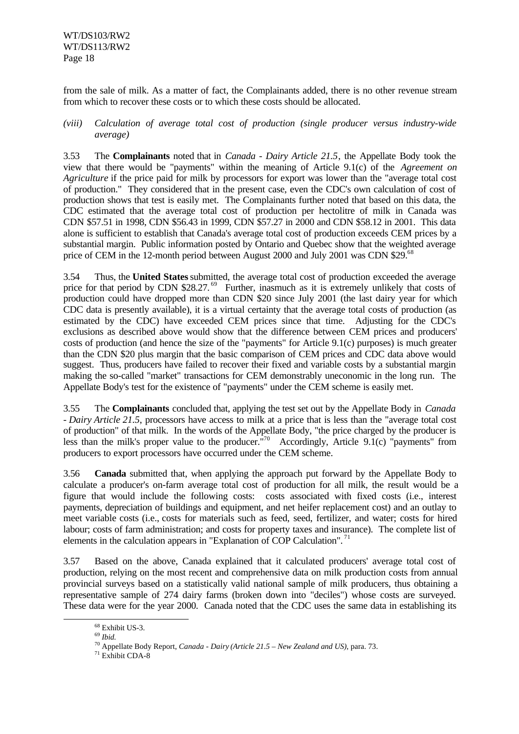from the sale of milk. As a matter of fact, the Complainants added, there is no other revenue stream from which to recover these costs or to which these costs should be allocated.

*(viii) Calculation of average total cost of production (single producer versus industry-wide average)*

3.53 The **Complainants** noted that in *Canada - Dairy Article 21.5*, the Appellate Body took the view that there would be "payments" within the meaning of Article 9.1(c) of the *Agreement on Agriculture* if the price paid for milk by processors for export was lower than the "average total cost of production." They considered that in the present case, even the CDC's own calculation of cost of production shows that test is easily met. The Complainants further noted that based on this data, the CDC estimated that the average total cost of production per hectolitre of milk in Canada was CDN \$57.51 in 1998, CDN \$56.43 in 1999, CDN \$57.27 in 2000 and CDN \$58.12 in 2001. This data alone is sufficient to establish that Canada's average total cost of production exceeds CEM prices by a substantial margin. Public information posted by Ontario and Quebec show that the weighted average price of CEM in the 12-month period between August 2000 and July 2001 was CDN \$29.[68]

3.54 Thus, the **United States** submitted, the average total cost of production exceeded the average price for that period by CDN \$28.27.[69] Further, inasmuch as it is extremely unlikely that costs of production could have dropped more than CDN \$20 since July 2001 (the last dairy year for which CDC data is presently available), it is a virtual certainty that the average total costs of production (as estimated by the CDC) have exceeded CEM prices since that time. Adjusting for the CDC's exclusions as described above would show that the difference between CEM prices and producers' costs of production (and hence the size of the "payments" for Article 9.1(c) purposes) is much greater than the CDN \$20 plus margin that the basic comparison of CEM prices and CDC data above would suggest. Thus, producers have failed to recover their fixed and variable costs by a substantial margin making the so-called "market" transactions for CEM demonstrably uneconomic in the long run. The Appellate Body's test for the existence of "payments" under the CEM scheme is easily met.

3.55 The **Complainants** concluded that, applying the test set out by the Appellate Body in *Canada - Dairy Article 21.5*, processors have access to milk at a price that is less than the "average total cost of production" of that milk. In the words of the Appellate Body, "the price charged by the producer is less than the milk's proper value to the producer."[70] Accordingly, Article 9.1(c) "payments" from producers to export processors have occurred under the CEM scheme.

3.56 **Canada** submitted that, when applying the approach put forward by the Appellate Body to calculate a producer's on-farm average total cost of production for all milk, the result would be a figure that would include the following costs: costs associated with fixed costs (i.e., interest payments, depreciation of buildings and equipment, and net heifer replacement cost) and an outlay to meet variable costs (i.e., costs for materials such as feed, seed, fertilizer, and water; costs for hired labour; costs of farm administration; and costs for property taxes and insurance). The complete list of elements in the calculation appears in "Explanation of COP Calculation".[71]

3.57 Based on the above, Canada explained that it calculated producers' average total cost of production, relying on the most recent and comprehensive data on milk production costs from annual provincial surveys based on a statistically valid national sample of milk producers, thus obtaining a representative sample of 274 dairy farms (broken down into "deciles") whose costs are surveyed. These data were for the year 2000. Canada noted that the CDC uses the same data in establishing its

---

[68] Exhibit US-3.

[69] *Ibid.*

[70] Appellate Body Report, *Canada - Dairy (Article 21.5 – New Zealand and US)*, para. 73.

[71] Exhibit CDA-8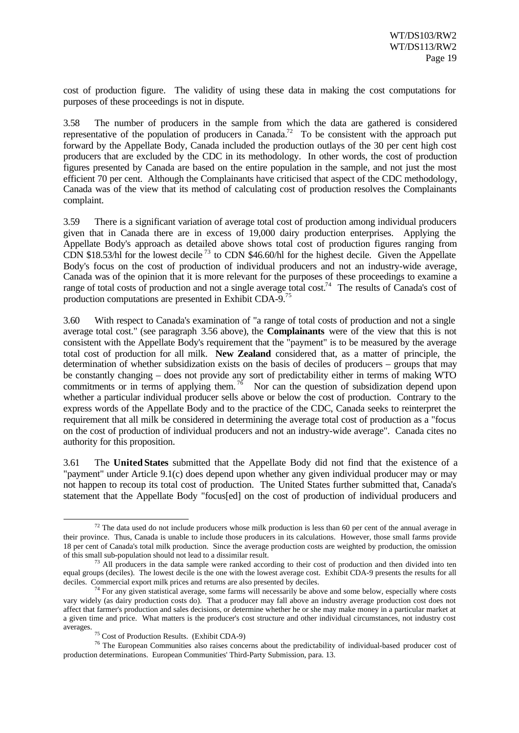cost of production figure. The validity of using these data in making the cost computations for purposes of these proceedings is not in dispute.

3.58 The number of producers in the sample from which the data are gathered is considered representative of the population of producers in Canada.[72] To be consistent with the approach put forward by the Appellate Body, Canada included the production outlays of the 30 per cent high cost producers that are excluded by the CDC in its methodology. In other words, the cost of production figures presented by Canada are based on the entire population in the sample, and not just the most efficient 70 per cent. Although the Complainants have criticised that aspect of the CDC methodology, Canada was of the view that its method of calculating cost of production resolves the Complainants complaint.

3.59 There is a significant variation of average total cost of production among individual producers given that in Canada there are in excess of 19,000 dairy production enterprises. Applying the Appellate Body's approach as detailed above shows total cost of production figures ranging from CDN $18.53/hl for the lowest decile[73] to CDN $46.60/hl for the highest decile. Given the Appellate Body's focus on the cost of production of individual producers and not an industry-wide average, Canada was of the opinion that it is more relevant for the purposes of these proceedings to examine a range of total costs of production and not a single average total cost.[74] The results of Canada's cost of production computations are presented in Exhibit CDA-9.[75]

3.60 With respect to Canada's examination of "a range of total costs of production and not a single average total cost." (see paragraph 3.56 above), the **Complainants** were of the view that this is not consistent with the Appellate Body's requirement that the "payment" is to be measured by the average total cost of production for all milk. **New Zealand** considered that, as a matter of principle, the determination of whether subsidization exists on the basis of deciles of producers – groups that may be constantly changing – does not provide any sort of predictability either in terms of making WTO commitments or in terms of applying them.[76] Nor can the question of subsidization depend upon whether a particular individual producer sells above or below the cost of production. Contrary to the express words of the Appellate Body and to the practice of the CDC, Canada seeks to reinterpret the requirement that all milk be considered in determining the average total cost of production as a "focus on the cost of production of individual producers and not an industry-wide average". Canada cites no authority for this proposition.

3.61 The **United States** submitted that the Appellate Body did not find that the existence of a "payment" under Article 9.1(c) does depend upon whether any given individual producer may or may not happen to recoup its total cost of production. The United States further submitted that, Canada's statement that the Appellate Body "focus[ed] on the cost of production of individual producers and

---

[72] The data used do not include producers whose milk production is less than 60 per cent of the annual average in their province. Thus, Canada is unable to include those producers in its calculations. However, those small farms provide 18 per cent of Canada's total milk production. Since the average production costs are weighted by production, the omission of this small sub-population should not lead to a dissimilar result.

[73] All producers in the data sample were ranked according to their cost of production and then divided into ten equal groups (deciles). The lowest decile is the one with the lowest average cost. Exhibit CDA-9 presents the results for all deciles. Commercial export milk prices and returns are also presented by deciles.

[74] For any given statistical average, some farms will necessarily be above and some below, especially where costs vary widely (as dairy production costs do). That a producer may fall above an industry average production cost does not affect that farmer's production and sales decisions, or determine whether he or she may make money in a particular market at a given time and price. What matters is the producer's cost structure and other individual circumstances, not industry cost averages.

[75] Cost of Production Results. (Exhibit CDA-9)

[76] The European Communities also raises concerns about the predictability of individual-based producer cost of production determinations. European Communities' Third-Party Submission, para. 13.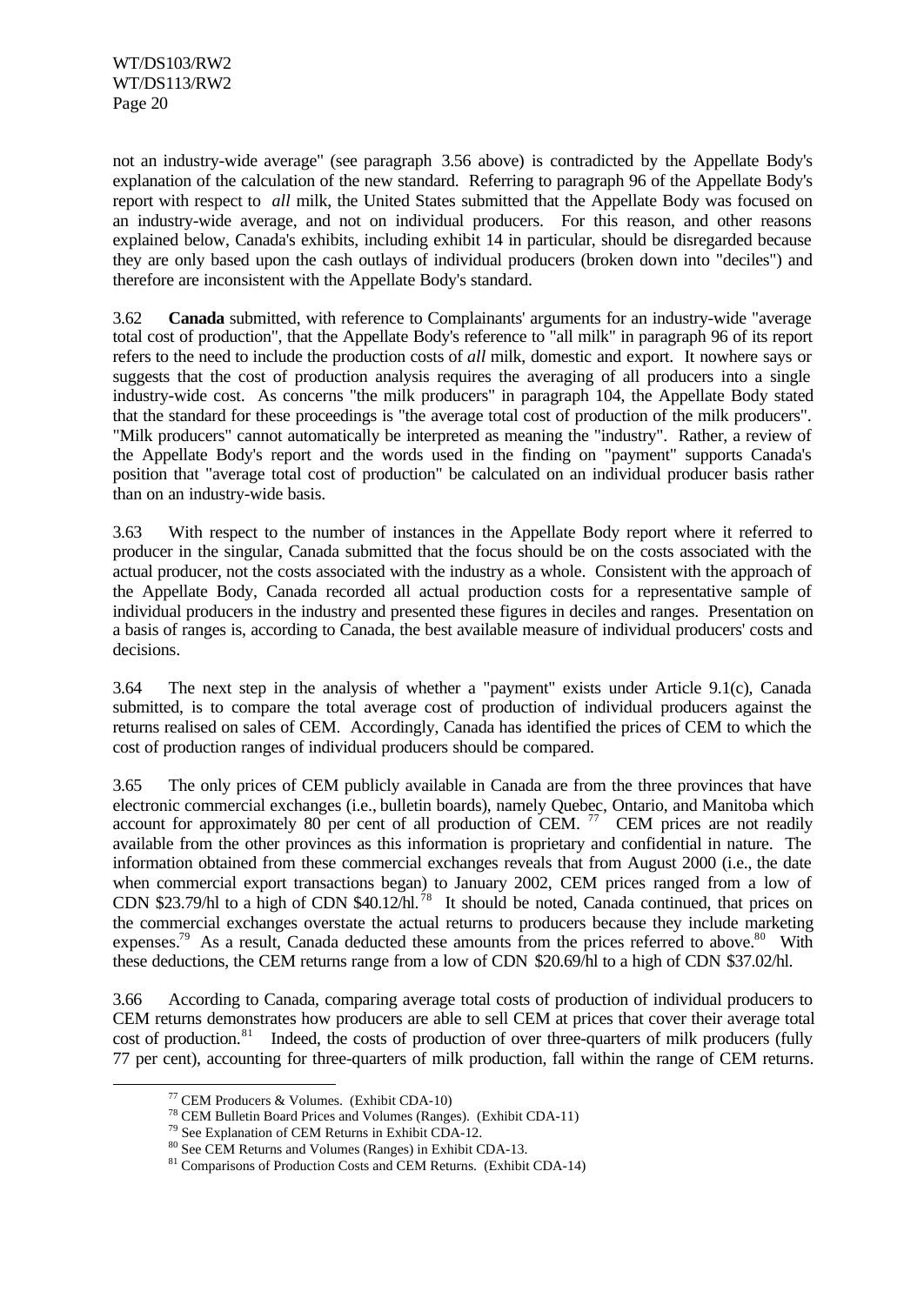not an industry-wide average" (see paragraph 3.56 above) is contradicted by the Appellate Body's explanation of the calculation of the new standard. Referring to paragraph 96 of the Appellate Body's report with respect to *all* milk, the United States submitted that the Appellate Body was focused on an industry-wide average, and not on individual producers. For this reason, and other reasons explained below, Canada's exhibits, including exhibit 14 in particular, should be disregarded because they are only based upon the cash outlays of individual producers (broken down into "deciles") and therefore are inconsistent with the Appellate Body's standard.

3.62 **Canada** submitted, with reference to Complainants' arguments for an industry-wide "average total cost of production", that the Appellate Body's reference to "all milk" in paragraph 96 of its report refers to the need to include the production costs of *all* milk, domestic and export. It nowhere says or suggests that the cost of production analysis requires the averaging of all producers into a single industry-wide cost. As concerns "the milk producers" in paragraph 104, the Appellate Body stated that the standard for these proceedings is "the average total cost of production of the milk producers". "Milk producers" cannot automatically be interpreted as meaning the "industry". Rather, a review of the Appellate Body's report and the words used in the finding on "payment" supports Canada's position that "average total cost of production" be calculated on an individual producer basis rather than on an industry-wide basis.

3.63 With respect to the number of instances in the Appellate Body report where it referred to producer in the singular, Canada submitted that the focus should be on the costs associated with the actual producer, not the costs associated with the industry as a whole. Consistent with the approach of the Appellate Body, Canada recorded all actual production costs for a representative sample of individual producers in the industry and presented these figures in deciles and ranges. Presentation on a basis of ranges is, according to Canada, the best available measure of individual producers' costs and decisions.

3.64 The next step in the analysis of whether a "payment" exists under Article 9.1(c), Canada submitted, is to compare the total average cost of production of individual producers against the returns realised on sales of CEM. Accordingly, Canada has identified the prices of CEM to which the cost of production ranges of individual producers should be compared.

3.65 The only prices of CEM publicly available in Canada are from the three provinces that have electronic commercial exchanges (i.e., bulletin boards), namely Quebec, Ontario, and Manitoba which account for approximately 80 per cent of all production of CEM. [77] CEM prices are not readily available from the other provinces as this information is proprietary and confidential in nature. The information obtained from these commercial exchanges reveals that from August 2000 (i.e., the date when commercial export transactions began) to January 2002, CEM prices ranged from a low of CDN \$23.79/hl to a high of CDN \$40.12/hl. [78] It should be noted, Canada continued, that prices on the commercial exchanges overstate the actual returns to producers because they include marketing expenses.[79] As a result, Canada deducted these amounts from the prices referred to above.[80] With these deductions, the CEM returns range from a low of CDN \$20.69/hl to a high of CDN \$37.02/hl.

3.66 According to Canada, comparing average total costs of production of individual producers to CEM returns demonstrates how producers are able to sell CEM at prices that cover their average total cost of production.[81] Indeed, the costs of production of over three-quarters of milk producers (fully 77 per cent), accounting for three-quarters of milk production, fall within the range of CEM returns.

[77] CEM Producers & Volumes. (Exhibit CDA-10)

[78] CEM Bulletin Board Prices and Volumes (Ranges). (Exhibit CDA-11)

[79] See Explanation of CEM Returns in Exhibit CDA-12.

[80] See CEM Returns and Volumes (Ranges) in Exhibit CDA-13.

[81] Comparisons of Production Costs and CEM Returns. (Exhibit CDA-14)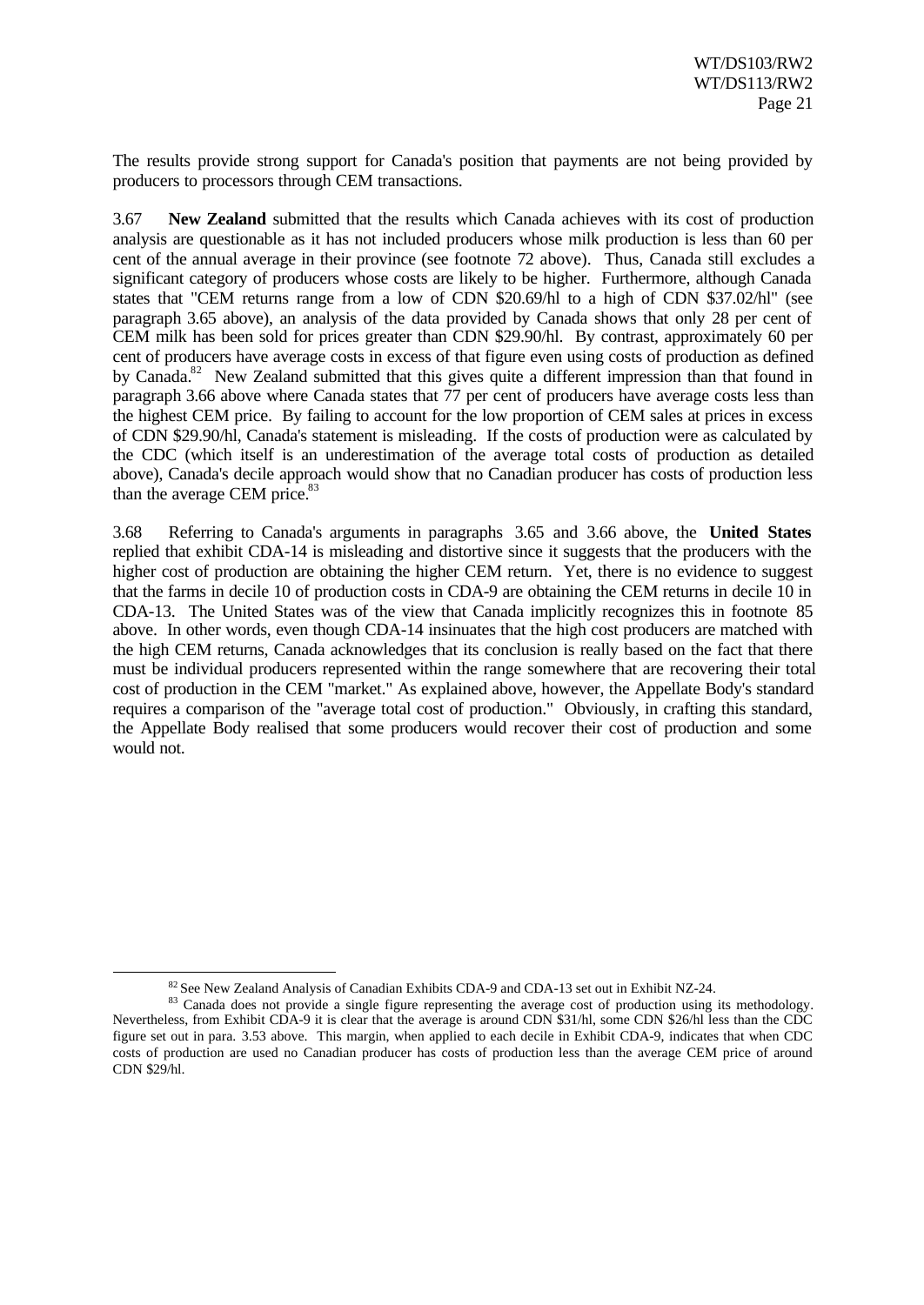The results provide strong support for Canada's position that payments are not being provided by producers to processors through CEM transactions.

3.67 **New Zealand** submitted that the results which Canada achieves with its cost of production analysis are questionable as it has not included producers whose milk production is less than 60 per cent of the annual average in their province (see footnote 72 above). Thus, Canada still excludes a significant category of producers whose costs are likely to be higher. Furthermore, although Canada states that "CEM returns range from a low of CDN $20.69/hl to a high of CDN $37.02/hl" (see paragraph 3.65 above), an analysis of the data provided by Canada shows that only 28 per cent of CEM milk has been sold for prices greater than CDN $29.90/hl. By contrast, approximately 60 per cent of producers have average costs in excess of that figure even using costs of production as defined by Canada.[82] New Zealand submitted that this gives quite a different impression than that found in paragraph 3.66 above where Canada states that 77 per cent of producers have average costs less than the highest CEM price. By failing to account for the low proportion of CEM sales at prices in excess of CDN $29.90/hl, Canada's statement is misleading. If the costs of production were as calculated by the CDC (which itself is an underestimation of the average total costs of production as detailed above), Canada's decile approach would show that no Canadian producer has costs of production less than the average CEM price.[83]

3.68 Referring to Canada's arguments in paragraphs 3.65 and 3.66 above, the **United States** replied that exhibit CDA-14 is misleading and distortive since it suggests that the producers with the higher cost of production are obtaining the higher CEM return. Yet, there is no evidence to suggest that the farms in decile 10 of production costs in CDA-9 are obtaining the CEM returns in decile 10 in CDA-13. The United States was of the view that Canada implicitly recognizes this in footnote 85 above. In other words, even though CDA-14 insinuates that the high cost producers are matched with the high CEM returns, Canada acknowledges that its conclusion is really based on the fact that there must be individual producers represented within the range somewhere that are recovering their total cost of production in the CEM "market." As explained above, however, the Appellate Body's standard requires a comparison of the "average total cost of production." Obviously, in crafting this standard, the Appellate Body realised that some producers would recover their cost of production and some would not.

---

[82] See New Zealand Analysis of Canadian Exhibits CDA-9 and CDA-13 set out in Exhibit NZ-24.

[83] Canada does not provide a single figure representing the average cost of production using its methodology. Nevertheless, from Exhibit CDA-9 it is clear that the average is around CDN $31/hl, some CDN $26/hl less than the CDC figure set out in para. 3.53 above. This margin, when applied to each decile in Exhibit CDA-9, indicates that when CDC costs of production are used no Canadian producer has costs of production less than the average CEM price of around CDN $29/hl.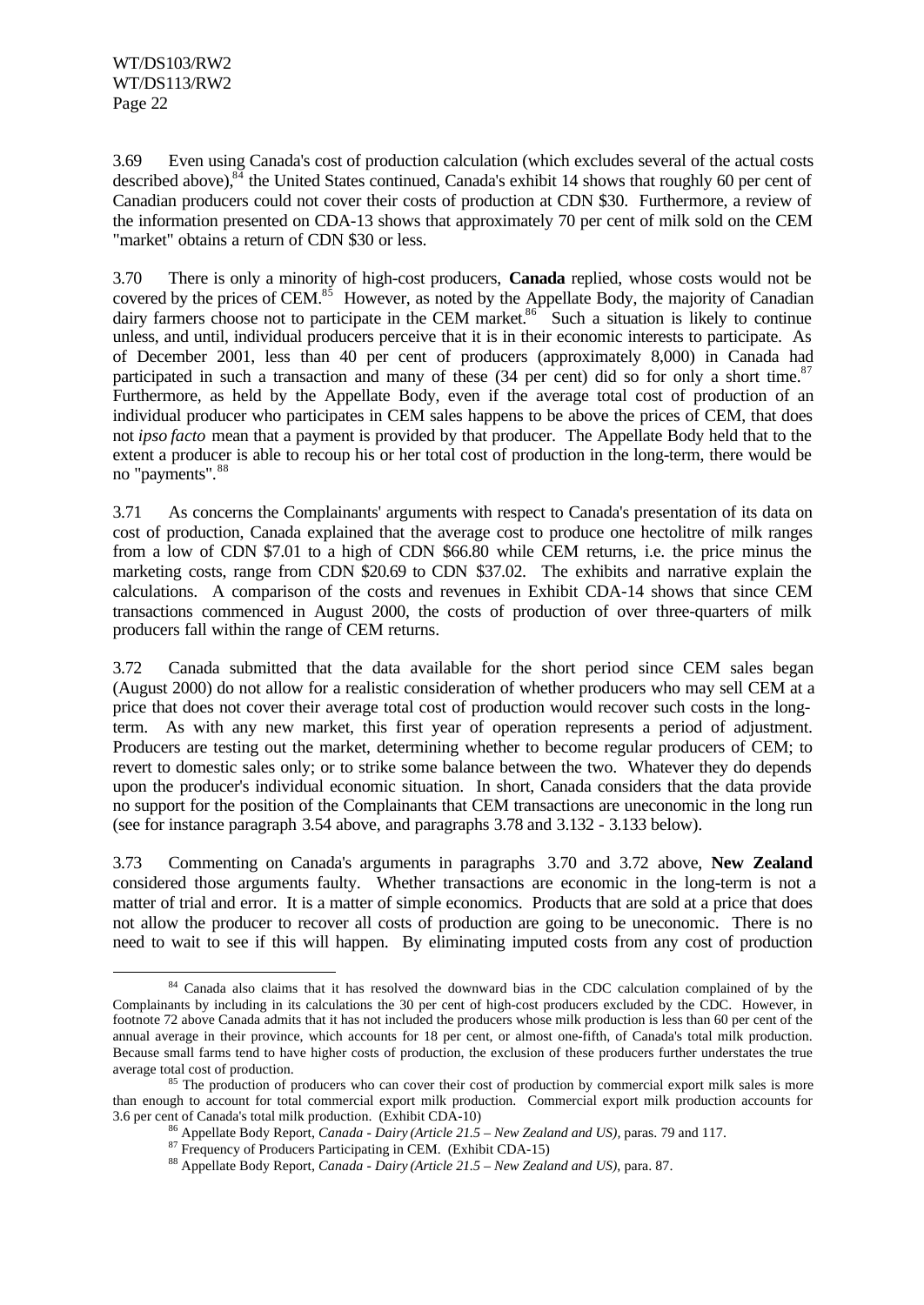3.69 Even using Canada's cost of production calculation (which excludes several of the actual costs described above),[84] the United States continued, Canada's exhibit 14 shows that roughly 60 per cent of Canadian producers could not cover their costs of production at CDN $30. Furthermore, a review of the information presented on CDA-13 shows that approximately 70 per cent of milk sold on the CEM "market" obtains a return of CDN $30 or less.

3.70 There is only a minority of high-cost producers, **Canada** replied, whose costs would not be covered by the prices of CEM.[85] However, as noted by the Appellate Body, the majority of Canadian dairy farmers choose not to participate in the CEM market.[86] Such a situation is likely to continue unless, and until, individual producers perceive that it is in their economic interests to participate. As of December 2001, less than 40 per cent of producers (approximately 8,000) in Canada had participated in such a transaction and many of these (34 per cent) did so for only a short time.[87] Furthermore, as held by the Appellate Body, even if the average total cost of production of an individual producer who participates in CEM sales happens to be above the prices of CEM, that does not *ipso facto* mean that a payment is provided by that producer. The Appellate Body held that to the extent a producer is able to recoup his or her total cost of production in the long-term, there would be no "payments".[88]

3.71 As concerns the Complainants' arguments with respect to Canada's presentation of its data on cost of production, Canada explained that the average cost to produce one hectolitre of milk ranges from a low of CDN $7.01 to a high of CDN $66.80 while CEM returns, i.e. the price minus the marketing costs, range from CDN $20.69 to CDN $37.02. The exhibits and narrative explain the calculations. A comparison of the costs and revenues in Exhibit CDA-14 shows that since CEM transactions commenced in August 2000, the costs of production of over three-quarters of milk producers fall within the range of CEM returns.

3.72 Canada submitted that the data available for the short period since CEM sales began (August 2000) do not allow for a realistic consideration of whether producers who may sell CEM at a price that does not cover their average total cost of production would recover such costs in the long-term. As with any new market, this first year of operation represents a period of adjustment. Producers are testing out the market, determining whether to become regular producers of CEM; to revert to domestic sales only; or to strike some balance between the two. Whatever they do depends upon the producer's individual economic situation. In short, Canada considers that the data provide no support for the position of the Complainants that CEM transactions are uneconomic in the long run (see for instance paragraph 3.54 above, and paragraphs 3.78 and 3.132 - 3.133 below).

3.73 Commenting on Canada's arguments in paragraphs 3.70 and 3.72 above, **New Zealand** considered those arguments faulty. Whether transactions are economic in the long-term is not a matter of trial and error. It is a matter of simple economics. Products that are sold at a price that does not allow the producer to recover all costs of production are going to be uneconomic. There is no need to wait to see if this will happen. By eliminating imputed costs from any cost of production

---

[84] Canada also claims that it has resolved the downward bias in the CDC calculation complained of by the Complainants by including in its calculations the 30 per cent of high-cost producers excluded by the CDC. However, in footnote 72 above Canada admits that it has not included the producers whose milk production is less than 60 per cent of the annual average in their province, which accounts for 18 per cent, or almost one-fifth, of Canada's total milk production. Because small farms tend to have higher costs of production, the exclusion of these producers further understates the true average total cost of production.

[85] The production of producers who can cover their cost of production by commercial export milk sales is more than enough to account for total commercial export milk production. Commercial export milk production accounts for 3.6 per cent of Canada's total milk production. (Exhibit CDA-10)

[86] Appellate Body Report, *Canada - Dairy (Article 21.5 – New Zealand and US)*, paras. 79 and 117.

[87] Frequency of Producers Participating in CEM. (Exhibit CDA-15)

[88] Appellate Body Report, *Canada - Dairy (Article 21.5 – New Zealand and US)*, para. 87.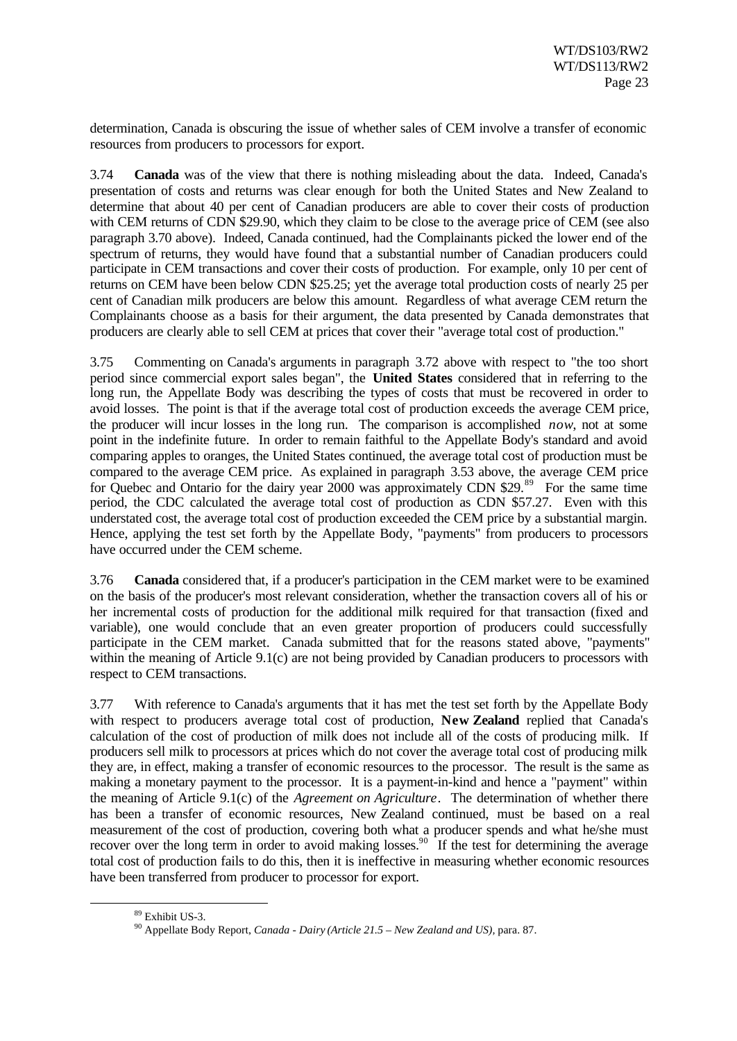determination, Canada is obscuring the issue of whether sales of CEM involve a transfer of economic resources from producers to processors for export.

3.74 **Canada** was of the view that there is nothing misleading about the data. Indeed, Canada's presentation of costs and returns was clear enough for both the United States and New Zealand to determine that about 40 per cent of Canadian producers are able to cover their costs of production with CEM returns of CDN $29.90, which they claim to be close to the average price of CEM (see also paragraph 3.70 above). Indeed, Canada continued, had the Complainants picked the lower end of the spectrum of returns, they would have found that a substantial number of Canadian producers could participate in CEM transactions and cover their costs of production. For example, only 10 per cent of returns on CEM have been below CDN $25.25; yet the average total production costs of nearly 25 per cent of Canadian milk producers are below this amount. Regardless of what average CEM return the Complainants choose as a basis for their argument, the data presented by Canada demonstrates that producers are clearly able to sell CEM at prices that cover their "average total cost of production."

3.75 Commenting on Canada's arguments in paragraph 3.72 above with respect to "the too short period since commercial export sales began", the **United States** considered that in referring to the long run, the Appellate Body was describing the types of costs that must be recovered in order to avoid losses. The point is that if the average total cost of production exceeds the average CEM price, the producer will incur losses in the long run. The comparison is accomplished *now*, not at some point in the indefinite future. In order to remain faithful to the Appellate Body's standard and avoid comparing apples to oranges, the United States continued, the average total cost of production must be compared to the average CEM price. As explained in paragraph 3.53 above, the average CEM price for Quebec and Ontario for the dairy year 2000 was approximately CDN $29.[89] For the same time period, the CDC calculated the average total cost of production as CDN $57.27. Even with this understated cost, the average total cost of production exceeded the CEM price by a substantial margin. Hence, applying the test set forth by the Appellate Body, "payments" from producers to processors have occurred under the CEM scheme.

3.76 **Canada** considered that, if a producer's participation in the CEM market were to be examined on the basis of the producer's most relevant consideration, whether the transaction covers all of his or her incremental costs of production for the additional milk required for that transaction (fixed and variable), one would conclude that an even greater proportion of producers could successfully participate in the CEM market. Canada submitted that for the reasons stated above, "payments" within the meaning of Article 9.1(c) are not being provided by Canadian producers to processors with respect to CEM transactions.

3.77 With reference to Canada's arguments that it has met the test set forth by the Appellate Body with respect to producers average total cost of production, **New Zealand** replied that Canada's calculation of the cost of production of milk does not include all of the costs of producing milk. If producers sell milk to processors at prices which do not cover the average total cost of producing milk they are, in effect, making a transfer of economic resources to the processor. The result is the same as making a monetary payment to the processor. It is a payment-in-kind and hence a "payment" within the meaning of Article 9.1(c) of the *Agreement on Agriculture*. The determination of whether there has been a transfer of economic resources, New Zealand continued, must be based on a real measurement of the cost of production, covering both what a producer spends and what he/she must recover over the long term in order to avoid making losses.[90] If the test for determining the average total cost of production fails to do this, then it is ineffective in measuring whether economic resources have been transferred from producer to processor for export.

[89] Exhibit US-3.

[90] Appellate Body Report, *Canada - Dairy (Article 21.5 – New Zealand and US)*, para. 87.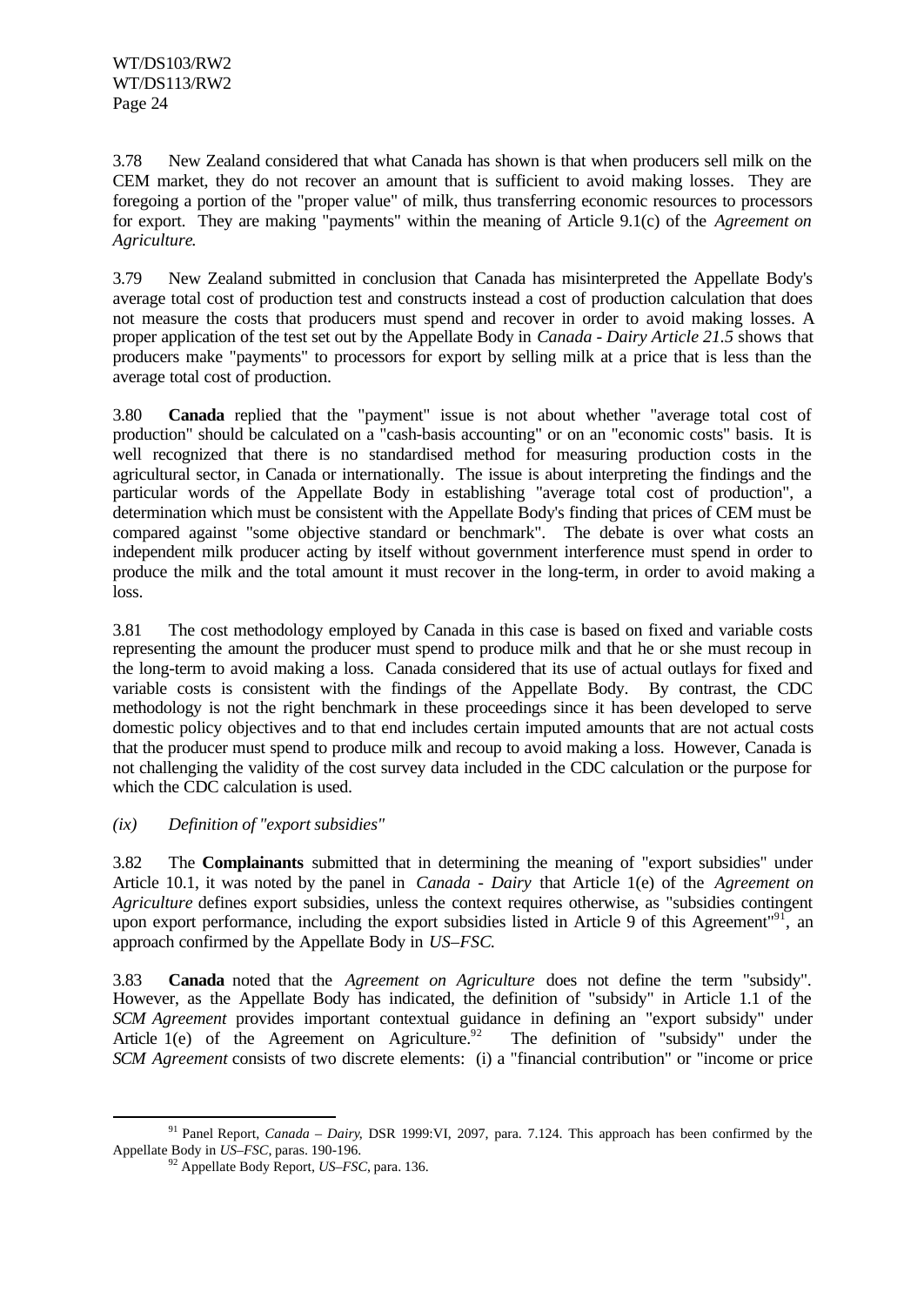3.78 New Zealand considered that what Canada has shown is that when producers sell milk on the CEM market, they do not recover an amount that is sufficient to avoid making losses. They are foregoing a portion of the "proper value" of milk, thus transferring economic resources to processors for export. They are making "payments" within the meaning of Article 9.1(c) of the *Agreement on Agriculture*.

3.79 New Zealand submitted in conclusion that Canada has misinterpreted the Appellate Body's average total cost of production test and constructs instead a cost of production calculation that does not measure the costs that producers must spend and recover in order to avoid making losses. A proper application of the test set out by the Appellate Body in *Canada - Dairy Article 21.5* shows that producers make "payments" to processors for export by selling milk at a price that is less than the average total cost of production.

3.80 **Canada** replied that the "payment" issue is not about whether "average total cost of production" should be calculated on a "cash-basis accounting" or on an "economic costs" basis. It is well recognized that there is no standardised method for measuring production costs in the agricultural sector, in Canada or internationally. The issue is about interpreting the findings and the particular words of the Appellate Body in establishing "average total cost of production", a determination which must be consistent with the Appellate Body's finding that prices of CEM must be compared against "some objective standard or benchmark". The debate is over what costs an independent milk producer acting by itself without government interference must spend in order to produce the milk and the total amount it must recover in the long-term, in order to avoid making a loss.

3.81 The cost methodology employed by Canada in this case is based on fixed and variable costs representing the amount the producer must spend to produce milk and that he or she must recoup in the long-term to avoid making a loss. Canada considered that its use of actual outlays for fixed and variable costs is consistent with the findings of the Appellate Body. By contrast, the CDC methodology is not the right benchmark in these proceedings since it has been developed to serve domestic policy objectives and to that end includes certain imputed amounts that are not actual costs that the producer must spend to produce milk and recoup to avoid making a loss. However, Canada is not challenging the validity of the cost survey data included in the CDC calculation or the purpose for which the CDC calculation is used.

*(ix) Definition of "export subsidies"*

3.82 The **Complainants** submitted that in determining the meaning of "export subsidies" under Article 10.1, it was noted by the panel in *Canada - Dairy* that Article 1(e) of the *Agreement on Agriculture* defines export subsidies, unless the context requires otherwise, as "subsidies contingent upon export performance, including the export subsidies listed in Article 9 of this Agreement"[91], an approach confirmed by the Appellate Body in *US–FSC*.

3.83 **Canada** noted that the *Agreement on Agriculture* does not define the term "subsidy". However, as the Appellate Body has indicated, the definition of "subsidy" in Article 1.1 of the *SCM Agreement* provides important contextual guidance in defining an "export subsidy" under Article 1(e) of the Agreement on Agriculture.[92] The definition of "subsidy" under the *SCM Agreement* consists of two discrete elements: (i) a "financial contribution" or "income or price

---

[91] Panel Report, *Canada – Dairy,* DSR 1999:VI, 2097, para. 7.124. This approach has been confirmed by the Appellate Body in *US–FSC*, paras. 190-196.

[92] Appellate Body Report, *US–FSC*, para. 136.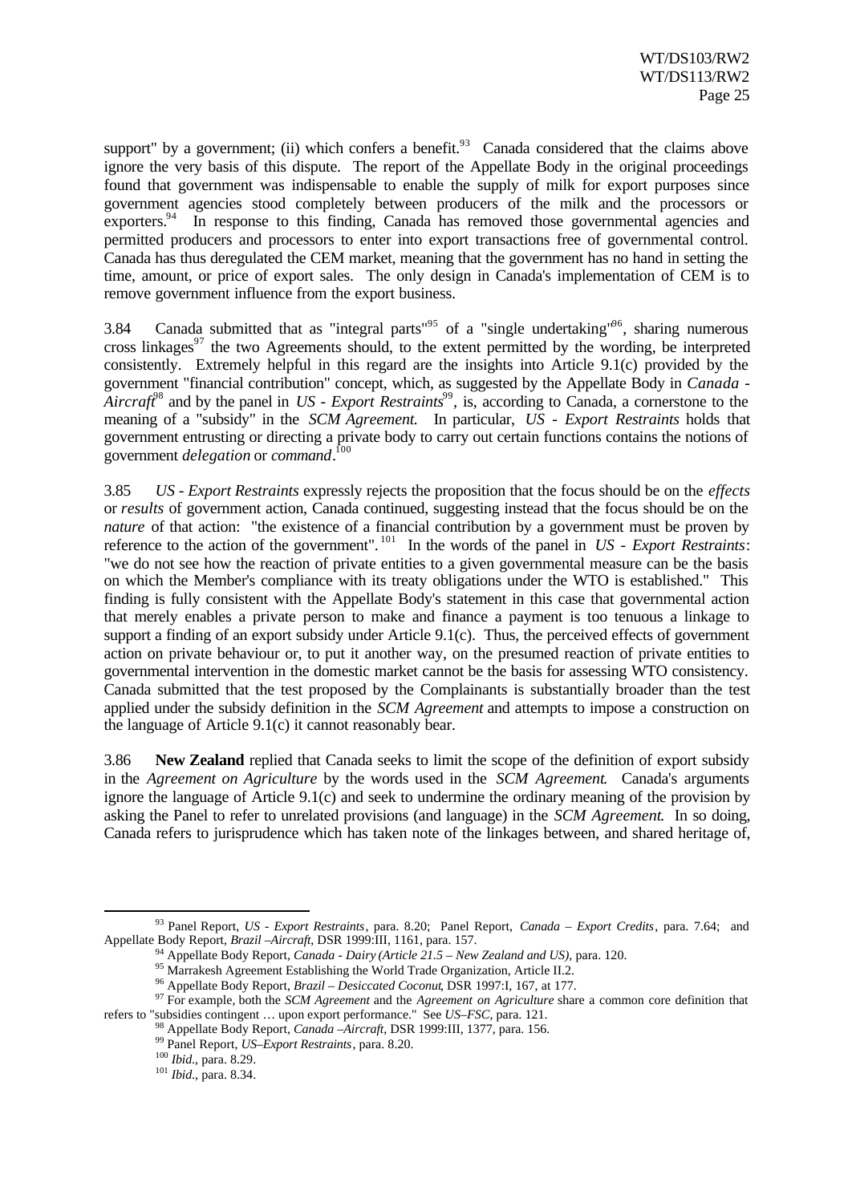support" by a government; (ii) which confers a benefit.[93] Canada considered that the claims above ignore the very basis of this dispute. The report of the Appellate Body in the original proceedings found that government was indispensable to enable the supply of milk for export purposes since government agencies stood completely between producers of the milk and the processors or exporters.[94] In response to this finding, Canada has removed those governmental agencies and permitted producers and processors to enter into export transactions free of governmental control. Canada has thus deregulated the CEM market, meaning that the government has no hand in setting the time, amount, or price of export sales. The only design in Canada's implementation of CEM is to remove government influence from the export business.

3.84 Canada submitted that as "integral parts"[95] of a "single undertaking"[96], sharing numerous cross linkages[97] the two Agreements should, to the extent permitted by the wording, be interpreted consistently. Extremely helpful in this regard are the insights into Article 9.1(c) provided by the government "financial contribution" concept, which, as suggested by the Appellate Body in *Canada - Aircraft*[98] and by the panel in *US - Export Restraints*[99], is, according to Canada, a cornerstone to the meaning of a "subsidy" in the *SCM Agreement*. In particular, *US - Export Restraints* holds that government entrusting or directing a private body to carry out certain functions contains the notions of government *delegation* or *command*.[100]

3.85 *US - Export Restraints* expressly rejects the proposition that the focus should be on the *effects* or *results* of government action, Canada continued, suggesting instead that the focus should be on the *nature* of that action: "the existence of a financial contribution by a government must be proven by reference to the action of the government".[101] In the words of the panel in *US - Export Restraints*: "we do not see how the reaction of private entities to a given governmental measure can be the basis on which the Member's compliance with its treaty obligations under the WTO is established." This finding is fully consistent with the Appellate Body's statement in this case that governmental action that merely enables a private person to make and finance a payment is too tenuous a linkage to support a finding of an export subsidy under Article 9.1(c). Thus, the perceived effects of government action on private behaviour or, to put it another way, on the presumed reaction of private entities to governmental intervention in the domestic market cannot be the basis for assessing WTO consistency. Canada submitted that the test proposed by the Complainants is substantially broader than the test applied under the subsidy definition in the *SCM Agreement* and attempts to impose a construction on the language of Article 9.1(c) it cannot reasonably bear.

3.86 **New Zealand** replied that Canada seeks to limit the scope of the definition of export subsidy in the *Agreement on Agriculture* by the words used in the *SCM Agreement*. Canada's arguments ignore the language of Article 9.1(c) and seek to undermine the ordinary meaning of the provision by asking the Panel to refer to unrelated provisions (and language) in the *SCM Agreement*. In so doing, Canada refers to jurisprudence which has taken note of the linkages between, and shared heritage of,

---

[93] Panel Report, *US - Export Restraints*, para. 8.20; Panel Report, *Canada – Export Credits*, para. 7.64; and Appellate Body Report, *Brazil –Aircraft*, DSR 1999:III, 1161, para. 157.

[94] Appellate Body Report, *Canada - Dairy (Article 21.5 – New Zealand and US)*, para. 120.

[95] Marrakesh Agreement Establishing the World Trade Organization, Article II.2.

[96] Appellate Body Report, *Brazil – Desiccated Coconut*, DSR 1997:I, 167, at 177.

[97] For example, both the *SCM Agreement* and the *Agreement on Agriculture* share a common core definition that refers to "subsidies contingent … upon export performance." See *US–FSC*, para. 121.

[98] Appellate Body Report, *Canada –Aircraft*, DSR 1999:III, 1377, para. 156.

[99] Panel Report, *US–Export Restraints*, para. 8.20.

[100] *Ibid*., para. 8.29.

[101] *Ibid*., para. 8.34.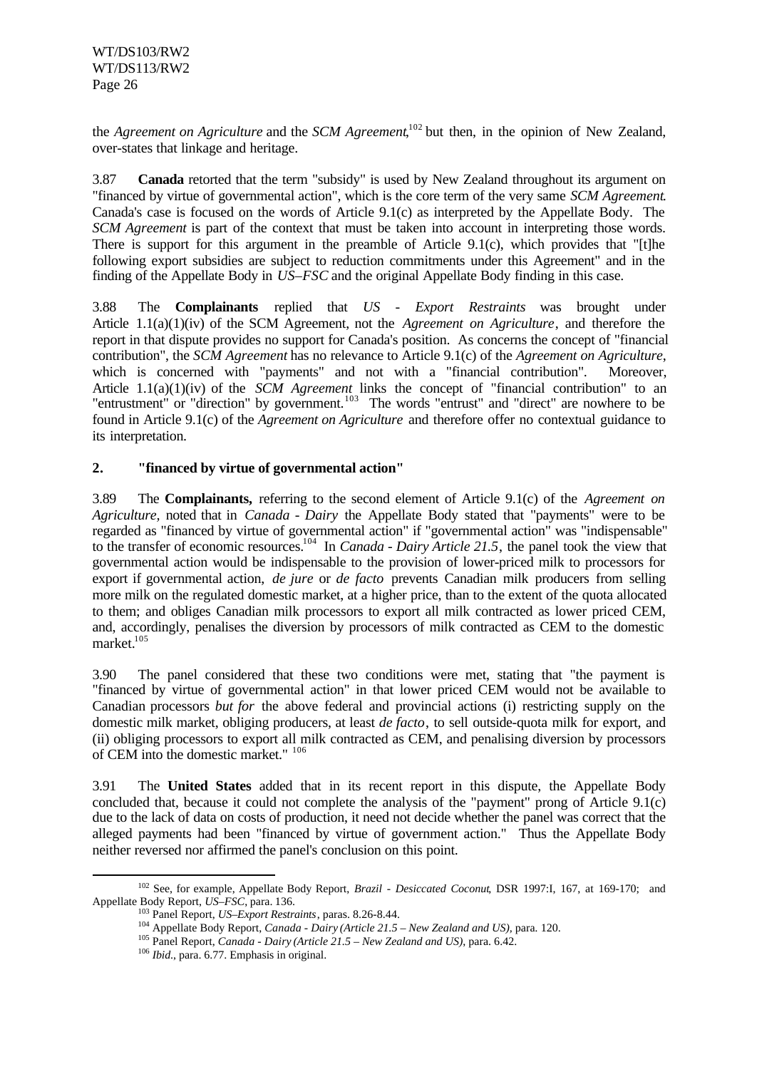the *Agreement on Agriculture* and the *SCM Agreement*,[102] but then, in the opinion of New Zealand, over-states that linkage and heritage.

3.87 **Canada** retorted that the term "subsidy" is used by New Zealand throughout its argument on "financed by virtue of governmental action", which is the core term of the very same *SCM Agreement*. Canada's case is focused on the words of Article 9.1(c) as interpreted by the Appellate Body. The *SCM Agreement* is part of the context that must be taken into account in interpreting those words. There is support for this argument in the preamble of Article 9.1(c), which provides that "[t]he following export subsidies are subject to reduction commitments under this Agreement" and in the finding of the Appellate Body in *US–FSC* and the original Appellate Body finding in this case.

3.88 The **Complainants** replied that *US - Export Restraints* was brought under Article 1.1(a)(1)(iv) of the SCM Agreement, not the *Agreement on Agriculture*, and therefore the report in that dispute provides no support for Canada's position. As concerns the concept of "financial contribution", the *SCM Agreement* has no relevance to Article 9.1(c) of the *Agreement on Agriculture*, which is concerned with "payments" and not with a "financial contribution". Moreover, Article 1.1(a)(1)(iv) of the *SCM Agreement* links the concept of "financial contribution" to an "entrustment" or "direction" by government.[103] The words "entrust" and "direct" are nowhere to be found in Article 9.1(c) of the *Agreement on Agriculture* and therefore offer no contextual guidance to its interpretation.

## 2. "financed by virtue of governmental action"

3.89 The **Complainants,** referring to the second element of Article 9.1(c) of the *Agreement on Agriculture*, noted that in *Canada - Dairy* the Appellate Body stated that "payments" were to be regarded as "financed by virtue of governmental action" if "governmental action" was "indispensable" to the transfer of economic resources.[104] In *Canada - Dairy Article 21.5*, the panel took the view that governmental action would be indispensable to the provision of lower-priced milk to processors for export if governmental action, *de jure* or *de facto* prevents Canadian milk producers from selling more milk on the regulated domestic market, at a higher price, than to the extent of the quota allocated to them; and obliges Canadian milk processors to export all milk contracted as lower priced CEM, and, accordingly, penalises the diversion by processors of milk contracted as CEM to the domestic market.[105]

3.90 The panel considered that these two conditions were met, stating that "the payment is "financed by virtue of governmental action" in that lower priced CEM would not be available to Canadian processors *but for* the above federal and provincial actions (i) restricting supply on the domestic milk market, obliging producers, at least *de facto*, to sell outside-quota milk for export, and (ii) obliging processors to export all milk contracted as CEM, and penalising diversion by processors of CEM into the domestic market." [106]

3.91 The **United States** added that in its recent report in this dispute, the Appellate Body concluded that, because it could not complete the analysis of the "payment" prong of Article 9.1(c) due to the lack of data on costs of production, it need not decide whether the panel was correct that the alleged payments had been "financed by virtue of government action." Thus the Appellate Body neither reversed nor affirmed the panel's conclusion on this point.

---

[102] See, for example, Appellate Body Report, *Brazil - Desiccated Coconut*, DSR 1997:I, 167, at 169-170; and Appellate Body Report, *US–FSC*, para. 136.

[103] Panel Report, *US–Export Restraints*, paras. 8.26-8.44.

[104] Appellate Body Report, *Canada - Dairy (Article 21.5 – New Zealand and US)*, para. 120.

[105] Panel Report, *Canada - Dairy (Article 21.5 – New Zealand and US)*, para. 6.42.

[106] *Ibid.*, para. 6.77. Emphasis in original.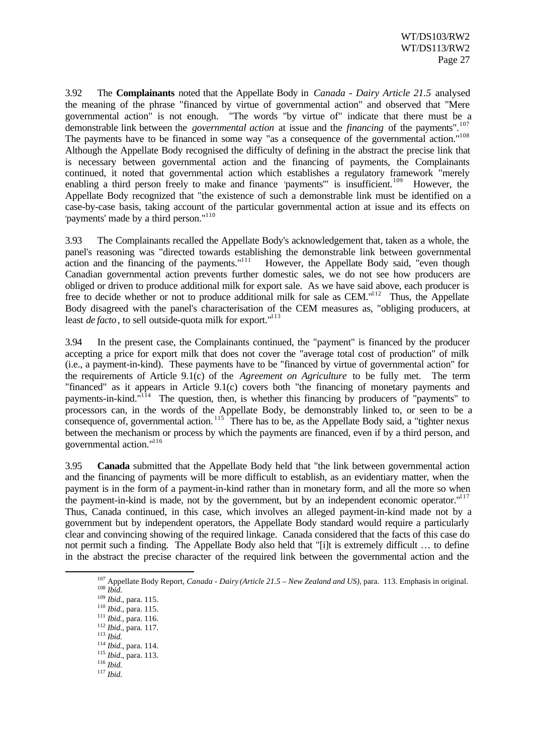3.92 The **Complainants** noted that the Appellate Body in *Canada - Dairy Article 21.5* analysed the meaning of the phrase "financed by virtue of governmental action" and observed that "Mere governmental action" is not enough. "The words "by virtue of" indicate that there must be a demonstrable link between the *governmental action* at issue and the *financing* of the payments".[107] The payments have to be financed in some way "as a consequence of the governmental action."[108] Although the Appellate Body recognised the difficulty of defining in the abstract the precise link that is necessary between governmental action and the financing of payments, the Complainants continued, it noted that governmental action which establishes a regulatory framework "merely enabling a third person freely to make and finance 'payments'" is insufficient.[109] However, the Appellate Body recognized that "the existence of such a demonstrable link must be identified on a case-by-case basis, taking account of the particular governmental action at issue and its effects on 'payments' made by a third person."[110]

3.93 The Complainants recalled the Appellate Body's acknowledgement that, taken as a whole, the panel's reasoning was "directed towards establishing the demonstrable link between governmental action and the financing of the payments."[111] However, the Appellate Body said, "even though Canadian governmental action prevents further domestic sales, we do not see how producers are obliged or driven to produce additional milk for export sale. As we have said above, each producer is free to decide whether or not to produce additional milk for sale as CEM."[112] Thus, the Appellate Body disagreed with the panel's characterisation of the CEM measures as, "obliging producers, at least *de facto*, to sell outside-quota milk for export."[113]

3.94 In the present case, the Complainants continued, the "payment" is financed by the producer accepting a price for export milk that does not cover the "average total cost of production" of milk (i.e., a payment-in-kind). These payments have to be "financed by virtue of governmental action" for the requirements of Article 9.1(c) of the *Agreement on Agriculture* to be fully met. The term "financed" as it appears in Article 9.1(c) covers both "the financing of monetary payments and payments-in-kind."[114] The question, then, is whether this financing by producers of "payments" to processors can, in the words of the Appellate Body, be demonstrably linked to, or seen to be a consequence of, governmental action.[115] There has to be, as the Appellate Body said, a "tighter nexus between the mechanism or process by which the payments are financed, even if by a third person, and governmental action."[116]

3.95 **Canada** submitted that the Appellate Body held that "the link between governmental action and the financing of payments will be more difficult to establish, as an evidentiary matter, when the payment is in the form of a payment-in-kind rather than in monetary form, and all the more so when the payment-in-kind is made, not by the government, but by an independent economic operator."[117] Thus, Canada continued, in this case, which involves an alleged payment-in-kind made not by a government but by independent operators, the Appellate Body standard would require a particularly clear and convincing showing of the required linkage. Canada considered that the facts of this case do not permit such a finding. The Appellate Body also held that "[i]t is extremely difficult … to define in the abstract the precise character of the required link between the governmental action and the

---

[107] Appellate Body Report, *Canada - Dairy (Article 21.5 – New Zealand and US)*, para. 113. Emphasis in original.
[108] *Ibid.*
[109] *Ibid.*, para. 115.
[110] *Ibid.*, para. 115.
[111] *Ibid.*, para. 116.
[112] *Ibid.*, para. 117.
[113] *Ibid.*
[114] *Ibid.*, para. 114.
[115] *Ibid.*, para. 113.
[116] *Ibid.*
[117] *Ibid.*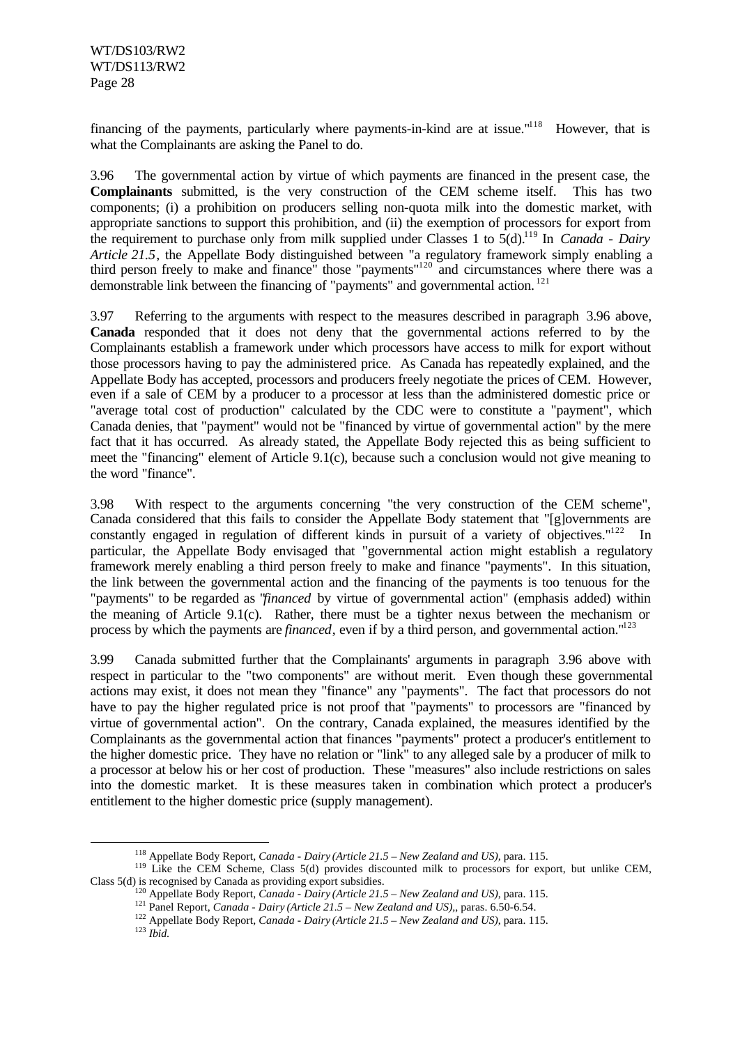financing of the payments, particularly where payments-in-kind are at issue."[118] However, that is what the Complainants are asking the Panel to do.

3.96 The governmental action by virtue of which payments are financed in the present case, the **Complainants** submitted, is the very construction of the CEM scheme itself. This has two components; (i) a prohibition on producers selling non-quota milk into the domestic market, with appropriate sanctions to support this prohibition, and (ii) the exemption of processors for export from the requirement to purchase only from milk supplied under Classes 1 to 5(d).[119] In *Canada - Dairy Article 21.5*, the Appellate Body distinguished between "a regulatory framework simply enabling a third person freely to make and finance" those "payments"[120] and circumstances where there was a demonstrable link between the financing of "payments" and governmental action.[121]

3.97 Referring to the arguments with respect to the measures described in paragraph 3.96 above, **Canada** responded that it does not deny that the governmental actions referred to by the Complainants establish a framework under which processors have access to milk for export without those processors having to pay the administered price. As Canada has repeatedly explained, and the Appellate Body has accepted, processors and producers freely negotiate the prices of CEM. However, even if a sale of CEM by a producer to a processor at less than the administered domestic price or "average total cost of production" calculated by the CDC were to constitute a "payment", which Canada denies, that "payment" would not be "financed by virtue of governmental action" by the mere fact that it has occurred. As already stated, the Appellate Body rejected this as being sufficient to meet the "financing" element of Article 9.1(c), because such a conclusion would not give meaning to the word "finance".

3.98 With respect to the arguments concerning "the very construction of the CEM scheme", Canada considered that this fails to consider the Appellate Body statement that "[g]overnments are constantly engaged in regulation of different kinds in pursuit of a variety of objectives."[122] In particular, the Appellate Body envisaged that "governmental action might establish a regulatory framework merely enabling a third person freely to make and finance "payments". In this situation, the link between the governmental action and the financing of the payments is too tenuous for the "payments" to be regarded as "*financed* by virtue of governmental action" (emphasis added) within the meaning of Article 9.1(c). Rather, there must be a tighter nexus between the mechanism or process by which the payments are *financed*, even if by a third person, and governmental action."[123]

3.99 Canada submitted further that the Complainants' arguments in paragraph 3.96 above with respect in particular to the "two components" are without merit. Even though these governmental actions may exist, it does not mean they "finance" any "payments". The fact that processors do not have to pay the higher regulated price is not proof that "payments" to processors are "financed by virtue of governmental action". On the contrary, Canada explained, the measures identified by the Complainants as the governmental action that finances "payments" protect a producer's entitlement to the higher domestic price. They have no relation or "link" to any alleged sale by a producer of milk to a processor at below his or her cost of production. These "measures" also include restrictions on sales into the domestic market. It is these measures taken in combination which protect a producer's entitlement to the higher domestic price (supply management).

---

[118] Appellate Body Report, *Canada - Dairy (Article 21.5 – New Zealand and US)*, para. 115.

[119] Like the CEM Scheme, Class 5(d) provides discounted milk to processors for export, but unlike CEM, Class 5(d) is recognised by Canada as providing export subsidies.

[120] Appellate Body Report, *Canada - Dairy (Article 21.5 – New Zealand and US)*, para. 115.

[121] Panel Report, *Canada - Dairy (Article 21.5 – New Zealand and US)*,, paras. 6.50-6.54.

[122] Appellate Body Report, *Canada - Dairy (Article 21.5 – New Zealand and US)*, para. 115.

[123] *Ibid.*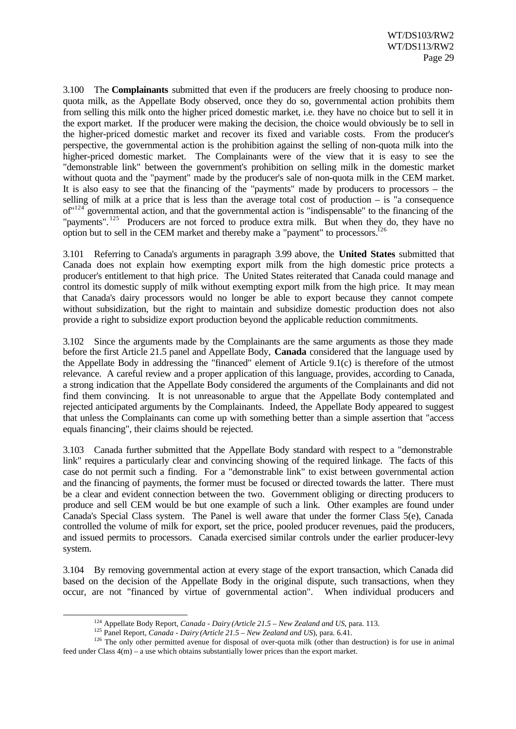3.100 The **Complainants** submitted that even if the producers are freely choosing to produce non-quota milk, as the Appellate Body observed, once they do so, governmental action prohibits them from selling this milk onto the higher priced domestic market, i.e. they have no choice but to sell it in the export market. If the producer were making the decision, the choice would obviously be to sell in the higher-priced domestic market and recover its fixed and variable costs. From the producer's perspective, the governmental action is the prohibition against the selling of non-quota milk into the higher-priced domestic market. The Complainants were of the view that it is easy to see the "demonstrable link" between the government's prohibition on selling milk in the domestic market without quota and the "payment" made by the producer's sale of non-quota milk in the CEM market. It is also easy to see that the financing of the "payments" made by producers to processors – the selling of milk at a price that is less than the average total cost of production – is "a consequence of"[124] governmental action, and that the governmental action is "indispensable" to the financing of the "payments".[125] Producers are not forced to produce extra milk. But when they do, they have no option but to sell in the CEM market and thereby make a "payment" to processors.[126]

3.101 Referring to Canada's arguments in paragraph 3.99 above, the **United States** submitted that Canada does not explain how exempting export milk from the high domestic price protects a producer's entitlement to that high price. The United States reiterated that Canada could manage and control its domestic supply of milk without exempting export milk from the high price. It may mean that Canada's dairy processors would no longer be able to export because they cannot compete without subsidization, but the right to maintain and subsidize domestic production does not also provide a right to subsidize export production beyond the applicable reduction commitments.

3.102 Since the arguments made by the Complainants are the same arguments as those they made before the first Article 21.5 panel and Appellate Body, **Canada** considered that the language used by the Appellate Body in addressing the "financed" element of Article 9.1(c) is therefore of the utmost relevance. A careful review and a proper application of this language, provides, according to Canada, a strong indication that the Appellate Body considered the arguments of the Complainants and did not find them convincing. It is not unreasonable to argue that the Appellate Body contemplated and rejected anticipated arguments by the Complainants. Indeed, the Appellate Body appeared to suggest that unless the Complainants can come up with something better than a simple assertion that "access equals financing", their claims should be rejected.

3.103 Canada further submitted that the Appellate Body standard with respect to a "demonstrable link" requires a particularly clear and convincing showing of the required linkage. The facts of this case do not permit such a finding. For a "demonstrable link" to exist between governmental action and the financing of payments, the former must be focused or directed towards the latter. There must be a clear and evident connection between the two. Government obliging or directing producers to produce and sell CEM would be but one example of such a link. Other examples are found under Canada's Special Class system. The Panel is well aware that under the former Class 5(e), Canada controlled the volume of milk for export, set the price, pooled producer revenues, paid the producers, and issued permits to processors. Canada exercised similar controls under the earlier producer-levy system.

3.104 By removing governmental action at every stage of the export transaction, which Canada did based on the decision of the Appellate Body in the original dispute, such transactions, when they occur, are not "financed by virtue of governmental action". When individual producers and

[124] Appellate Body Report, *Canada - Dairy (Article 21.5 – New Zealand and US*, para. 113.

[125] Panel Report, *Canada - Dairy (Article 21.5 – New Zealand and US*), para. 6.41.

[126] The only other permitted avenue for disposal of over-quota milk (other than destruction) is for use in animal feed under Class 4(m) – a use which obtains substantially lower prices than the export market.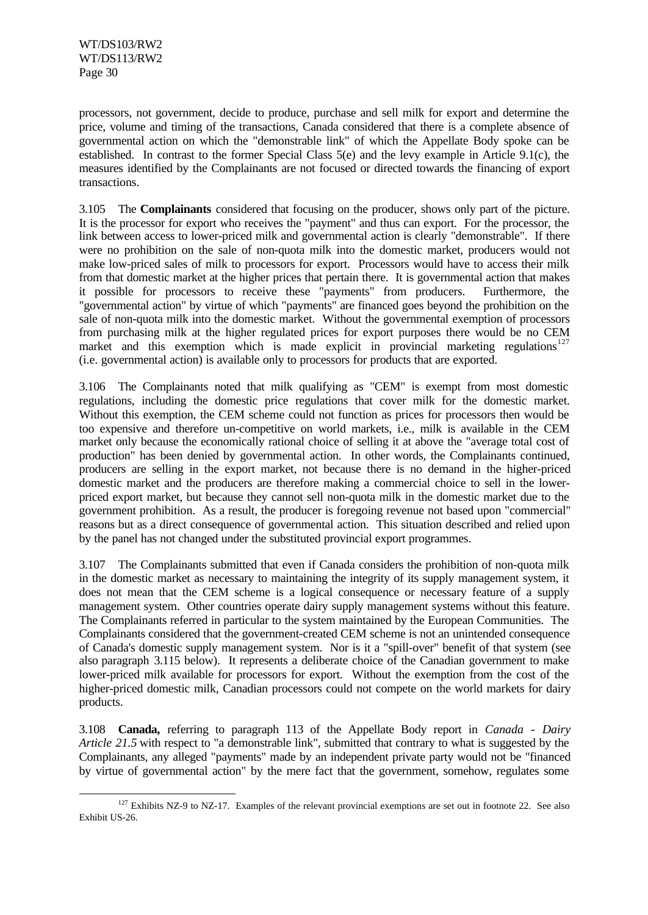processors, not government, decide to produce, purchase and sell milk for export and determine the price, volume and timing of the transactions, Canada considered that there is a complete absence of governmental action on which the "demonstrable link" of which the Appellate Body spoke can be established. In contrast to the former Special Class 5(e) and the levy example in Article 9.1(c), the measures identified by the Complainants are not focused or directed towards the financing of export transactions.

3.105 The **Complainants** considered that focusing on the producer, shows only part of the picture. It is the processor for export who receives the "payment" and thus can export. For the processor, the link between access to lower-priced milk and governmental action is clearly "demonstrable". If there were no prohibition on the sale of non-quota milk into the domestic market, producers would not make low-priced sales of milk to processors for export. Processors would have to access their milk from that domestic market at the higher prices that pertain there. It is governmental action that makes it possible for processors to receive these "payments" from producers. Furthermore, the "governmental action" by virtue of which "payments" are financed goes beyond the prohibition on the sale of non-quota milk into the domestic market. Without the governmental exemption of processors from purchasing milk at the higher regulated prices for export purposes there would be no CEM market and this exemption which is made explicit in provincial marketing regulations[127] (i.e. governmental action) is available only to processors for products that are exported.

3.106 The Complainants noted that milk qualifying as "CEM" is exempt from most domestic regulations, including the domestic price regulations that cover milk for the domestic market. Without this exemption, the CEM scheme could not function as prices for processors then would be too expensive and therefore un-competitive on world markets, i.e., milk is available in the CEM market only because the economically rational choice of selling it at above the "average total cost of production" has been denied by governmental action. In other words, the Complainants continued, producers are selling in the export market, not because there is no demand in the higher-priced domestic market and the producers are therefore making a commercial choice to sell in the lower-priced export market, but because they cannot sell non-quota milk in the domestic market due to the government prohibition. As a result, the producer is foregoing revenue not based upon "commercial" reasons but as a direct consequence of governmental action. This situation described and relied upon by the panel has not changed under the substituted provincial export programmes.

3.107 The Complainants submitted that even if Canada considers the prohibition of non-quota milk in the domestic market as necessary to maintaining the integrity of its supply management system, it does not mean that the CEM scheme is a logical consequence or necessary feature of a supply management system. Other countries operate dairy supply management systems without this feature. The Complainants referred in particular to the system maintained by the European Communities. The Complainants considered that the government-created CEM scheme is not an unintended consequence of Canada's domestic supply management system. Nor is it a "spill-over" benefit of that system (see also paragraph 3.115 below). It represents a deliberate choice of the Canadian government to make lower-priced milk available for processors for export. Without the exemption from the cost of the higher-priced domestic milk, Canadian processors could not compete on the world markets for dairy products.

3.108 **Canada,** referring to paragraph 113 of the Appellate Body report in *Canada - Dairy Article 21.5* with respect to "a demonstrable link", submitted that contrary to what is suggested by the Complainants, any alleged "payments" made by an independent private party would not be "financed by virtue of governmental action" by the mere fact that the government, somehow, regulates some

[127] Exhibits NZ-9 to NZ-17. Examples of the relevant provincial exemptions are set out in footnote 22. See also Exhibit US-26.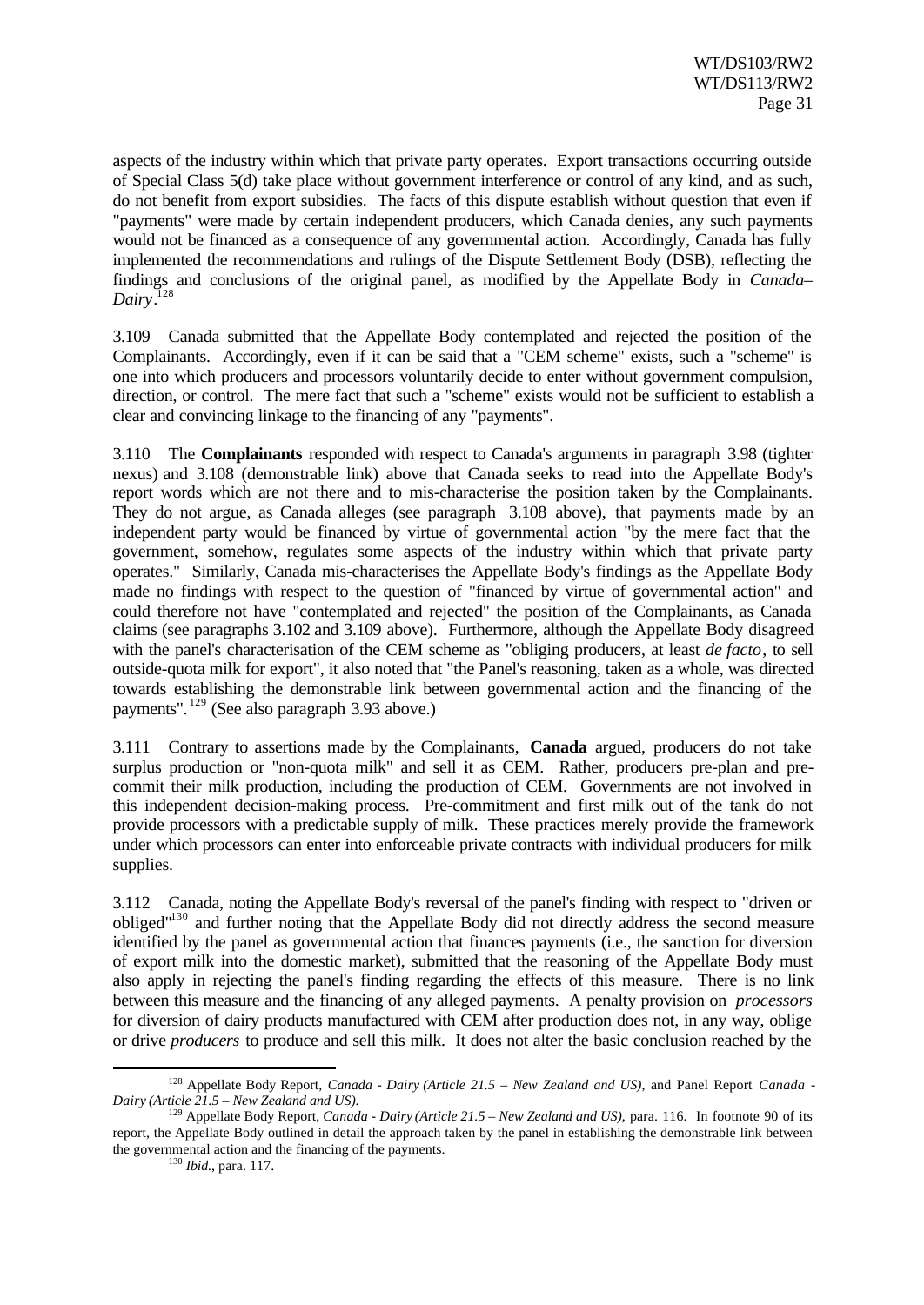aspects of the industry within which that private party operates. Export transactions occurring outside of Special Class 5(d) take place without government interference or control of any kind, and as such, do not benefit from export subsidies. The facts of this dispute establish without question that even if "payments" were made by certain independent producers, which Canada denies, any such payments would not be financed as a consequence of any governmental action. Accordingly, Canada has fully implemented the recommendations and rulings of the Dispute Settlement Body (DSB), reflecting the findings and conclusions of the original panel, as modified by the Appellate Body in *Canada–Dairy*.[128]

3.109 Canada submitted that the Appellate Body contemplated and rejected the position of the Complainants. Accordingly, even if it can be said that a "CEM scheme" exists, such a "scheme" is one into which producers and processors voluntarily decide to enter without government compulsion, direction, or control. The mere fact that such a "scheme" exists would not be sufficient to establish a clear and convincing linkage to the financing of any "payments".

3.110 The **Complainants** responded with respect to Canada's arguments in paragraph 3.98 (tighter nexus) and 3.108 (demonstrable link) above that Canada seeks to read into the Appellate Body's report words which are not there and to mis-characterise the position taken by the Complainants. They do not argue, as Canada alleges (see paragraph 3.108 above), that payments made by an independent party would be financed by virtue of governmental action "by the mere fact that the government, somehow, regulates some aspects of the industry within which that private party operates." Similarly, Canada mis-characterises the Appellate Body's findings as the Appellate Body made no findings with respect to the question of "financed by virtue of governmental action" and could therefore not have "contemplated and rejected" the position of the Complainants, as Canada claims (see paragraphs 3.102 and 3.109 above). Furthermore, although the Appellate Body disagreed with the panel's characterisation of the CEM scheme as "obliging producers, at least *de facto*, to sell outside-quota milk for export", it also noted that "the Panel's reasoning, taken as a whole, was directed towards establishing the demonstrable link between governmental action and the financing of the payments".[129] (See also paragraph 3.93 above.)

3.111 Contrary to assertions made by the Complainants, **Canada** argued, producers do not take surplus production or "non-quota milk" and sell it as CEM. Rather, producers pre-plan and pre-commit their milk production, including the production of CEM. Governments are not involved in this independent decision-making process. Pre-commitment and first milk out of the tank do not provide processors with a predictable supply of milk. These practices merely provide the framework under which processors can enter into enforceable private contracts with individual producers for milk supplies.

3.112 Canada, noting the Appellate Body's reversal of the panel's finding with respect to "driven or obliged"[130] and further noting that the Appellate Body did not directly address the second measure identified by the panel as governmental action that finances payments (i.e., the sanction for diversion of export milk into the domestic market), submitted that the reasoning of the Appellate Body must also apply in rejecting the panel's finding regarding the effects of this measure. There is no link between this measure and the financing of any alleged payments. A penalty provision on *processors* for diversion of dairy products manufactured with CEM after production does not, in any way, oblige or drive *producers* to produce and sell this milk. It does not alter the basic conclusion reached by the

---

[128] Appellate Body Report, *Canada - Dairy (Article 21.5 – New Zealand and US)*, and Panel Report *Canada - Dairy (Article 21.5 – New Zealand and US).*

[129] Appellate Body Report, *Canada - Dairy (Article 21.5 – New Zealand and US)*, para. 116. In footnote 90 of its report, the Appellate Body outlined in detail the approach taken by the panel in establishing the demonstrable link between the governmental action and the financing of the payments.

[130] *Ibid.*, para. 117.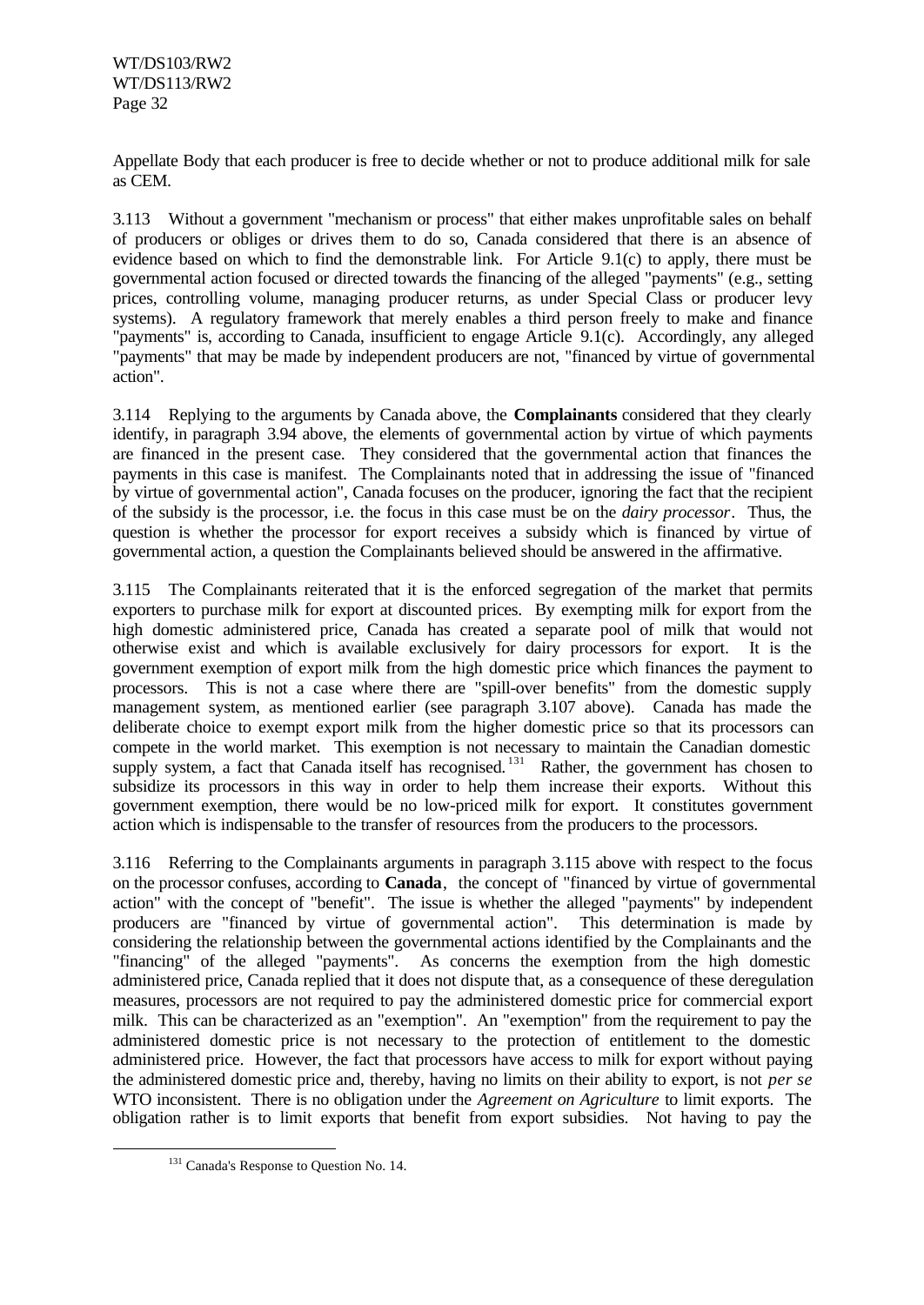Appellate Body that each producer is free to decide whether or not to produce additional milk for sale as CEM.

3.113 Without a government "mechanism or process" that either makes unprofitable sales on behalf of producers or obliges or drives them to do so, Canada considered that there is an absence of evidence based on which to find the demonstrable link. For Article 9.1(c) to apply, there must be governmental action focused or directed towards the financing of the alleged "payments" (e.g., setting prices, controlling volume, managing producer returns, as under Special Class or producer levy systems). A regulatory framework that merely enables a third person freely to make and finance "payments" is, according to Canada, insufficient to engage Article 9.1(c). Accordingly, any alleged "payments" that may be made by independent producers are not, "financed by virtue of governmental action".

3.114 Replying to the arguments by Canada above, the **Complainants** considered that they clearly identify, in paragraph 3.94 above, the elements of governmental action by virtue of which payments are financed in the present case. They considered that the governmental action that finances the payments in this case is manifest. The Complainants noted that in addressing the issue of "financed by virtue of governmental action", Canada focuses on the producer, ignoring the fact that the recipient of the subsidy is the processor, i.e. the focus in this case must be on the *dairy processor*. Thus, the question is whether the processor for export receives a subsidy which is financed by virtue of governmental action, a question the Complainants believed should be answered in the affirmative.

3.115 The Complainants reiterated that it is the enforced segregation of the market that permits exporters to purchase milk for export at discounted prices. By exempting milk for export from the high domestic administered price, Canada has created a separate pool of milk that would not otherwise exist and which is available exclusively for dairy processors for export. It is the government exemption of export milk from the high domestic price which finances the payment to processors. This is not a case where there are "spill-over benefits" from the domestic supply management system, as mentioned earlier (see paragraph 3.107 above). Canada has made the deliberate choice to exempt export milk from the higher domestic price so that its processors can compete in the world market. This exemption is not necessary to maintain the Canadian domestic supply system, a fact that Canada itself has recognised.[131] Rather, the government has chosen to subsidize its processors in this way in order to help them increase their exports. Without this government exemption, there would be no low-priced milk for export. It constitutes government action which is indispensable to the transfer of resources from the producers to the processors.

3.116 Referring to the Complainants arguments in paragraph 3.115 above with respect to the focus on the processor confuses, according to **Canada**, the concept of "financed by virtue of governmental action" with the concept of "benefit". The issue is whether the alleged "payments" by independent producers are "financed by virtue of governmental action". This determination is made by considering the relationship between the governmental actions identified by the Complainants and the "financing" of the alleged "payments". As concerns the exemption from the high domestic administered price, Canada replied that it does not dispute that, as a consequence of these deregulation measures, processors are not required to pay the administered domestic price for commercial export milk. This can be characterized as an "exemption". An "exemption" from the requirement to pay the administered domestic price is not necessary to the protection of entitlement to the domestic administered price. However, the fact that processors have access to milk for export without paying the administered domestic price and, thereby, having no limits on their ability to export, is not *per se* WTO inconsistent. There is no obligation under the *Agreement on Agriculture* to limit exports. The obligation rather is to limit exports that benefit from export subsidies. Not having to pay the

[131] Canada's Response to Question No. 14.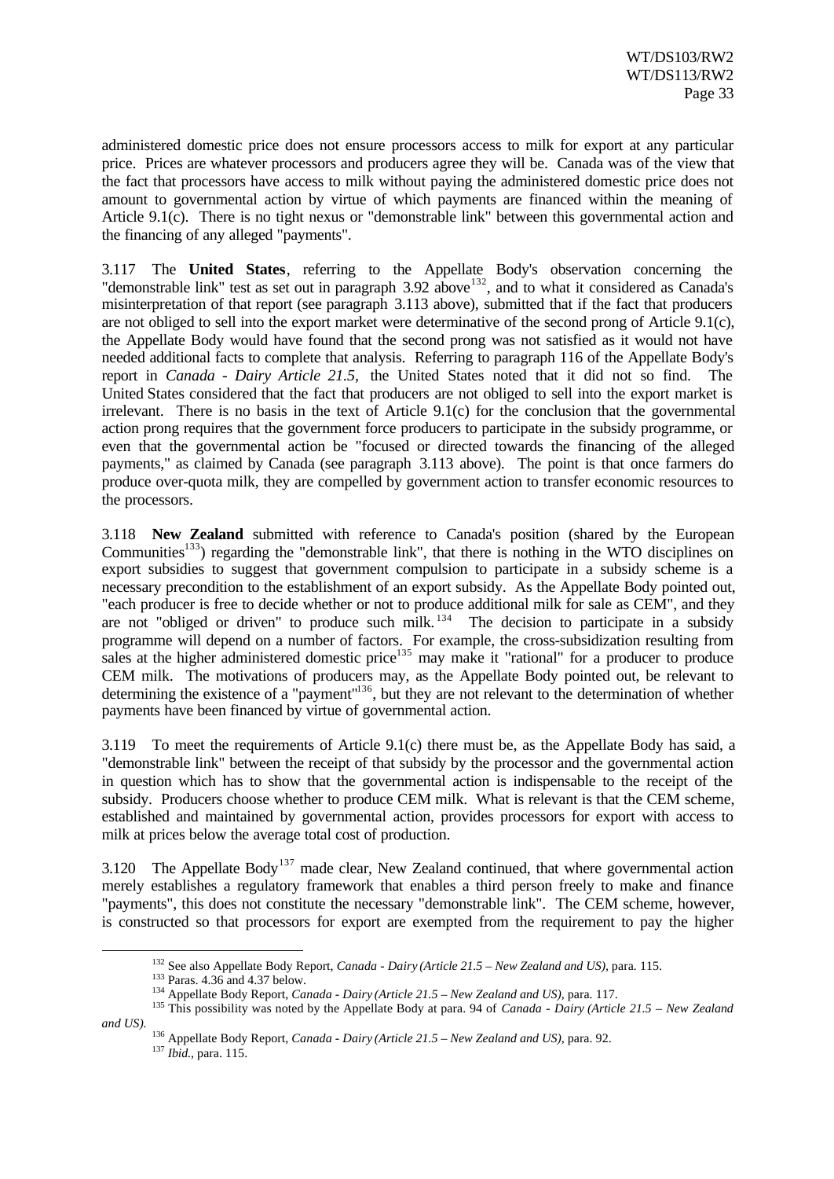administered domestic price does not ensure processors access to milk for export at any particular price. Prices are whatever processors and producers agree they will be. Canada was of the view that the fact that processors have access to milk without paying the administered domestic price does not amount to governmental action by virtue of which payments are financed within the meaning of Article 9.1(c). There is no tight nexus or "demonstrable link" between this governmental action and the financing of any alleged "payments".

3.117 The **United States**, referring to the Appellate Body's observation concerning the "demonstrable link" test as set out in paragraph 3.92 above[132], and to what it considered as Canada's misinterpretation of that report (see paragraph 3.113 above), submitted that if the fact that producers are not obliged to sell into the export market were determinative of the second prong of Article 9.1(c), the Appellate Body would have found that the second prong was not satisfied as it would not have needed additional facts to complete that analysis. Referring to paragraph 116 of the Appellate Body's report in *Canada - Dairy Article 21.5,* the United States noted that it did not so find. The United States considered that the fact that producers are not obliged to sell into the export market is irrelevant. There is no basis in the text of Article 9.1(c) for the conclusion that the governmental action prong requires that the government force producers to participate in the subsidy programme, or even that the governmental action be "focused or directed towards the financing of the alleged payments," as claimed by Canada (see paragraph 3.113 above). The point is that once farmers do produce over-quota milk, they are compelled by government action to transfer economic resources to the processors.

3.118 **New Zealand** submitted with reference to Canada's position (shared by the European Communities[133]) regarding the "demonstrable link", that there is nothing in the WTO disciplines on export subsidies to suggest that government compulsion to participate in a subsidy scheme is a necessary precondition to the establishment of an export subsidy. As the Appellate Body pointed out, "each producer is free to decide whether or not to produce additional milk for sale as CEM", and they are not "obliged or driven" to produce such milk.[134] The decision to participate in a subsidy programme will depend on a number of factors. For example, the cross-subsidization resulting from sales at the higher administered domestic price[135] may make it "rational" for a producer to produce CEM milk. The motivations of producers may, as the Appellate Body pointed out, be relevant to determining the existence of a "payment"[136], but they are not relevant to the determination of whether payments have been financed by virtue of governmental action.

3.119 To meet the requirements of Article 9.1(c) there must be, as the Appellate Body has said, a "demonstrable link" between the receipt of that subsidy by the processor and the governmental action in question which has to show that the governmental action is indispensable to the receipt of the subsidy. Producers choose whether to produce CEM milk. What is relevant is that the CEM scheme, established and maintained by governmental action, provides processors for export with access to milk at prices below the average total cost of production.

3.120 The Appellate Body[137] made clear, New Zealand continued, that where governmental action merely establishes a regulatory framework that enables a third person freely to make and finance "payments", this does not constitute the necessary "demonstrable link". The CEM scheme, however, is constructed so that processors for export are exempted from the requirement to pay the higher

---

[132] See also Appellate Body Report, *Canada - Dairy (Article 21.5 – New Zealand and US),* para. 115.

[133] Paras. 4.36 and 4.37 below.

[134] Appellate Body Report, *Canada - Dairy (Article 21.5 – New Zealand and US),* para. 117.

[135] This possibility was noted by the Appellate Body at para. 94 of *Canada - Dairy (Article 21.5 – New Zealand and US).*

[136] Appellate Body Report, *Canada - Dairy (Article 21.5 – New Zealand and US),* para. 92.

[137] *Ibid.*, para. 115.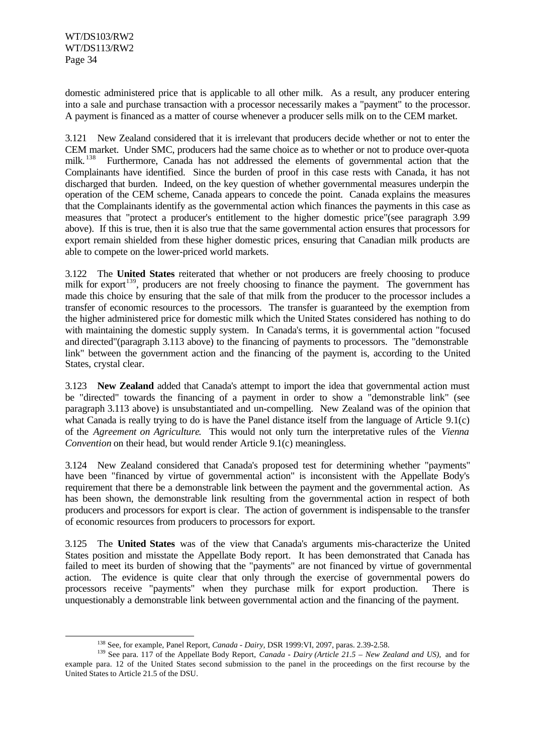domestic administered price that is applicable to all other milk. As a result, any producer entering into a sale and purchase transaction with a processor necessarily makes a "payment" to the processor. A payment is financed as a matter of course whenever a producer sells milk on to the CEM market.

3.121 New Zealand considered that it is irrelevant that producers decide whether or not to enter the CEM market. Under SMC, producers had the same choice as to whether or not to produce over-quota milk.[138] Furthermore, Canada has not addressed the elements of governmental action that the Complainants have identified. Since the burden of proof in this case rests with Canada, it has not discharged that burden. Indeed, on the key question of whether governmental measures underpin the operation of the CEM scheme, Canada appears to concede the point. Canada explains the measures that the Complainants identify as the governmental action which finances the payments in this case as measures that "protect a producer's entitlement to the higher domestic price"(see paragraph 3.99 above). If this is true, then it is also true that the same governmental action ensures that processors for export remain shielded from these higher domestic prices, ensuring that Canadian milk products are able to compete on the lower-priced world markets.

3.122 The **United States** reiterated that whether or not producers are freely choosing to produce milk for export[139], producers are not freely choosing to finance the payment. The government has made this choice by ensuring that the sale of that milk from the producer to the processor includes a transfer of economic resources to the processors. The transfer is guaranteed by the exemption from the higher administered price for domestic milk which the United States considered has nothing to do with maintaining the domestic supply system. In Canada's terms, it is governmental action "focused and directed"(paragraph 3.113 above) to the financing of payments to processors. The "demonstrable link" between the government action and the financing of the payment is, according to the United States, crystal clear.

3.123 **New Zealand** added that Canada's attempt to import the idea that governmental action must be "directed" towards the financing of a payment in order to show a "demonstrable link" (see paragraph 3.113 above) is unsubstantiated and un-compelling. New Zealand was of the opinion that what Canada is really trying to do is have the Panel distance itself from the language of Article 9.1(c) of the *Agreement on Agriculture*. This would not only turn the interpretative rules of the *Vienna Convention* on their head, but would render Article 9.1(c) meaningless.

3.124 New Zealand considered that Canada's proposed test for determining whether "payments" have been "financed by virtue of governmental action" is inconsistent with the Appellate Body's requirement that there be a demonstrable link between the payment and the governmental action. As has been shown, the demonstrable link resulting from the governmental action in respect of both producers and processors for export is clear. The action of government is indispensable to the transfer of economic resources from producers to processors for export.

3.125 The **United States** was of the view that Canada's arguments mis-characterize the United States position and misstate the Appellate Body report. It has been demonstrated that Canada has failed to meet its burden of showing that the "payments" are not financed by virtue of governmental action. The evidence is quite clear that only through the exercise of governmental powers do processors receive "payments" when they purchase milk for export production. There is unquestionably a demonstrable link between governmental action and the financing of the payment.

---

[138] See, for example, Panel Report, *Canada - Dairy*, DSR 1999:VI, 2097, paras. 2.39-2.58.

[139] See para. 117 of the Appellate Body Report, *Canada - Dairy (Article 21.5 – New Zealand and US),* and for example para. 12 of the United States second submission to the panel in the proceedings on the first recourse by the United States to Article 21.5 of the DSU.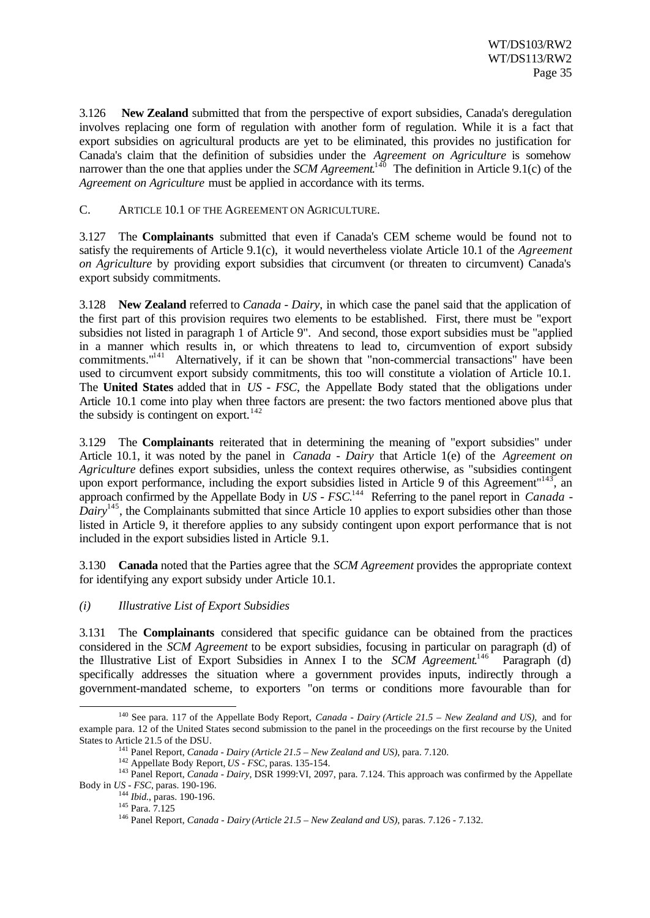3.126 **New Zealand** submitted that from the perspective of export subsidies, Canada's deregulation involves replacing one form of regulation with another form of regulation. While it is a fact that export subsidies on agricultural products are yet to be eliminated, this provides no justification for Canada's claim that the definition of subsidies under the *Agreement on Agriculture* is somehow narrower than the one that applies under the *SCM Agreement*.[140] The definition in Article 9.1(c) of the *Agreement on Agriculture* must be applied in accordance with its terms.

C. ARTICLE 10.1 OF THE AGREEMENT ON AGRICULTURE.

3.127 The **Complainants** submitted that even if Canada's CEM scheme would be found not to satisfy the requirements of Article 9.1(c), it would nevertheless violate Article 10.1 of the *Agreement on Agriculture* by providing export subsidies that circumvent (or threaten to circumvent) Canada's export subsidy commitments.

3.128 **New Zealand** referred to *Canada - Dairy*, in which case the panel said that the application of the first part of this provision requires two elements to be established. First, there must be "export subsidies not listed in paragraph 1 of Article 9". And second, those export subsidies must be "applied in a manner which results in, or which threatens to lead to, circumvention of export subsidy commitments."[141] Alternatively, if it can be shown that "non-commercial transactions" have been used to circumvent export subsidy commitments, this too will constitute a violation of Article 10.1. The **United States** added that in *US - FSC*, the Appellate Body stated that the obligations under Article 10.1 come into play when three factors are present: the two factors mentioned above plus that the subsidy is contingent on export.[142]

3.129 The **Complainants** reiterated that in determining the meaning of "export subsidies" under Article 10.1, it was noted by the panel in *Canada - Dairy* that Article 1(e) of the *Agreement on Agriculture* defines export subsidies, unless the context requires otherwise, as "subsidies contingent upon export performance, including the export subsidies listed in Article 9 of this Agreement"[143], an approach confirmed by the Appellate Body in *US - FSC*.[144] Referring to the panel report in *Canada - Dairy*[145], the Complainants submitted that since Article 10 applies to export subsidies other than those listed in Article 9, it therefore applies to any subsidy contingent upon export performance that is not included in the export subsidies listed in Article 9.1.

3.130 **Canada** noted that the Parties agree that the *SCM Agreement* provides the appropriate context for identifying any export subsidy under Article 10.1.

*(i) Illustrative List of Export Subsidies*

3.131 The **Complainants** considered that specific guidance can be obtained from the practices considered in the *SCM Agreement* to be export subsidies, focusing in particular on paragraph (d) of the Illustrative List of Export Subsidies in Annex I to the *SCM Agreement*.[146] Paragraph (d) specifically addresses the situation where a government provides inputs, indirectly through a government-mandated scheme, to exporters "on terms or conditions more favourable than for

---

[140] See para. 117 of the Appellate Body Report, *Canada - Dairy (Article 21.5 – New Zealand and US)*, and for example para. 12 of the United States second submission to the panel in the proceedings on the first recourse by the United States to Article 21.5 of the DSU.

[141] Panel Report, *Canada - Dairy (Article 21.5 – New Zealand and US)*, para. 7.120.

[142] Appellate Body Report, *US - FSC*, paras. 135-154.

[143] Panel Report, *Canada - Dairy*, DSR 1999:VI, 2097, para. 7.124. This approach was confirmed by the Appellate Body in *US - FSC*, paras. 190-196.

[144] *Ibid.*, paras. 190-196.

[145] Para. 7.125

[146] Panel Report, *Canada - Dairy (Article 21.5 – New Zealand and US)*, paras. 7.126 - 7.132.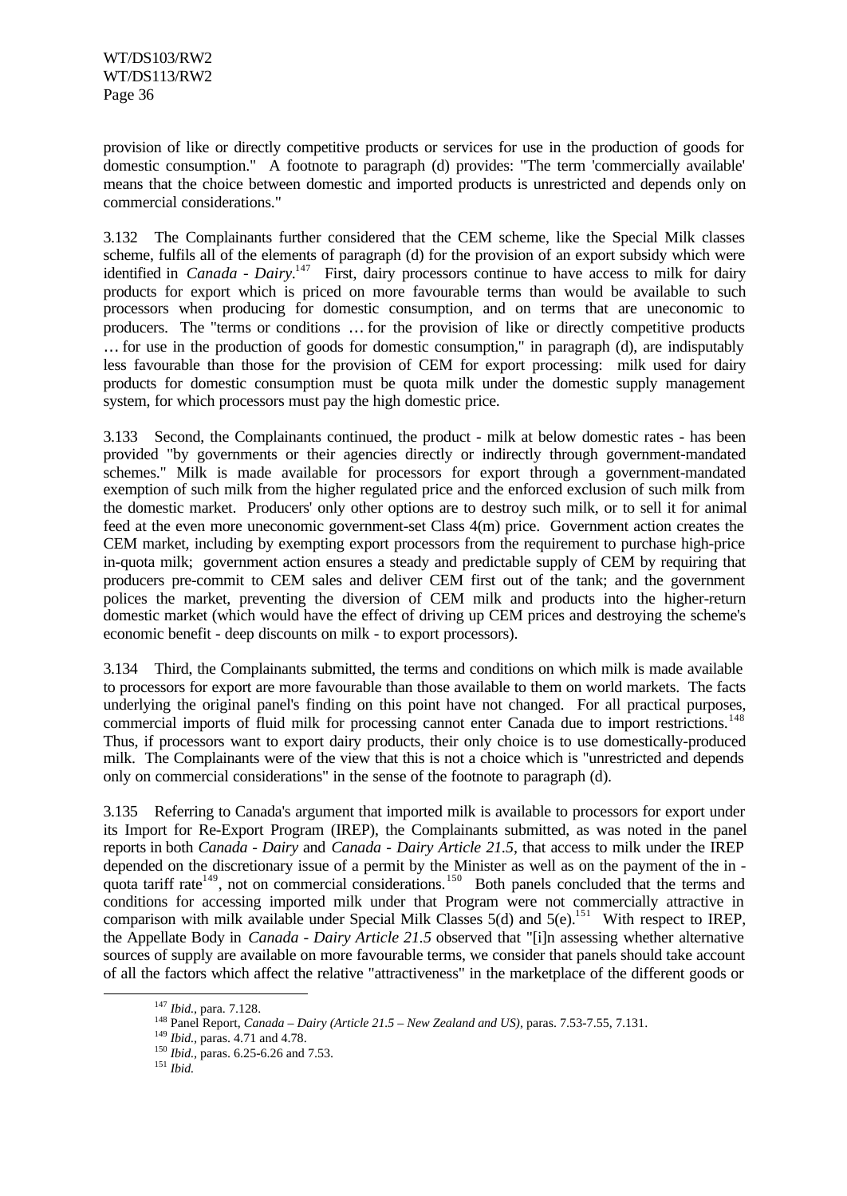provision of like or directly competitive products or services for use in the production of goods for domestic consumption." A footnote to paragraph (d) provides: "The term 'commercially available' means that the choice between domestic and imported products is unrestricted and depends only on commercial considerations."

3.132 The Complainants further considered that the CEM scheme, like the Special Milk classes scheme, fulfils all of the elements of paragraph (d) for the provision of an export subsidy which were identified in *Canada - Dairy*.[147] First, dairy processors continue to have access to milk for dairy products for export which is priced on more favourable terms than would be available to such processors when producing for domestic consumption, and on terms that are uneconomic to producers. The "terms or conditions … for the provision of like or directly competitive products … for use in the production of goods for domestic consumption," in paragraph (d), are indisputably less favourable than those for the provision of CEM for export processing: milk used for dairy products for domestic consumption must be quota milk under the domestic supply management system, for which processors must pay the high domestic price.

3.133 Second, the Complainants continued, the product - milk at below domestic rates - has been provided "by governments or their agencies directly or indirectly through government-mandated schemes." Milk is made available for processors for export through a government-mandated exemption of such milk from the higher regulated price and the enforced exclusion of such milk from the domestic market. Producers' only other options are to destroy such milk, or to sell it for animal feed at the even more uneconomic government-set Class 4(m) price. Government action creates the CEM market, including by exempting export processors from the requirement to purchase high-price in-quota milk; government action ensures a steady and predictable supply of CEM by requiring that producers pre-commit to CEM sales and deliver CEM first out of the tank; and the government polices the market, preventing the diversion of CEM milk and products into the higher-return domestic market (which would have the effect of driving up CEM prices and destroying the scheme's economic benefit - deep discounts on milk - to export processors).

3.134 Third, the Complainants submitted, the terms and conditions on which milk is made available to processors for export are more favourable than those available to them on world markets. The facts underlying the original panel's finding on this point have not changed. For all practical purposes, commercial imports of fluid milk for processing cannot enter Canada due to import restrictions.[148] Thus, if processors want to export dairy products, their only choice is to use domestically-produced milk. The Complainants were of the view that this is not a choice which is "unrestricted and depends only on commercial considerations" in the sense of the footnote to paragraph (d).

3.135 Referring to Canada's argument that imported milk is available to processors for export under its Import for Re-Export Program (IREP), the Complainants submitted, as was noted in the panel reports in both *Canada - Dairy* and *Canada - Dairy Article 21.5*, that access to milk under the IREP depended on the discretionary issue of a permit by the Minister as well as on the payment of the in - quota tariff rate[149], not on commercial considerations.[150] Both panels concluded that the terms and conditions for accessing imported milk under that Program were not commercially attractive in comparison with milk available under Special Milk Classes 5(d) and 5(e).[151] With respect to IREP, the Appellate Body in *Canada - Dairy Article 21.5* observed that "[i]n assessing whether alternative sources of supply are available on more favourable terms, we consider that panels should take account of all the factors which affect the relative "attractiveness" in the marketplace of the different goods or

---

[147] *Ibid.*, para. 7.128.

[148] Panel Report, *Canada – Dairy (Article 21.5 – New Zealand and US)*, paras. 7.53-7.55, 7.131.

[149] *Ibid.*, paras. 4.71 and 4.78.

[150] *Ibid.*, paras. 6.25-6.26 and 7.53.

[151] *Ibid.*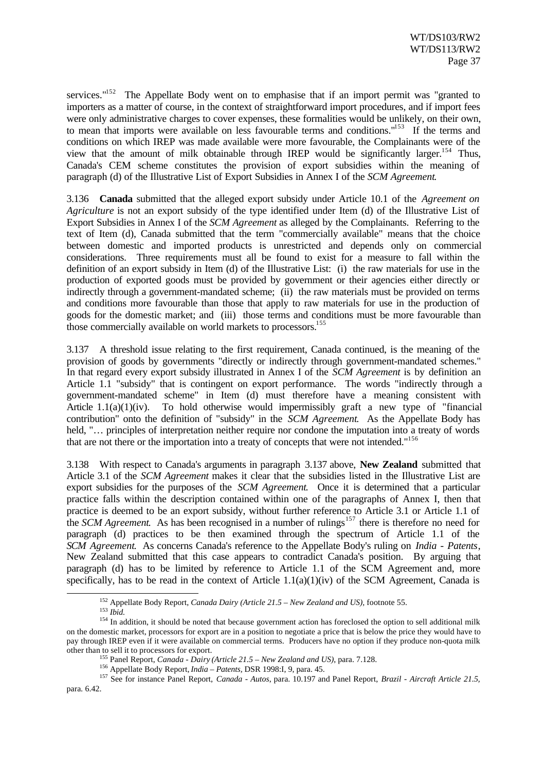services."[152] The Appellate Body went on to emphasise that if an import permit was "granted to importers as a matter of course, in the context of straightforward import procedures, and if import fees were only administrative charges to cover expenses, these formalities would be unlikely, on their own, to mean that imports were available on less favourable terms and conditions."[153] If the terms and conditions on which IREP was made available were more favourable, the Complainants were of the view that the amount of milk obtainable through IREP would be significantly larger.[154] Thus, Canada's CEM scheme constitutes the provision of export subsidies within the meaning of paragraph (d) of the Illustrative List of Export Subsidies in Annex I of the *SCM Agreement*.

3.136 **Canada** submitted that the alleged export subsidy under Article 10.1 of the *Agreement on Agriculture* is not an export subsidy of the type identified under Item (d) of the Illustrative List of Export Subsidies in Annex I of the *SCM Agreement* as alleged by the Complainants. Referring to the text of Item (d), Canada submitted that the term "commercially available" means that the choice between domestic and imported products is unrestricted and depends only on commercial considerations. Three requirements must all be found to exist for a measure to fall within the definition of an export subsidy in Item (d) of the Illustrative List: (i) the raw materials for use in the production of exported goods must be provided by government or their agencies either directly or indirectly through a government-mandated scheme; (ii) the raw materials must be provided on terms and conditions more favourable than those that apply to raw materials for use in the production of goods for the domestic market; and (iii) those terms and conditions must be more favourable than those commercially available on world markets to processors.[155]

3.137 A threshold issue relating to the first requirement, Canada continued, is the meaning of the provision of goods by governments "directly or indirectly through government-mandated schemes." In that regard every export subsidy illustrated in Annex I of the *SCM Agreement* is by definition an Article 1.1 "subsidy" that is contingent on export performance. The words "indirectly through a government-mandated scheme" in Item (d) must therefore have a meaning consistent with Article 1.1(a)(1)(iv). To hold otherwise would impermissibly graft a new type of "financial contribution" onto the definition of "subsidy" in the *SCM Agreement*. As the Appellate Body has held, "… principles of interpretation neither require nor condone the imputation into a treaty of words that are not there or the importation into a treaty of concepts that were not intended."[156]

3.138 With respect to Canada's arguments in paragraph 3.137 above, **New Zealand** submitted that Article 3.1 of the *SCM Agreement* makes it clear that the subsidies listed in the Illustrative List are export subsidies for the purposes of the *SCM Agreement*. Once it is determined that a particular practice falls within the description contained within one of the paragraphs of Annex I, then that practice is deemed to be an export subsidy, without further reference to Article 3.1 or Article 1.1 of the *SCM Agreement*. As has been recognised in a number of rulings[157] there is therefore no need for paragraph (d) practices to be then examined through the spectrum of Article 1.1 of the *SCM Agreement*. As concerns Canada's reference to the Appellate Body's ruling on *India - Patents*, New Zealand submitted that this case appears to contradict Canada's position. By arguing that paragraph (d) has to be limited by reference to Article 1.1 of the SCM Agreement and, more specifically, has to be read in the context of Article 1.1(a)(1)(iv) of the SCM Agreement, Canada is

---

[152] Appellate Body Report, *Canada Dairy (Article 21.5 – New Zealand and US)*, footnote 55.

[153] *Ibid.*

[154] In addition, it should be noted that because government action has foreclosed the option to sell additional milk on the domestic market, processors for export are in a position to negotiate a price that is below the price they would have to pay through IREP even if it were available on commercial terms. Producers have no option if they produce non-quota milk other than to sell it to processors for export.

[155] Panel Report, *Canada - Dairy (Article 21.5 – New Zealand and US)*, para. 7.128.

[156] Appellate Body Report, *India – Patents*, DSR 1998:I, 9, para. 45.

[157] See for instance Panel Report, *Canada - Autos*, para. 10.197 and Panel Report, *Brazil - Aircraft Article 21.5*, para. 6.42.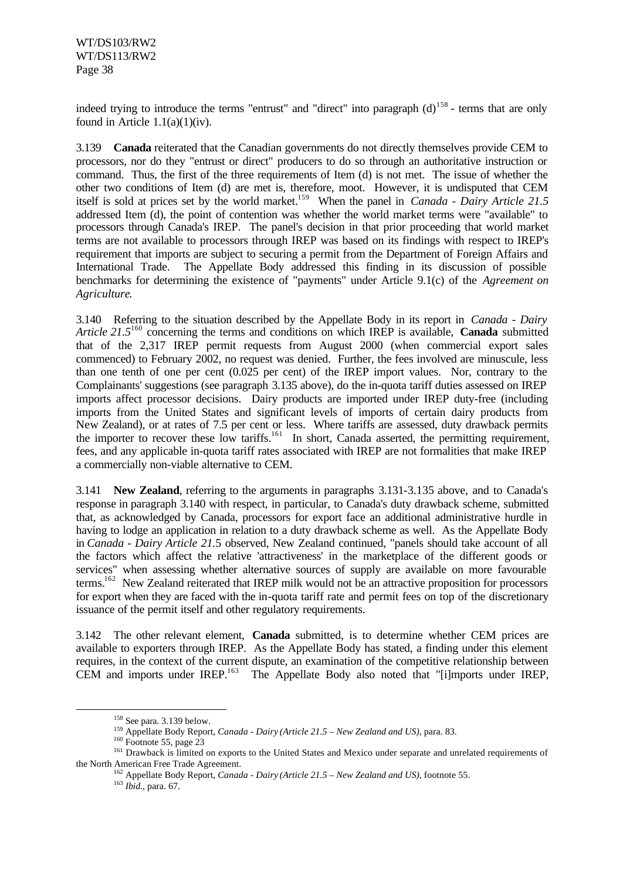indeed trying to introduce the terms "entrust" and "direct" into paragraph (d)[158] - terms that are only found in Article 1.1(a)(1)(iv).

3.139 **Canada** reiterated that the Canadian governments do not directly themselves provide CEM to processors, nor do they "entrust or direct" producers to do so through an authoritative instruction or command. Thus, the first of the three requirements of Item (d) is not met. The issue of whether the other two conditions of Item (d) are met is, therefore, moot. However, it is undisputed that CEM itself is sold at prices set by the world market.[159] When the panel in *Canada - Dairy Article 21.5* addressed Item (d), the point of contention was whether the world market terms were "available" to processors through Canada's IREP. The panel's decision in that prior proceeding that world market terms are not available to processors through IREP was based on its findings with respect to IREP's requirement that imports are subject to securing a permit from the Department of Foreign Affairs and International Trade. The Appellate Body addressed this finding in its discussion of possible benchmarks for determining the existence of "payments" under Article 9.1(c) of the *Agreement on Agriculture*.

3.140 Referring to the situation described by the Appellate Body in its report in *Canada - Dairy Article 21.5*[160] concerning the terms and conditions on which IREP is available, **Canada** submitted that of the 2,317 IREP permit requests from August 2000 (when commercial export sales commenced) to February 2002, no request was denied. Further, the fees involved are minuscule, less than one tenth of one per cent (0.025 per cent) of the IREP import values. Nor, contrary to the Complainants' suggestions (see paragraph 3.135 above), do the in-quota tariff duties assessed on IREP imports affect processor decisions. Dairy products are imported under IREP duty-free (including imports from the United States and significant levels of imports of certain dairy products from New Zealand), or at rates of 7.5 per cent or less. Where tariffs are assessed, duty drawback permits the importer to recover these low tariffs.[161] In short, Canada asserted, the permitting requirement, fees, and any applicable in-quota tariff rates associated with IREP are not formalities that make IREP a commercially non-viable alternative to CEM.

3.141 **New Zealand**, referring to the arguments in paragraphs 3.131-3.135 above, and to Canada's response in paragraph 3.140 with respect, in particular, to Canada's duty drawback scheme, submitted that, as acknowledged by Canada, processors for export face an additional administrative hurdle in having to lodge an application in relation to a duty drawback scheme as well. As the Appellate Body in *Canada - Dairy Article 21.5* observed, New Zealand continued, "panels should take account of all the factors which affect the relative 'attractiveness' in the marketplace of the different goods or services" when assessing whether alternative sources of supply are available on more favourable terms.[162] New Zealand reiterated that IREP milk would not be an attractive proposition for processors for export when they are faced with the in-quota tariff rate and permit fees on top of the discretionary issuance of the permit itself and other regulatory requirements.

3.142 The other relevant element, **Canada** submitted, is to determine whether CEM prices are available to exporters through IREP. As the Appellate Body has stated, a finding under this element requires, in the context of the current dispute, an examination of the competitive relationship between CEM and imports under IREP.[163] The Appellate Body also noted that "[i]mports under IREP,

---

[158] See para. 3.139 below.

[159] Appellate Body Report, *Canada - Dairy (Article 21.5 – New Zealand and US)*, para. 83.

[160] Footnote 55, page 23

[161] Drawback is limited on exports to the United States and Mexico under separate and unrelated requirements of the North American Free Trade Agreement.

[162] Appellate Body Report, *Canada - Dairy (Article 21.5 – New Zealand and US)*, footnote 55.

[163] *Ibid.*, para. 67.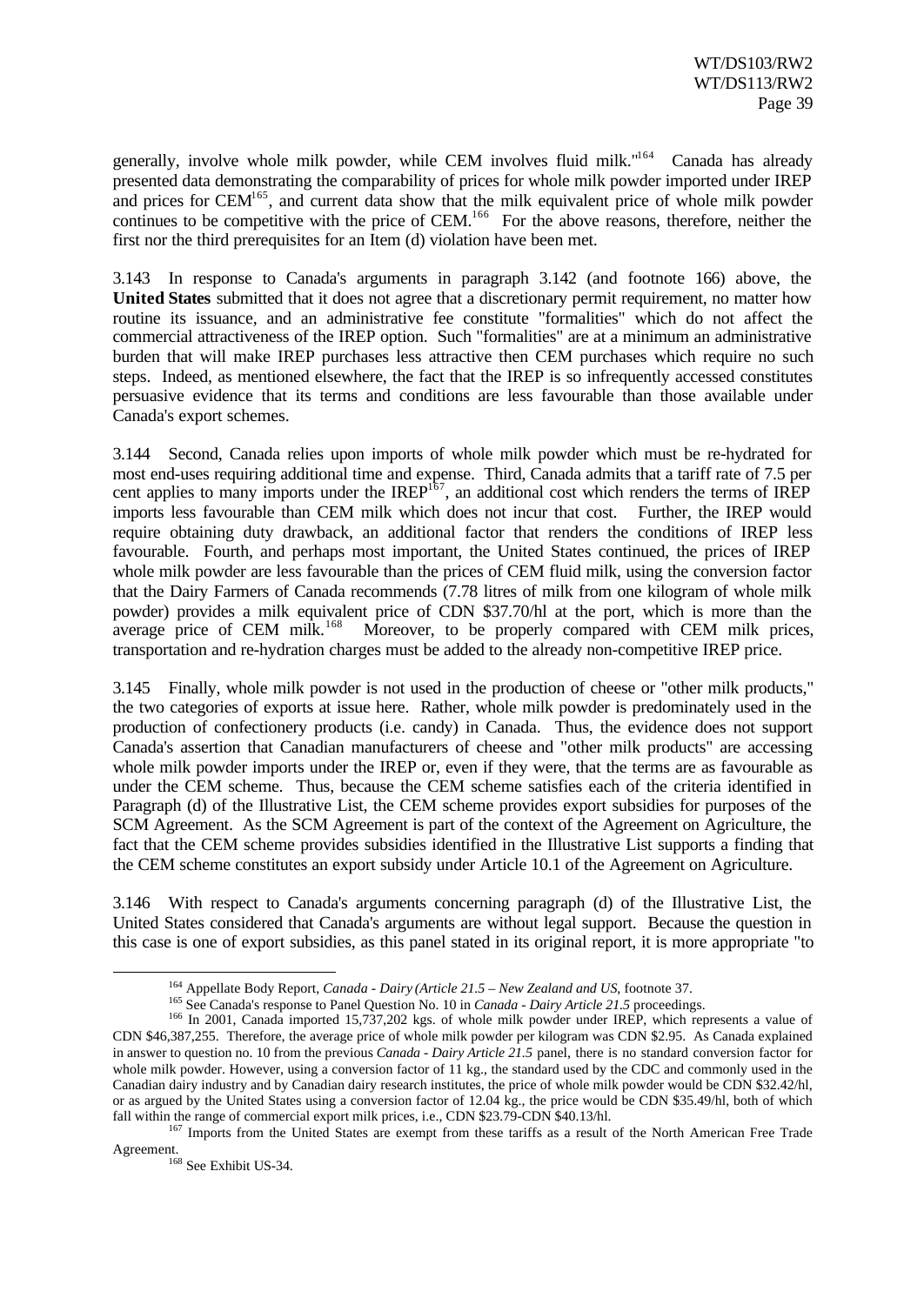generally, involve whole milk powder, while CEM involves fluid milk."[164] Canada has already presented data demonstrating the comparability of prices for whole milk powder imported under IREP and prices for CEM[165], and current data show that the milk equivalent price of whole milk powder continues to be competitive with the price of CEM.[166] For the above reasons, therefore, neither the first nor the third prerequisites for an Item (d) violation have been met.

3.143 In response to Canada's arguments in paragraph 3.142 (and footnote 166) above, the **United States** submitted that it does not agree that a discretionary permit requirement, no matter how routine its issuance, and an administrative fee constitute "formalities" which do not affect the commercial attractiveness of the IREP option. Such "formalities" are at a minimum an administrative burden that will make IREP purchases less attractive then CEM purchases which require no such steps. Indeed, as mentioned elsewhere, the fact that the IREP is so infrequently accessed constitutes persuasive evidence that its terms and conditions are less favourable than those available under Canada's export schemes.

3.144 Second, Canada relies upon imports of whole milk powder which must be re-hydrated for most end-uses requiring additional time and expense. Third, Canada admits that a tariff rate of 7.5 per cent applies to many imports under the IREP[167], an additional cost which renders the terms of IREP imports less favourable than CEM milk which does not incur that cost. Further, the IREP would require obtaining duty drawback, an additional factor that renders the conditions of IREP less favourable. Fourth, and perhaps most important, the United States continued, the prices of IREP whole milk powder are less favourable than the prices of CEM fluid milk, using the conversion factor that the Dairy Farmers of Canada recommends (7.78 litres of milk from one kilogram of whole milk powder) provides a milk equivalent price of CDN $37.70/hl at the port, which is more than the average price of CEM milk.[168] Moreover, to be properly compared with CEM milk prices, transportation and re-hydration charges must be added to the already non-competitive IREP price.

3.145 Finally, whole milk powder is not used in the production of cheese or "other milk products," the two categories of exports at issue here. Rather, whole milk powder is predominately used in the production of confectionery products (i.e. candy) in Canada. Thus, the evidence does not support Canada's assertion that Canadian manufacturers of cheese and "other milk products" are accessing whole milk powder imports under the IREP or, even if they were, that the terms are as favourable as under the CEM scheme. Thus, because the CEM scheme satisfies each of the criteria identified in Paragraph (d) of the Illustrative List, the CEM scheme provides export subsidies for purposes of the SCM Agreement. As the SCM Agreement is part of the context of the Agreement on Agriculture, the fact that the CEM scheme provides subsidies identified in the Illustrative List supports a finding that the CEM scheme constitutes an export subsidy under Article 10.1 of the Agreement on Agriculture.

3.146 With respect to Canada's arguments concerning paragraph (d) of the Illustrative List, the United States considered that Canada's arguments are without legal support. Because the question in this case is one of export subsidies, as this panel stated in its original report, it is more appropriate "to

---

[164] Appellate Body Report, *Canada - Dairy (Article 21.5 – New Zealand and US*, footnote 37.

[165] See Canada's response to Panel Question No. 10 in *Canada - Dairy Article 21.5* proceedings.

[166] In 2001, Canada imported 15,737,202 kgs. of whole milk powder under IREP, which represents a value of CDN $46,387,255. Therefore, the average price of whole milk powder per kilogram was CDN $2.95. As Canada explained in answer to question no. 10 from the previous *Canada - Dairy Article 21.5* panel, there is no standard conversion factor for whole milk powder. However, using a conversion factor of 11 kg., the standard used by the CDC and commonly used in the Canadian dairy industry and by Canadian dairy research institutes, the price of whole milk powder would be CDN $32.42/hl, or as argued by the United States using a conversion factor of 12.04 kg., the price would be CDN $35.49/hl, both of which fall within the range of commercial export milk prices, i.e., CDN $23.79-CDN $40.13/hl.

[167] Imports from the United States are exempt from these tariffs as a result of the North American Free Trade Agreement.

[168] See Exhibit US-34.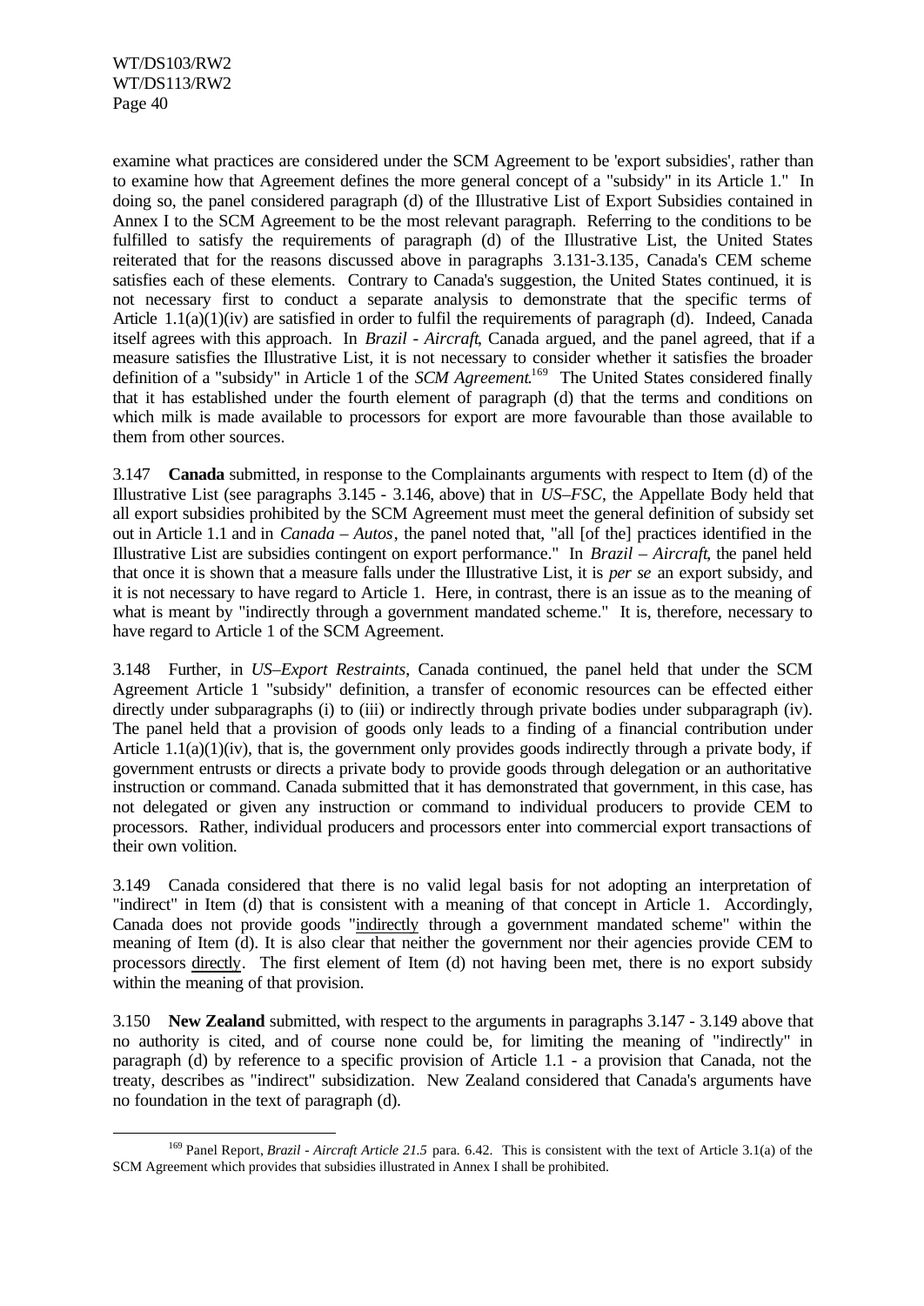examine what practices are considered under the SCM Agreement to be 'export subsidies', rather than to examine how that Agreement defines the more general concept of a "subsidy" in its Article 1." In doing so, the panel considered paragraph (d) of the Illustrative List of Export Subsidies contained in Annex I to the SCM Agreement to be the most relevant paragraph. Referring to the conditions to be fulfilled to satisfy the requirements of paragraph (d) of the Illustrative List, the United States reiterated that for the reasons discussed above in paragraphs 3.131-3.135, Canada's CEM scheme satisfies each of these elements. Contrary to Canada's suggestion, the United States continued, it is not necessary first to conduct a separate analysis to demonstrate that the specific terms of Article 1.1(a)(1)(iv) are satisfied in order to fulfil the requirements of paragraph (d). Indeed, Canada itself agrees with this approach. In *Brazil - Aircraft*, Canada argued, and the panel agreed, that if a measure satisfies the Illustrative List, it is not necessary to consider whether it satisfies the broader definition of a "subsidy" in Article 1 of the *SCM Agreement*.[169] The United States considered finally that it has established under the fourth element of paragraph (d) that the terms and conditions on which milk is made available to processors for export are more favourable than those available to them from other sources.

3.147 **Canada** submitted, in response to the Complainants arguments with respect to Item (d) of the Illustrative List (see paragraphs 3.145 - 3.146, above) that in *US–FSC*, the Appellate Body held that all export subsidies prohibited by the SCM Agreement must meet the general definition of subsidy set out in Article 1.1 and in *Canada – Autos*, the panel noted that, "all [of the] practices identified in the Illustrative List are subsidies contingent on export performance." In *Brazil – Aircraft*, the panel held that once it is shown that a measure falls under the Illustrative List, it is *per se* an export subsidy, and it is not necessary to have regard to Article 1. Here, in contrast, there is an issue as to the meaning of what is meant by "indirectly through a government mandated scheme." It is, therefore, necessary to have regard to Article 1 of the SCM Agreement.

3.148 Further, in *US–Export Restraints*, Canada continued, the panel held that under the SCM Agreement Article 1 "subsidy" definition, a transfer of economic resources can be effected either directly under subparagraphs (i) to (iii) or indirectly through private bodies under subparagraph (iv). The panel held that a provision of goods only leads to a finding of a financial contribution under Article 1.1(a)(1)(iv), that is, the government only provides goods indirectly through a private body, if government entrusts or directs a private body to provide goods through delegation or an authoritative instruction or command. Canada submitted that it has demonstrated that government, in this case, has not delegated or given any instruction or command to individual producers to provide CEM to processors. Rather, individual producers and processors enter into commercial export transactions of their own volition.

3.149 Canada considered that there is no valid legal basis for not adopting an interpretation of "indirect" in Item (d) that is consistent with a meaning of that concept in Article 1. Accordingly, Canada does not provide goods "<u>indirectly</u> through a government mandated scheme" within the meaning of Item (d). It is also clear that neither the government nor their agencies provide CEM to processors <u>directly</u>. The first element of Item (d) not having been met, there is no export subsidy within the meaning of that provision.

3.150 **New Zealand** submitted, with respect to the arguments in paragraphs 3.147 - 3.149 above that no authority is cited, and of course none could be, for limiting the meaning of "indirectly" in paragraph (d) by reference to a specific provision of Article 1.1 - a provision that Canada, not the treaty, describes as "indirect" subsidization. New Zealand considered that Canada's arguments have no foundation in the text of paragraph (d).

---

[169] Panel Report, *Brazil - Aircraft Article 21.5* para. 6.42. This is consistent with the text of Article 3.1(a) of the SCM Agreement which provides that subsidies illustrated in Annex I shall be prohibited.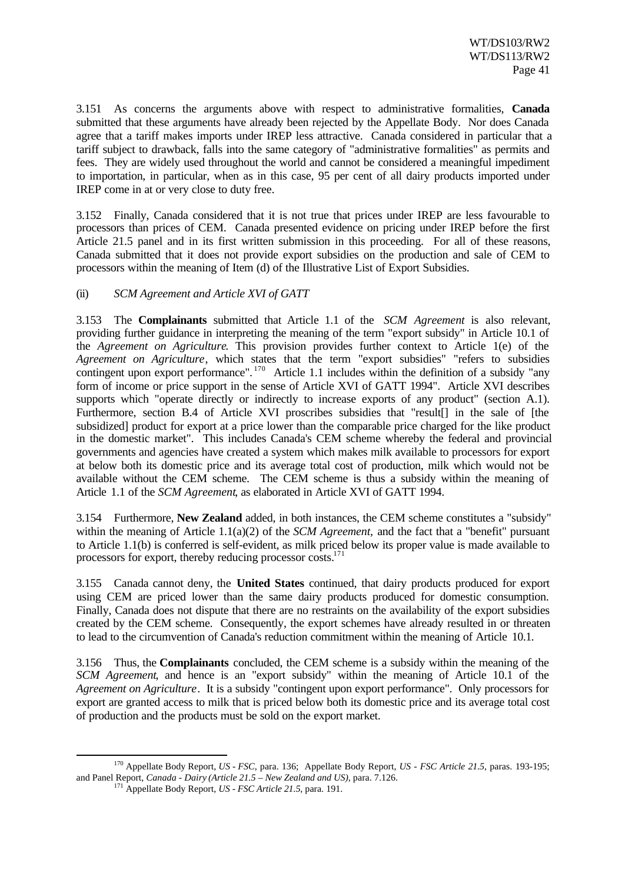3.151 As concerns the arguments above with respect to administrative formalities, **Canada** submitted that these arguments have already been rejected by the Appellate Body. Nor does Canada agree that a tariff makes imports under IREP less attractive. Canada considered in particular that a tariff subject to drawback, falls into the same category of "administrative formalities" as permits and fees. They are widely used throughout the world and cannot be considered a meaningful impediment to importation, in particular, when as in this case, 95 per cent of all dairy products imported under IREP come in at or very close to duty free.

3.152 Finally, Canada considered that it is not true that prices under IREP are less favourable to processors than prices of CEM. Canada presented evidence on pricing under IREP before the first Article 21.5 panel and in its first written submission in this proceeding. For all of these reasons, Canada submitted that it does not provide export subsidies on the production and sale of CEM to processors within the meaning of Item (d) of the Illustrative List of Export Subsidies.

(ii) *SCM Agreement and Article XVI of GATT*

3.153 The **Complainants** submitted that Article 1.1 of the *SCM Agreement* is also relevant, providing further guidance in interpreting the meaning of the term "export subsidy" in Article 10.1 of the *Agreement on Agriculture*. This provision provides further context to Article 1(e) of the *Agreement on Agriculture*, which states that the term "export subsidies" "refers to subsidies contingent upon export performance".[170] Article 1.1 includes within the definition of a subsidy "any form of income or price support in the sense of Article XVI of GATT 1994". Article XVI describes supports which "operate directly or indirectly to increase exports of any product" (section A.1). Furthermore, section B.4 of Article XVI proscribes subsidies that "result[] in the sale of [the subsidized] product for export at a price lower than the comparable price charged for the like product in the domestic market". This includes Canada's CEM scheme whereby the federal and provincial governments and agencies have created a system which makes milk available to processors for export at below both its domestic price and its average total cost of production, milk which would not be available without the CEM scheme. The CEM scheme is thus a subsidy within the meaning of Article 1.1 of the *SCM Agreement*, as elaborated in Article XVI of GATT 1994.

3.154 Furthermore, **New Zealand** added, in both instances, the CEM scheme constitutes a "subsidy" within the meaning of Article 1.1(a)(2) of the *SCM Agreement*, and the fact that a "benefit" pursuant to Article 1.1(b) is conferred is self-evident, as milk priced below its proper value is made available to processors for export, thereby reducing processor costs.[171]

3.155 Canada cannot deny, the **United States** continued, that dairy products produced for export using CEM are priced lower than the same dairy products produced for domestic consumption. Finally, Canada does not dispute that there are no restraints on the availability of the export subsidies created by the CEM scheme. Consequently, the export schemes have already resulted in or threaten to lead to the circumvention of Canada's reduction commitment within the meaning of Article 10.1.

3.156 Thus, the **Complainants** concluded, the CEM scheme is a subsidy within the meaning of the *SCM Agreement*, and hence is an "export subsidy" within the meaning of Article 10.1 of the *Agreement on Agriculture*. It is a subsidy "contingent upon export performance". Only processors for export are granted access to milk that is priced below both its domestic price and its average total cost of production and the products must be sold on the export market.

---

[170] Appellate Body Report, *US - FSC*, para. 136; Appellate Body Report, *US - FSC Article 21.5*, paras. 193-195; and Panel Report, *Canada - Dairy (Article 21.5 – New Zealand and US)*, para. 7.126.

[171] Appellate Body Report, *US - FSC Article 21.5*, para. 191.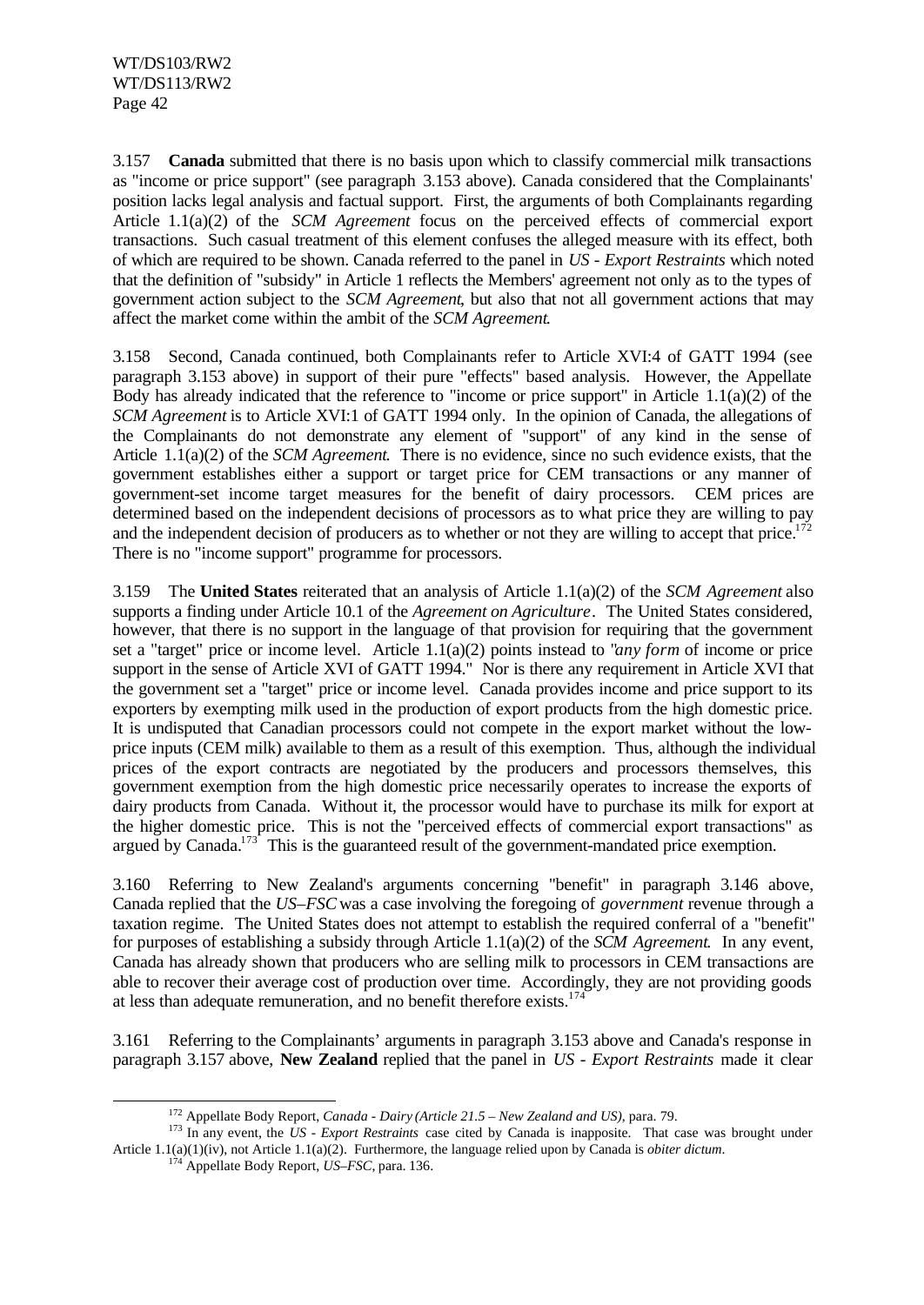3.157 **Canada** submitted that there is no basis upon which to classify commercial milk transactions as "income or price support" (see paragraph 3.153 above). Canada considered that the Complainants' position lacks legal analysis and factual support. First, the arguments of both Complainants regarding Article 1.1(a)(2) of the *SCM Agreement* focus on the perceived effects of commercial export transactions. Such casual treatment of this element confuses the alleged measure with its effect, both of which are required to be shown. Canada referred to the panel in *US - Export Restraints* which noted that the definition of "subsidy" in Article 1 reflects the Members' agreement not only as to the types of government action subject to the *SCM Agreement*, but also that not all government actions that may affect the market come within the ambit of the *SCM Agreement*.

3.158 Second, Canada continued, both Complainants refer to Article XVI:4 of GATT 1994 (see paragraph 3.153 above) in support of their pure "effects" based analysis. However, the Appellate Body has already indicated that the reference to "income or price support" in Article 1.1(a)(2) of the *SCM Agreement* is to Article XVI:1 of GATT 1994 only. In the opinion of Canada, the allegations of the Complainants do not demonstrate any element of "support" of any kind in the sense of Article 1.1(a)(2) of the *SCM Agreement*. There is no evidence, since no such evidence exists, that the government establishes either a support or target price for CEM transactions or any manner of government-set income target measures for the benefit of dairy processors. CEM prices are determined based on the independent decisions of processors as to what price they are willing to pay and the independent decision of producers as to whether or not they are willing to accept that price.[172] There is no "income support" programme for processors.

3.159 The **United States** reiterated that an analysis of Article 1.1(a)(2) of the *SCM Agreement* also supports a finding under Article 10.1 of the *Agreement on Agriculture*. The United States considered, however, that there is no support in the language of that provision for requiring that the government set a "target" price or income level. Article 1.1(a)(2) points instead to "*any form* of income or price support in the sense of Article XVI of GATT 1994." Nor is there any requirement in Article XVI that the government set a "target" price or income level. Canada provides income and price support to its exporters by exempting milk used in the production of export products from the high domestic price. It is undisputed that Canadian processors could not compete in the export market without the low-price inputs (CEM milk) available to them as a result of this exemption. Thus, although the individual prices of the export contracts are negotiated by the producers and processors themselves, this government exemption from the high domestic price necessarily operates to increase the exports of dairy products from Canada. Without it, the processor would have to purchase its milk for export at the higher domestic price. This is not the "perceived effects of commercial export transactions" as argued by Canada.[173] This is the guaranteed result of the government-mandated price exemption.

3.160 Referring to New Zealand's arguments concerning "benefit" in paragraph 3.146 above, Canada replied that the *US–FSC* was a case involving the foregoing of *government* revenue through a taxation regime. The United States does not attempt to establish the required conferral of a "benefit" for purposes of establishing a subsidy through Article 1.1(a)(2) of the *SCM Agreement*. In any event, Canada has already shown that producers who are selling milk to processors in CEM transactions are able to recover their average cost of production over time. Accordingly, they are not providing goods at less than adequate remuneration, and no benefit therefore exists.[174]

3.161 Referring to the Complainants' arguments in paragraph 3.153 above and Canada's response in paragraph 3.157 above, **New Zealand** replied that the panel in *US - Export Restraints* made it clear

---

[172] Appellate Body Report, *Canada - Dairy (Article 21.5 – New Zealand and US)*, para. 79.

[173] In any event, the *US - Export Restraints* case cited by Canada is inapposite. That case was brought under Article 1.1(a)(1)(iv), not Article 1.1(a)(2). Furthermore, the language relied upon by Canada is *obiter dictum*.

[174] Appellate Body Report, *US–FSC*, para. 136.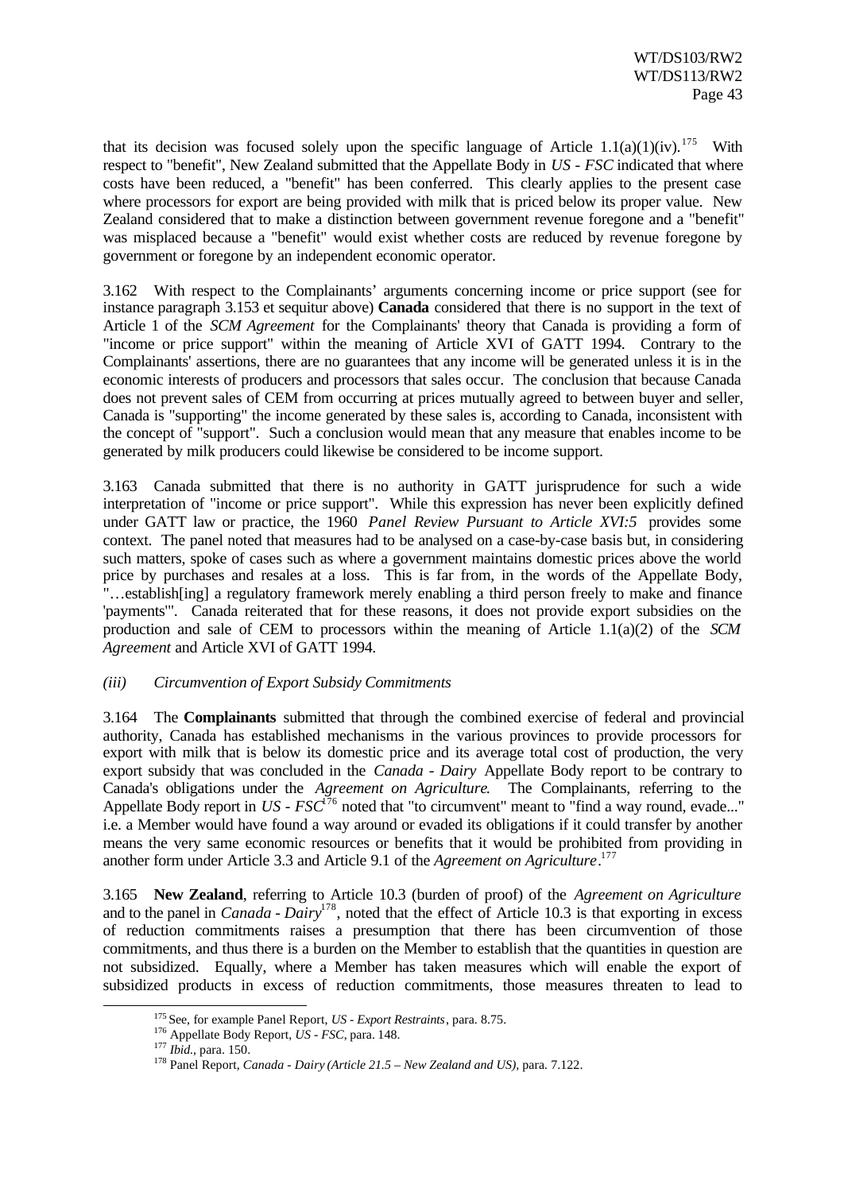that its decision was focused solely upon the specific language of Article 1.1(a)(1)(iv).[175] With respect to "benefit", New Zealand submitted that the Appellate Body in *US - FSC* indicated that where costs have been reduced, a "benefit" has been conferred. This clearly applies to the present case where processors for export are being provided with milk that is priced below its proper value. New Zealand considered that to make a distinction between government revenue foregone and a "benefit" was misplaced because a "benefit" would exist whether costs are reduced by revenue foregone by government or foregone by an independent economic operator.

3.162 With respect to the Complainants' arguments concerning income or price support (see for instance paragraph 3.153 et sequitur above) **Canada** considered that there is no support in the text of Article 1 of the *SCM Agreement* for the Complainants' theory that Canada is providing a form of "income or price support" within the meaning of Article XVI of GATT 1994. Contrary to the Complainants' assertions, there are no guarantees that any income will be generated unless it is in the economic interests of producers and processors that sales occur. The conclusion that because Canada does not prevent sales of CEM from occurring at prices mutually agreed to between buyer and seller, Canada is "supporting" the income generated by these sales is, according to Canada, inconsistent with the concept of "support". Such a conclusion would mean that any measure that enables income to be generated by milk producers could likewise be considered to be income support.

3.163 Canada submitted that there is no authority in GATT jurisprudence for such a wide interpretation of "income or price support". While this expression has never been explicitly defined under GATT law or practice, the 1960 *Panel Review Pursuant to Article XVI:5* provides some context. The panel noted that measures had to be analysed on a case-by-case basis but, in considering such matters, spoke of cases such as where a government maintains domestic prices above the world price by purchases and resales at a loss. This is far from, in the words of the Appellate Body, "…establish[ing] a regulatory framework merely enabling a third person freely to make and finance 'payments'". Canada reiterated that for these reasons, it does not provide export subsidies on the production and sale of CEM to processors within the meaning of Article 1.1(a)(2) of the *SCM Agreement* and Article XVI of GATT 1994.

*(iii) Circumvention of Export Subsidy Commitments*

3.164 The **Complainants** submitted that through the combined exercise of federal and provincial authority, Canada has established mechanisms in the various provinces to provide processors for export with milk that is below its domestic price and its average total cost of production, the very export subsidy that was concluded in the *Canada - Dairy* Appellate Body report to be contrary to Canada's obligations under the *Agreement on Agriculture*. The Complainants, referring to the Appellate Body report in *US - FSC*[176] noted that "to circumvent" meant to "find a way round, evade..." i.e. a Member would have found a way around or evaded its obligations if it could transfer by another means the very same economic resources or benefits that it would be prohibited from providing in another form under Article 3.3 and Article 9.1 of the *Agreement on Agriculture*.[177]

3.165 **New Zealand**, referring to Article 10.3 (burden of proof) of the *Agreement on Agriculture* and to the panel in *Canada - Dairy*[178], noted that the effect of Article 10.3 is that exporting in excess of reduction commitments raises a presumption that there has been circumvention of those commitments, and thus there is a burden on the Member to establish that the quantities in question are not subsidized. Equally, where a Member has taken measures which will enable the export of subsidized products in excess of reduction commitments, those measures threaten to lead to

---

[175] See, for example Panel Report, *US - Export Restraints*, para. 8.75.

[176] Appellate Body Report, *US - FSC*, para. 148.

[177] *Ibid.*, para. 150.

[178] Panel Report, *Canada - Dairy (Article 21.5 – New Zealand and US)*, para. 7.122.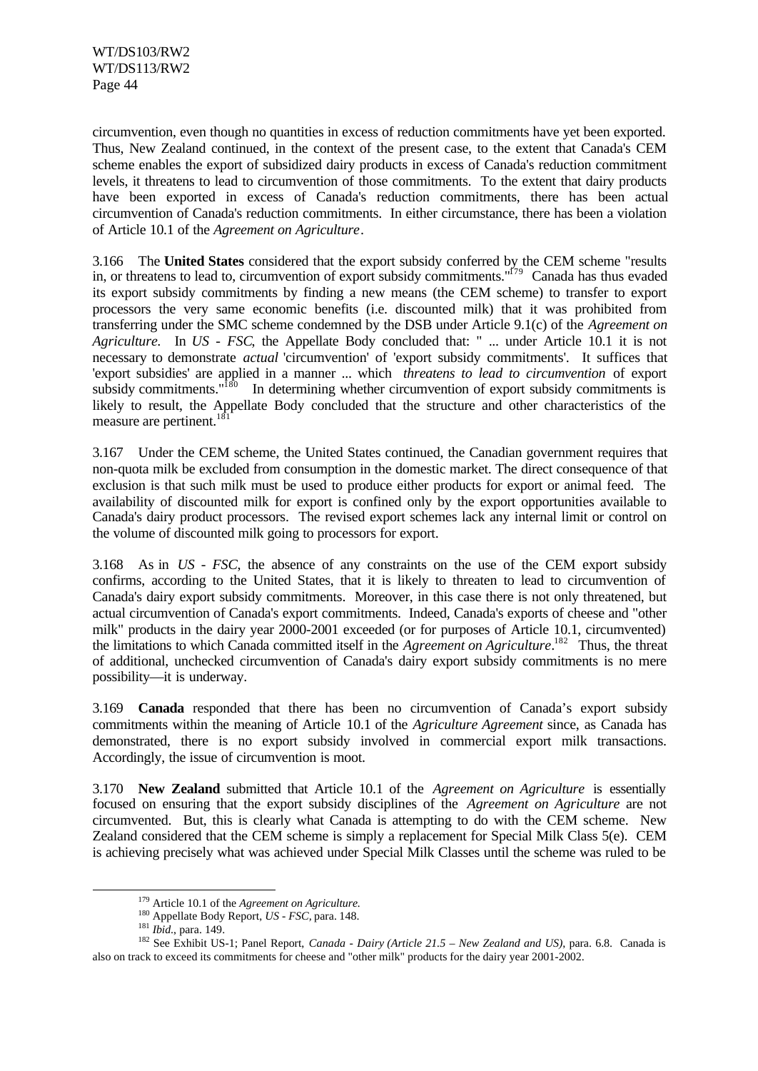circumvention, even though no quantities in excess of reduction commitments have yet been exported. Thus, New Zealand continued, in the context of the present case, to the extent that Canada's CEM scheme enables the export of subsidized dairy products in excess of Canada's reduction commitment levels, it threatens to lead to circumvention of those commitments. To the extent that dairy products have been exported in excess of Canada's reduction commitments, there has been actual circumvention of Canada's reduction commitments. In either circumstance, there has been a violation of Article 10.1 of the *Agreement on Agriculture*.

3.166 The **United States** considered that the export subsidy conferred by the CEM scheme "results in, or threatens to lead to, circumvention of export subsidy commitments."[179] Canada has thus evaded its export subsidy commitments by finding a new means (the CEM scheme) to transfer to export processors the very same economic benefits (i.e. discounted milk) that it was prohibited from transferring under the SMC scheme condemned by the DSB under Article 9.1(c) of the *Agreement on Agriculture.* In *US - FSC*, the Appellate Body concluded that: " ... under Article 10.1 it is not necessary to demonstrate *actual* 'circumvention' of 'export subsidy commitments'. It suffices that 'export subsidies' are applied in a manner ... which *threatens to lead to circumvention* of export subsidy commitments."[180] In determining whether circumvention of export subsidy commitments is likely to result, the Appellate Body concluded that the structure and other characteristics of the measure are pertinent.[181]

3.167 Under the CEM scheme, the United States continued, the Canadian government requires that non-quota milk be excluded from consumption in the domestic market. The direct consequence of that exclusion is that such milk must be used to produce either products for export or animal feed. The availability of discounted milk for export is confined only by the export opportunities available to Canada's dairy product processors. The revised export schemes lack any internal limit or control on the volume of discounted milk going to processors for export.

3.168 As in *US - FSC*, the absence of any constraints on the use of the CEM export subsidy confirms, according to the United States, that it is likely to threaten to lead to circumvention of Canada's dairy export subsidy commitments. Moreover, in this case there is not only threatened, but actual circumvention of Canada's export commitments. Indeed, Canada's exports of cheese and "other milk" products in the dairy year 2000-2001 exceeded (or for purposes of Article 10.1, circumvented) the limitations to which Canada committed itself in the *Agreement on Agriculture*.[182] Thus, the threat of additional, unchecked circumvention of Canada's dairy export subsidy commitments is no mere possibility—it is underway.

3.169 **Canada** responded that there has been no circumvention of Canada's export subsidy commitments within the meaning of Article 10.1 of the *Agriculture Agreement* since, as Canada has demonstrated, there is no export subsidy involved in commercial export milk transactions. Accordingly, the issue of circumvention is moot.

3.170 **New Zealand** submitted that Article 10.1 of the *Agreement on Agriculture* is essentially focused on ensuring that the export subsidy disciplines of the *Agreement on Agriculture* are not circumvented. But, this is clearly what Canada is attempting to do with the CEM scheme. New Zealand considered that the CEM scheme is simply a replacement for Special Milk Class 5(e). CEM is achieving precisely what was achieved under Special Milk Classes until the scheme was ruled to be

[179] Article 10.1 of the *Agreement on Agriculture.*

[180] Appellate Body Report, *US - FSC*, para. 148.

[181] *Ibid.*, para. 149.

[182] See Exhibit US-1; Panel Report, *Canada - Dairy (Article 21.5 – New Zealand and US)*, para. 6.8. Canada is also on track to exceed its commitments for cheese and "other milk" products for the dairy year 2001-2002.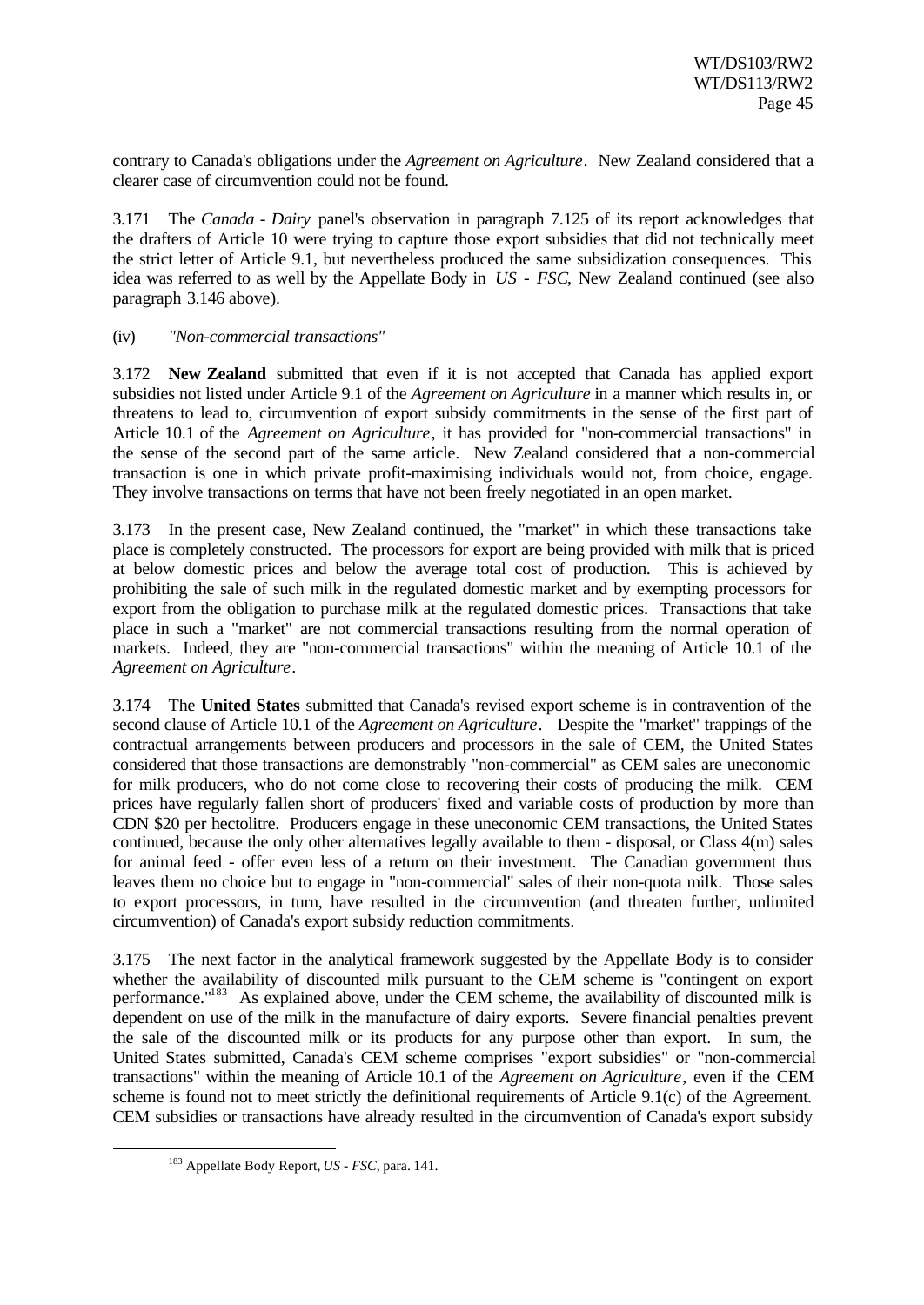contrary to Canada's obligations under the *Agreement on Agriculture*. New Zealand considered that a clearer case of circumvention could not be found.

3.171 The *Canada - Dairy* panel's observation in paragraph 7.125 of its report acknowledges that the drafters of Article 10 were trying to capture those export subsidies that did not technically meet the strict letter of Article 9.1, but nevertheless produced the same subsidization consequences. This idea was referred to as well by the Appellate Body in *US - FSC*, New Zealand continued (see also paragraph 3.146 above).

(iv) *"Non-commercial transactions"*

3.172 **New Zealand** submitted that even if it is not accepted that Canada has applied export subsidies not listed under Article 9.1 of the *Agreement on Agriculture* in a manner which results in, or threatens to lead to, circumvention of export subsidy commitments in the sense of the first part of Article 10.1 of the *Agreement on Agriculture*, it has provided for "non-commercial transactions" in the sense of the second part of the same article. New Zealand considered that a non-commercial transaction is one in which private profit-maximising individuals would not, from choice, engage. They involve transactions on terms that have not been freely negotiated in an open market.

3.173 In the present case, New Zealand continued, the "market" in which these transactions take place is completely constructed. The processors for export are being provided with milk that is priced at below domestic prices and below the average total cost of production. This is achieved by prohibiting the sale of such milk in the regulated domestic market and by exempting processors for export from the obligation to purchase milk at the regulated domestic prices. Transactions that take place in such a "market" are not commercial transactions resulting from the normal operation of markets. Indeed, they are "non-commercial transactions" within the meaning of Article 10.1 of the *Agreement on Agriculture*.

3.174 The **United States** submitted that Canada's revised export scheme is in contravention of the second clause of Article 10.1 of the *Agreement on Agriculture*. Despite the "market" trappings of the contractual arrangements between producers and processors in the sale of CEM, the United States considered that those transactions are demonstrably "non-commercial" as CEM sales are uneconomic for milk producers, who do not come close to recovering their costs of producing the milk. CEM prices have regularly fallen short of producers' fixed and variable costs of production by more than CDN $20 per hectolitre. Producers engage in these uneconomic CEM transactions, the United States continued, because the only other alternatives legally available to them - disposal, or Class 4(m) sales for animal feed - offer even less of a return on their investment. The Canadian government thus leaves them no choice but to engage in "non-commercial" sales of their non-quota milk. Those sales to export processors, in turn, have resulted in the circumvention (and threaten further, unlimited circumvention) of Canada's export subsidy reduction commitments.

3.175 The next factor in the analytical framework suggested by the Appellate Body is to consider whether the availability of discounted milk pursuant to the CEM scheme is "contingent on export performance."[183] As explained above, under the CEM scheme, the availability of discounted milk is dependent on use of the milk in the manufacture of dairy exports. Severe financial penalties prevent the sale of the discounted milk or its products for any purpose other than export. In sum, the United States submitted, Canada's CEM scheme comprises "export subsidies" or "non-commercial transactions" within the meaning of Article 10.1 of the *Agreement on Agriculture*, even if the CEM scheme is found not to meet strictly the definitional requirements of Article 9.1(c) of the Agreement. CEM subsidies or transactions have already resulted in the circumvention of Canada's export subsidy

[183] Appellate Body Report, *US - FSC*, para. 141.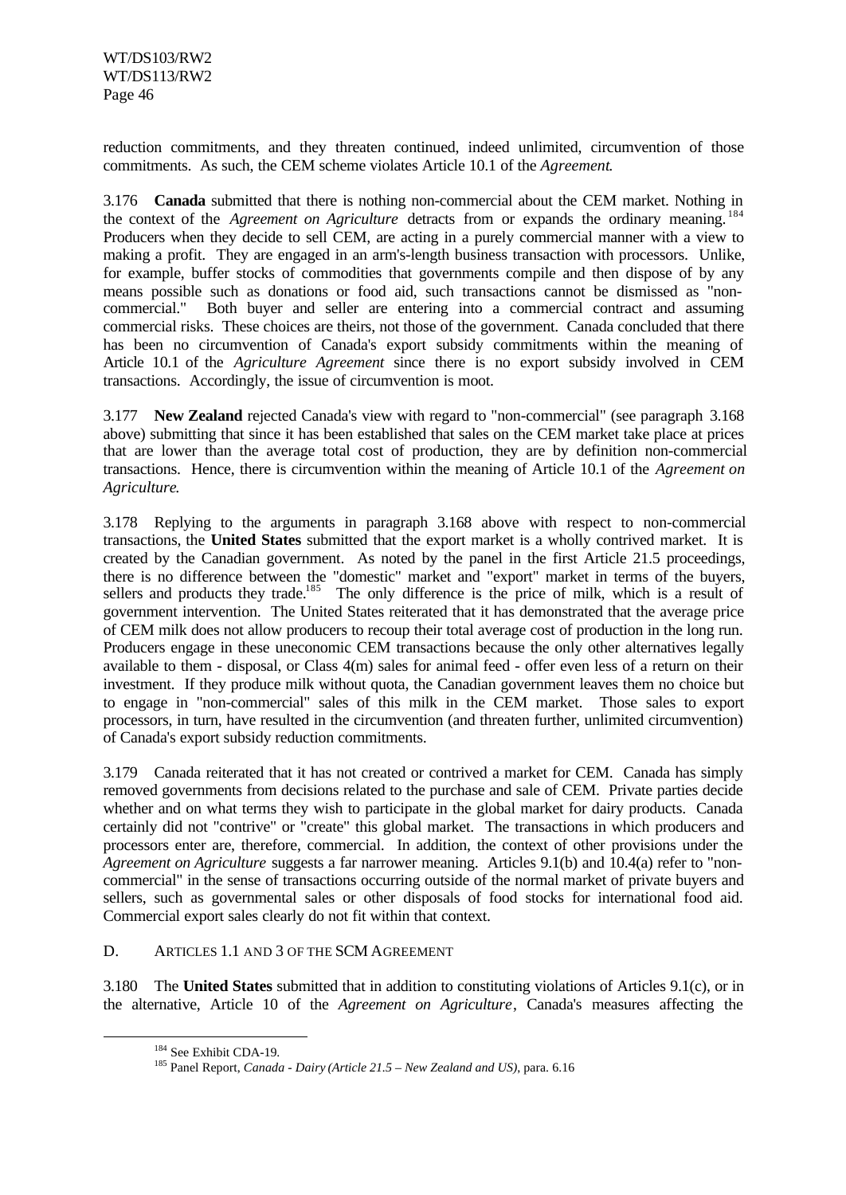reduction commitments, and they threaten continued, indeed unlimited, circumvention of those commitments. As such, the CEM scheme violates Article 10.1 of the *Agreement*.

3.176 **Canada** submitted that there is nothing non-commercial about the CEM market. Nothing in the context of the *Agreement on Agriculture* detracts from or expands the ordinary meaning.[184] Producers when they decide to sell CEM, are acting in a purely commercial manner with a view to making a profit. They are engaged in an arm's-length business transaction with processors. Unlike, for example, buffer stocks of commodities that governments compile and then dispose of by any means possible such as donations or food aid, such transactions cannot be dismissed as "non-commercial." Both buyer and seller are entering into a commercial contract and assuming commercial risks. These choices are theirs, not those of the government. Canada concluded that there has been no circumvention of Canada's export subsidy commitments within the meaning of Article 10.1 of the *Agriculture Agreement* since there is no export subsidy involved in CEM transactions. Accordingly, the issue of circumvention is moot.

3.177 **New Zealand** rejected Canada's view with regard to "non-commercial" (see paragraph 3.168 above) submitting that since it has been established that sales on the CEM market take place at prices that are lower than the average total cost of production, they are by definition non-commercial transactions. Hence, there is circumvention within the meaning of Article 10.1 of the *Agreement on Agriculture*.

3.178 Replying to the arguments in paragraph 3.168 above with respect to non-commercial transactions, the **United States** submitted that the export market is a wholly contrived market. It is created by the Canadian government. As noted by the panel in the first Article 21.5 proceedings, there is no difference between the "domestic" market and "export" market in terms of the buyers, sellers and products they trade.[185] The only difference is the price of milk, which is a result of government intervention. The United States reiterated that it has demonstrated that the average price of CEM milk does not allow producers to recoup their total average cost of production in the long run. Producers engage in these uneconomic CEM transactions because the only other alternatives legally available to them - disposal, or Class 4(m) sales for animal feed - offer even less of a return on their investment. If they produce milk without quota, the Canadian government leaves them no choice but to engage in "non-commercial" sales of this milk in the CEM market. Those sales to export processors, in turn, have resulted in the circumvention (and threaten further, unlimited circumvention) of Canada's export subsidy reduction commitments.

3.179 Canada reiterated that it has not created or contrived a market for CEM. Canada has simply removed governments from decisions related to the purchase and sale of CEM. Private parties decide whether and on what terms they wish to participate in the global market for dairy products. Canada certainly did not "contrive" or "create" this global market. The transactions in which producers and processors enter are, therefore, commercial. In addition, the context of other provisions under the *Agreement on Agriculture* suggests a far narrower meaning. Articles 9.1(b) and 10.4(a) refer to "non-commercial" in the sense of transactions occurring outside of the normal market of private buyers and sellers, such as governmental sales or other disposals of food stocks for international food aid. Commercial export sales clearly do not fit within that context.

### D. ARTICLES 1.1 AND 3 OF THE SCM AGREEMENT

3.180 The **United States** submitted that in addition to constituting violations of Articles 9.1(c), or in the alternative, Article 10 of the *Agreement on Agriculture*, Canada's measures affecting the

---

[184] See Exhibit CDA-19.

[185] Panel Report, *Canada - Dairy (Article 21.5 – New Zealand and US)*, para. 6.16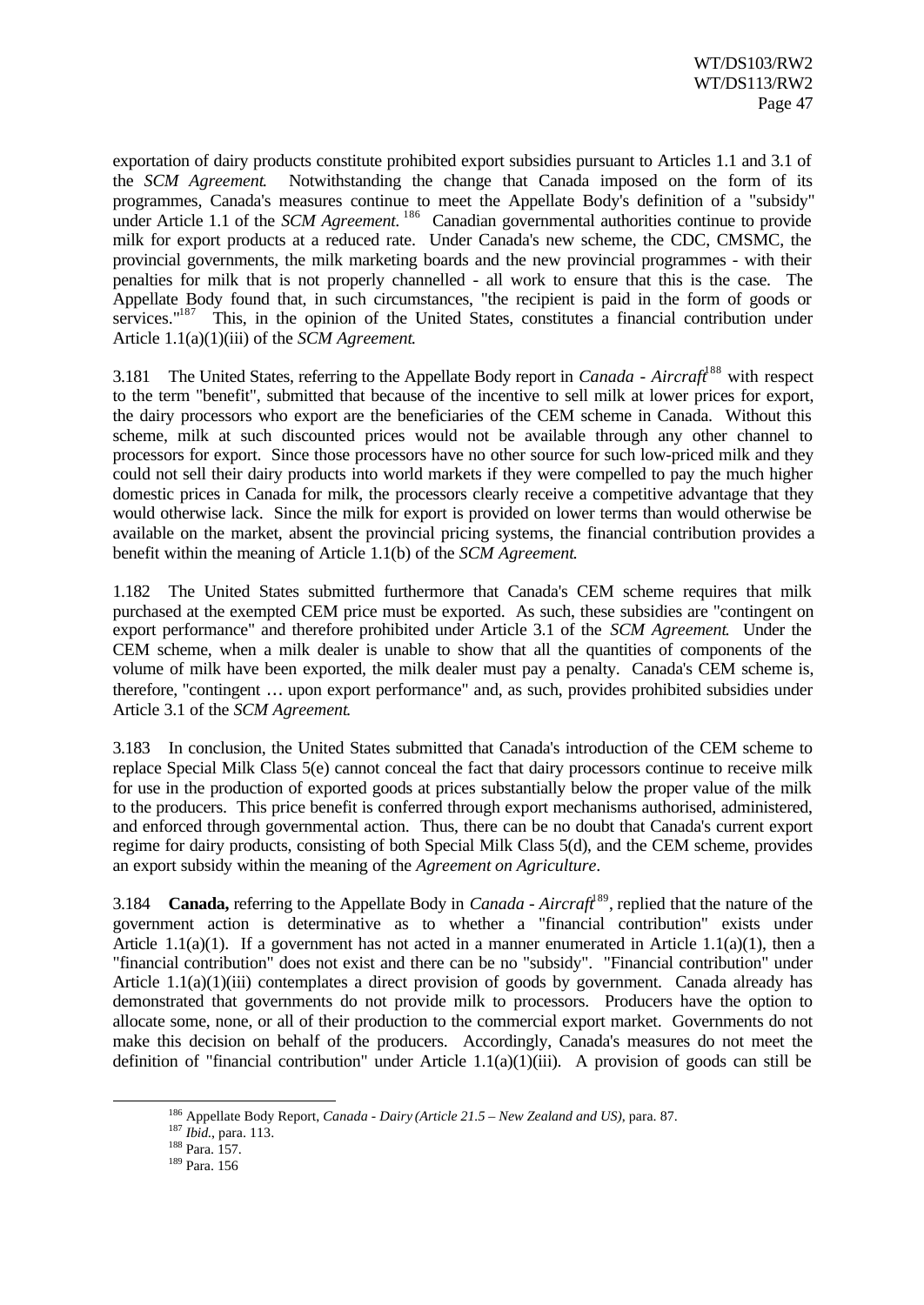exportation of dairy products constitute prohibited export subsidies pursuant to Articles 1.1 and 3.1 of the *SCM Agreement*. Notwithstanding the change that Canada imposed on the form of its programmes, Canada's measures continue to meet the Appellate Body's definition of a "subsidy" under Article 1.1 of the *SCM Agreement*.[186] Canadian governmental authorities continue to provide milk for export products at a reduced rate. Under Canada's new scheme, the CDC, CMSMC, the provincial governments, the milk marketing boards and the new provincial programmes - with their penalties for milk that is not properly channelled - all work to ensure that this is the case. The Appellate Body found that, in such circumstances, "the recipient is paid in the form of goods or services."[187] This, in the opinion of the United States, constitutes a financial contribution under Article 1.1(a)(1)(iii) of the *SCM Agreement*.

3.181 The United States, referring to the Appellate Body report in *Canada - Aircraft*[188] with respect to the term "benefit", submitted that because of the incentive to sell milk at lower prices for export, the dairy processors who export are the beneficiaries of the CEM scheme in Canada. Without this scheme, milk at such discounted prices would not be available through any other channel to processors for export. Since those processors have no other source for such low-priced milk and they could not sell their dairy products into world markets if they were compelled to pay the much higher domestic prices in Canada for milk, the processors clearly receive a competitive advantage that they would otherwise lack. Since the milk for export is provided on lower terms than would otherwise be available on the market, absent the provincial pricing systems, the financial contribution provides a benefit within the meaning of Article 1.1(b) of the *SCM Agreement*.

1.182 The United States submitted furthermore that Canada's CEM scheme requires that milk purchased at the exempted CEM price must be exported. As such, these subsidies are "contingent on export performance" and therefore prohibited under Article 3.1 of the *SCM Agreement*. Under the CEM scheme, when a milk dealer is unable to show that all the quantities of components of the volume of milk have been exported, the milk dealer must pay a penalty. Canada's CEM scheme is, therefore, "contingent … upon export performance" and, as such, provides prohibited subsidies under Article 3.1 of the *SCM Agreement*.

3.183 In conclusion, the United States submitted that Canada's introduction of the CEM scheme to replace Special Milk Class 5(e) cannot conceal the fact that dairy processors continue to receive milk for use in the production of exported goods at prices substantially below the proper value of the milk to the producers. This price benefit is conferred through export mechanisms authorised, administered, and enforced through governmental action. Thus, there can be no doubt that Canada's current export regime for dairy products, consisting of both Special Milk Class 5(d), and the CEM scheme, provides an export subsidy within the meaning of the *Agreement on Agriculture*.

3.184 **Canada,** referring to the Appellate Body in *Canada - Aircraft*[189], replied that the nature of the government action is determinative as to whether a "financial contribution" exists under Article 1.1(a)(1). If a government has not acted in a manner enumerated in Article 1.1(a)(1), then a "financial contribution" does not exist and there can be no "subsidy". "Financial contribution" under Article 1.1(a)(1)(iii) contemplates a direct provision of goods by government. Canada already has demonstrated that governments do not provide milk to processors. Producers have the option to allocate some, none, or all of their production to the commercial export market. Governments do not make this decision on behalf of the producers. Accordingly, Canada's measures do not meet the definition of "financial contribution" under Article 1.1(a)(1)(iii). A provision of goods can still be

[186] Appellate Body Report, *Canada - Dairy (Article 21.5 – New Zealand and US)*, para. 87.

[187] *Ibid.*, para. 113.

[188] Para. 157.

[189] Para. 156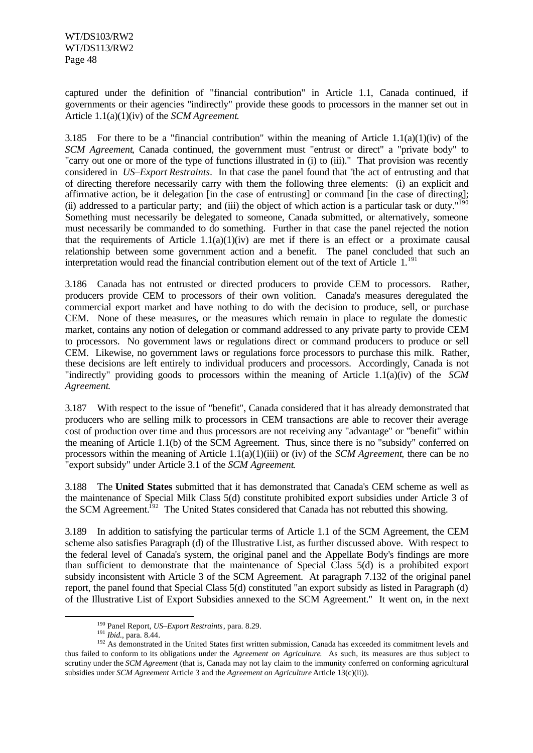captured under the definition of "financial contribution" in Article 1.1, Canada continued, if governments or their agencies "indirectly" provide these goods to processors in the manner set out in Article 1.1(a)(1)(iv) of the *SCM Agreement*.

3.185 For there to be a "financial contribution" within the meaning of Article 1.1(a)(1)(iv) of the *SCM Agreement*, Canada continued, the government must "entrust or direct" a "private body" to "carry out one or more of the type of functions illustrated in (i) to (iii)." That provision was recently considered in *US–Export Restraints*. In that case the panel found that "the act of entrusting and that of directing therefore necessarily carry with them the following three elements: (i) an explicit and affirmative action, be it delegation [in the case of entrusting] or command [in the case of directing]; (ii) addressed to a particular party; and (iii) the object of which action is a particular task or duty."[190] Something must necessarily be delegated to someone, Canada submitted, or alternatively, someone must necessarily be commanded to do something. Further in that case the panel rejected the notion that the requirements of Article 1.1(a)(1)(iv) are met if there is an effect or a proximate causal relationship between some government action and a benefit. The panel concluded that such an interpretation would read the financial contribution element out of the text of Article 1.[191]

3.186 Canada has not entrusted or directed producers to provide CEM to processors. Rather, producers provide CEM to processors of their own volition. Canada's measures deregulated the commercial export market and have nothing to do with the decision to produce, sell, or purchase CEM. None of these measures, or the measures which remain in place to regulate the domestic market, contains any notion of delegation or command addressed to any private party to provide CEM to processors. No government laws or regulations direct or command producers to produce or sell CEM. Likewise, no government laws or regulations force processors to purchase this milk. Rather, these decisions are left entirely to individual producers and processors. Accordingly, Canada is not "indirectly" providing goods to processors within the meaning of Article 1.1(a)(iv) of the *SCM Agreement*.

3.187 With respect to the issue of "benefit", Canada considered that it has already demonstrated that producers who are selling milk to processors in CEM transactions are able to recover their average cost of production over time and thus processors are not receiving any "advantage" or "benefit" within the meaning of Article 1.1(b) of the SCM Agreement. Thus, since there is no "subsidy" conferred on processors within the meaning of Article 1.1(a)(1)(iii) or (iv) of the *SCM Agreement*, there can be no "export subsidy" under Article 3.1 of the *SCM Agreement*.

3.188 The **United States** submitted that it has demonstrated that Canada's CEM scheme as well as the maintenance of Special Milk Class 5(d) constitute prohibited export subsidies under Article 3 of the SCM Agreement.[192] The United States considered that Canada has not rebutted this showing.

3.189 In addition to satisfying the particular terms of Article 1.1 of the SCM Agreement, the CEM scheme also satisfies Paragraph (d) of the Illustrative List, as further discussed above. With respect to the federal level of Canada's system, the original panel and the Appellate Body's findings are more than sufficient to demonstrate that the maintenance of Special Class 5(d) is a prohibited export subsidy inconsistent with Article 3 of the SCM Agreement. At paragraph 7.132 of the original panel report, the panel found that Special Class 5(d) constituted "an export subsidy as listed in Paragraph (d) of the Illustrative List of Export Subsidies annexed to the SCM Agreement." It went on, in the next

---

[190] Panel Report, *US–Export Restraints*, para. 8.29.

[191] *Ibid.*, para. 8.44.

[192] As demonstrated in the United States first written submission, Canada has exceeded its commitment levels and thus failed to conform to its obligations under the *Agreement on Agriculture*. As such, its measures are thus subject to scrutiny under the *SCM Agreement* (that is, Canada may not lay claim to the immunity conferred on conforming agricultural subsidies under *SCM Agreement* Article 3 and the *Agreement on Agriculture* Article 13(c)(ii)).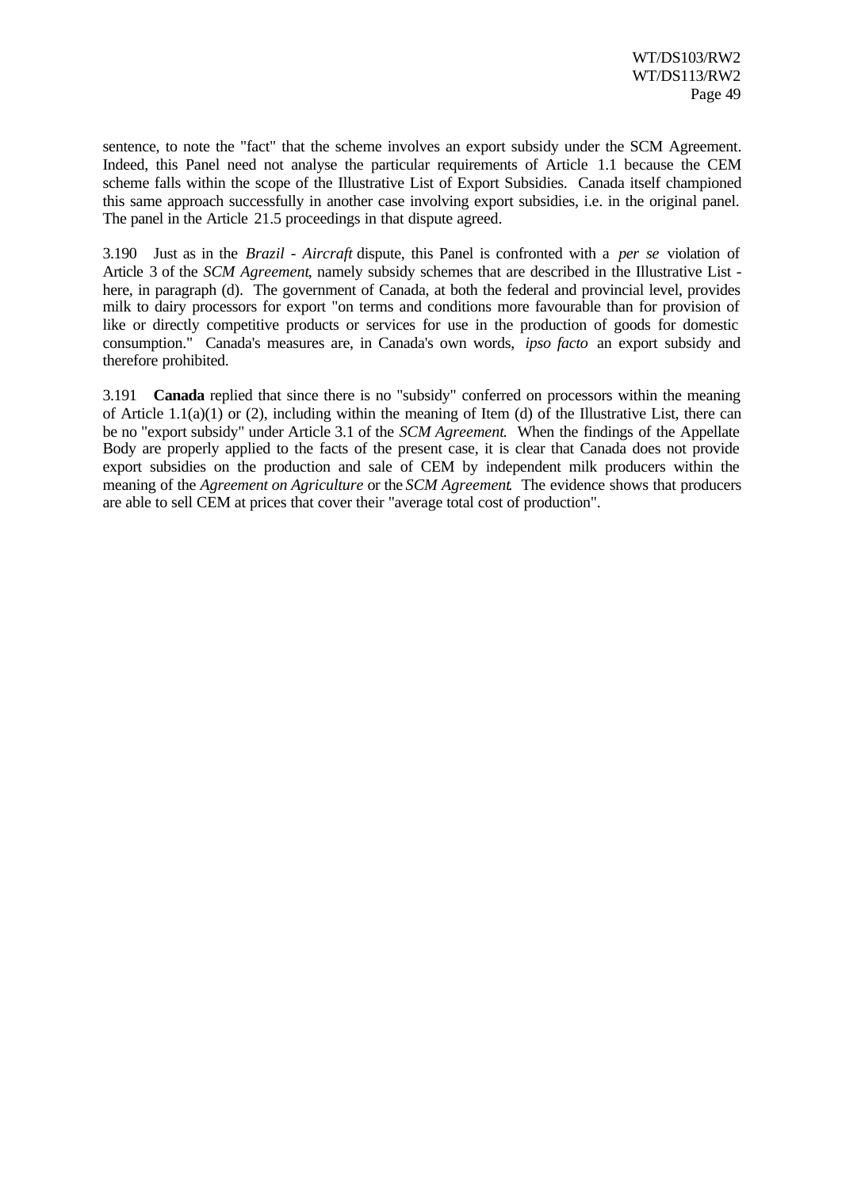sentence, to note the "fact" that the scheme involves an export subsidy under the SCM Agreement. Indeed, this Panel need not analyse the particular requirements of Article 1.1 because the CEM scheme falls within the scope of the Illustrative List of Export Subsidies. Canada itself championed this same approach successfully in another case involving export subsidies, i.e. in the original panel. The panel in the Article 21.5 proceedings in that dispute agreed.

3.190 Just as in the *Brazil - Aircraft* dispute, this Panel is confronted with a *per se* violation of Article 3 of the *SCM Agreement*, namely subsidy schemes that are described in the Illustrative List - here, in paragraph (d). The government of Canada, at both the federal and provincial level, provides milk to dairy processors for export "on terms and conditions more favourable than for provision of like or directly competitive products or services for use in the production of goods for domestic consumption." Canada's measures are, in Canada's own words, *ipso facto* an export subsidy and therefore prohibited.

3.191 **Canada** replied that since there is no "subsidy" conferred on processors within the meaning of Article 1.1(a)(1) or (2), including within the meaning of Item (d) of the Illustrative List, there can be no "export subsidy" under Article 3.1 of the *SCM Agreement*. When the findings of the Appellate Body are properly applied to the facts of the present case, it is clear that Canada does not provide export subsidies on the production and sale of CEM by independent milk producers within the meaning of the *Agreement on Agriculture* or the *SCM Agreement*. The evidence shows that producers are able to sell CEM at prices that cover their "average total cost of production".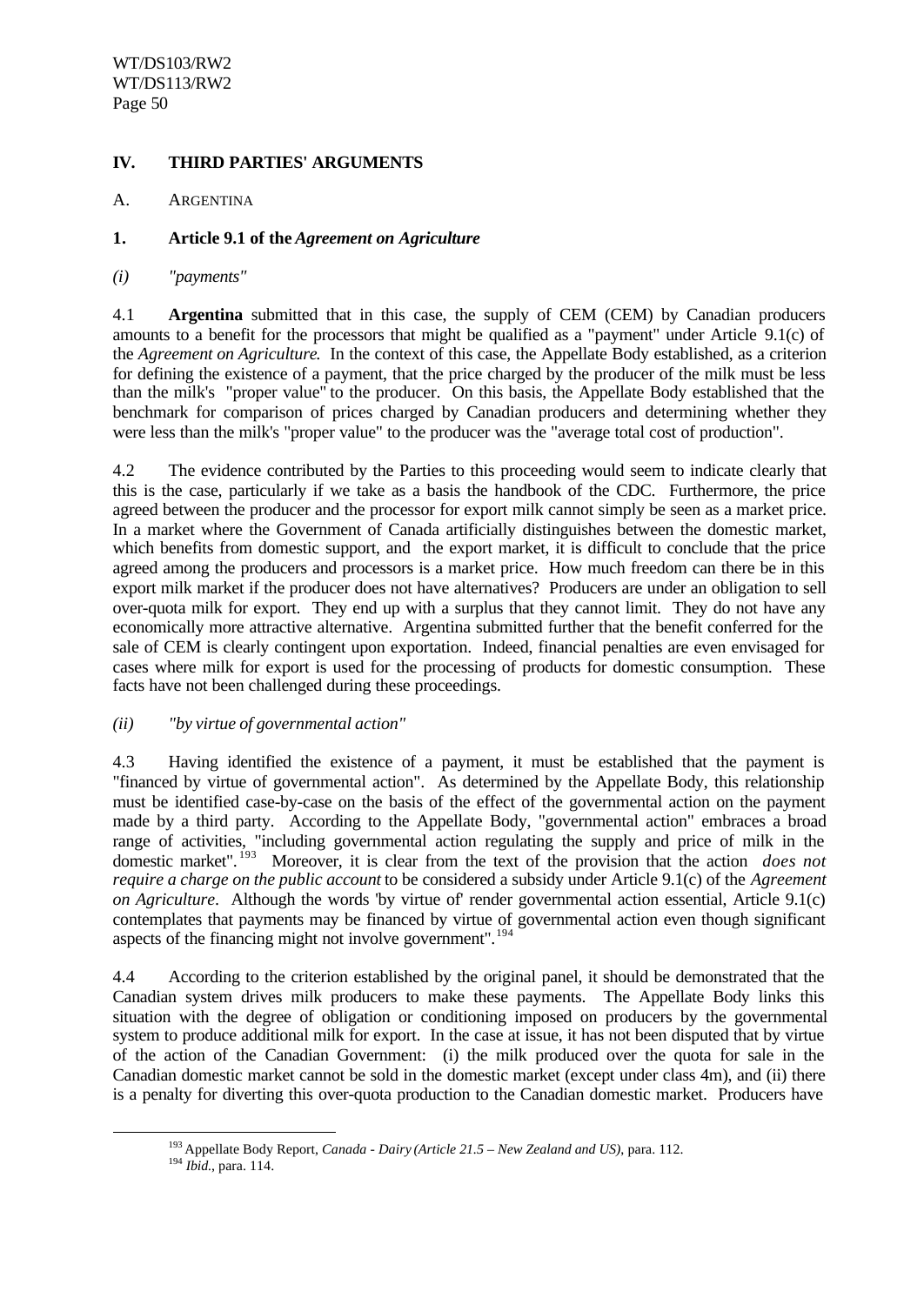## IV. THIRD PARTIES' ARGUMENTS

### A. ARGENTINA

#### 1. Article 9.1 of the *Agreement on Agriculture*

*(i) "payments"*

4.1 **Argentina** submitted that in this case, the supply of CEM (CEM) by Canadian producers amounts to a benefit for the processors that might be qualified as a "payment" under Article 9.1(c) of the *Agreement on Agriculture*. In the context of this case, the Appellate Body established, as a criterion for defining the existence of a payment, that the price charged by the producer of the milk must be less than the milk's "proper value" to the producer. On this basis, the Appellate Body established that the benchmark for comparison of prices charged by Canadian producers and determining whether they were less than the milk's "proper value" to the producer was the "average total cost of production".

4.2 The evidence contributed by the Parties to this proceeding would seem to indicate clearly that this is the case, particularly if we take as a basis the handbook of the CDC. Furthermore, the price agreed between the producer and the processor for export milk cannot simply be seen as a market price. In a market where the Government of Canada artificially distinguishes between the domestic market, which benefits from domestic support, and the export market, it is difficult to conclude that the price agreed among the producers and processors is a market price. How much freedom can there be in this export milk market if the producer does not have alternatives? Producers are under an obligation to sell over-quota milk for export. They end up with a surplus that they cannot limit. They do not have any economically more attractive alternative. Argentina submitted further that the benefit conferred for the sale of CEM is clearly contingent upon exportation. Indeed, financial penalties are even envisaged for cases where milk for export is used for the processing of products for domestic consumption. These facts have not been challenged during these proceedings.

*(ii) "by virtue of governmental action"*

4.3 Having identified the existence of a payment, it must be established that the payment is "financed by virtue of governmental action". As determined by the Appellate Body, this relationship must be identified case-by-case on the basis of the effect of the governmental action on the payment made by a third party. According to the Appellate Body, "governmental action" embraces a broad range of activities, "including governmental action regulating the supply and price of milk in the domestic market".[193] Moreover, it is clear from the text of the provision that the action *does not require a charge on the public account* to be considered a subsidy under Article 9.1(c) of the *Agreement on Agriculture*. Although the words 'by virtue of' render governmental action essential, Article 9.1(c) contemplates that payments may be financed by virtue of governmental action even though significant aspects of the financing might not involve government".[194]

4.4 According to the criterion established by the original panel, it should be demonstrated that the Canadian system drives milk producers to make these payments. The Appellate Body links this situation with the degree of obligation or conditioning imposed on producers by the governmental system to produce additional milk for export. In the case at issue, it has not been disputed that by virtue of the action of the Canadian Government: (i) the milk produced over the quota for sale in the Canadian domestic market cannot be sold in the domestic market (except under class 4m), and (ii) there is a penalty for diverting this over-quota production to the Canadian domestic market. Producers have

---

[193] Appellate Body Report, *Canada - Dairy (Article 21.5 – New Zealand and US)*, para. 112.

[194] *Ibid.*, para. 114.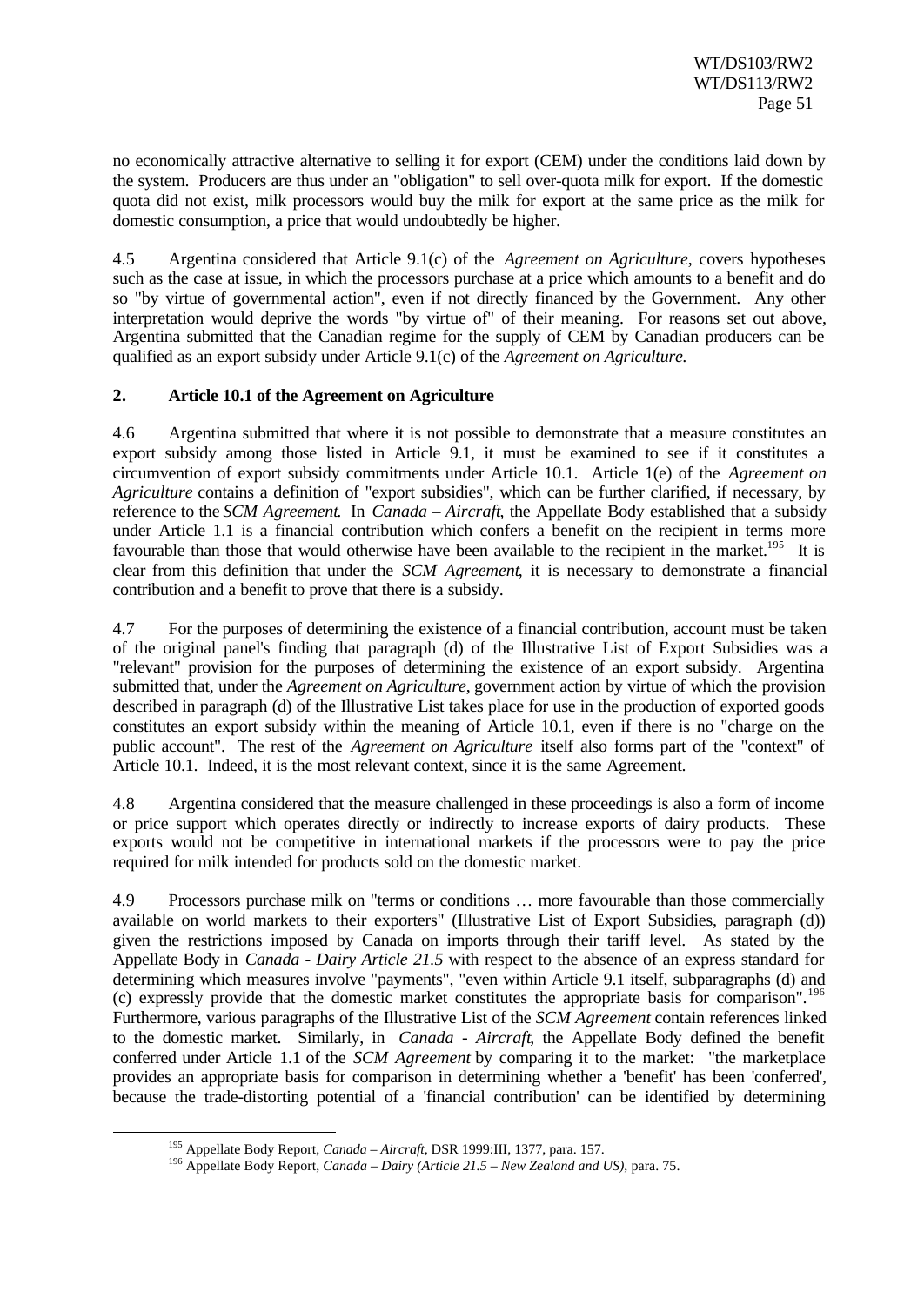no economically attractive alternative to selling it for export (CEM) under the conditions laid down by the system. Producers are thus under an "obligation" to sell over-quota milk for export. If the domestic quota did not exist, milk processors would buy the milk for export at the same price as the milk for domestic consumption, a price that would undoubtedly be higher.

4.5 Argentina considered that Article 9.1(c) of the *Agreement on Agriculture*, covers hypotheses such as the case at issue, in which the processors purchase at a price which amounts to a benefit and do so "by virtue of governmental action", even if not directly financed by the Government. Any other interpretation would deprive the words "by virtue of" of their meaning. For reasons set out above, Argentina submitted that the Canadian regime for the supply of CEM by Canadian producers can be qualified as an export subsidy under Article 9.1(c) of the *Agreement on Agriculture*.

### 2. Article 10.1 of the Agreement on Agriculture

4.6 Argentina submitted that where it is not possible to demonstrate that a measure constitutes an export subsidy among those listed in Article 9.1, it must be examined to see if it constitutes a circumvention of export subsidy commitments under Article 10.1. Article 1(e) of the *Agreement on Agriculture* contains a definition of "export subsidies", which can be further clarified, if necessary, by reference to the *SCM Agreement*. In *Canada – Aircraft*, the Appellate Body established that a subsidy under Article 1.1 is a financial contribution which confers a benefit on the recipient in terms more favourable than those that would otherwise have been available to the recipient in the market.[195] It is clear from this definition that under the *SCM Agreement*, it is necessary to demonstrate a financial contribution and a benefit to prove that there is a subsidy.

4.7 For the purposes of determining the existence of a financial contribution, account must be taken of the original panel's finding that paragraph (d) of the Illustrative List of Export Subsidies was a "relevant" provision for the purposes of determining the existence of an export subsidy. Argentina submitted that, under the *Agreement on Agriculture*, government action by virtue of which the provision described in paragraph (d) of the Illustrative List takes place for use in the production of exported goods constitutes an export subsidy within the meaning of Article 10.1, even if there is no "charge on the public account". The rest of the *Agreement on Agriculture* itself also forms part of the "context" of Article 10.1. Indeed, it is the most relevant context, since it is the same Agreement.

4.8 Argentina considered that the measure challenged in these proceedings is also a form of income or price support which operates directly or indirectly to increase exports of dairy products. These exports would not be competitive in international markets if the processors were to pay the price required for milk intended for products sold on the domestic market.

4.9 Processors purchase milk on "terms or conditions … more favourable than those commercially available on world markets to their exporters" (Illustrative List of Export Subsidies, paragraph (d)) given the restrictions imposed by Canada on imports through their tariff level. As stated by the Appellate Body in *Canada - Dairy Article 21.5* with respect to the absence of an express standard for determining which measures involve "payments", "even within Article 9.1 itself, subparagraphs (d) and (c) expressly provide that the domestic market constitutes the appropriate basis for comparison".[196] Furthermore, various paragraphs of the Illustrative List of the *SCM Agreement* contain references linked to the domestic market. Similarly, in *Canada - Aircraft*, the Appellate Body defined the benefit conferred under Article 1.1 of the *SCM Agreement* by comparing it to the market: "the marketplace provides an appropriate basis for comparison in determining whether a 'benefit' has been 'conferred', because the trade-distorting potential of a 'financial contribution' can be identified by determining

[195] Appellate Body Report, *Canada – Aircraft*, DSR 1999:III, 1377, para. 157.

[196] Appellate Body Report, *Canada – Dairy (Article 21.5 – New Zealand and US)*, para. 75.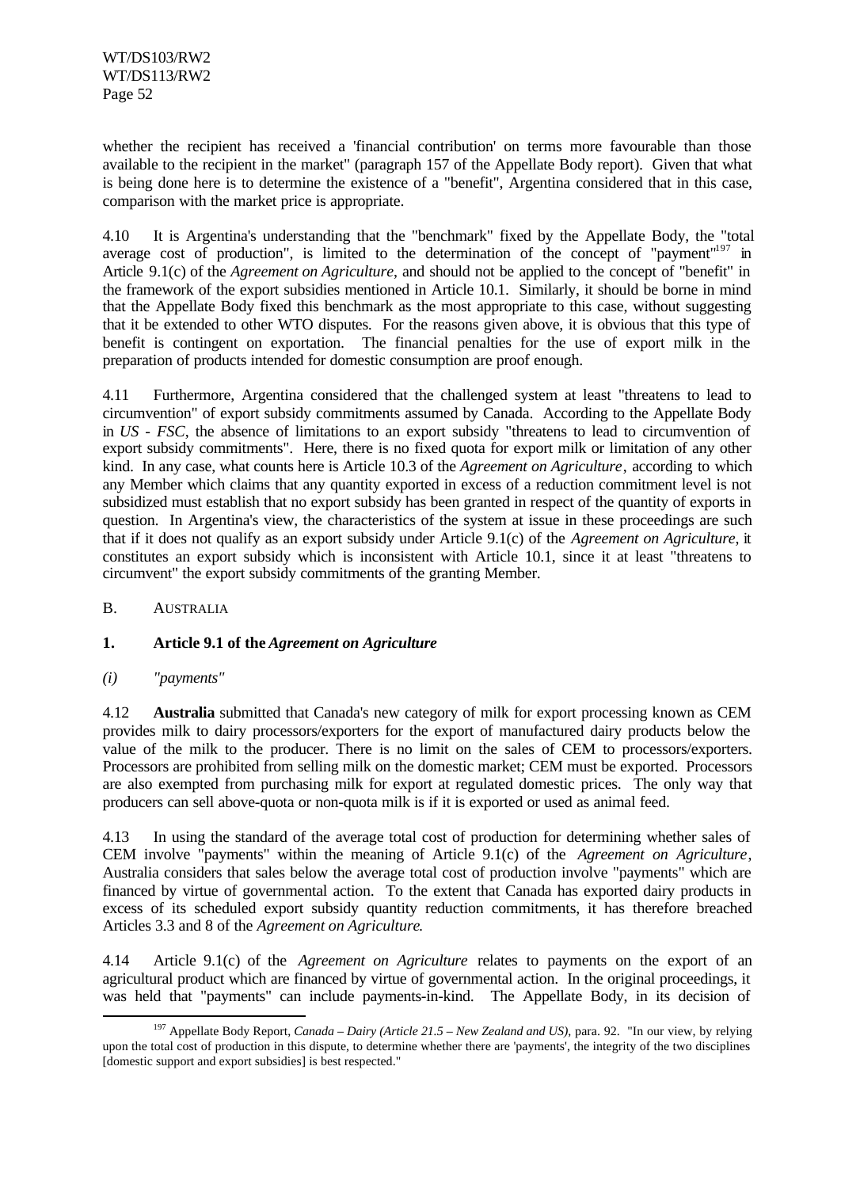whether the recipient has received a 'financial contribution' on terms more favourable than those available to the recipient in the market" (paragraph 157 of the Appellate Body report). Given that what is being done here is to determine the existence of a "benefit", Argentina considered that in this case, comparison with the market price is appropriate.

4.10 It is Argentina's understanding that the "benchmark" fixed by the Appellate Body, the "total average cost of production", is limited to the determination of the concept of "payment"[197] in Article 9.1(c) of the *Agreement on Agriculture*, and should not be applied to the concept of "benefit" in the framework of the export subsidies mentioned in Article 10.1. Similarly, it should be borne in mind that the Appellate Body fixed this benchmark as the most appropriate to this case, without suggesting that it be extended to other WTO disputes. For the reasons given above, it is obvious that this type of benefit is contingent on exportation. The financial penalties for the use of export milk in the preparation of products intended for domestic consumption are proof enough.

4.11 Furthermore, Argentina considered that the challenged system at least "threatens to lead to circumvention" of export subsidy commitments assumed by Canada. According to the Appellate Body in *US - FSC*, the absence of limitations to an export subsidy "threatens to lead to circumvention of export subsidy commitments". Here, there is no fixed quota for export milk or limitation of any other kind. In any case, what counts here is Article 10.3 of the *Agreement on Agriculture*, according to which any Member which claims that any quantity exported in excess of a reduction commitment level is not subsidized must establish that no export subsidy has been granted in respect of the quantity of exports in question. In Argentina's view, the characteristics of the system at issue in these proceedings are such that if it does not qualify as an export subsidy under Article 9.1(c) of the *Agreement on Agriculture*, it constitutes an export subsidy which is inconsistent with Article 10.1, since it at least "threatens to circumvent" the export subsidy commitments of the granting Member.

## B. AUSTRALIA

### 1. Article 9.1 of the *Agreement on Agriculture*

#### *(i) "payments"*

4.12 **Australia** submitted that Canada's new category of milk for export processing known as CEM provides milk to dairy processors/exporters for the export of manufactured dairy products below the value of the milk to the producer. There is no limit on the sales of CEM to processors/exporters. Processors are prohibited from selling milk on the domestic market; CEM must be exported. Processors are also exempted from purchasing milk for export at regulated domestic prices. The only way that producers can sell above-quota or non-quota milk is if it is exported or used as animal feed.

4.13 In using the standard of the average total cost of production for determining whether sales of CEM involve "payments" within the meaning of Article 9.1(c) of the *Agreement on Agriculture*, Australia considers that sales below the average total cost of production involve "payments" which are financed by virtue of governmental action. To the extent that Canada has exported dairy products in excess of its scheduled export subsidy quantity reduction commitments, it has therefore breached Articles 3.3 and 8 of the *Agreement on Agriculture*.

4.14 Article 9.1(c) of the *Agreement on Agriculture* relates to payments on the export of an agricultural product which are financed by virtue of governmental action. In the original proceedings, it was held that "payments" can include payments-in-kind. The Appellate Body, in its decision of

---

[197] Appellate Body Report, *Canada – Dairy (Article 21.5 – New Zealand and US)*, para. 92. "In our view, by relying upon the total cost of production in this dispute, to determine whether there are 'payments', the integrity of the two disciplines [domestic support and export subsidies] is best respected."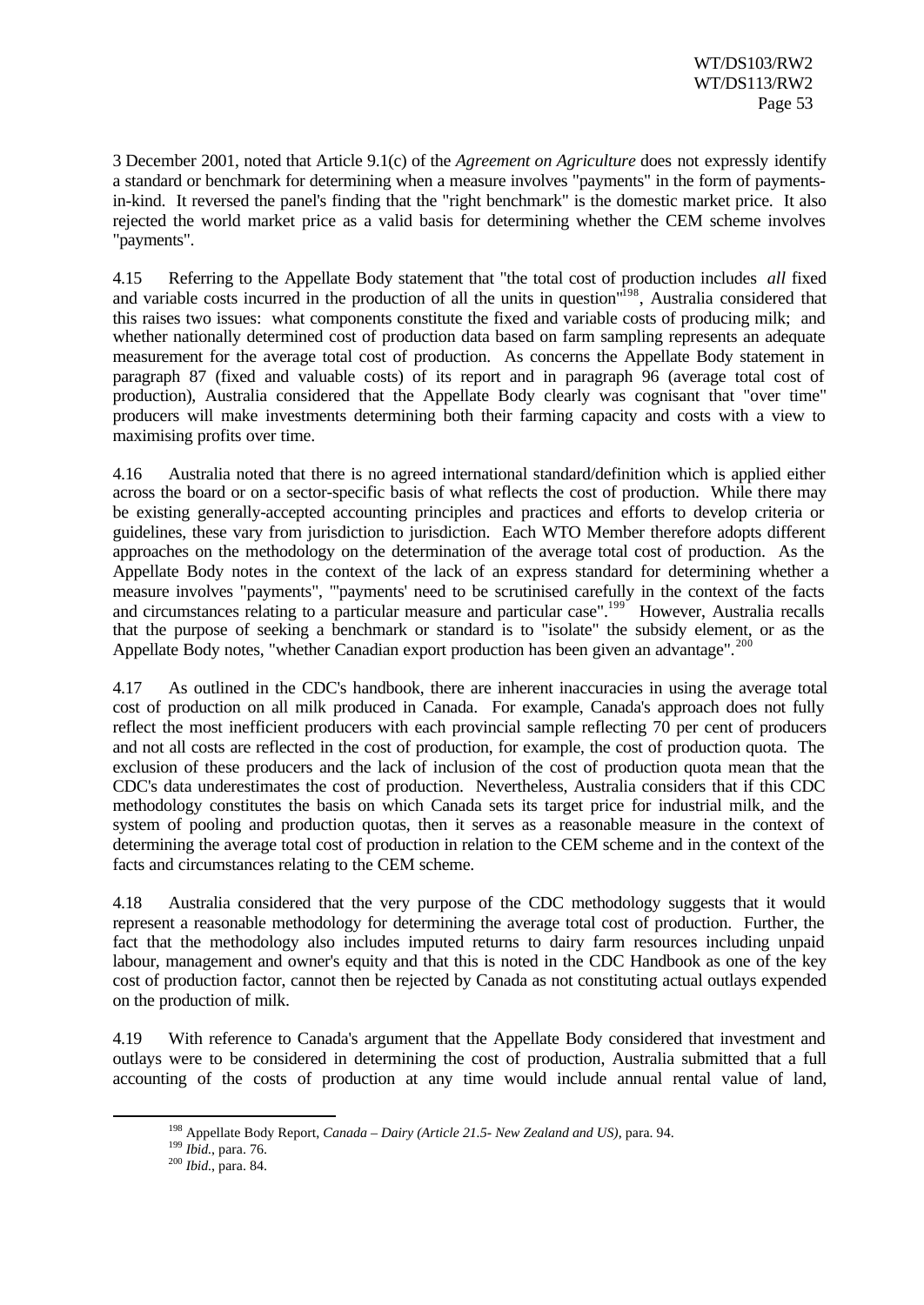3 December 2001, noted that Article 9.1(c) of the *Agreement on Agriculture* does not expressly identify a standard or benchmark for determining when a measure involves "payments" in the form of payments-in-kind. It reversed the panel's finding that the "right benchmark" is the domestic market price. It also rejected the world market price as a valid basis for determining whether the CEM scheme involves "payments".

4.15 Referring to the Appellate Body statement that "the total cost of production includes *all* fixed and variable costs incurred in the production of all the units in question"[198], Australia considered that this raises two issues: what components constitute the fixed and variable costs of producing milk; and whether nationally determined cost of production data based on farm sampling represents an adequate measurement for the average total cost of production. As concerns the Appellate Body statement in paragraph 87 (fixed and valuable costs) of its report and in paragraph 96 (average total cost of production), Australia considered that the Appellate Body clearly was cognisant that "over time" producers will make investments determining both their farming capacity and costs with a view to maximising profits over time.

4.16 Australia noted that there is no agreed international standard/definition which is applied either across the board or on a sector-specific basis of what reflects the cost of production. While there may be existing generally-accepted accounting principles and practices and efforts to develop criteria or guidelines, these vary from jurisdiction to jurisdiction. Each WTO Member therefore adopts different approaches on the methodology on the determination of the average total cost of production. As the Appellate Body notes in the context of the lack of an express standard for determining whether a measure involves "payments", "'payments' need to be scrutinised carefully in the context of the facts and circumstances relating to a particular measure and particular case".[199] However, Australia recalls that the purpose of seeking a benchmark or standard is to "isolate" the subsidy element, or as the Appellate Body notes, "whether Canadian export production has been given an advantage".[200]

4.17 As outlined in the CDC's handbook, there are inherent inaccuracies in using the average total cost of production on all milk produced in Canada. For example, Canada's approach does not fully reflect the most inefficient producers with each provincial sample reflecting 70 per cent of producers and not all costs are reflected in the cost of production, for example, the cost of production quota. The exclusion of these producers and the lack of inclusion of the cost of production quota mean that the CDC's data underestimates the cost of production. Nevertheless, Australia considers that if this CDC methodology constitutes the basis on which Canada sets its target price for industrial milk, and the system of pooling and production quotas, then it serves as a reasonable measure in the context of determining the average total cost of production in relation to the CEM scheme and in the context of the facts and circumstances relating to the CEM scheme.

4.18 Australia considered that the very purpose of the CDC methodology suggests that it would represent a reasonable methodology for determining the average total cost of production. Further, the fact that the methodology also includes imputed returns to dairy farm resources including unpaid labour, management and owner's equity and that this is noted in the CDC Handbook as one of the key cost of production factor, cannot then be rejected by Canada as not constituting actual outlays expended on the production of milk.

4.19 With reference to Canada's argument that the Appellate Body considered that investment and outlays were to be considered in determining the cost of production, Australia submitted that a full accounting of the costs of production at any time would include annual rental value of land,

---

[198] Appellate Body Report, *Canada – Dairy (Article 21.5- New Zealand and US)*, para. 94.

[199] *Ibid.*, para. 76.

[200] *Ibid.*, para. 84.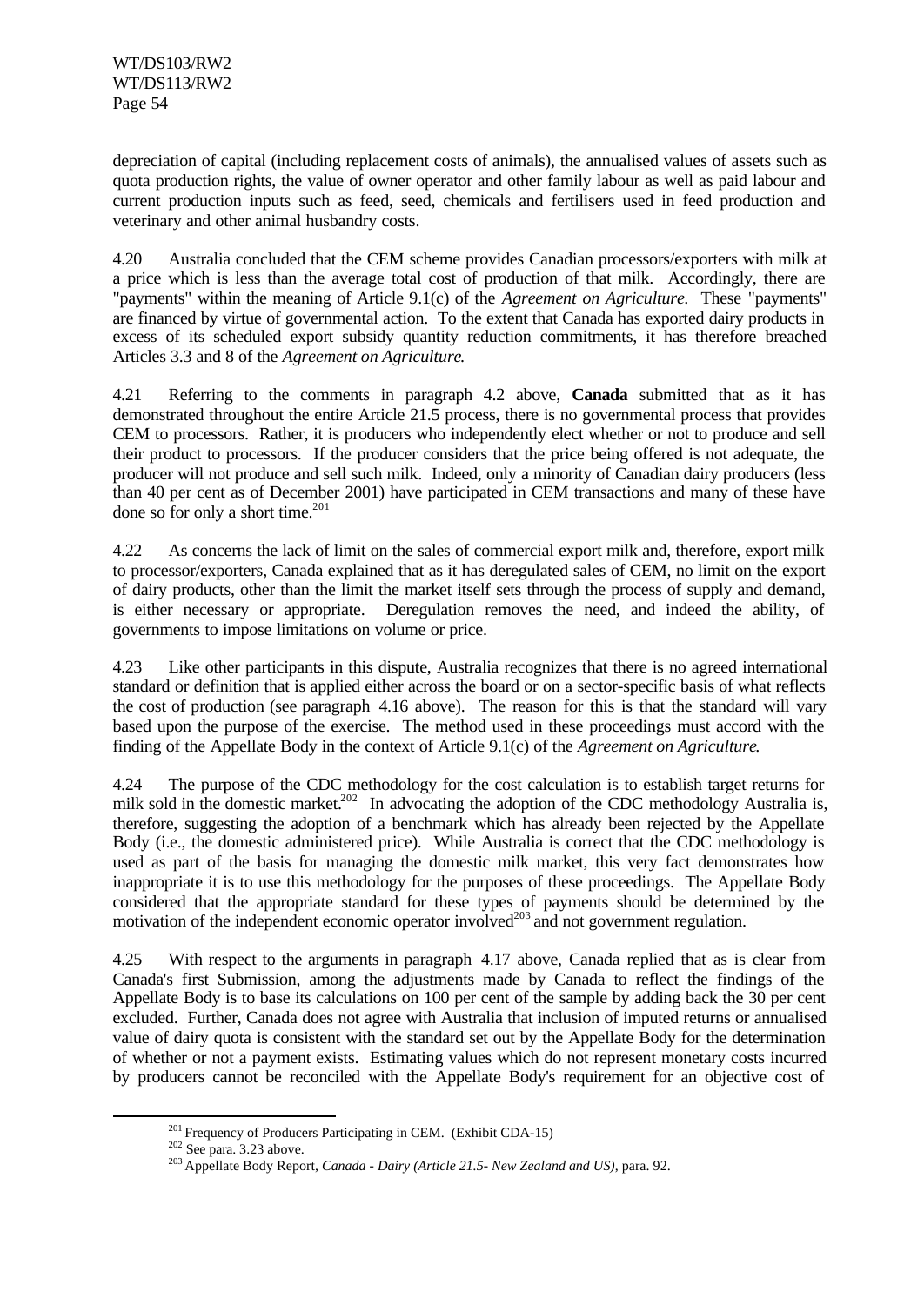depreciation of capital (including replacement costs of animals), the annualised values of assets such as quota production rights, the value of owner operator and other family labour as well as paid labour and current production inputs such as feed, seed, chemicals and fertilisers used in feed production and veterinary and other animal husbandry costs.

4.20 Australia concluded that the CEM scheme provides Canadian processors/exporters with milk at a price which is less than the average total cost of production of that milk. Accordingly, there are "payments" within the meaning of Article 9.1(c) of the *Agreement on Agriculture*. These "payments" are financed by virtue of governmental action. To the extent that Canada has exported dairy products in excess of its scheduled export subsidy quantity reduction commitments, it has therefore breached Articles 3.3 and 8 of the *Agreement on Agriculture*.

4.21 Referring to the comments in paragraph 4.2 above, **Canada** submitted that as it has demonstrated throughout the entire Article 21.5 process, there is no governmental process that provides CEM to processors. Rather, it is producers who independently elect whether or not to produce and sell their product to processors. If the producer considers that the price being offered is not adequate, the producer will not produce and sell such milk. Indeed, only a minority of Canadian dairy producers (less than 40 per cent as of December 2001) have participated in CEM transactions and many of these have done so for only a short time.[201]

4.22 As concerns the lack of limit on the sales of commercial export milk and, therefore, export milk to processor/exporters, Canada explained that as it has deregulated sales of CEM, no limit on the export of dairy products, other than the limit the market itself sets through the process of supply and demand, is either necessary or appropriate. Deregulation removes the need, and indeed the ability, of governments to impose limitations on volume or price.

4.23 Like other participants in this dispute, Australia recognizes that there is no agreed international standard or definition that is applied either across the board or on a sector-specific basis of what reflects the cost of production (see paragraph 4.16 above). The reason for this is that the standard will vary based upon the purpose of the exercise. The method used in these proceedings must accord with the finding of the Appellate Body in the context of Article 9.1(c) of the *Agreement on Agriculture*.

4.24 The purpose of the CDC methodology for the cost calculation is to establish target returns for milk sold in the domestic market.[202] In advocating the adoption of the CDC methodology Australia is, therefore, suggesting the adoption of a benchmark which has already been rejected by the Appellate Body (i.e., the domestic administered price). While Australia is correct that the CDC methodology is used as part of the basis for managing the domestic milk market, this very fact demonstrates how inappropriate it is to use this methodology for the purposes of these proceedings. The Appellate Body considered that the appropriate standard for these types of payments should be determined by the motivation of the independent economic operator involved[203] and not government regulation.

4.25 With respect to the arguments in paragraph 4.17 above, Canada replied that as is clear from Canada's first Submission, among the adjustments made by Canada to reflect the findings of the Appellate Body is to base its calculations on 100 per cent of the sample by adding back the 30 per cent excluded. Further, Canada does not agree with Australia that inclusion of imputed returns or annualised value of dairy quota is consistent with the standard set out by the Appellate Body for the determination of whether or not a payment exists. Estimating values which do not represent monetary costs incurred by producers cannot be reconciled with the Appellate Body's requirement for an objective cost of

---

[201] Frequency of Producers Participating in CEM. (Exhibit CDA-15)

[202] See para. 3.23 above.

[203] Appellate Body Report, *Canada - Dairy (Article 21.5- New Zealand and US)*, para. 92.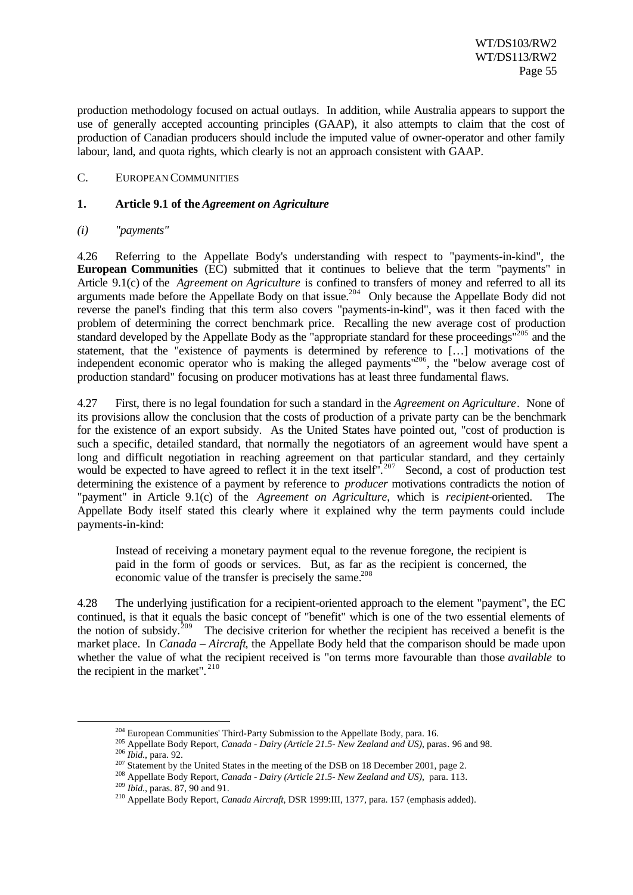production methodology focused on actual outlays. In addition, while Australia appears to support the use of generally accepted accounting principles (GAAP), it also attempts to claim that the cost of production of Canadian producers should include the imputed value of owner-operator and other family labour, land, and quota rights, which clearly is not an approach consistent with GAAP.

## C. EUROPEAN COMMUNITIES

### 1. Article 9.1 of the *Agreement on Agriculture*

#### *(i) "payments"*

4.26 Referring to the Appellate Body's understanding with respect to "payments-in-kind", the **European Communities** (EC) submitted that it continues to believe that the term "payments" in Article 9.1(c) of the *Agreement on Agriculture* is confined to transfers of money and referred to all its arguments made before the Appellate Body on that issue.[204] Only because the Appellate Body did not reverse the panel's finding that this term also covers "payments-in-kind", was it then faced with the problem of determining the correct benchmark price. Recalling the new average cost of production standard developed by the Appellate Body as the "appropriate standard for these proceedings"[205] and the statement, that the "existence of payments is determined by reference to […] motivations of the independent economic operator who is making the alleged payments"[206], the "below average cost of production standard" focusing on producer motivations has at least three fundamental flaws.

4.27 First, there is no legal foundation for such a standard in the *Agreement on Agriculture*. None of its provisions allow the conclusion that the costs of production of a private party can be the benchmark for the existence of an export subsidy. As the United States have pointed out, "cost of production is such a specific, detailed standard, that normally the negotiators of an agreement would have spent a long and difficult negotiation in reaching agreement on that particular standard, and they certainly would be expected to have agreed to reflect it in the text itself".[207] Second, a cost of production test determining the existence of a payment by reference to *producer* motivations contradicts the notion of "payment" in Article 9.1(c) of the *Agreement on Agriculture*, which is *recipient*-oriented. The Appellate Body itself stated this clearly where it explained why the term payments could include payments-in-kind:

> Instead of receiving a monetary payment equal to the revenue foregone, the recipient is paid in the form of goods or services. But, as far as the recipient is concerned, the economic value of the transfer is precisely the same.[208]

4.28 The underlying justification for a recipient-oriented approach to the element "payment", the EC continued, is that it equals the basic concept of "benefit" which is one of the two essential elements of the notion of subsidy.[209] The decisive criterion for whether the recipient has received a benefit is the market place. In *Canada – Aircraft*, the Appellate Body held that the comparison should be made upon whether the value of what the recipient received is "on terms more favourable than those *available* to the recipient in the market".[210]

---

[204] European Communities' Third-Party Submission to the Appellate Body, para. 16.

[205] Appellate Body Report, *Canada - Dairy (Article 21.5- New Zealand and US)*, paras. 96 and 98.

[206] *Ibid.*, para. 92.

[207] Statement by the United States in the meeting of the DSB on 18 December 2001, page 2.

[208] Appellate Body Report, *Canada - Dairy (Article 21.5- New Zealand and US)*, para. 113.

[209] *Ibid.*, paras. 87, 90 and 91.

[210] Appellate Body Report, *Canada Aircraft*, DSR 1999:III, 1377, para. 157 (emphasis added).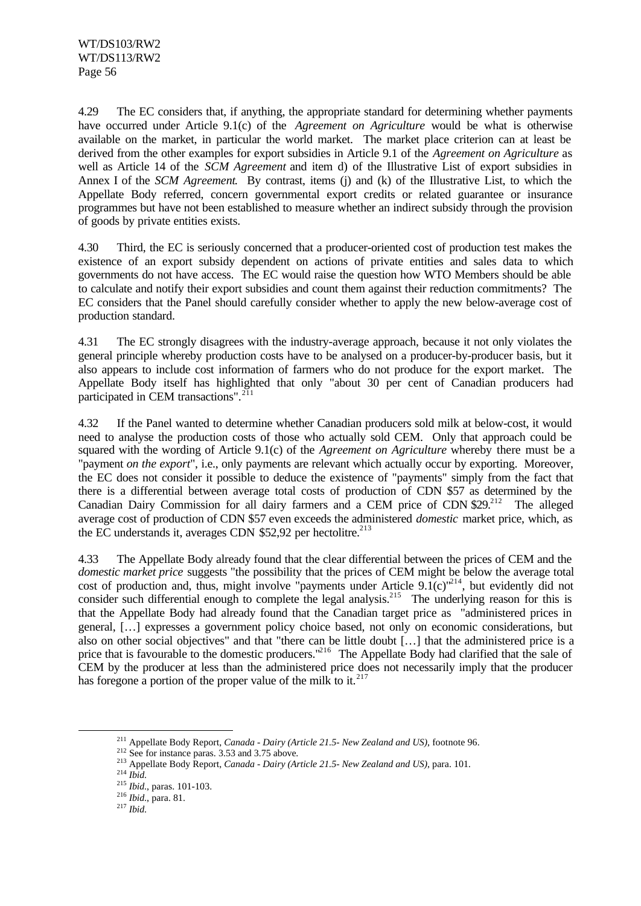4.29 The EC considers that, if anything, the appropriate standard for determining whether payments have occurred under Article 9.1(c) of the *Agreement on Agriculture* would be what is otherwise available on the market, in particular the world market. The market place criterion can at least be derived from the other examples for export subsidies in Article 9.1 of the *Agreement on Agriculture* as well as Article 14 of the *SCM Agreement* and item d) of the Illustrative List of export subsidies in Annex I of the *SCM Agreement*. By contrast, items (j) and (k) of the Illustrative List, to which the Appellate Body referred, concern governmental export credits or related guarantee or insurance programmes but have not been established to measure whether an indirect subsidy through the provision of goods by private entities exists.

4.30 Third, the EC is seriously concerned that a producer-oriented cost of production test makes the existence of an export subsidy dependent on actions of private entities and sales data to which governments do not have access. The EC would raise the question how WTO Members should be able to calculate and notify their export subsidies and count them against their reduction commitments? The EC considers that the Panel should carefully consider whether to apply the new below-average cost of production standard.

4.31 The EC strongly disagrees with the industry-average approach, because it not only violates the general principle whereby production costs have to be analysed on a producer-by-producer basis, but it also appears to include cost information of farmers who do not produce for the export market. The Appellate Body itself has highlighted that only "about 30 per cent of Canadian producers had participated in CEM transactions".[211]

4.32 If the Panel wanted to determine whether Canadian producers sold milk at below-cost, it would need to analyse the production costs of those who actually sold CEM. Only that approach could be squared with the wording of Article 9.1(c) of the *Agreement on Agriculture* whereby there must be a "payment *on the export*", i.e., only payments are relevant which actually occur by exporting. Moreover, the EC does not consider it possible to deduce the existence of "payments" simply from the fact that there is a differential between average total costs of production of CDN $57 as determined by the Canadian Dairy Commission for all dairy farmers and a CEM price of CDN $29.[212] The alleged average cost of production of CDN $57 even exceeds the administered *domestic* market price, which, as the EC understands it, averages CDN $52,92 per hectolitre.[213]

4.33 The Appellate Body already found that the clear differential between the prices of CEM and the *domestic market price* suggests "the possibility that the prices of CEM might be below the average total cost of production and, thus, might involve "payments under Article 9.1(c)"[214], but evidently did not consider such differential enough to complete the legal analysis.[215] The underlying reason for this is that the Appellate Body had already found that the Canadian target price as "administered prices in general, […] expresses a government policy choice based, not only on economic considerations, but also on other social objectives" and that "there can be little doubt […] that the administered price is a price that is favourable to the domestic producers."[216] The Appellate Body had clarified that the sale of CEM by the producer at less than the administered price does not necessarily imply that the producer has foregone a portion of the proper value of the milk to it.[217]

---

[211] Appellate Body Report, *Canada - Dairy (Article 21.5- New Zealand and US)*, footnote 96.

[212] See for instance paras. 3.53 and 3.75 above.

[213] Appellate Body Report, *Canada - Dairy (Article 21.5- New Zealand and US)*, para. 101.

[214] *Ibid.*

[215] *Ibid.*, paras. 101-103.

[216] *Ibid.*, para. 81.

[217] *Ibid.*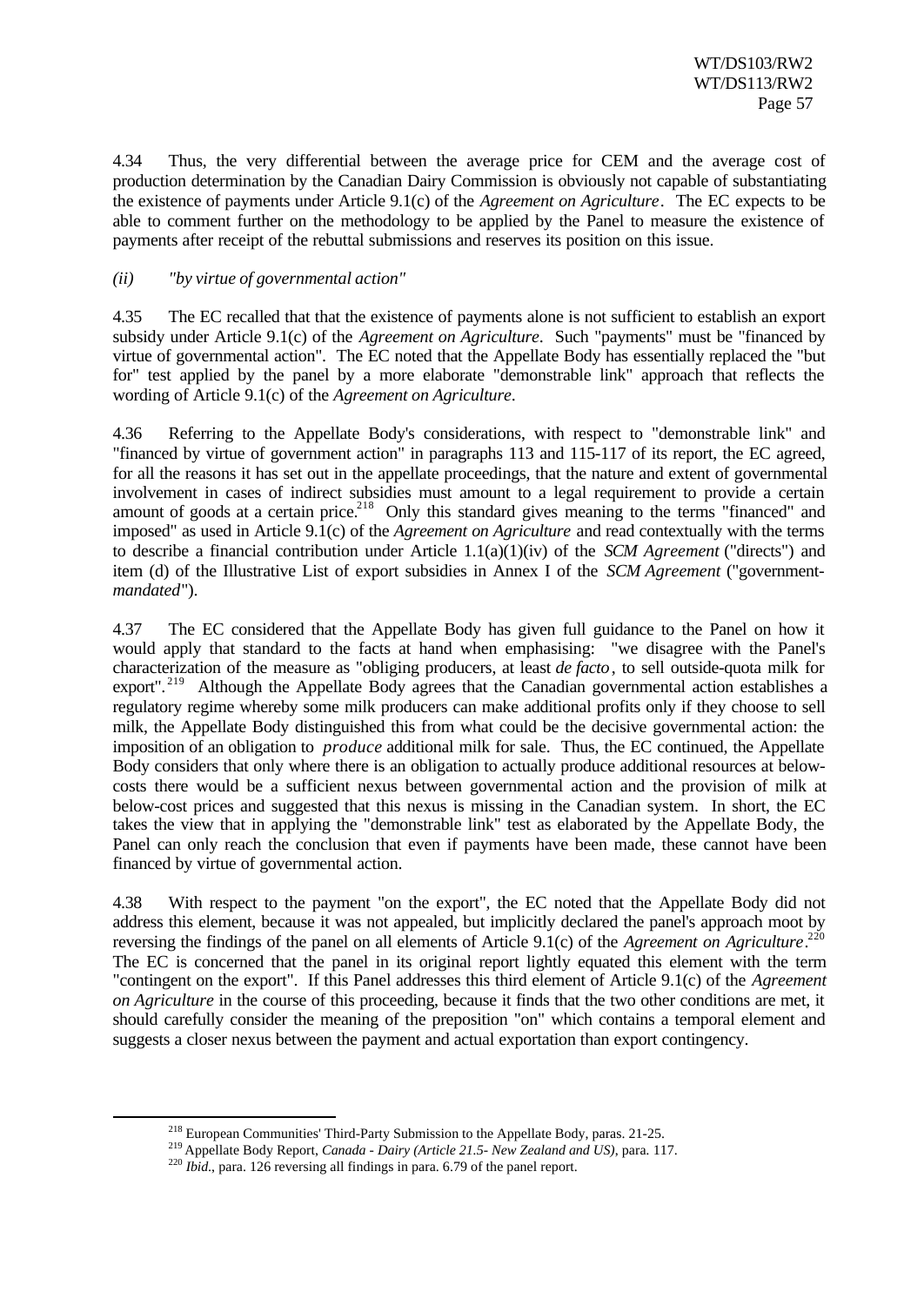4.34 Thus, the very differential between the average price for CEM and the average cost of production determination by the Canadian Dairy Commission is obviously not capable of substantiating the existence of payments under Article 9.1(c) of the *Agreement on Agriculture*. The EC expects to be able to comment further on the methodology to be applied by the Panel to measure the existence of payments after receipt of the rebuttal submissions and reserves its position on this issue.

*(ii) "by virtue of governmental action"*

4.35 The EC recalled that that the existence of payments alone is not sufficient to establish an export subsidy under Article 9.1(c) of the *Agreement on Agriculture*. Such "payments" must be "financed by virtue of governmental action". The EC noted that the Appellate Body has essentially replaced the "but for" test applied by the panel by a more elaborate "demonstrable link" approach that reflects the wording of Article 9.1(c) of the *Agreement on Agriculture*.

4.36 Referring to the Appellate Body's considerations, with respect to "demonstrable link" and "financed by virtue of government action" in paragraphs 113 and 115-117 of its report, the EC agreed, for all the reasons it has set out in the appellate proceedings, that the nature and extent of governmental involvement in cases of indirect subsidies must amount to a legal requirement to provide a certain amount of goods at a certain price.[218] Only this standard gives meaning to the terms "financed" and imposed" as used in Article 9.1(c) of the *Agreement on Agriculture* and read contextually with the terms to describe a financial contribution under Article 1.1(a)(1)(iv) of the *SCM Agreement* ("directs") and item (d) of the Illustrative List of export subsidies in Annex I of the *SCM Agreement* ("government-*mandated*").

4.37 The EC considered that the Appellate Body has given full guidance to the Panel on how it would apply that standard to the facts at hand when emphasising: "we disagree with the Panel's characterization of the measure as "obliging producers, at least *de facto*, to sell outside-quota milk for export".[219] Although the Appellate Body agrees that the Canadian governmental action establishes a regulatory regime whereby some milk producers can make additional profits only if they choose to sell milk, the Appellate Body distinguished this from what could be the decisive governmental action: the imposition of an obligation to *produce* additional milk for sale. Thus, the EC continued, the Appellate Body considers that only where there is an obligation to actually produce additional resources at below-costs there would be a sufficient nexus between governmental action and the provision of milk at below-cost prices and suggested that this nexus is missing in the Canadian system. In short, the EC takes the view that in applying the "demonstrable link" test as elaborated by the Appellate Body, the Panel can only reach the conclusion that even if payments have been made, these cannot have been financed by virtue of governmental action.

4.38 With respect to the payment "on the export", the EC noted that the Appellate Body did not address this element, because it was not appealed, but implicitly declared the panel's approach moot by reversing the findings of the panel on all elements of Article 9.1(c) of the *Agreement on Agriculture*.[220] The EC is concerned that the panel in its original report lightly equated this element with the term "contingent on the export". If this Panel addresses this third element of Article 9.1(c) of the *Agreement on Agriculture* in the course of this proceeding, because it finds that the two other conditions are met, it should carefully consider the meaning of the preposition "on" which contains a temporal element and suggests a closer nexus between the payment and actual exportation than export contingency.

---

[218] European Communities' Third-Party Submission to the Appellate Body, paras. 21-25.

[219] Appellate Body Report, *Canada - Dairy (Article 21.5- New Zealand and US)*, para. 117.

[220] *Ibid.*, para. 126 reversing all findings in para. 6.79 of the panel report.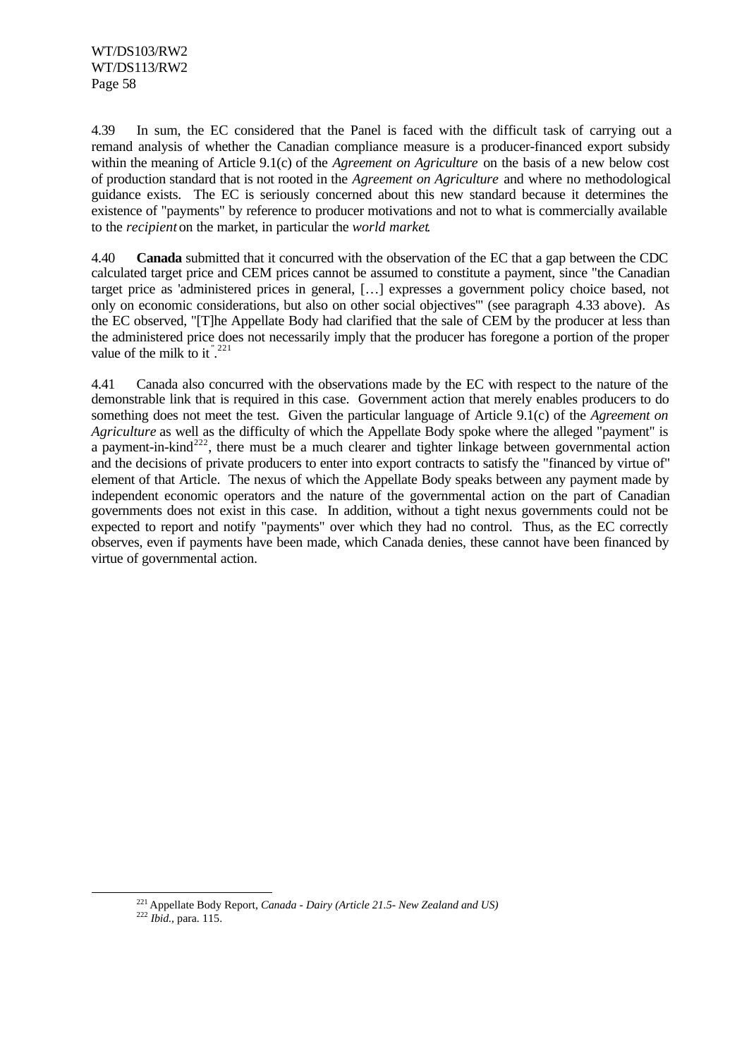4.39 In sum, the EC considered that the Panel is faced with the difficult task of carrying out a remand analysis of whether the Canadian compliance measure is a producer-financed export subsidy within the meaning of Article 9.1(c) of the *Agreement on Agriculture* on the basis of a new below cost of production standard that is not rooted in the *Agreement on Agriculture* and where no methodological guidance exists. The EC is seriously concerned about this new standard because it determines the existence of "payments" by reference to producer motivations and not to what is commercially available to the *recipient* on the market, in particular the *world market*.

4.40 **Canada** submitted that it concurred with the observation of the EC that a gap between the CDC calculated target price and CEM prices cannot be assumed to constitute a payment, since "the Canadian target price as 'administered prices in general, […] expresses a government policy choice based, not only on economic considerations, but also on other social objectives'" (see paragraph 4.33 above). As the EC observed, "[T]he Appellate Body had clarified that the sale of CEM by the producer at less than the administered price does not necessarily imply that the producer has foregone a portion of the proper value of the milk to it".[221]

4.41 Canada also concurred with the observations made by the EC with respect to the nature of the demonstrable link that is required in this case. Government action that merely enables producers to do something does not meet the test. Given the particular language of Article 9.1(c) of the *Agreement on Agriculture* as well as the difficulty of which the Appellate Body spoke where the alleged "payment" is a payment-in-kind[222], there must be a much clearer and tighter linkage between governmental action and the decisions of private producers to enter into export contracts to satisfy the "financed by virtue of" element of that Article. The nexus of which the Appellate Body speaks between any payment made by independent economic operators and the nature of the governmental action on the part of Canadian governments does not exist in this case. In addition, without a tight nexus governments could not be expected to report and notify "payments" over which they had no control. Thus, as the EC correctly observes, even if payments have been made, which Canada denies, these cannot have been financed by virtue of governmental action.

[221] Appellate Body Report, *Canada - Dairy (Article 21.5- New Zealand and US)*

[222] *Ibid.*, para. 115.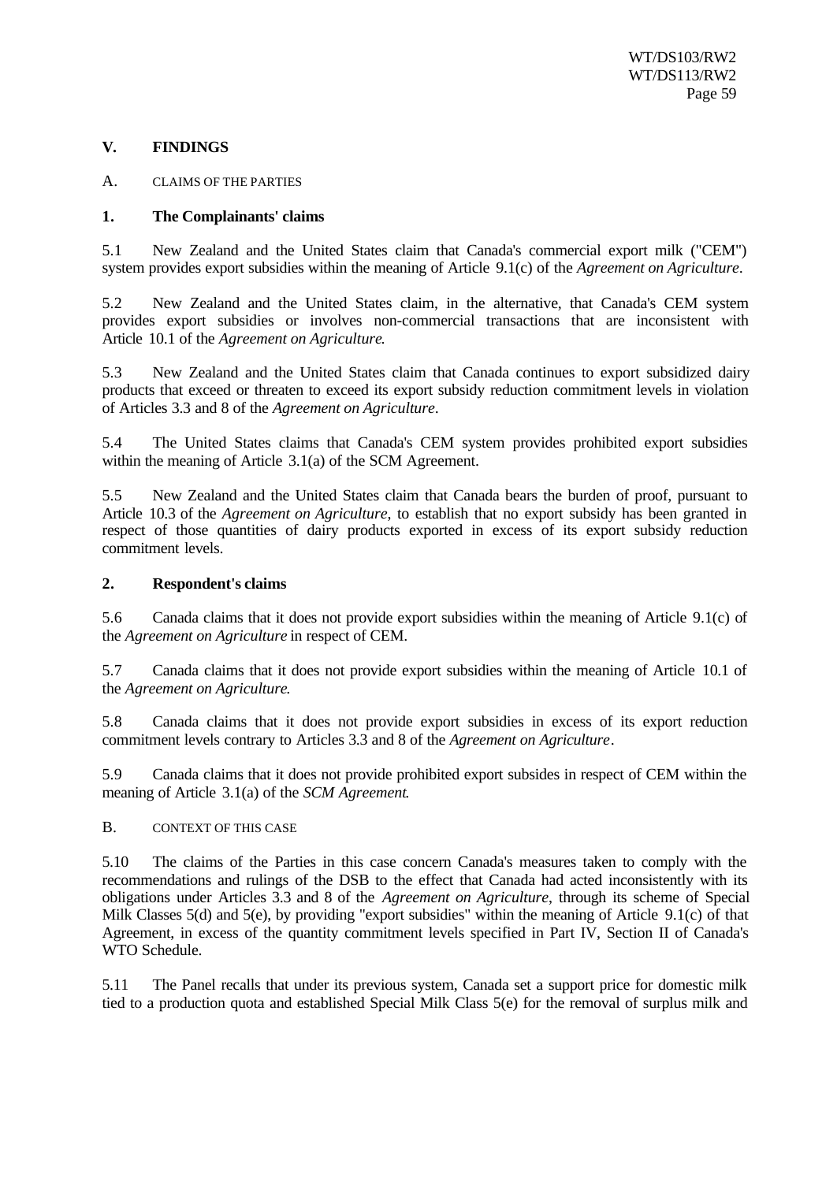## V. FINDINGS

### A. CLAIMS OF THE PARTIES

#### 1. The Complainants' claims

5.1 New Zealand and the United States claim that Canada's commercial export milk ("CEM") system provides export subsidies within the meaning of Article 9.1(c) of the *Agreement on Agriculture*.

5.2 New Zealand and the United States claim, in the alternative, that Canada's CEM system provides export subsidies or involves non-commercial transactions that are inconsistent with Article 10.1 of the *Agreement on Agriculture*.

5.3 New Zealand and the United States claim that Canada continues to export subsidized dairy products that exceed or threaten to exceed its export subsidy reduction commitment levels in violation of Articles 3.3 and 8 of the *Agreement on Agriculture*.

5.4 The United States claims that Canada's CEM system provides prohibited export subsidies within the meaning of Article 3.1(a) of the SCM Agreement.

5.5 New Zealand and the United States claim that Canada bears the burden of proof, pursuant to Article 10.3 of the *Agreement on Agriculture*, to establish that no export subsidy has been granted in respect of those quantities of dairy products exported in excess of its export subsidy reduction commitment levels.

#### 2. Respondent's claims

5.6 Canada claims that it does not provide export subsidies within the meaning of Article 9.1(c) of the *Agreement on Agriculture* in respect of CEM.

5.7 Canada claims that it does not provide export subsidies within the meaning of Article 10.1 of the *Agreement on Agriculture*.

5.8 Canada claims that it does not provide export subsidies in excess of its export reduction commitment levels contrary to Articles 3.3 and 8 of the *Agreement on Agriculture*.

5.9 Canada claims that it does not provide prohibited export subsides in respect of CEM within the meaning of Article 3.1(a) of the *SCM Agreement*.

### B. CONTEXT OF THIS CASE

5.10 The claims of the Parties in this case concern Canada's measures taken to comply with the recommendations and rulings of the DSB to the effect that Canada had acted inconsistently with its obligations under Articles 3.3 and 8 of the *Agreement on Agriculture*, through its scheme of Special Milk Classes 5(d) and 5(e), by providing "export subsidies" within the meaning of Article 9.1(c) of that Agreement, in excess of the quantity commitment levels specified in Part IV, Section II of Canada's WTO Schedule.

5.11 The Panel recalls that under its previous system, Canada set a support price for domestic milk tied to a production quota and established Special Milk Class 5(e) for the removal of surplus milk and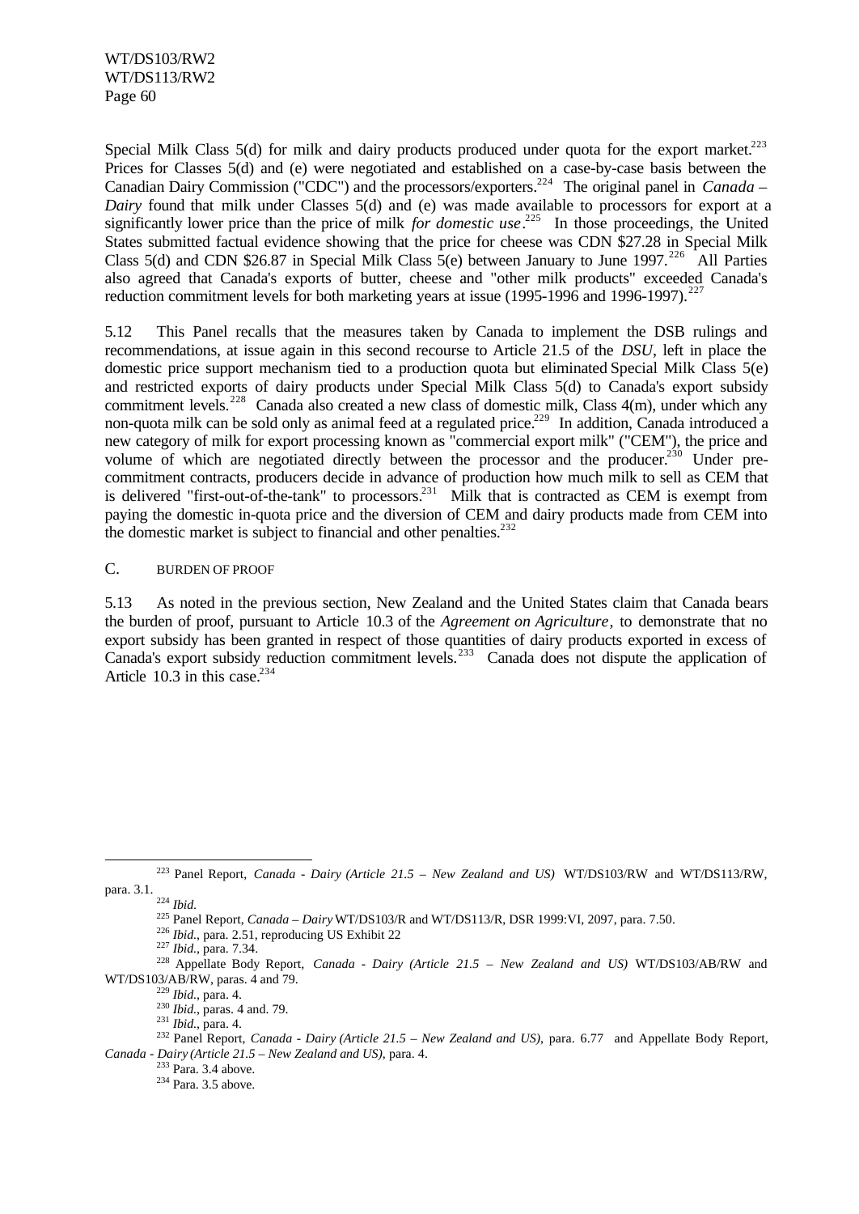Special Milk Class 5(d) for milk and dairy products produced under quota for the export market.[223] Prices for Classes 5(d) and (e) were negotiated and established on a case-by-case basis between the Canadian Dairy Commission ("CDC") and the processors/exporters.[224] The original panel in *Canada – Dairy* found that milk under Classes 5(d) and (e) was made available to processors for export at a significantly lower price than the price of milk *for domestic use*.[225] In those proceedings, the United States submitted factual evidence showing that the price for cheese was CDN $27.28 in Special Milk Class 5(d) and CDN $26.87 in Special Milk Class 5(e) between January to June 1997.[226] All Parties also agreed that Canada's exports of butter, cheese and "other milk products" exceeded Canada's reduction commitment levels for both marketing years at issue (1995-1996 and 1996-1997).[227]

5.12 This Panel recalls that the measures taken by Canada to implement the DSB rulings and recommendations, at issue again in this second recourse to Article 21.5 of the *DSU*, left in place the domestic price support mechanism tied to a production quota but eliminated Special Milk Class 5(e) and restricted exports of dairy products under Special Milk Class 5(d) to Canada's export subsidy commitment levels.[228] Canada also created a new class of domestic milk, Class 4(m), under which any non-quota milk can be sold only as animal feed at a regulated price.[229] In addition, Canada introduced a new category of milk for export processing known as "commercial export milk" ("CEM"), the price and volume of which are negotiated directly between the processor and the producer.[230] Under pre-commitment contracts, producers decide in advance of production how much milk to sell as CEM that is delivered "first-out-of-the-tank" to processors.[231] Milk that is contracted as CEM is exempt from paying the domestic in-quota price and the diversion of CEM and dairy products made from CEM into the domestic market is subject to financial and other penalties.[232]

## C. BURDEN OF PROOF

5.13 As noted in the previous section, New Zealand and the United States claim that Canada bears the burden of proof, pursuant to Article 10.3 of the *Agreement on Agriculture*, to demonstrate that no export subsidy has been granted in respect of those quantities of dairy products exported in excess of Canada's export subsidy reduction commitment levels.[233] Canada does not dispute the application of Article 10.3 in this case.[234]

---

[223] Panel Report, *Canada - Dairy (Article 21.5 – New Zealand and US)* WT/DS103/RW and WT/DS113/RW, para. 3.1.

[224] *Ibid.*

[225] Panel Report, *Canada – Dairy* WT/DS103/R and WT/DS113/R, DSR 1999:VI, 2097, para. 7.50.

[226] *Ibid.*, para. 2.51, reproducing US Exhibit 22

[227] *Ibid.*, para. 7.34.

[228] Appellate Body Report, *Canada - Dairy (Article 21.5 – New Zealand and US)* WT/DS103/AB/RW and WT/DS103/AB/RW, paras. 4 and 79.

[229] *Ibid.*, para. 4.

[230] *Ibid.*, paras. 4 and. 79.

[231] *Ibid.*, para. 4.

[232] Panel Report, *Canada - Dairy (Article 21.5 – New Zealand and US)*, para. 6.77 and Appellate Body Report, *Canada - Dairy (Article 21.5 – New Zealand and US)*, para. 4.

[233] Para. 3.4 above.

[234] Para. 3.5 above.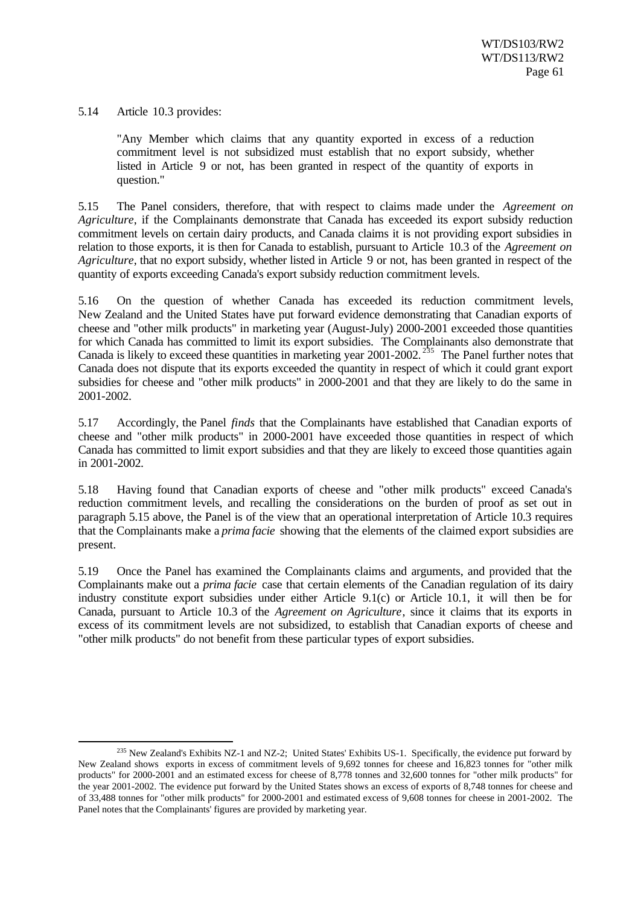5.14 Article 10.3 provides:

> "Any Member which claims that any quantity exported in excess of a reduction commitment level is not subsidized must establish that no export subsidy, whether listed in Article 9 or not, has been granted in respect of the quantity of exports in question."

5.15 The Panel considers, therefore, that with respect to claims made under the *Agreement on Agriculture*, if the Complainants demonstrate that Canada has exceeded its export subsidy reduction commitment levels on certain dairy products, and Canada claims it is not providing export subsidies in relation to those exports, it is then for Canada to establish, pursuant to Article 10.3 of the *Agreement on Agriculture*, that no export subsidy, whether listed in Article 9 or not, has been granted in respect of the quantity of exports exceeding Canada's export subsidy reduction commitment levels.

5.16 On the question of whether Canada has exceeded its reduction commitment levels, New Zealand and the United States have put forward evidence demonstrating that Canadian exports of cheese and "other milk products" in marketing year (August-July) 2000-2001 exceeded those quantities for which Canada has committed to limit its export subsidies. The Complainants also demonstrate that Canada is likely to exceed these quantities in marketing year 2001-2002.[235] The Panel further notes that Canada does not dispute that its exports exceeded the quantity in respect of which it could grant export subsidies for cheese and "other milk products" in 2000-2001 and that they are likely to do the same in 2001-2002.

5.17 Accordingly, the Panel *finds* that the Complainants have established that Canadian exports of cheese and "other milk products" in 2000-2001 have exceeded those quantities in respect of which Canada has committed to limit export subsidies and that they are likely to exceed those quantities again in 2001-2002.

5.18 Having found that Canadian exports of cheese and "other milk products" exceed Canada's reduction commitment levels, and recalling the considerations on the burden of proof as set out in paragraph 5.15 above, the Panel is of the view that an operational interpretation of Article 10.3 requires that the Complainants make a *prima facie* showing that the elements of the claimed export subsidies are present.

5.19 Once the Panel has examined the Complainants claims and arguments, and provided that the Complainants make out a *prima facie* case that certain elements of the Canadian regulation of its dairy industry constitute export subsidies under either Article 9.1(c) or Article 10.1, it will then be for Canada, pursuant to Article 10.3 of the *Agreement on Agriculture*, since it claims that its exports in excess of its commitment levels are not subsidized, to establish that Canadian exports of cheese and "other milk products" do not benefit from these particular types of export subsidies.

---

[235] New Zealand's Exhibits NZ-1 and NZ-2; United States' Exhibits US-1. Specifically, the evidence put forward by New Zealand shows exports in excess of commitment levels of 9,692 tonnes for cheese and 16,823 tonnes for "other milk products" for 2000-2001 and an estimated excess for cheese of 8,778 tonnes and 32,600 tonnes for "other milk products" for the year 2001-2002. The evidence put forward by the United States shows an excess of exports of 8,748 tonnes for cheese and of 33,488 tonnes for "other milk products" for 2000-2001 and estimated excess of 9,608 tonnes for cheese in 2001-2002. The Panel notes that the Complainants' figures are provided by marketing year.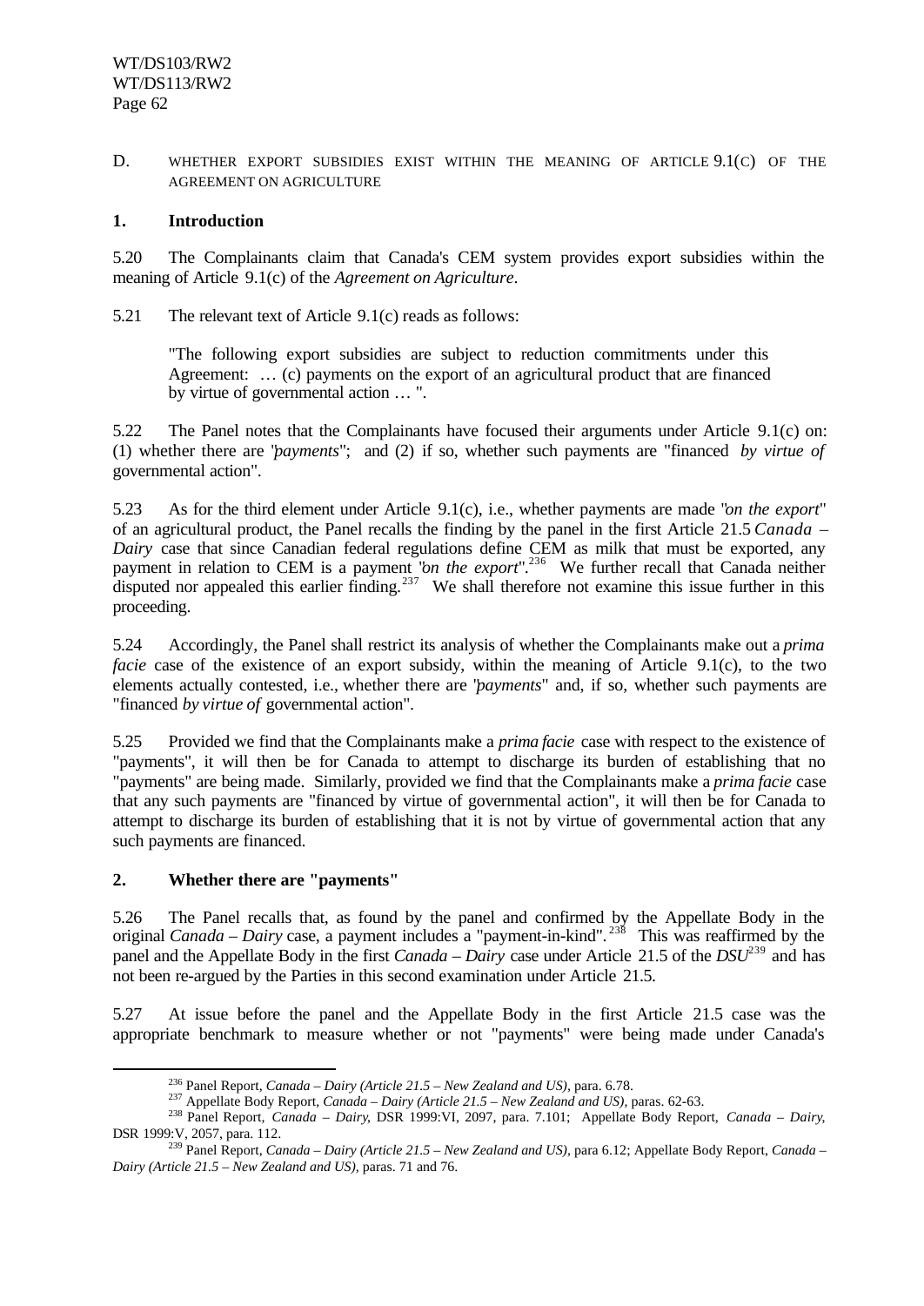## D. WHETHER EXPORT SUBSIDIES EXIST WITHIN THE MEANING OF ARTICLE 9.1(C) OF THE AGREEMENT ON AGRICULTURE

### 1. Introduction

5.20 The Complainants claim that Canada's CEM system provides export subsidies within the meaning of Article 9.1(c) of the *Agreement on Agriculture*.

5.21 The relevant text of Article 9.1(c) reads as follows:

> "The following export subsidies are subject to reduction commitments under this Agreement: … (c) payments on the export of an agricultural product that are financed by virtue of governmental action … ".

5.22 The Panel notes that the Complainants have focused their arguments under Article 9.1(c) on: (1) whether there are "*payments*"; and (2) if so, whether such payments are "financed *by virtue of* governmental action".

5.23 As for the third element under Article 9.1(c), i.e., whether payments are made "*on the export*" of an agricultural product, the Panel recalls the finding by the panel in the first Article 21.5 *Canada – Dairy* case that since Canadian federal regulations define CEM as milk that must be exported, any payment in relation to CEM is a payment "*on the export*".[236] We further recall that Canada neither disputed nor appealed this earlier finding.[237] We shall therefore not examine this issue further in this proceeding.

5.24 Accordingly, the Panel shall restrict its analysis of whether the Complainants make out a *prima facie* case of the existence of an export subsidy, within the meaning of Article 9.1(c), to the two elements actually contested, i.e., whether there are "*payments*" and, if so, whether such payments are "financed *by virtue of* governmental action".

5.25 Provided we find that the Complainants make a *prima facie* case with respect to the existence of "payments", it will then be for Canada to attempt to discharge its burden of establishing that no "payments" are being made. Similarly, provided we find that the Complainants make a *prima facie* case that any such payments are "financed by virtue of governmental action", it will then be for Canada to attempt to discharge its burden of establishing that it is not by virtue of governmental action that any such payments are financed.

### 2. Whether there are "payments"

5.26 The Panel recalls that, as found by the panel and confirmed by the Appellate Body in the original *Canada – Dairy* case, a payment includes a "payment-in-kind".[238] This was reaffirmed by the panel and the Appellate Body in the first *Canada – Dairy* case under Article 21.5 of the *DSU*[239] and has not been re-argued by the Parties in this second examination under Article 21.5.

5.27 At issue before the panel and the Appellate Body in the first Article 21.5 case was the appropriate benchmark to measure whether or not "payments" were being made under Canada's

---

[236] Panel Report, *Canada – Dairy (Article 21.5 – New Zealand and US)*, para. 6.78.

[237] Appellate Body Report, *Canada – Dairy (Article 21.5 – New Zealand and US)*, paras. 62-63.

[238] Panel Report, *Canada – Dairy*, DSR 1999:VI, 2097, para. 7.101; Appellate Body Report, *Canada – Dairy*, DSR 1999:V, 2057, para. 112.

[239] Panel Report, *Canada – Dairy (Article 21.5 – New Zealand and US)*, para 6.12; Appellate Body Report, *Canada – Dairy (Article 21.5 – New Zealand and US)*, paras. 71 and 76.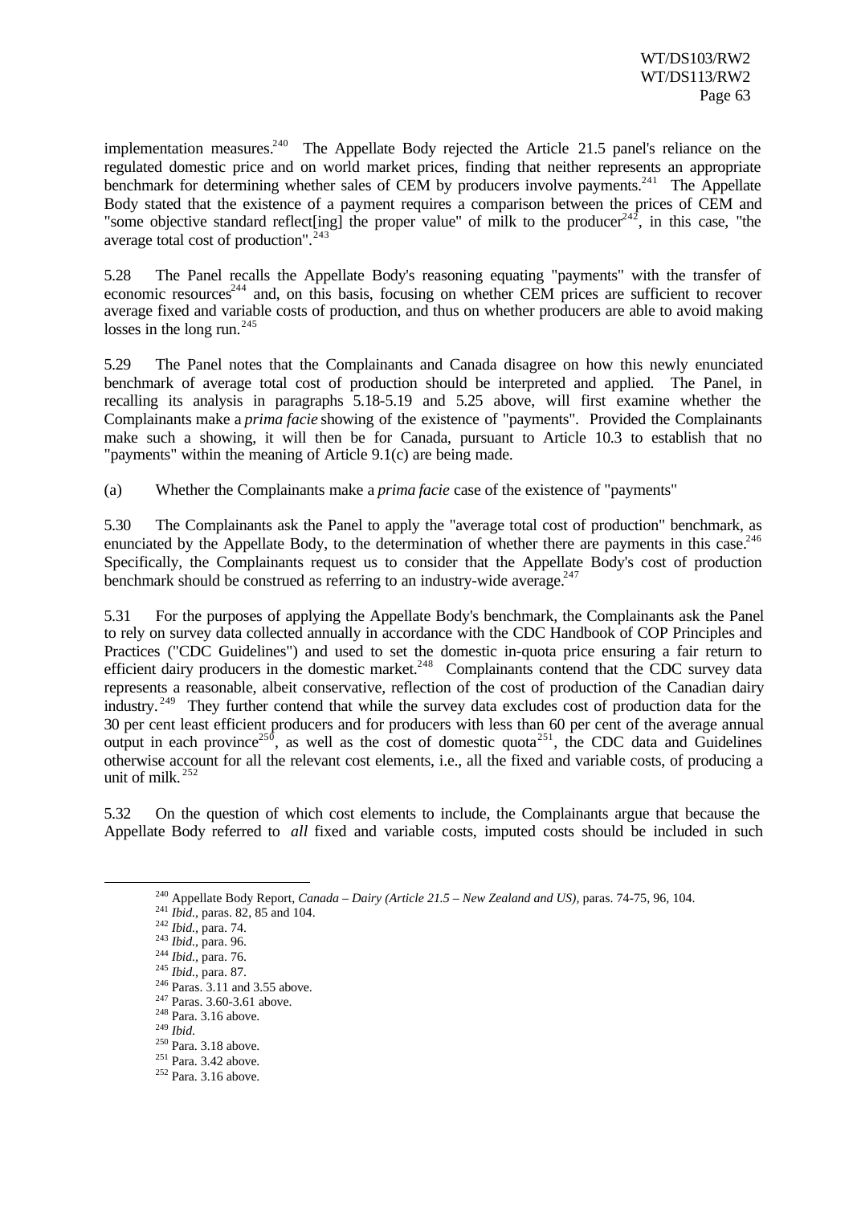implementation measures.[240] The Appellate Body rejected the Article 21.5 panel's reliance on the regulated domestic price and on world market prices, finding that neither represents an appropriate benchmark for determining whether sales of CEM by producers involve payments.[241] The Appellate Body stated that the existence of a payment requires a comparison between the prices of CEM and "some objective standard reflect[ing] the proper value" of milk to the producer[242], in this case, "the average total cost of production".[243]

5.28 The Panel recalls the Appellate Body's reasoning equating "payments" with the transfer of economic resources[244] and, on this basis, focusing on whether CEM prices are sufficient to recover average fixed and variable costs of production, and thus on whether producers are able to avoid making losses in the long run.[245]

5.29 The Panel notes that the Complainants and Canada disagree on how this newly enunciated benchmark of average total cost of production should be interpreted and applied. The Panel, in recalling its analysis in paragraphs 5.18-5.19 and 5.25 above, will first examine whether the Complainants make a *prima facie* showing of the existence of "payments". Provided the Complainants make such a showing, it will then be for Canada, pursuant to Article 10.3 to establish that no "payments" within the meaning of Article 9.1(c) are being made.

(a) Whether the Complainants make a *prima facie* case of the existence of "payments"

5.30 The Complainants ask the Panel to apply the "average total cost of production" benchmark, as enunciated by the Appellate Body, to the determination of whether there are payments in this case.[246] Specifically, the Complainants request us to consider that the Appellate Body's cost of production benchmark should be construed as referring to an industry-wide average.[247]

5.31 For the purposes of applying the Appellate Body's benchmark, the Complainants ask the Panel to rely on survey data collected annually in accordance with the CDC Handbook of COP Principles and Practices ("CDC Guidelines") and used to set the domestic in-quota price ensuring a fair return to efficient dairy producers in the domestic market.[248] Complainants contend that the CDC survey data represents a reasonable, albeit conservative, reflection of the cost of production of the Canadian dairy industry.[249] They further contend that while the survey data excludes cost of production data for the 30 per cent least efficient producers and for producers with less than 60 per cent of the average annual output in each province[250], as well as the cost of domestic quota[251], the CDC data and Guidelines otherwise account for all the relevant cost elements, i.e., all the fixed and variable costs, of producing a unit of milk.[252]

5.32 On the question of which cost elements to include, the Complainants argue that because the Appellate Body referred to *all* fixed and variable costs, imputed costs should be included in such

---

[240] Appellate Body Report, *Canada – Dairy (Article 21.5 – New Zealand and US)*, paras. 74-75, 96, 104.

[241] *Ibid.*, paras. 82, 85 and 104.

[242] *Ibid.*, para. 74.

[243] *Ibid.*, para. 96.

[244] *Ibid.*, para. 76.

[245] *Ibid.*, para. 87.

[246] Paras. 3.11 and 3.55 above.

[247] Paras. 3.60-3.61 above.

[248] Para. 3.16 above.

[249] *Ibid.*

[250] Para. 3.18 above.

[251] Para. 3.42 above.

[252] Para. 3.16 above.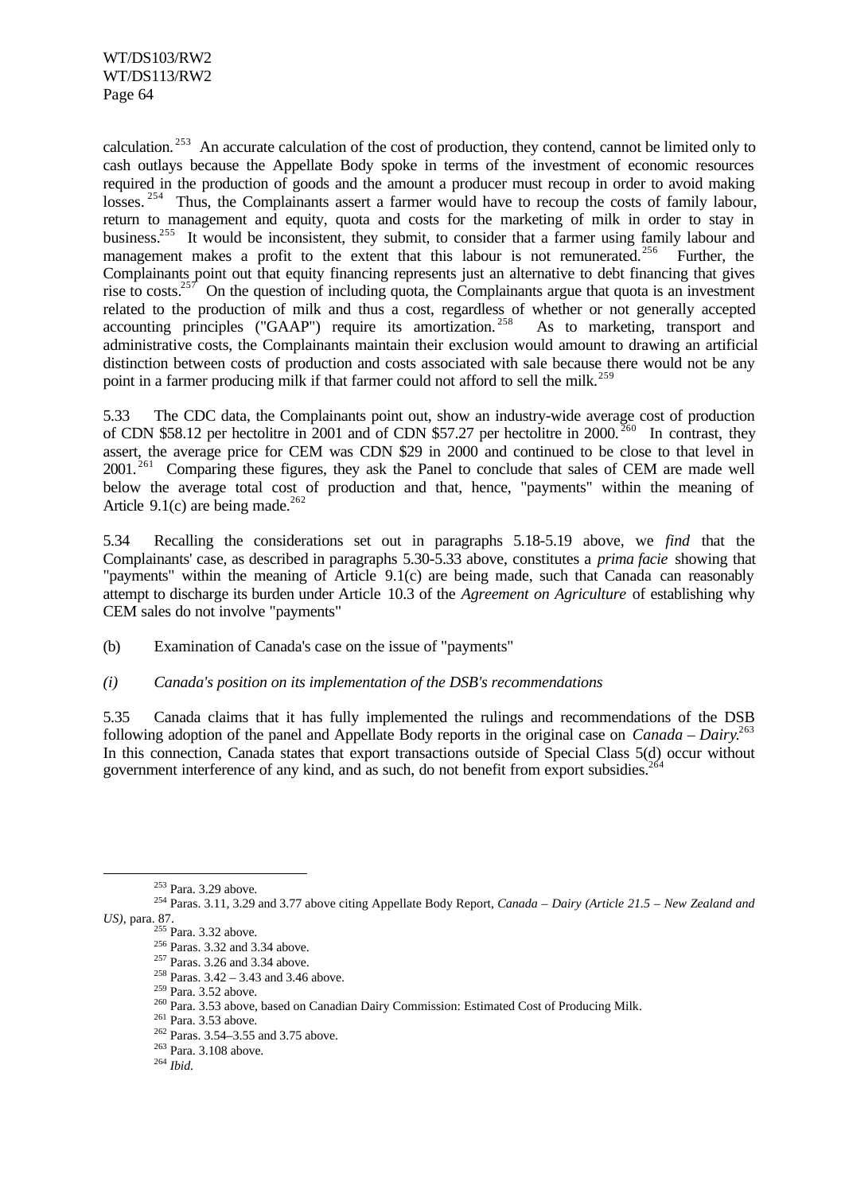calculation.[253] An accurate calculation of the cost of production, they contend, cannot be limited only to cash outlays because the Appellate Body spoke in terms of the investment of economic resources required in the production of goods and the amount a producer must recoup in order to avoid making losses.[254] Thus, the Complainants assert a farmer would have to recoup the costs of family labour, return to management and equity, quota and costs for the marketing of milk in order to stay in business.[255] It would be inconsistent, they submit, to consider that a farmer using family labour and management makes a profit to the extent that this labour is not remunerated.[256] Further, the Complainants point out that equity financing represents just an alternative to debt financing that gives rise to costs.[257] On the question of including quota, the Complainants argue that quota is an investment related to the production of milk and thus a cost, regardless of whether or not generally accepted accounting principles ("GAAP") require its amortization.[258] As to marketing, transport and administrative costs, the Complainants maintain their exclusion would amount to drawing an artificial distinction between costs of production and costs associated with sale because there would not be any point in a farmer producing milk if that farmer could not afford to sell the milk.[259]

5.33 The CDC data, the Complainants point out, show an industry-wide average cost of production of CDN $58.12 per hectolitre in 2001 and of CDN $57.27 per hectolitre in 2000.[260] In contrast, they assert, the average price for CEM was CDN $29 in 2000 and continued to be close to that level in 2001.[261] Comparing these figures, they ask the Panel to conclude that sales of CEM are made well below the average total cost of production and that, hence, "payments" within the meaning of Article 9.1(c) are being made.[262]

5.34 Recalling the considerations set out in paragraphs 5.18-5.19 above, we *find* that the Complainants' case, as described in paragraphs 5.30-5.33 above, constitutes a *prima facie* showing that "payments" within the meaning of Article 9.1(c) are being made, such that Canada can reasonably attempt to discharge its burden under Article 10.3 of the *Agreement on Agriculture* of establishing why CEM sales do not involve "payments"

(b) Examination of Canada's case on the issue of "payments"

*(i) Canada's position on its implementation of the DSB's recommendations*

5.35 Canada claims that it has fully implemented the rulings and recommendations of the DSB following adoption of the panel and Appellate Body reports in the original case on *Canada – Dairy*.[263] In this connection, Canada states that export transactions outside of Special Class 5(d) occur without government interference of any kind, and as such, do not benefit from export subsidies.[264]

---

[253] Para. 3.29 above.

[254] Paras. 3.11, 3.29 and 3.77 above citing Appellate Body Report, *Canada – Dairy (Article 21.5 – New Zealand and US)*, para. 87.

[255] Para. 3.32 above.

[256] Paras. 3.32 and 3.34 above.

[257] Paras. 3.26 and 3.34 above.

[258] Paras. 3.42 – 3.43 and 3.46 above.

[259] Para. 3.52 above.

[260] Para. 3.53 above, based on Canadian Dairy Commission: Estimated Cost of Producing Milk.

[261] Para. 3.53 above.

[262] Paras. 3.54–3.55 and 3.75 above.

[263] Para. 3.108 above.

[264] *Ibid.*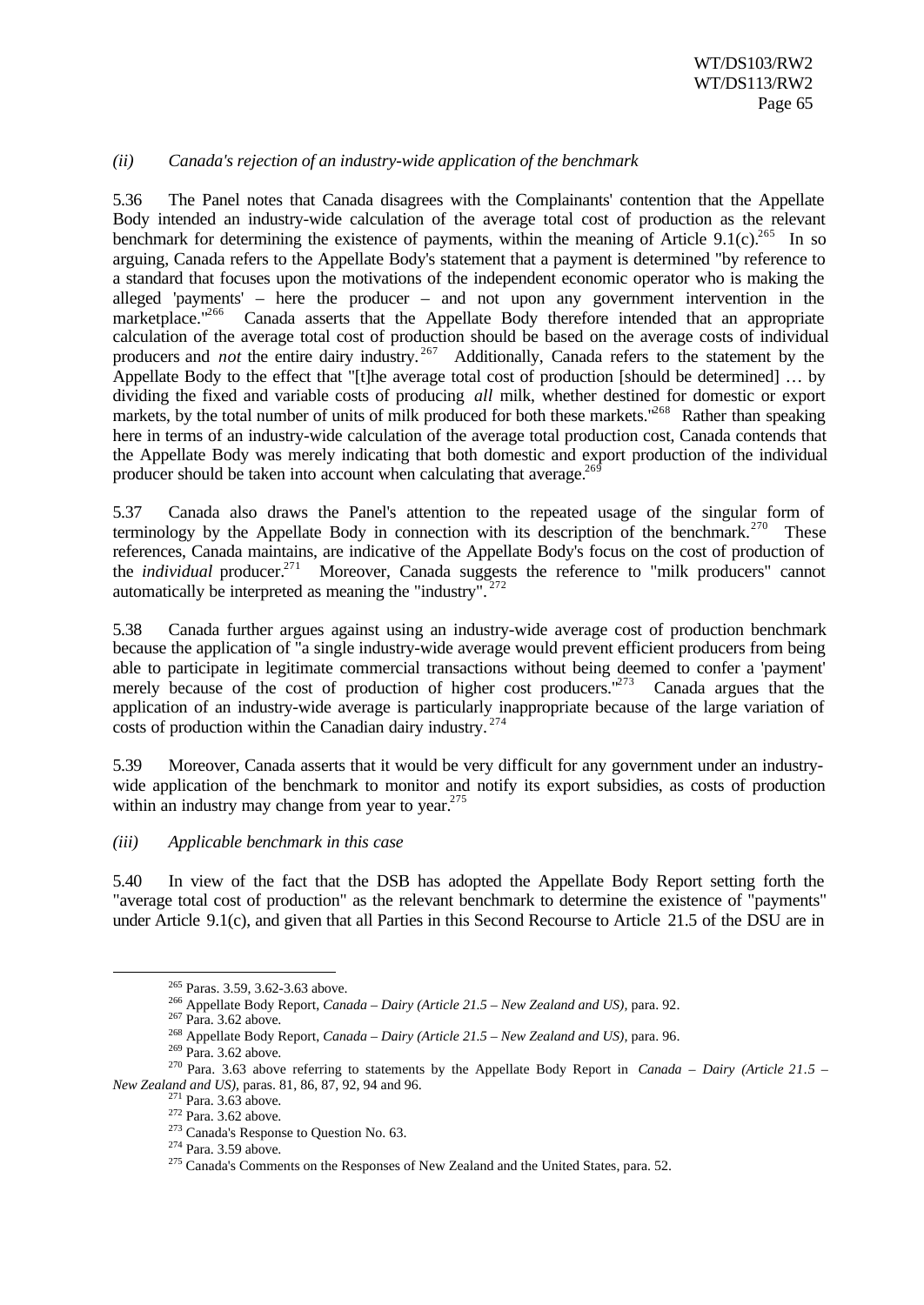*(ii) Canada's rejection of an industry-wide application of the benchmark*

5.36 The Panel notes that Canada disagrees with the Complainants' contention that the Appellate Body intended an industry-wide calculation of the average total cost of production as the relevant benchmark for determining the existence of payments, within the meaning of Article 9.1(c).[265] In so arguing, Canada refers to the Appellate Body's statement that a payment is determined "by reference to a standard that focuses upon the motivations of the independent economic operator who is making the alleged 'payments' – here the producer – and not upon any government intervention in the marketplace."[266] Canada asserts that the Appellate Body therefore intended that an appropriate calculation of the average total cost of production should be based on the average costs of individual producers and *not* the entire dairy industry.[267] Additionally, Canada refers to the statement by the Appellate Body to the effect that "[t]he average total cost of production [should be determined] … by dividing the fixed and variable costs of producing *all* milk, whether destined for domestic or export markets, by the total number of units of milk produced for both these markets."[268] Rather than speaking here in terms of an industry-wide calculation of the average total production cost, Canada contends that the Appellate Body was merely indicating that both domestic and export production of the individual producer should be taken into account when calculating that average.[269]

5.37 Canada also draws the Panel's attention to the repeated usage of the singular form of terminology by the Appellate Body in connection with its description of the benchmark.[270] These references, Canada maintains, are indicative of the Appellate Body's focus on the cost of production of the *individual* producer.[271] Moreover, Canada suggests the reference to "milk producers" cannot automatically be interpreted as meaning the "industry".[272]

5.38 Canada further argues against using an industry-wide average cost of production benchmark because the application of "a single industry-wide average would prevent efficient producers from being able to participate in legitimate commercial transactions without being deemed to confer a 'payment' merely because of the cost of production of higher cost producers."[273] Canada argues that the application of an industry-wide average is particularly inappropriate because of the large variation of costs of production within the Canadian dairy industry.[274]

5.39 Moreover, Canada asserts that it would be very difficult for any government under an industry-wide application of the benchmark to monitor and notify its export subsidies, as costs of production within an industry may change from year to year.[275]

*(iii) Applicable benchmark in this case*

5.40 In view of the fact that the DSB has adopted the Appellate Body Report setting forth the "average total cost of production" as the relevant benchmark to determine the existence of "payments" under Article 9.1(c), and given that all Parties in this Second Recourse to Article 21.5 of the DSU are in

---

[265] Paras. 3.59, 3.62-3.63 above.

[266] Appellate Body Report, *Canada – Dairy (Article 21.5 – New Zealand and US)*, para. 92.

[267] Para. 3.62 above.

[268] Appellate Body Report, *Canada – Dairy (Article 21.5 – New Zealand and US)*, para. 96.

[269] Para. 3.62 above.

[270] Para. 3.63 above referring to statements by the Appellate Body Report in *Canada – Dairy (Article 21.5 – New Zealand and US)*, paras. 81, 86, 87, 92, 94 and 96.

[271] Para. 3.63 above.

[272] Para. 3.62 above.

[273] Canada's Response to Question No. 63.

[274] Para. 3.59 above.

[275] Canada's Comments on the Responses of New Zealand and the United States, para. 52.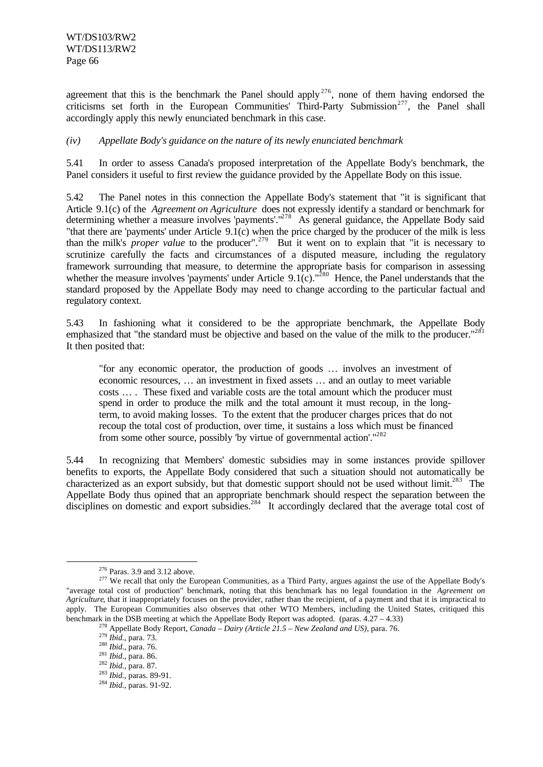agreement that this is the benchmark the Panel should apply[276], none of them having endorsed the criticisms set forth in the European Communities' Third-Party Submission[277], the Panel shall accordingly apply this newly enunciated benchmark in this case.

*(iv) Appellate Body's guidance on the nature of its newly enunciated benchmark*

5.41 In order to assess Canada's proposed interpretation of the Appellate Body's benchmark, the Panel considers it useful to first review the guidance provided by the Appellate Body on this issue.

5.42 The Panel notes in this connection the Appellate Body's statement that "it is significant that Article 9.1(c) of the *Agreement on Agriculture* does not expressly identify a standard or benchmark for determining whether a measure involves 'payments'."[278] As general guidance, the Appellate Body said "that there are 'payments' under Article 9.1(c) when the price charged by the producer of the milk is less than the milk's *proper value* to the producer".[279] But it went on to explain that "it is necessary to scrutinize carefully the facts and circumstances of a disputed measure, including the regulatory framework surrounding that measure, to determine the appropriate basis for comparison in assessing whether the measure involves 'payments' under Article 9.1(c)."[280] Hence, the Panel understands that the standard proposed by the Appellate Body may need to change according to the particular factual and regulatory context.

5.43 In fashioning what it considered to be the appropriate benchmark, the Appellate Body emphasized that "the standard must be objective and based on the value of the milk to the producer."[281] It then posited that:

> "for any economic operator, the production of goods … involves an investment of economic resources, … an investment in fixed assets … and an outlay to meet variable costs … . These fixed and variable costs are the total amount which the producer must spend in order to produce the milk and the total amount it must recoup, in the long-term, to avoid making losses. To the extent that the producer charges prices that do not recoup the total cost of production, over time, it sustains a loss which must be financed from some other source, possibly 'by virtue of governmental action'."[282]

5.44 In recognizing that Members' domestic subsidies may in some instances provide spillover benefits to exports, the Appellate Body considered that such a situation should not automatically be characterized as an export subsidy, but that domestic support should not be used without limit.[283] The Appellate Body thus opined that an appropriate benchmark should respect the separation between the disciplines on domestic and export subsidies.[284] It accordingly declared that the average total cost of

---

[276] Paras. 3.9 and 3.12 above.

[277] We recall that only the European Communities, as a Third Party, argues against the use of the Appellate Body's "average total cost of production" benchmark, noting that this benchmark has no legal foundation in the *Agreement on Agriculture*, that it inappropriately focuses on the provider, rather than the recipient, of a payment and that it is impractical to apply. The European Communities also observes that other WTO Members, including the United States, critiqued this benchmark in the DSB meeting at which the Appellate Body Report was adopted. (paras. 4.27 – 4.33)

[278] Appellate Body Report, *Canada – Dairy (Article 21.5 – New Zealand and US)*, para. 76.

[279] *Ibid.*, para. 73.

[280] *Ibid.*, para. 76.

[281] *Ibid.*, para. 86.

[282] *Ibid.*, para. 87.

[283] *Ibid.*, paras. 89-91.

[284] *Ibid.*, paras. 91-92.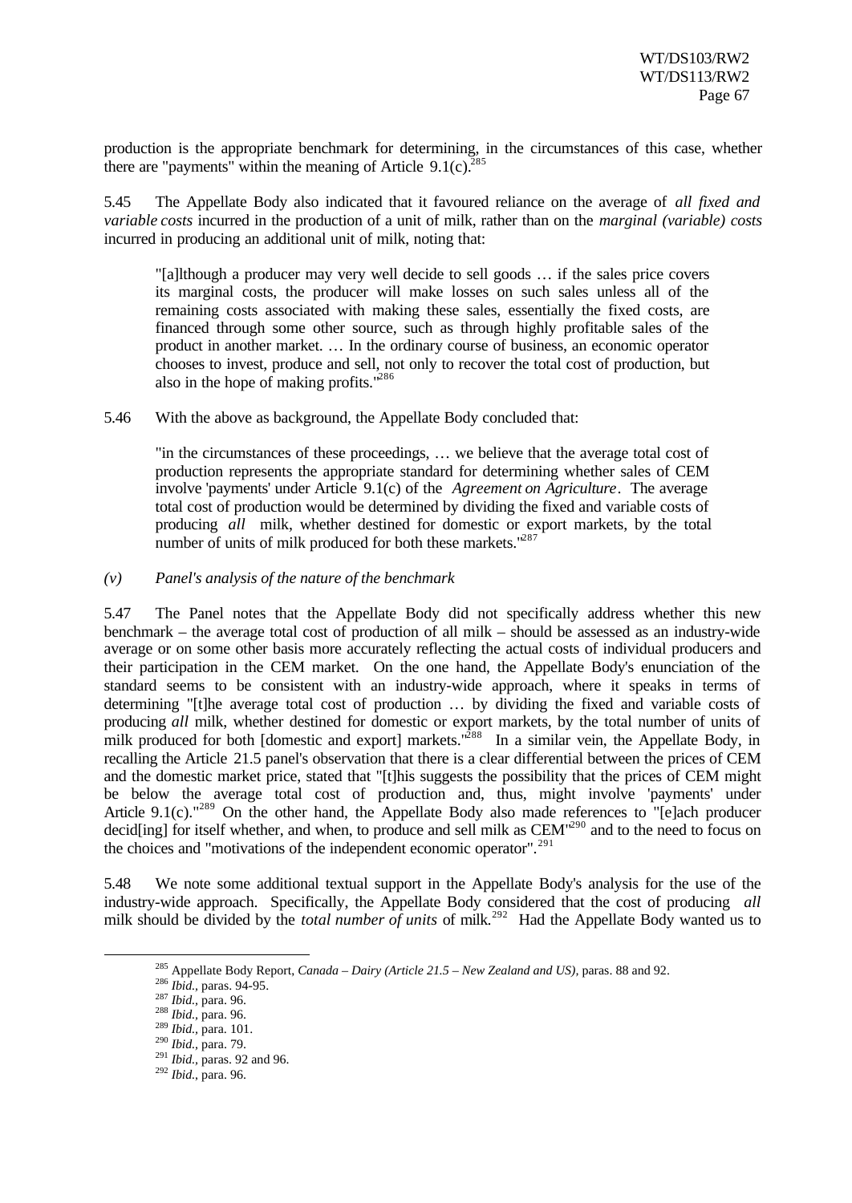production is the appropriate benchmark for determining, in the circumstances of this case, whether there are "payments" within the meaning of Article 9.1(c).[285]

5.45 The Appellate Body also indicated that it favoured reliance on the average of *all fixed and variable costs* incurred in the production of a unit of milk, rather than on the *marginal (variable) costs* incurred in producing an additional unit of milk, noting that:

> "[a]lthough a producer may very well decide to sell goods … if the sales price covers its marginal costs, the producer will make losses on such sales unless all of the remaining costs associated with making these sales, essentially the fixed costs, are financed through some other source, such as through highly profitable sales of the product in another market. … In the ordinary course of business, an economic operator chooses to invest, produce and sell, not only to recover the total cost of production, but also in the hope of making profits."[286]

5.46 With the above as background, the Appellate Body concluded that:

> "in the circumstances of these proceedings, … we believe that the average total cost of production represents the appropriate standard for determining whether sales of CEM involve 'payments' under Article 9.1(c) of the *Agreement on Agriculture*. The average total cost of production would be determined by dividing the fixed and variable costs of producing *all* milk, whether destined for domestic or export markets, by the total number of units of milk produced for both these markets."[287]

*(v) Panel's analysis of the nature of the benchmark*

5.47 The Panel notes that the Appellate Body did not specifically address whether this new benchmark – the average total cost of production of all milk – should be assessed as an industry-wide average or on some other basis more accurately reflecting the actual costs of individual producers and their participation in the CEM market. On the one hand, the Appellate Body's enunciation of the standard seems to be consistent with an industry-wide approach, where it speaks in terms of determining "[t]he average total cost of production … by dividing the fixed and variable costs of producing *all* milk, whether destined for domestic or export markets, by the total number of units of milk produced for both [domestic and export] markets."[288] In a similar vein, the Appellate Body, in recalling the Article 21.5 panel's observation that there is a clear differential between the prices of CEM and the domestic market price, stated that "[t]his suggests the possibility that the prices of CEM might be below the average total cost of production and, thus, might involve 'payments' under Article 9.1(c)."[289] On the other hand, the Appellate Body also made references to "[e]ach producer decid[ing] for itself whether, and when, to produce and sell milk as CEM"[290] and to the need to focus on the choices and "motivations of the independent economic operator".[291]

5.48 We note some additional textual support in the Appellate Body's analysis for the use of the industry-wide approach. Specifically, the Appellate Body considered that the cost of producing *all* milk should be divided by the *total number of units* of milk.[292] Had the Appellate Body wanted us to

---

[285] Appellate Body Report, *Canada – Dairy (Article 21.5 – New Zealand and US)*, paras. 88 and 92.
[286] *Ibid.*, paras. 94-95.
[287] *Ibid.*, para. 96.
[288] *Ibid.*, para. 96.
[289] *Ibid.*, para. 101.
[290] *Ibid.*, para. 79.
[291] *Ibid.*, paras. 92 and 96.
[292] *Ibid.*, para. 96.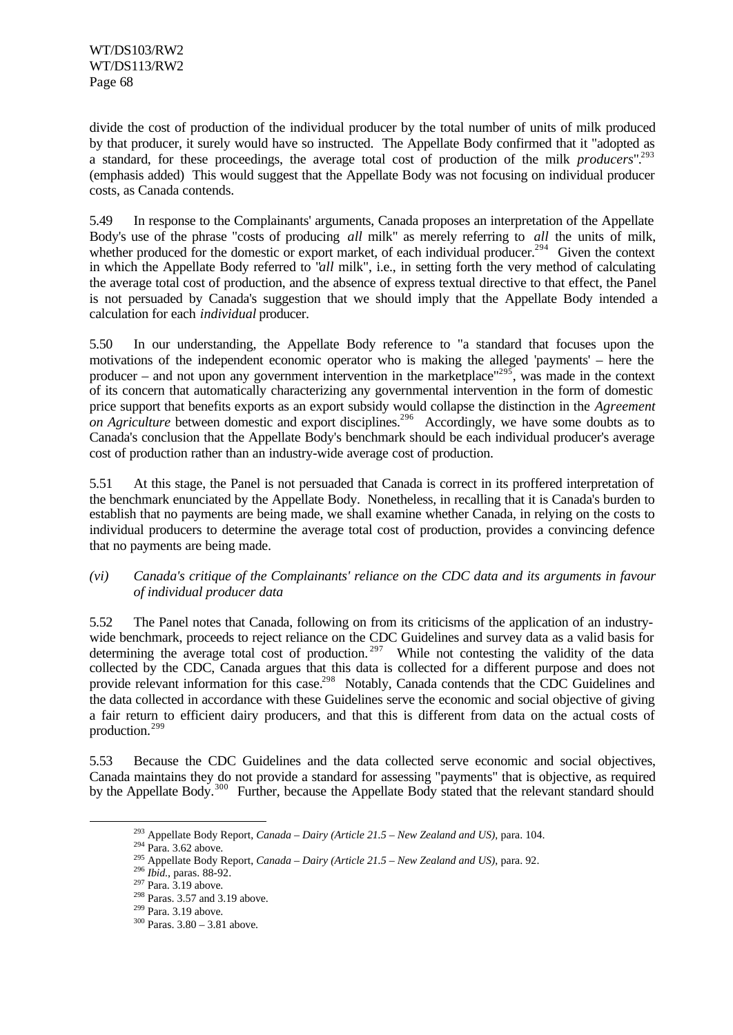divide the cost of production of the individual producer by the total number of units of milk produced by that producer, it surely would have so instructed. The Appellate Body confirmed that it "adopted as a standard, for these proceedings, the average total cost of production of the milk *producers*".[293] (emphasis added) This would suggest that the Appellate Body was not focusing on individual producer costs, as Canada contends.

5.49 In response to the Complainants' arguments, Canada proposes an interpretation of the Appellate Body's use of the phrase "costs of producing *all* milk" as merely referring to *all* the units of milk, whether produced for the domestic or export market, of each individual producer.[294] Given the context in which the Appellate Body referred to "*all* milk", i.e., in setting forth the very method of calculating the average total cost of production, and the absence of express textual directive to that effect, the Panel is not persuaded by Canada's suggestion that we should imply that the Appellate Body intended a calculation for each *individual* producer.

5.50 In our understanding, the Appellate Body reference to "a standard that focuses upon the motivations of the independent economic operator who is making the alleged 'payments' – here the producer – and not upon any government intervention in the marketplace"[295], was made in the context of its concern that automatically characterizing any governmental intervention in the form of domestic price support that benefits exports as an export subsidy would collapse the distinction in the *Agreement on Agriculture* between domestic and export disciplines.[296] Accordingly, we have some doubts as to Canada's conclusion that the Appellate Body's benchmark should be each individual producer's average cost of production rather than an industry-wide average cost of production.

5.51 At this stage, the Panel is not persuaded that Canada is correct in its proffered interpretation of the benchmark enunciated by the Appellate Body. Nonetheless, in recalling that it is Canada's burden to establish that no payments are being made, we shall examine whether Canada, in relying on the costs to individual producers to determine the average total cost of production, provides a convincing defence that no payments are being made.

*(vi) Canada's critique of the Complainants' reliance on the CDC data and its arguments in favour of individual producer data*

5.52 The Panel notes that Canada, following on from its criticisms of the application of an industry-wide benchmark, proceeds to reject reliance on the CDC Guidelines and survey data as a valid basis for determining the average total cost of production.[297] While not contesting the validity of the data collected by the CDC, Canada argues that this data is collected for a different purpose and does not provide relevant information for this case.[298] Notably, Canada contends that the CDC Guidelines and the data collected in accordance with these Guidelines serve the economic and social objective of giving a fair return to efficient dairy producers, and that this is different from data on the actual costs of production.[299]

5.53 Because the CDC Guidelines and the data collected serve economic and social objectives, Canada maintains they do not provide a standard for assessing "payments" that is objective, as required by the Appellate Body.[300] Further, because the Appellate Body stated that the relevant standard should

[293] Appellate Body Report, *Canada – Dairy (Article 21.5 – New Zealand and US)*, para. 104.
[294] Para. 3.62 above.
[295] Appellate Body Report, *Canada – Dairy (Article 21.5 – New Zealand and US)*, para. 92.
[296] *Ibid.*, paras. 88-92.
[297] Para. 3.19 above.
[298] Paras. 3.57 and 3.19 above.
[299] Para. 3.19 above.
[300] Paras. 3.80 – 3.81 above.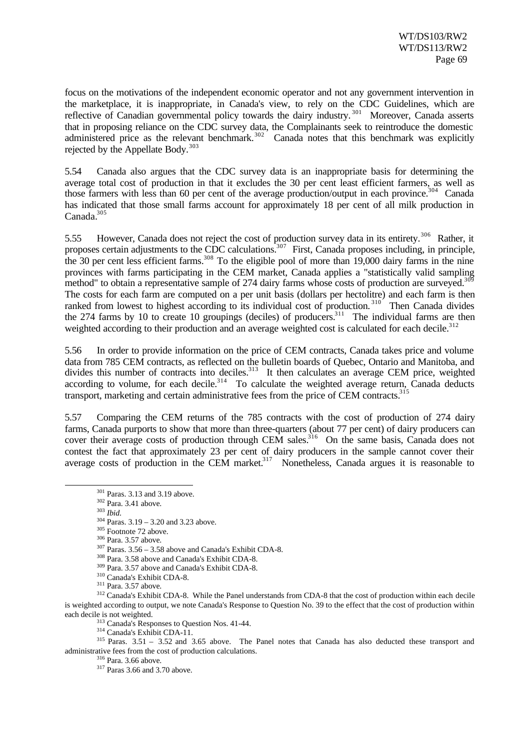focus on the motivations of the independent economic operator and not any government intervention in the marketplace, it is inappropriate, in Canada's view, to rely on the CDC Guidelines, which are reflective of Canadian governmental policy towards the dairy industry.[301] Moreover, Canada asserts that in proposing reliance on the CDC survey data, the Complainants seek to reintroduce the domestic administered price as the relevant benchmark.[302] Canada notes that this benchmark was explicitly rejected by the Appellate Body.[303]

5.54 Canada also argues that the CDC survey data is an inappropriate basis for determining the average total cost of production in that it excludes the 30 per cent least efficient farmers, as well as those farmers with less than 60 per cent of the average production/output in each province.[304] Canada has indicated that those small farms account for approximately 18 per cent of all milk production in Canada.[305]

5.55 However, Canada does not reject the cost of production survey data in its entirety.[306] Rather, it proposes certain adjustments to the CDC calculations.[307] First, Canada proposes including, in principle, the 30 per cent less efficient farms.[308] To the eligible pool of more than 19,000 dairy farms in the nine provinces with farms participating in the CEM market, Canada applies a "statistically valid sampling method" to obtain a representative sample of 274 dairy farms whose costs of production are surveyed.[309] The costs for each farm are computed on a per unit basis (dollars per hectolitre) and each farm is then ranked from lowest to highest according to its individual cost of production.[310] Then Canada divides the 274 farms by 10 to create 10 groupings (deciles) of producers.[311] The individual farms are then weighted according to their production and an average weighted cost is calculated for each decile.[312]

5.56 In order to provide information on the price of CEM contracts, Canada takes price and volume data from 785 CEM contracts, as reflected on the bulletin boards of Quebec, Ontario and Manitoba, and divides this number of contracts into deciles.[313] It then calculates an average CEM price, weighted according to volume, for each decile.[314] To calculate the weighted average return, Canada deducts transport, marketing and certain administrative fees from the price of CEM contracts.[315]

5.57 Comparing the CEM returns of the 785 contracts with the cost of production of 274 dairy farms, Canada purports to show that more than three-quarters (about 77 per cent) of dairy producers can cover their average costs of production through CEM sales.[316] On the same basis, Canada does not contest the fact that approximately 23 per cent of dairy producers in the sample cannot cover their average costs of production in the CEM market.[317] Nonetheless, Canada argues it is reasonable to

---

[301] Paras. 3.13 and 3.19 above.

[302] Para. 3.41 above.

[303] *Ibid.*

[304] Paras. 3.19 – 3.20 and 3.23 above.

[305] Footnote 72 above.

[306] Para. 3.57 above.

[307] Paras. 3.56 – 3.58 above and Canada's Exhibit CDA-8.

[308] Para. 3.58 above and Canada's Exhibit CDA-8.

[309] Para. 3.57 above and Canada's Exhibit CDA-8.

[310] Canada's Exhibit CDA-8.

[311] Para. 3.57 above.

[312] Canada's Exhibit CDA-8. While the Panel understands from CDA-8 that the cost of production within each decile is weighted according to output, we note Canada's Response to Question No. 39 to the effect that the cost of production within each decile is not weighted.

[313] Canada's Responses to Question Nos. 41-44.

[314] Canada's Exhibit CDA-11.

[315] Paras. 3.51 – 3.52 and 3.65 above. The Panel notes that Canada has also deducted these transport and administrative fees from the cost of production calculations.

[316] Para. 3.66 above.

[317] Paras 3.66 and 3.70 above.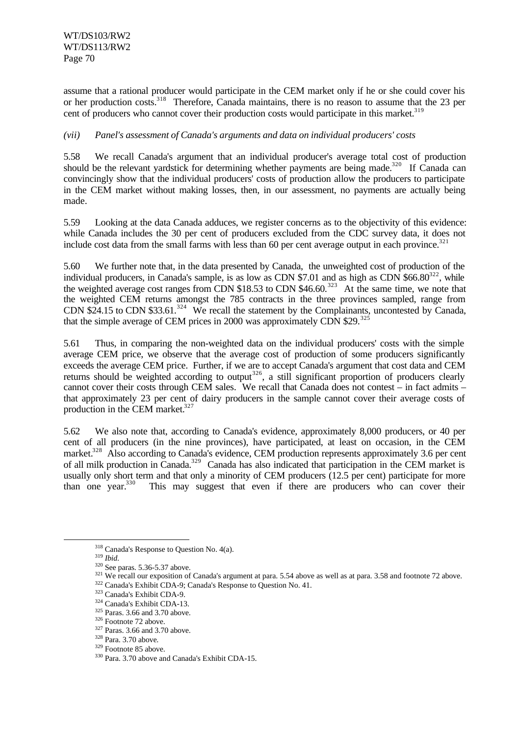assume that a rational producer would participate in the CEM market only if he or she could cover his or her production costs.[318] Therefore, Canada maintains, there is no reason to assume that the 23 per cent of producers who cannot cover their production costs would participate in this market.[319]

*(vii) Panel's assessment of Canada's arguments and data on individual producers' costs*

5.58 We recall Canada's argument that an individual producer's average total cost of production should be the relevant yardstick for determining whether payments are being made.[320] If Canada can convincingly show that the individual producers' costs of production allow the producers to participate in the CEM market without making losses, then, in our assessment, no payments are actually being made.

5.59 Looking at the data Canada adduces, we register concerns as to the objectivity of this evidence: while Canada includes the 30 per cent of producers excluded from the CDC survey data, it does not include cost data from the small farms with less than 60 per cent average output in each province.[321]

5.60 We further note that, in the data presented by Canada, the unweighted cost of production of the individual producers, in Canada's sample, is as low as CDN $7.01 and as high as CDN $66.80[322], while the weighted average cost ranges from CDN $18.53 to CDN $46.60.[323] At the same time, we note that the weighted CEM returns amongst the 785 contracts in the three provinces sampled, range from CDN $24.15 to CDN $33.61.[324] We recall the statement by the Complainants, uncontested by Canada, that the simple average of CEM prices in 2000 was approximately CDN $29.[325]

5.61 Thus, in comparing the non-weighted data on the individual producers' costs with the simple average CEM price, we observe that the average cost of production of some producers significantly exceeds the average CEM price. Further, if we are to accept Canada's argument that cost data and CEM returns should be weighted according to output[326], a still significant proportion of producers clearly cannot cover their costs through CEM sales. We recall that Canada does not contest – in fact admits – that approximately 23 per cent of dairy producers in the sample cannot cover their average costs of production in the CEM market.[327]

5.62 We also note that, according to Canada's evidence, approximately 8,000 producers, or 40 per cent of all producers (in the nine provinces), have participated, at least on occasion, in the CEM market.[328] Also according to Canada's evidence, CEM production represents approximately 3.6 per cent of all milk production in Canada.[329] Canada has also indicated that participation in the CEM market is usually only short term and that only a minority of CEM producers (12.5 per cent) participate for more than one year.[330] This may suggest that even if there are producers who can cover their

---

[318] Canada's Response to Question No. 4(a).

[319] *Ibid.*

[320] See paras. 5.36-5.37 above.

[321] We recall our exposition of Canada's argument at para. 5.54 above as well as at para. 3.58 and footnote 72 above.

[322] Canada's Exhibit CDA-9; Canada's Response to Question No. 41.

[323] Canada's Exhibit CDA-9.

[324] Canada's Exhibit CDA-13.

[325] Paras. 3.66 and 3.70 above.

[326] Footnote 72 above.

[327] Paras. 3.66 and 3.70 above.

[328] Para. 3.70 above.

[329] Footnote 85 above.

[330] Para. 3.70 above and Canada's Exhibit CDA-15.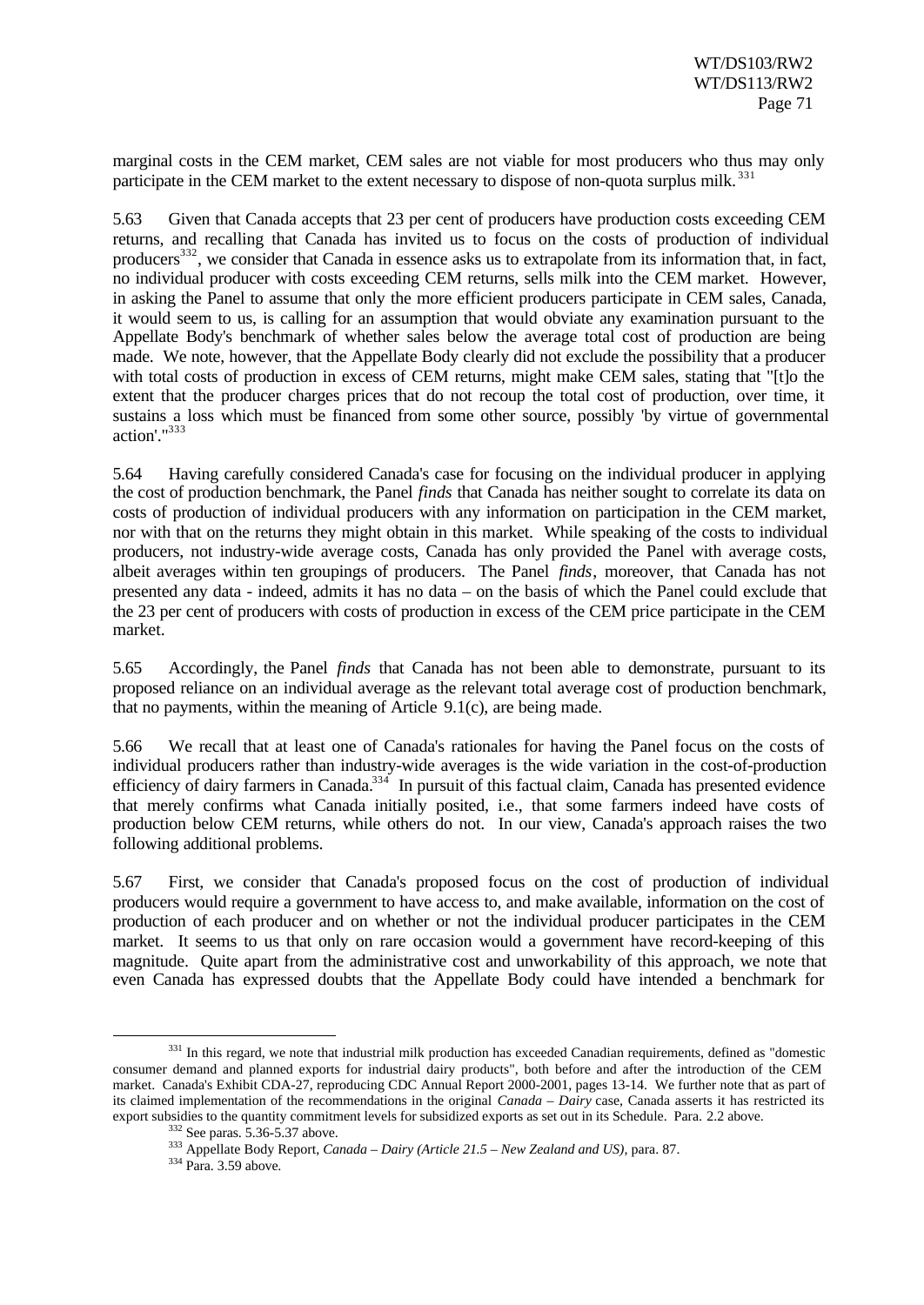marginal costs in the CEM market, CEM sales are not viable for most producers who thus may only participate in the CEM market to the extent necessary to dispose of non-quota surplus milk.[331]

5.63 Given that Canada accepts that 23 per cent of producers have production costs exceeding CEM returns, and recalling that Canada has invited us to focus on the costs of production of individual producers[332], we consider that Canada in essence asks us to extrapolate from its information that, in fact, no individual producer with costs exceeding CEM returns, sells milk into the CEM market. However, in asking the Panel to assume that only the more efficient producers participate in CEM sales, Canada, it would seem to us, is calling for an assumption that would obviate any examination pursuant to the Appellate Body's benchmark of whether sales below the average total cost of production are being made. We note, however, that the Appellate Body clearly did not exclude the possibility that a producer with total costs of production in excess of CEM returns, might make CEM sales, stating that "[t]o the extent that the producer charges prices that do not recoup the total cost of production, over time, it sustains a loss which must be financed from some other source, possibly 'by virtue of governmental action'."[333]

5.64 Having carefully considered Canada's case for focusing on the individual producer in applying the cost of production benchmark, the Panel *finds* that Canada has neither sought to correlate its data on costs of production of individual producers with any information on participation in the CEM market, nor with that on the returns they might obtain in this market. While speaking of the costs to individual producers, not industry-wide average costs, Canada has only provided the Panel with average costs, albeit averages within ten groupings of producers. The Panel *finds*, moreover, that Canada has not presented any data - indeed, admits it has no data – on the basis of which the Panel could exclude that the 23 per cent of producers with costs of production in excess of the CEM price participate in the CEM market.

5.65 Accordingly, the Panel *finds* that Canada has not been able to demonstrate, pursuant to its proposed reliance on an individual average as the relevant total average cost of production benchmark, that no payments, within the meaning of Article 9.1(c), are being made.

5.66 We recall that at least one of Canada's rationales for having the Panel focus on the costs of individual producers rather than industry-wide averages is the wide variation in the cost-of-production efficiency of dairy farmers in Canada.[334] In pursuit of this factual claim, Canada has presented evidence that merely confirms what Canada initially posited, i.e., that some farmers indeed have costs of production below CEM returns, while others do not. In our view, Canada's approach raises the two following additional problems.

5.67 First, we consider that Canada's proposed focus on the cost of production of individual producers would require a government to have access to, and make available, information on the cost of production of each producer and on whether or not the individual producer participates in the CEM market. It seems to us that only on rare occasion would a government have record-keeping of this magnitude. Quite apart from the administrative cost and unworkability of this approach, we note that even Canada has expressed doubts that the Appellate Body could have intended a benchmark for

---

[331] In this regard, we note that industrial milk production has exceeded Canadian requirements, defined as "domestic consumer demand and planned exports for industrial dairy products", both before and after the introduction of the CEM market. Canada's Exhibit CDA-27, reproducing CDC Annual Report 2000-2001, pages 13-14. We further note that as part of its claimed implementation of the recommendations in the original *Canada – Dairy* case, Canada asserts it has restricted its export subsidies to the quantity commitment levels for subsidized exports as set out in its Schedule. Para. 2.2 above.

[332] See paras. 5.36-5.37 above.

[333] Appellate Body Report, *Canada – Dairy (Article 21.5 – New Zealand and US)*, para. 87.

[334] Para. 3.59 above.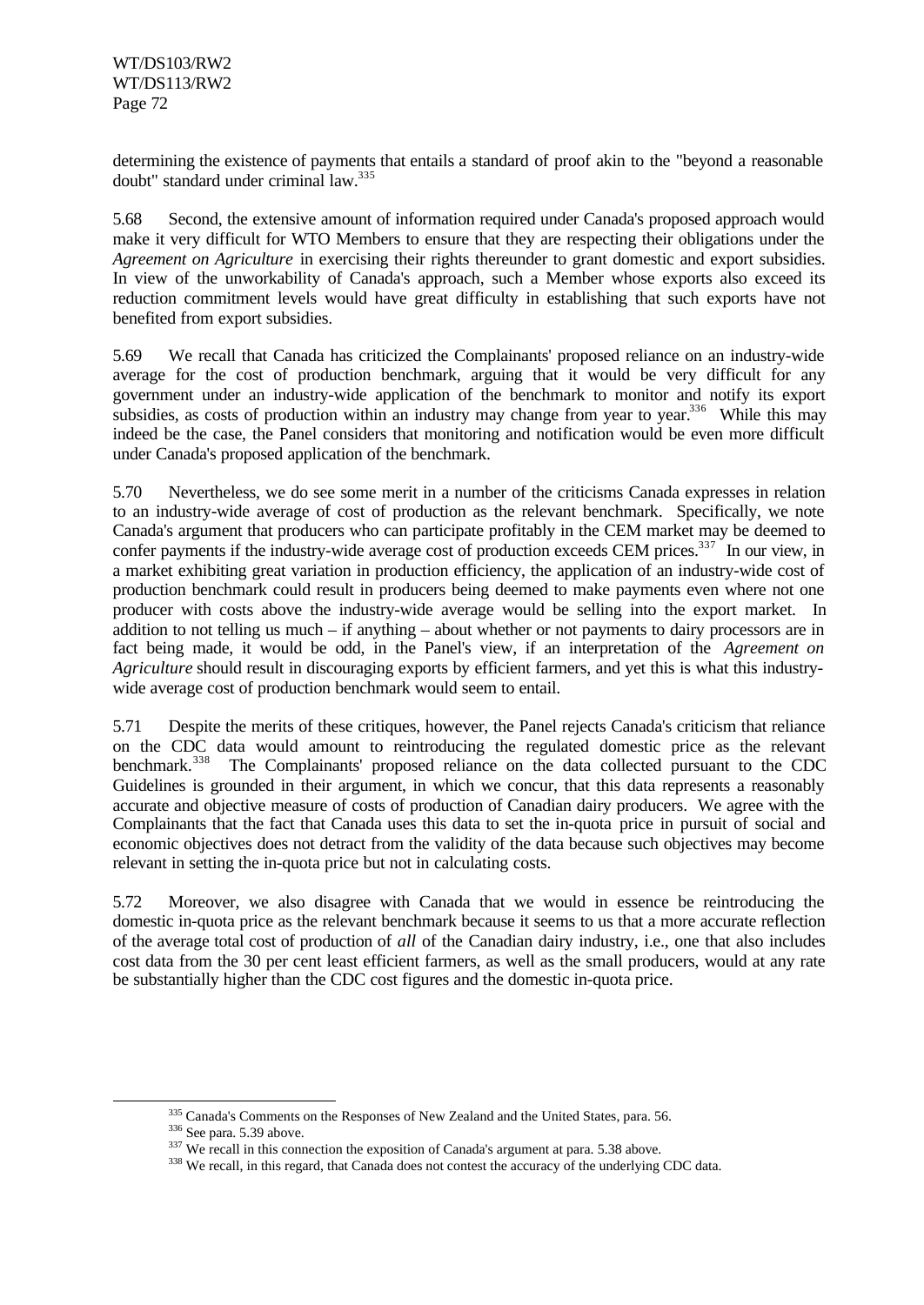determining the existence of payments that entails a standard of proof akin to the "beyond a reasonable doubt" standard under criminal law.[335]

5.68 Second, the extensive amount of information required under Canada's proposed approach would make it very difficult for WTO Members to ensure that they are respecting their obligations under the *Agreement on Agriculture* in exercising their rights thereunder to grant domestic and export subsidies. In view of the unworkability of Canada's approach, such a Member whose exports also exceed its reduction commitment levels would have great difficulty in establishing that such exports have not benefited from export subsidies.

5.69 We recall that Canada has criticized the Complainants' proposed reliance on an industry-wide average for the cost of production benchmark, arguing that it would be very difficult for any government under an industry-wide application of the benchmark to monitor and notify its export subsidies, as costs of production within an industry may change from year to year.[336] While this may indeed be the case, the Panel considers that monitoring and notification would be even more difficult under Canada's proposed application of the benchmark.

5.70 Nevertheless, we do see some merit in a number of the criticisms Canada expresses in relation to an industry-wide average of cost of production as the relevant benchmark. Specifically, we note Canada's argument that producers who can participate profitably in the CEM market may be deemed to confer payments if the industry-wide average cost of production exceeds CEM prices.[337] In our view, in a market exhibiting great variation in production efficiency, the application of an industry-wide cost of production benchmark could result in producers being deemed to make payments even where not one producer with costs above the industry-wide average would be selling into the export market. In addition to not telling us much – if anything – about whether or not payments to dairy processors are in fact being made, it would be odd, in the Panel's view, if an interpretation of the *Agreement on Agriculture* should result in discouraging exports by efficient farmers, and yet this is what this industry-wide average cost of production benchmark would seem to entail.

5.71 Despite the merits of these critiques, however, the Panel rejects Canada's criticism that reliance on the CDC data would amount to reintroducing the regulated domestic price as the relevant benchmark.[338] The Complainants' proposed reliance on the data collected pursuant to the CDC Guidelines is grounded in their argument, in which we concur, that this data represents a reasonably accurate and objective measure of costs of production of Canadian dairy producers. We agree with the Complainants that the fact that Canada uses this data to set the in-quota price in pursuit of social and economic objectives does not detract from the validity of the data because such objectives may become relevant in setting the in-quota price but not in calculating costs.

5.72 Moreover, we also disagree with Canada that we would in essence be reintroducing the domestic in-quota price as the relevant benchmark because it seems to us that a more accurate reflection of the average total cost of production of *all* of the Canadian dairy industry, i.e., one that also includes cost data from the 30 per cent least efficient farmers, as well as the small producers, would at any rate be substantially higher than the CDC cost figures and the domestic in-quota price.

---

[335] Canada's Comments on the Responses of New Zealand and the United States, para. 56.

[336] See para. 5.39 above.

[337] We recall in this connection the exposition of Canada's argument at para. 5.38 above.

[338] We recall, in this regard, that Canada does not contest the accuracy of the underlying CDC data.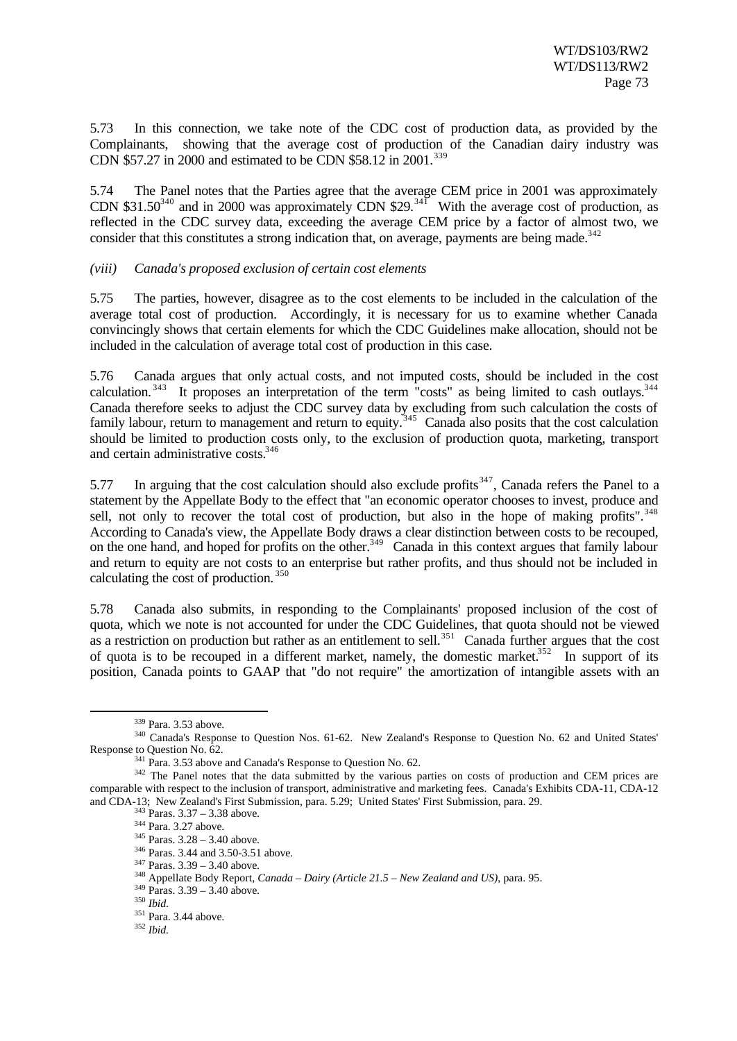5.73 In this connection, we take note of the CDC cost of production data, as provided by the Complainants, showing that the average cost of production of the Canadian dairy industry was CDN $57.27 in 2000 and estimated to be CDN $58.12 in 2001.[339]

5.74 The Panel notes that the Parties agree that the average CEM price in 2001 was approximately CDN $31.50[340] and in 2000 was approximately CDN $29.[341] With the average cost of production, as reflected in the CDC survey data, exceeding the average CEM price by a factor of almost two, we consider that this constitutes a strong indication that, on average, payments are being made.[342]

*(viii) Canada's proposed exclusion of certain cost elements*

5.75 The parties, however, disagree as to the cost elements to be included in the calculation of the average total cost of production. Accordingly, it is necessary for us to examine whether Canada convincingly shows that certain elements for which the CDC Guidelines make allocation, should not be included in the calculation of average total cost of production in this case.

5.76 Canada argues that only actual costs, and not imputed costs, should be included in the cost calculation.[343] It proposes an interpretation of the term "costs" as being limited to cash outlays.[344] Canada therefore seeks to adjust the CDC survey data by excluding from such calculation the costs of family labour, return to management and return to equity.[345] Canada also posits that the cost calculation should be limited to production costs only, to the exclusion of production quota, marketing, transport and certain administrative costs.[346]

5.77 In arguing that the cost calculation should also exclude profits[347], Canada refers the Panel to a statement by the Appellate Body to the effect that "an economic operator chooses to invest, produce and sell, not only to recover the total cost of production, but also in the hope of making profits".[348] According to Canada's view, the Appellate Body draws a clear distinction between costs to be recouped, on the one hand, and hoped for profits on the other.[349] Canada in this context argues that family labour and return to equity are not costs to an enterprise but rather profits, and thus should not be included in calculating the cost of production.[350]

5.78 Canada also submits, in responding to the Complainants' proposed inclusion of the cost of quota, which we note is not accounted for under the CDC Guidelines, that quota should not be viewed as a restriction on production but rather as an entitlement to sell.[351] Canada further argues that the cost of quota is to be recouped in a different market, namely, the domestic market.[352] In support of its position, Canada points to GAAP that "do not require" the amortization of intangible assets with an

---

[339] Para. 3.53 above.

[340] Canada's Response to Question Nos. 61-62. New Zealand's Response to Question No. 62 and United States' Response to Question No. 62.

[341] Para. 3.53 above and Canada's Response to Question No. 62.

[342] The Panel notes that the data submitted by the various parties on costs of production and CEM prices are comparable with respect to the inclusion of transport, administrative and marketing fees. Canada's Exhibits CDA-11, CDA-12 and CDA-13; New Zealand's First Submission, para. 5.29; United States' First Submission, para. 29.

[343] Paras. 3.37 – 3.38 above.

[344] Para. 3.27 above.

[345] Paras. 3.28 – 3.40 above.

[346] Paras. 3.44 and 3.50-3.51 above.

[347] Paras. 3.39 – 3.40 above.

[348] Appellate Body Report, *Canada – Dairy (Article 21.5 – New Zealand and US)*, para. 95.

[349] Paras. 3.39 – 3.40 above.

[350] *Ibid.*

[351] Para. 3.44 above.

[352] *Ibid.*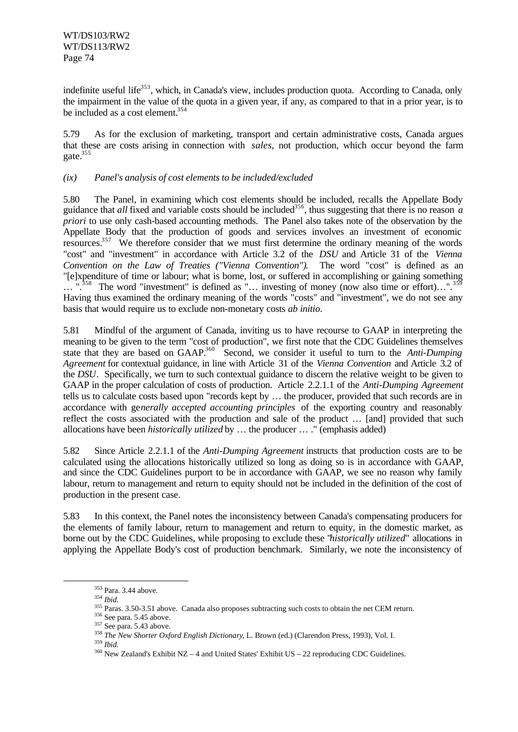indefinite useful life[353], which, in Canada's view, includes production quota. According to Canada, only the impairment in the value of the quota in a given year, if any, as compared to that in a prior year, is to be included as a cost element.[354]

5.79 As for the exclusion of marketing, transport and certain administrative costs, Canada argues that these are costs arising in connection with *sales*, not production, which occur beyond the farm gate.[355]

*(ix) Panel's analysis of cost elements to be included/excluded*

5.80 The Panel, in examining which cost elements should be included, recalls the Appellate Body guidance that *all* fixed and variable costs should be included[356], thus suggesting that there is no reason *a priori* to use only cash-based accounting methods. The Panel also takes note of the observation by the Appellate Body that the production of goods and services involves an investment of economic resources.[357] We therefore consider that we must first determine the ordinary meaning of the words "cost" and "investment" in accordance with Article 3.2 of the *DSU* and Article 31 of the *Vienna Convention on the Law of Treaties ("Vienna Convention")*. The word "cost" is defined as an "[e]xpenditure of time or labour; what is borne, lost, or suffered in accomplishing or gaining something … ".[358] The word "investment" is defined as "… investing of money (now also time or effort)…".[359] Having thus examined the ordinary meaning of the words "costs" and "investment", we do not see any basis that would require us to exclude non-monetary costs *ab initio*.

5.81 Mindful of the argument of Canada, inviting us to have recourse to GAAP in interpreting the meaning to be given to the term "cost of production", we first note that the CDC Guidelines themselves state that they are based on GAAP.[360] Second, we consider it useful to turn to the *Anti-Dumping Agreement* for contextual guidance, in line with Article 31 of the *Vienna Convention* and Article 3.2 of the *DSU*. Specifically, we turn to such contextual guidance to discern the relative weight to be given to GAAP in the proper calculation of costs of production. Article 2.2.1.1 of the *Anti-Dumping Agreement* tells us to calculate costs based upon "records kept by … the producer, provided that such records are in accordance with ge*nerally accepted accounting principles* of the exporting country and reasonably reflect the costs associated with the production and sale of the product … [and] provided that such allocations have been *historically utilized* by … the producer … ." (emphasis added)

5.82 Since Article 2.2.1.1 of the *Anti-Dumping Agreement* instructs that production costs are to be calculated using the allocations historically utilized so long as doing so is in accordance with GAAP, and since the CDC Guidelines purport to be in accordance with GAAP, we see no reason why family labour, return to management and return to equity should not be included in the definition of the cost of production in the present case.

5.83 In this context, the Panel notes the inconsistency between Canada's compensating producers for the elements of family labour, return to management and return to equity, in the domestic market, as borne out by the CDC Guidelines, while proposing to exclude these "*historically utilized*" allocations in applying the Appellate Body's cost of production benchmark. Similarly, we note the inconsistency of

---

[353] Para. 3.44 above.

[354] *Ibid.*

[355] Paras. 3.50-3.51 above. Canada also proposes subtracting such costs to obtain the net CEM return.

[356] See para. 5.45 above.

[357] See para. 5.43 above.

[358] *The New Shorter Oxford English Dictionary*, L. Brown (ed.) (Clarendon Press, 1993), Vol. I.

[359] *Ibid.*

[360] New Zealand's Exhibit NZ – 4 and United States' Exhibit US – 22 reproducing CDC Guidelines.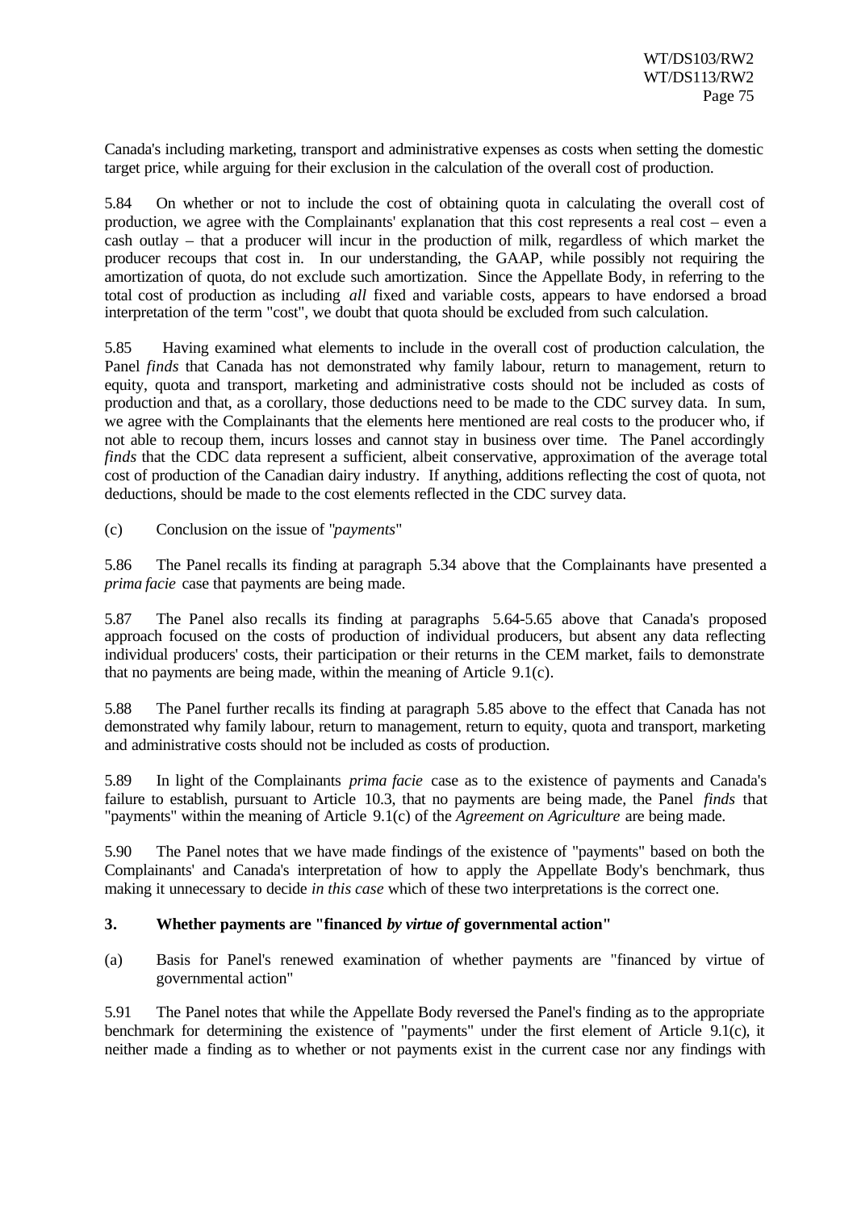Canada's including marketing, transport and administrative expenses as costs when setting the domestic target price, while arguing for their exclusion in the calculation of the overall cost of production.

5.84 On whether or not to include the cost of obtaining quota in calculating the overall cost of production, we agree with the Complainants' explanation that this cost represents a real cost – even a cash outlay – that a producer will incur in the production of milk, regardless of which market the producer recoups that cost in. In our understanding, the GAAP, while possibly not requiring the amortization of quota, do not exclude such amortization. Since the Appellate Body, in referring to the total cost of production as including *all* fixed and variable costs, appears to have endorsed a broad interpretation of the term "cost", we doubt that quota should be excluded from such calculation.

5.85 Having examined what elements to include in the overall cost of production calculation, the Panel *finds* that Canada has not demonstrated why family labour, return to management, return to equity, quota and transport, marketing and administrative costs should not be included as costs of production and that, as a corollary, those deductions need to be made to the CDC survey data. In sum, we agree with the Complainants that the elements here mentioned are real costs to the producer who, if not able to recoup them, incurs losses and cannot stay in business over time. The Panel accordingly *finds* that the CDC data represent a sufficient, albeit conservative, approximation of the average total cost of production of the Canadian dairy industry. If anything, additions reflecting the cost of quota, not deductions, should be made to the cost elements reflected in the CDC survey data.

(c) Conclusion on the issue of "*payments*"

5.86 The Panel recalls its finding at paragraph 5.34 above that the Complainants have presented a *prima facie* case that payments are being made.

5.87 The Panel also recalls its finding at paragraphs 5.64-5.65 above that Canada's proposed approach focused on the costs of production of individual producers, but absent any data reflecting individual producers' costs, their participation or their returns in the CEM market, fails to demonstrate that no payments are being made, within the meaning of Article 9.1(c).

5.88 The Panel further recalls its finding at paragraph 5.85 above to the effect that Canada has not demonstrated why family labour, return to management, return to equity, quota and transport, marketing and administrative costs should not be included as costs of production.

5.89 In light of the Complainants *prima facie* case as to the existence of payments and Canada's failure to establish, pursuant to Article 10.3, that no payments are being made, the Panel *finds* that "payments" within the meaning of Article 9.1(c) of the *Agreement on Agriculture* are being made.

5.90 The Panel notes that we have made findings of the existence of "payments" based on both the Complainants' and Canada's interpretation of how to apply the Appellate Body's benchmark, thus making it unnecessary to decide *in this case* which of these two interpretations is the correct one.

### 3. Whether payments are "financed *by virtue of* governmental action"

(a) Basis for Panel's renewed examination of whether payments are "financed by virtue of governmental action"

5.91 The Panel notes that while the Appellate Body reversed the Panel's finding as to the appropriate benchmark for determining the existence of "payments" under the first element of Article 9.1(c), it neither made a finding as to whether or not payments exist in the current case nor any findings with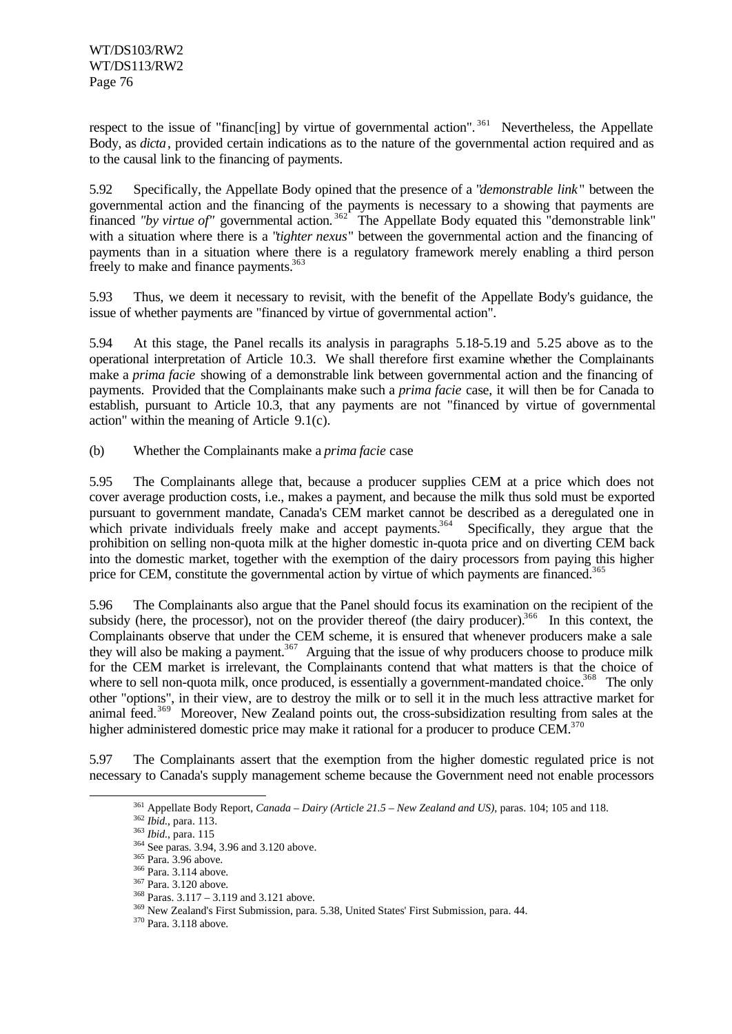respect to the issue of "financ[ing] by virtue of governmental action".[361] Nevertheless, the Appellate Body, as *dicta*, provided certain indications as to the nature of the governmental action required and as to the causal link to the financing of payments.

5.92 Specifically, the Appellate Body opined that the presence of a "*demonstrable link*" between the governmental action and the financing of the payments is necessary to a showing that payments are financed *"by virtue of"* governmental action.[362] The Appellate Body equated this "demonstrable link" with a situation where there is a "*tighter nexus*" between the governmental action and the financing of payments than in a situation where there is a regulatory framework merely enabling a third person freely to make and finance payments.[363]

5.93 Thus, we deem it necessary to revisit, with the benefit of the Appellate Body's guidance, the issue of whether payments are "financed by virtue of governmental action".

5.94 At this stage, the Panel recalls its analysis in paragraphs 5.18-5.19 and 5.25 above as to the operational interpretation of Article 10.3. We shall therefore first examine whether the Complainants make a *prima facie* showing of a demonstrable link between governmental action and the financing of payments. Provided that the Complainants make such a *prima facie* case, it will then be for Canada to establish, pursuant to Article 10.3, that any payments are not "financed by virtue of governmental action" within the meaning of Article 9.1(c).

(b) Whether the Complainants make a *prima facie* case

5.95 The Complainants allege that, because a producer supplies CEM at a price which does not cover average production costs, i.e., makes a payment, and because the milk thus sold must be exported pursuant to government mandate, Canada's CEM market cannot be described as a deregulated one in which private individuals freely make and accept payments.[364] Specifically, they argue that the prohibition on selling non-quota milk at the higher domestic in-quota price and on diverting CEM back into the domestic market, together with the exemption of the dairy processors from paying this higher price for CEM, constitute the governmental action by virtue of which payments are financed.[365]

5.96 The Complainants also argue that the Panel should focus its examination on the recipient of the subsidy (here, the processor), not on the provider thereof (the dairy producer).[366] In this context, the Complainants observe that under the CEM scheme, it is ensured that whenever producers make a sale they will also be making a payment.[367] Arguing that the issue of why producers choose to produce milk for the CEM market is irrelevant, the Complainants contend that what matters is that the choice of where to sell non-quota milk, once produced, is essentially a government-mandated choice.[368] The only other "options", in their view, are to destroy the milk or to sell it in the much less attractive market for animal feed.[369] Moreover, New Zealand points out, the cross-subsidization resulting from sales at the higher administered domestic price may make it rational for a producer to produce CEM.[370]

5.97 The Complainants assert that the exemption from the higher domestic regulated price is not necessary to Canada's supply management scheme because the Government need not enable processors

---

[361] Appellate Body Report, *Canada – Dairy (Article 21.5 – New Zealand and US)*, paras. 104; 105 and 118.

[362] *Ibid.*, para. 113.

[363] *Ibid.*, para. 115

[364] See paras. 3.94, 3.96 and 3.120 above.

[365] Para. 3.96 above.

[366] Para. 3.114 above.

[367] Para. 3.120 above.

[368] Paras. 3.117 – 3.119 and 3.121 above.

[369] New Zealand's First Submission, para. 5.38, United States' First Submission, para. 44.

[370] Para. 3.118 above.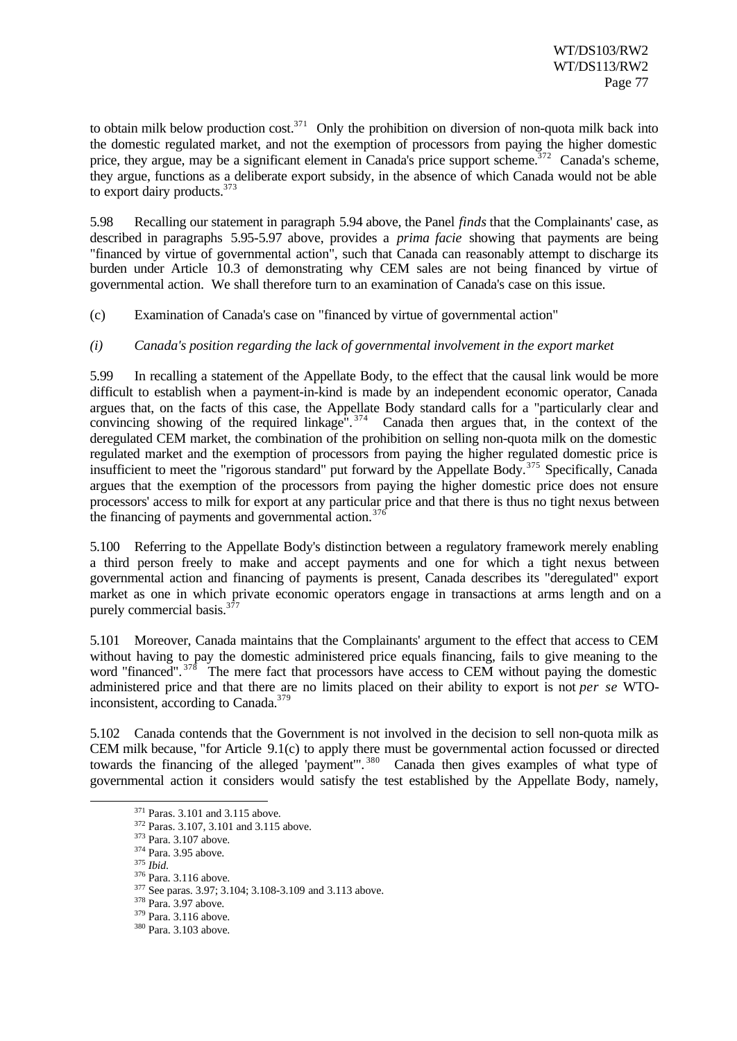to obtain milk below production cost.[371] Only the prohibition on diversion of non-quota milk back into the domestic regulated market, and not the exemption of processors from paying the higher domestic price, they argue, may be a significant element in Canada's price support scheme.[372] Canada's scheme, they argue, functions as a deliberate export subsidy, in the absence of which Canada would not be able to export dairy products.[373]

5.98 Recalling our statement in paragraph 5.94 above, the Panel *finds* that the Complainants' case, as described in paragraphs 5.95-5.97 above, provides a *prima facie* showing that payments are being "financed by virtue of governmental action", such that Canada can reasonably attempt to discharge its burden under Article 10.3 of demonstrating why CEM sales are not being financed by virtue of governmental action. We shall therefore turn to an examination of Canada's case on this issue.

(c) Examination of Canada's case on "financed by virtue of governmental action"

*(i) Canada's position regarding the lack of governmental involvement in the export market*

5.99 In recalling a statement of the Appellate Body, to the effect that the causal link would be more difficult to establish when a payment-in-kind is made by an independent economic operator, Canada argues that, on the facts of this case, the Appellate Body standard calls for a "particularly clear and convincing showing of the required linkage".[374] Canada then argues that, in the context of the deregulated CEM market, the combination of the prohibition on selling non-quota milk on the domestic regulated market and the exemption of processors from paying the higher regulated domestic price is insufficient to meet the "rigorous standard" put forward by the Appellate Body.[375] Specifically, Canada argues that the exemption of the processors from paying the higher domestic price does not ensure processors' access to milk for export at any particular price and that there is thus no tight nexus between the financing of payments and governmental action.[376]

5.100 Referring to the Appellate Body's distinction between a regulatory framework merely enabling a third person freely to make and accept payments and one for which a tight nexus between governmental action and financing of payments is present, Canada describes its "deregulated" export market as one in which private economic operators engage in transactions at arms length and on a purely commercial basis.[377]

5.101 Moreover, Canada maintains that the Complainants' argument to the effect that access to CEM without having to pay the domestic administered price equals financing, fails to give meaning to the word "financed".[378] The mere fact that processors have access to CEM without paying the domestic administered price and that there are no limits placed on their ability to export is not *per se* WTO-inconsistent, according to Canada.[379]

5.102 Canada contends that the Government is not involved in the decision to sell non-quota milk as CEM milk because, "for Article 9.1(c) to apply there must be governmental action focussed or directed towards the financing of the alleged 'payment'".[380] Canada then gives examples of what type of governmental action it considers would satisfy the test established by the Appellate Body, namely,

[371] Paras. 3.101 and 3.115 above.

[372] Paras. 3.107, 3.101 and 3.115 above.

[373] Para. 3.107 above.

[374] Para. 3.95 above.

[375] *Ibid.*

[376] Para. 3.116 above.

[377] See paras. 3.97; 3.104; 3.108-3.109 and 3.113 above.

[378] Para. 3.97 above.

[379] Para. 3.116 above.

[380] Para. 3.103 above.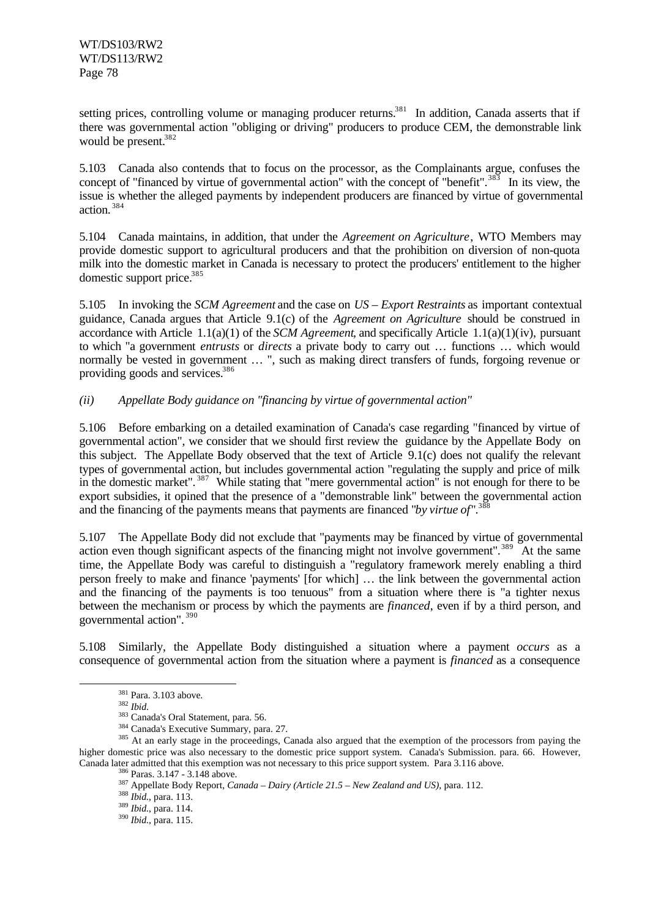setting prices, controlling volume or managing producer returns.[381] In addition, Canada asserts that if there was governmental action "obliging or driving" producers to produce CEM, the demonstrable link would be present.[382]

5.103 Canada also contends that to focus on the processor, as the Complainants argue, confuses the concept of "financed by virtue of governmental action" with the concept of "benefit".[383] In its view, the issue is whether the alleged payments by independent producers are financed by virtue of governmental action.[384]

5.104 Canada maintains, in addition, that under the *Agreement on Agriculture*, WTO Members may provide domestic support to agricultural producers and that the prohibition on diversion of non-quota milk into the domestic market in Canada is necessary to protect the producers' entitlement to the higher domestic support price.[385]

5.105 In invoking the *SCM Agreement* and the case on *US – Export Restraints* as important contextual guidance, Canada argues that Article 9.1(c) of the *Agreement on Agriculture* should be construed in accordance with Article 1.1(a)(1) of the *SCM Agreement*, and specifically Article 1.1(a)(1)(iv), pursuant to which "a government *entrusts* or *directs* a private body to carry out … functions … which would normally be vested in government … ", such as making direct transfers of funds, forgoing revenue or providing goods and services.[386]

*(ii) Appellate Body guidance on "financing by virtue of governmental action"*

5.106 Before embarking on a detailed examination of Canada's case regarding "financed by virtue of governmental action", we consider that we should first review the guidance by the Appellate Body on this subject. The Appellate Body observed that the text of Article 9.1(c) does not qualify the relevant types of governmental action, but includes governmental action "regulating the supply and price of milk in the domestic market".[387] While stating that "mere governmental action" is not enough for there to be export subsidies, it opined that the presence of a "demonstrable link" between the governmental action and the financing of the payments means that payments are financed "*by virtue of*".[388]

5.107 The Appellate Body did not exclude that "payments may be financed by virtue of governmental action even though significant aspects of the financing might not involve government".[389] At the same time, the Appellate Body was careful to distinguish a "regulatory framework merely enabling a third person freely to make and finance 'payments' [for which] … the link between the governmental action and the financing of the payments is too tenuous" from a situation where there is "a tighter nexus between the mechanism or process by which the payments are *financed*, even if by a third person, and governmental action".[390]

5.108 Similarly, the Appellate Body distinguished a situation where a payment *occurs* as a consequence of governmental action from the situation where a payment is *financed* as a consequence

---

[381] Para. 3.103 above.

[382] *Ibid.*

[383] Canada's Oral Statement, para. 56.

[384] Canada's Executive Summary, para. 27.

[385] At an early stage in the proceedings, Canada also argued that the exemption of the processors from paying the higher domestic price was also necessary to the domestic price support system. Canada's Submission. para. 66. However, Canada later admitted that this exemption was not necessary to this price support system. Para 3.116 above.

[386] Paras. 3.147 - 3.148 above.

[387] Appellate Body Report, *Canada – Dairy (Article 21.5 – New Zealand and US)*, para. 112.

[388] *Ibid.*, para. 113.

[389] *Ibid.*, para. 114.

[390] *Ibid.*, para. 115.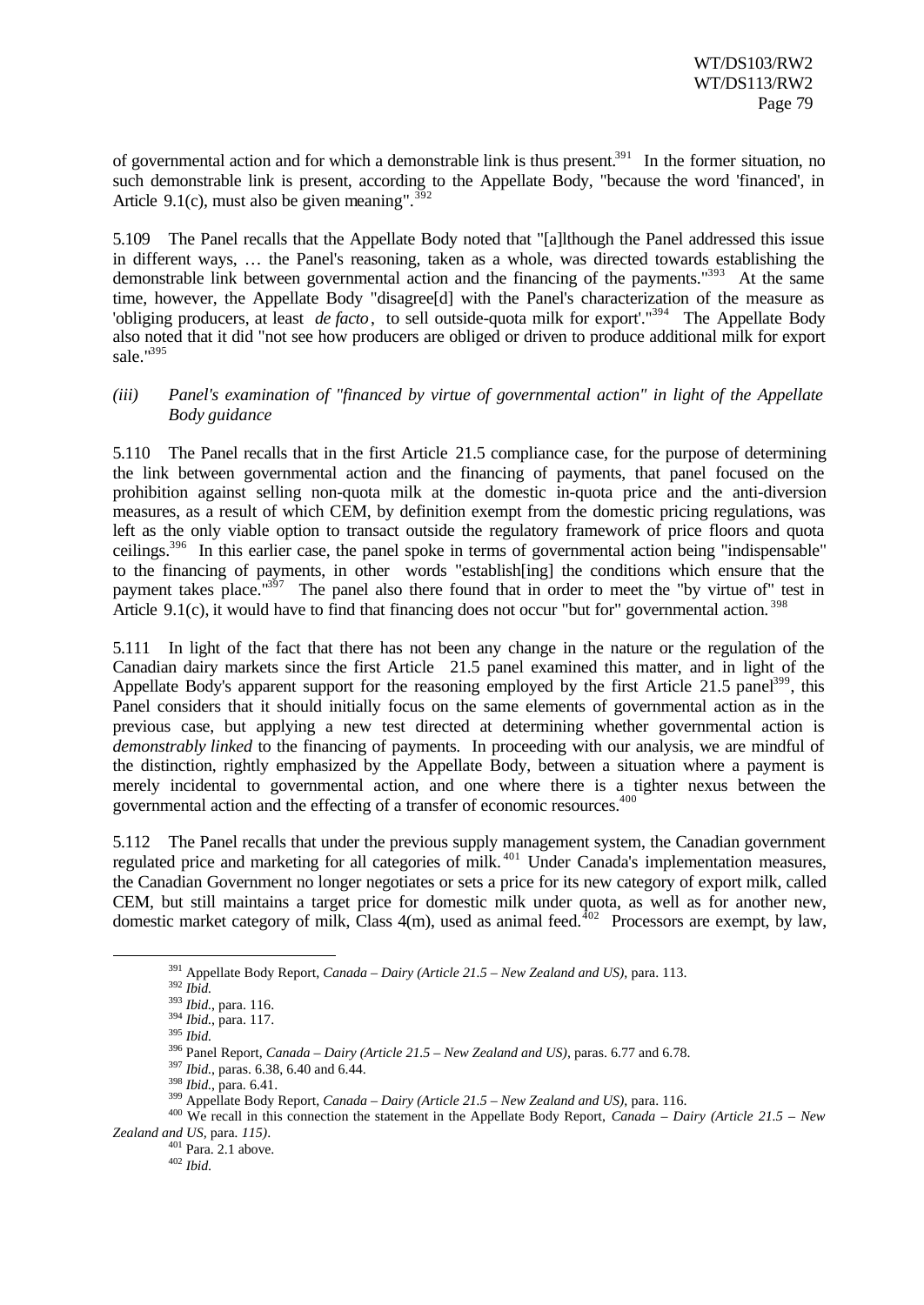of governmental action and for which a demonstrable link is thus present.[391] In the former situation, no such demonstrable link is present, according to the Appellate Body, "because the word 'financed', in Article 9.1(c), must also be given meaning".[392]

5.109 The Panel recalls that the Appellate Body noted that "[a]lthough the Panel addressed this issue in different ways, … the Panel's reasoning, taken as a whole, was directed towards establishing the demonstrable link between governmental action and the financing of the payments."[393] At the same time, however, the Appellate Body "disagree[d] with the Panel's characterization of the measure as 'obliging producers, at least *de facto*, to sell outside-quota milk for export'."[394] The Appellate Body also noted that it did "not see how producers are obliged or driven to produce additional milk for export sale."[395]

*(iii) Panel's examination of "financed by virtue of governmental action" in light of the Appellate Body guidance*

5.110 The Panel recalls that in the first Article 21.5 compliance case, for the purpose of determining the link between governmental action and the financing of payments, that panel focused on the prohibition against selling non-quota milk at the domestic in-quota price and the anti-diversion measures, as a result of which CEM, by definition exempt from the domestic pricing regulations, was left as the only viable option to transact outside the regulatory framework of price floors and quota ceilings.[396] In this earlier case, the panel spoke in terms of governmental action being "indispensable" to the financing of payments, in other words "establish[ing] the conditions which ensure that the payment takes place."[397] The panel also there found that in order to meet the "by virtue of" test in Article 9.1(c), it would have to find that financing does not occur "but for" governmental action.[398]

5.111 In light of the fact that there has not been any change in the nature or the regulation of the Canadian dairy markets since the first Article 21.5 panel examined this matter, and in light of the Appellate Body's apparent support for the reasoning employed by the first Article 21.5 panel[399], this Panel considers that it should initially focus on the same elements of governmental action as in the previous case, but applying a new test directed at determining whether governmental action is *demonstrably linked* to the financing of payments. In proceeding with our analysis, we are mindful of the distinction, rightly emphasized by the Appellate Body, between a situation where a payment is merely incidental to governmental action, and one where there is a tighter nexus between the governmental action and the effecting of a transfer of economic resources.[400]

5.112 The Panel recalls that under the previous supply management system, the Canadian government regulated price and marketing for all categories of milk.[401] Under Canada's implementation measures, the Canadian Government no longer negotiates or sets a price for its new category of export milk, called CEM, but still maintains a target price for domestic milk under quota, as well as for another new, domestic market category of milk, Class 4(m), used as animal feed.[402] Processors are exempt, by law,

---

[391] Appellate Body Report, *Canada – Dairy (Article 21.5 – New Zealand and US)*, para. 113.

[392] *Ibid.*

[393] *Ibid.*, para. 116.

[394] *Ibid.*, para. 117.

[395] *Ibid.*

[396] Panel Report, *Canada – Dairy (Article 21.5 – New Zealand and US)*, paras. 6.77 and 6.78.

[397] *Ibid.*, paras. 6.38, 6.40 and 6.44.

[398] *Ibid.*, para. 6.41.

[399] Appellate Body Report, *Canada – Dairy (Article 21.5 – New Zealand and US)*, para. 116.

[400] We recall in this connection the statement in the Appellate Body Report, *Canada – Dairy (Article 21.5 – New Zealand and US)*, para. *115)*.

[401] Para. 2.1 above.

[402] *Ibid.*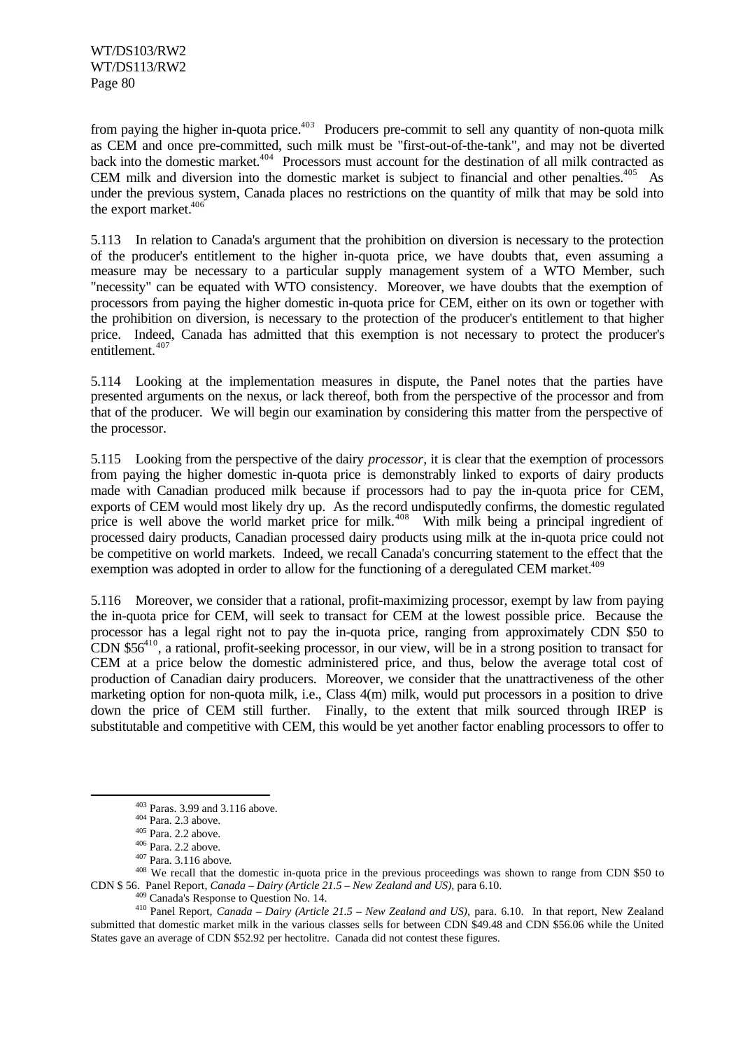from paying the higher in-quota price.[403] Producers pre-commit to sell any quantity of non-quota milk as CEM and once pre-committed, such milk must be "first-out-of-the-tank", and may not be diverted back into the domestic market.[404] Processors must account for the destination of all milk contracted as CEM milk and diversion into the domestic market is subject to financial and other penalties.[405] As under the previous system, Canada places no restrictions on the quantity of milk that may be sold into the export market.[406]

5.113 In relation to Canada's argument that the prohibition on diversion is necessary to the protection of the producer's entitlement to the higher in-quota price, we have doubts that, even assuming a measure may be necessary to a particular supply management system of a WTO Member, such "necessity" can be equated with WTO consistency. Moreover, we have doubts that the exemption of processors from paying the higher domestic in-quota price for CEM, either on its own or together with the prohibition on diversion, is necessary to the protection of the producer's entitlement to that higher price. Indeed, Canada has admitted that this exemption is not necessary to protect the producer's entitlement.[407]

5.114 Looking at the implementation measures in dispute, the Panel notes that the parties have presented arguments on the nexus, or lack thereof, both from the perspective of the processor and from that of the producer. We will begin our examination by considering this matter from the perspective of the processor.

5.115 Looking from the perspective of the dairy *processor*, it is clear that the exemption of processors from paying the higher domestic in-quota price is demonstrably linked to exports of dairy products made with Canadian produced milk because if processors had to pay the in-quota price for CEM, exports of CEM would most likely dry up. As the record undisputedly confirms, the domestic regulated price is well above the world market price for milk.[408] With milk being a principal ingredient of processed dairy products, Canadian processed dairy products using milk at the in-quota price could not be competitive on world markets. Indeed, we recall Canada's concurring statement to the effect that the exemption was adopted in order to allow for the functioning of a deregulated CEM market.[409]

5.116 Moreover, we consider that a rational, profit-maximizing processor, exempt by law from paying the in-quota price for CEM, will seek to transact for CEM at the lowest possible price. Because the processor has a legal right not to pay the in-quota price, ranging from approximately CDN $50 to CDN $56[410], a rational, profit-seeking processor, in our view, will be in a strong position to transact for CEM at a price below the domestic administered price, and thus, below the average total cost of production of Canadian dairy producers. Moreover, we consider that the unattractiveness of the other marketing option for non-quota milk, i.e., Class 4(m) milk, would put processors in a position to drive down the price of CEM still further. Finally, to the extent that milk sourced through IREP is substitutable and competitive with CEM, this would be yet another factor enabling processors to offer to

---

[403] Paras. 3.99 and 3.116 above.

[404] Para. 2.3 above.

[405] Para. 2.2 above.

[406] Para. 2.2 above.

[407] Para. 3.116 above.

[408] We recall that the domestic in-quota price in the previous proceedings was shown to range from CDN $50 to CDN $ 56. Panel Report, *Canada – Dairy (Article 21.5 – New Zealand and US)*, para 6.10.

[409] Canada's Response to Question No. 14.

[410] Panel Report, *Canada – Dairy (Article 21.5 – New Zealand and US)*, para. 6.10. In that report, New Zealand submitted that domestic market milk in the various classes sells for between CDN $49.48 and CDN $56.06 while the United States gave an average of CDN $52.92 per hectolitre. Canada did not contest these figures.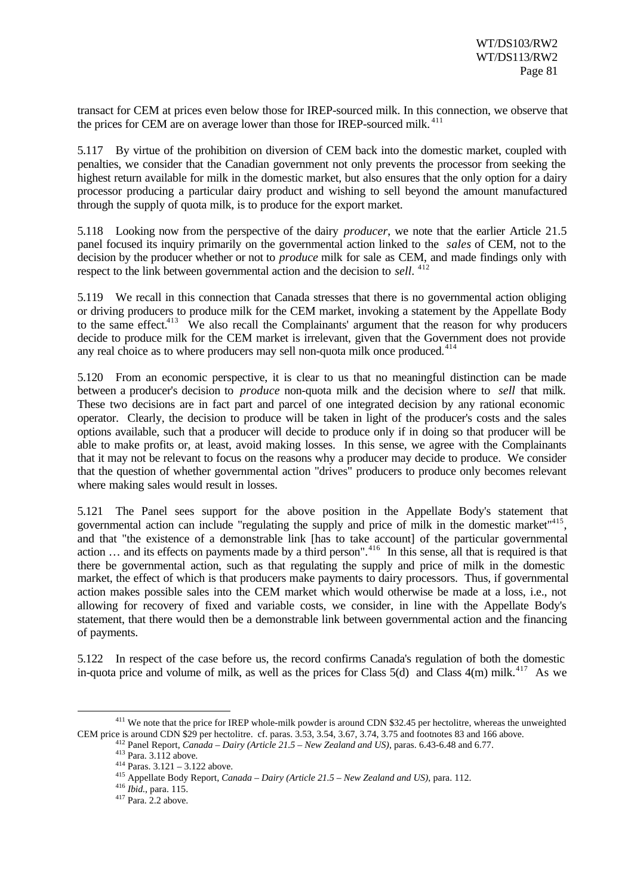transact for CEM at prices even below those for IREP-sourced milk. In this connection, we observe that the prices for CEM are on average lower than those for IREP-sourced milk.[411]

5.117 By virtue of the prohibition on diversion of CEM back into the domestic market, coupled with penalties, we consider that the Canadian government not only prevents the processor from seeking the highest return available for milk in the domestic market, but also ensures that the only option for a dairy processor producing a particular dairy product and wishing to sell beyond the amount manufactured through the supply of quota milk, is to produce for the export market.

5.118 Looking now from the perspective of the dairy *producer*, we note that the earlier Article 21.5 panel focused its inquiry primarily on the governmental action linked to the *sales* of CEM, not to the decision by the producer whether or not to *produce* milk for sale as CEM, and made findings only with respect to the link between governmental action and the decision to *sell*.[412]

5.119 We recall in this connection that Canada stresses that there is no governmental action obliging or driving producers to produce milk for the CEM market, invoking a statement by the Appellate Body to the same effect.[413] We also recall the Complainants' argument that the reason for why producers decide to produce milk for the CEM market is irrelevant, given that the Government does not provide any real choice as to where producers may sell non-quota milk once produced.[414]

5.120 From an economic perspective, it is clear to us that no meaningful distinction can be made between a producer's decision to *produce* non-quota milk and the decision where to *sell* that milk. These two decisions are in fact part and parcel of one integrated decision by any rational economic operator. Clearly, the decision to produce will be taken in light of the producer's costs and the sales options available, such that a producer will decide to produce only if in doing so that producer will be able to make profits or, at least, avoid making losses. In this sense, we agree with the Complainants that it may not be relevant to focus on the reasons why a producer may decide to produce. We consider that the question of whether governmental action "drives" producers to produce only becomes relevant where making sales would result in losses.

5.121 The Panel sees support for the above position in the Appellate Body's statement that governmental action can include "regulating the supply and price of milk in the domestic market"[415], and that "the existence of a demonstrable link [has to take account] of the particular governmental action … and its effects on payments made by a third person".[416] In this sense, all that is required is that there be governmental action, such as that regulating the supply and price of milk in the domestic market, the effect of which is that producers make payments to dairy processors. Thus, if governmental action makes possible sales into the CEM market which would otherwise be made at a loss, i.e., not allowing for recovery of fixed and variable costs, we consider, in line with the Appellate Body's statement, that there would then be a demonstrable link between governmental action and the financing of payments.

5.122 In respect of the case before us, the record confirms Canada's regulation of both the domestic in-quota price and volume of milk, as well as the prices for Class 5(d) and Class 4(m) milk.[417] As we

---

[411] We note that the price for IREP whole-milk powder is around CDN $32.45 per hectolitre, whereas the unweighted CEM price is around CDN $29 per hectolitre. cf. paras. 3.53, 3.54, 3.67, 3.74, 3.75 and footnotes 83 and 166 above.

[412] Panel Report, *Canada – Dairy (Article 21.5 – New Zealand and US)*, paras. 6.43-6.48 and 6.77.

[413] Para. 3.112 above.

[414] Paras. 3.121 – 3.122 above.

[415] Appellate Body Report, *Canada – Dairy (Article 21.5 – New Zealand and US)*, para. 112.

[416] *Ibid.*, para. 115.

[417] Para. 2.2 above.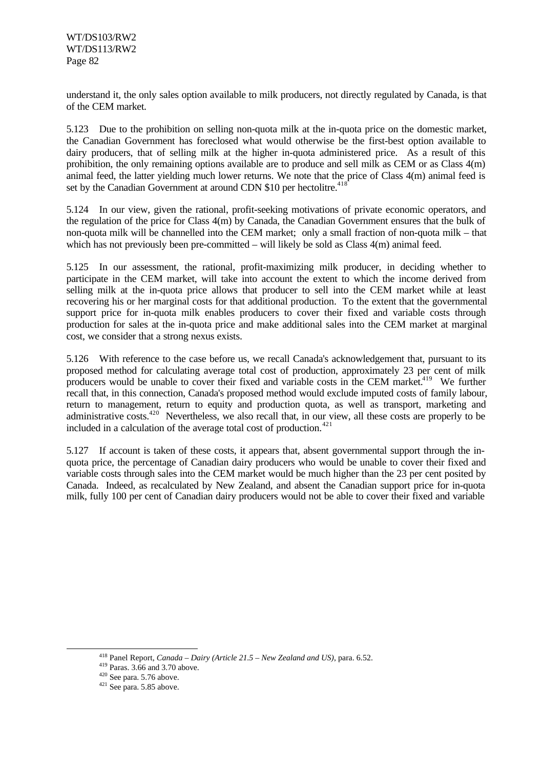understand it, the only sales option available to milk producers, not directly regulated by Canada, is that of the CEM market.

5.123 Due to the prohibition on selling non-quota milk at the in-quota price on the domestic market, the Canadian Government has foreclosed what would otherwise be the first-best option available to dairy producers, that of selling milk at the higher in-quota administered price. As a result of this prohibition, the only remaining options available are to produce and sell milk as CEM or as Class 4(m) animal feed, the latter yielding much lower returns. We note that the price of Class 4(m) animal feed is set by the Canadian Government at around CDN $10 per hectolitre.[418]

5.124 In our view, given the rational, profit-seeking motivations of private economic operators, and the regulation of the price for Class 4(m) by Canada, the Canadian Government ensures that the bulk of non-quota milk will be channelled into the CEM market; only a small fraction of non-quota milk – that which has not previously been pre-committed – will likely be sold as Class 4(m) animal feed.

5.125 In our assessment, the rational, profit-maximizing milk producer, in deciding whether to participate in the CEM market, will take into account the extent to which the income derived from selling milk at the in-quota price allows that producer to sell into the CEM market while at least recovering his or her marginal costs for that additional production. To the extent that the governmental support price for in-quota milk enables producers to cover their fixed and variable costs through production for sales at the in-quota price and make additional sales into the CEM market at marginal cost, we consider that a strong nexus exists.

5.126 With reference to the case before us, we recall Canada's acknowledgement that, pursuant to its proposed method for calculating average total cost of production, approximately 23 per cent of milk producers would be unable to cover their fixed and variable costs in the CEM market.[419] We further recall that, in this connection, Canada's proposed method would exclude imputed costs of family labour, return to management, return to equity and production quota, as well as transport, marketing and administrative costs.[420] Nevertheless, we also recall that, in our view, all these costs are properly to be included in a calculation of the average total cost of production.[421]

5.127 If account is taken of these costs, it appears that, absent governmental support through the in-quota price, the percentage of Canadian dairy producers who would be unable to cover their fixed and variable costs through sales into the CEM market would be much higher than the 23 per cent posited by Canada. Indeed, as recalculated by New Zealand, and absent the Canadian support price for in-quota milk, fully 100 per cent of Canadian dairy producers would not be able to cover their fixed and variable

---

[418] Panel Report, *Canada – Dairy (Article 21.5 – New Zealand and US)*, para. 6.52.

[419] Paras. 3.66 and 3.70 above.

[420] See para. 5.76 above.

[421] See para. 5.85 above.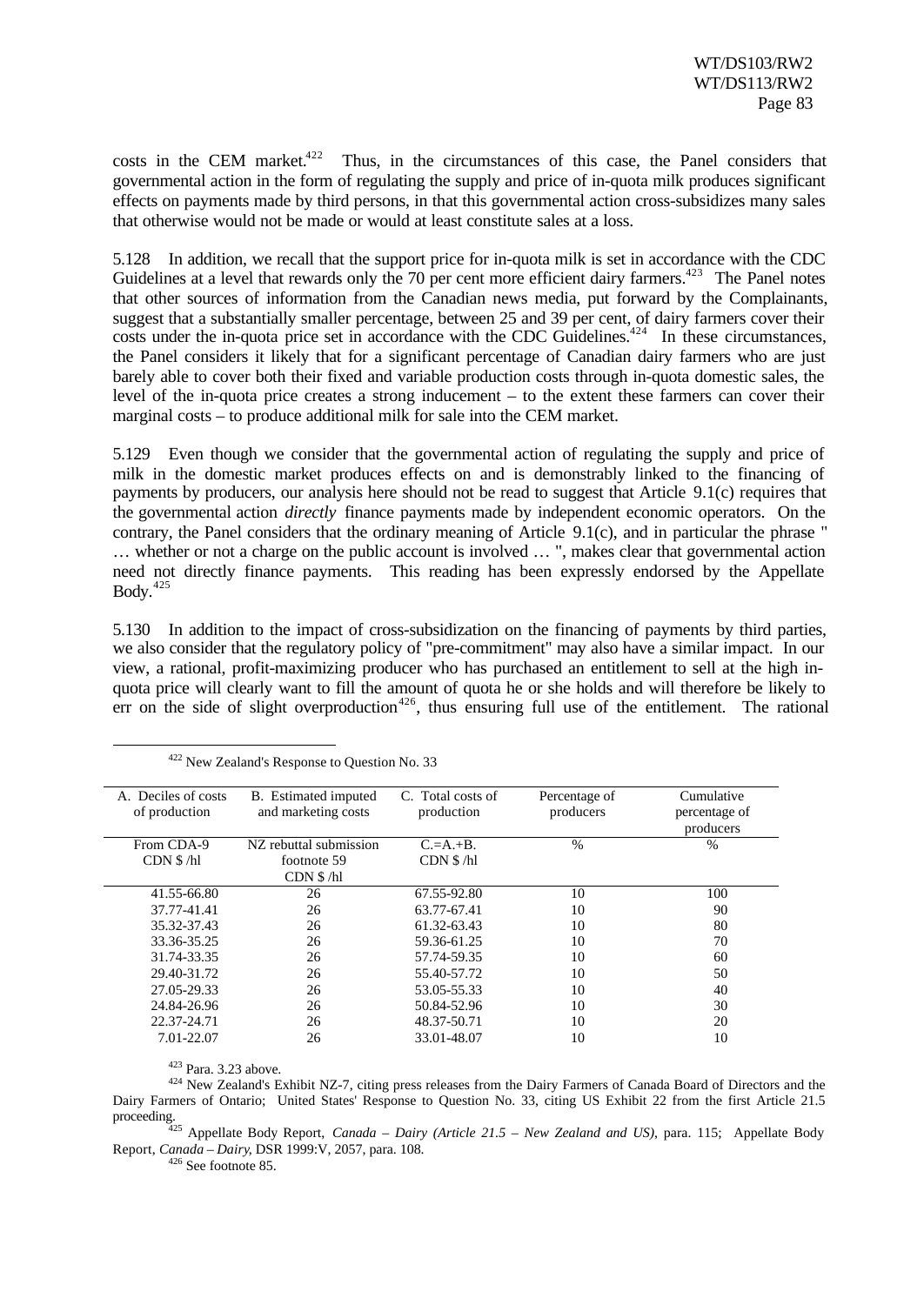costs in the CEM market.[422] Thus, in the circumstances of this case, the Panel considers that governmental action in the form of regulating the supply and price of in-quota milk produces significant effects on payments made by third persons, in that this governmental action cross-subsidizes many sales that otherwise would not be made or would at least constitute sales at a loss.

5.128 In addition, we recall that the support price for in-quota milk is set in accordance with the CDC Guidelines at a level that rewards only the 70 per cent more efficient dairy farmers.[423] The Panel notes that other sources of information from the Canadian news media, put forward by the Complainants, suggest that a substantially smaller percentage, between 25 and 39 per cent, of dairy farmers cover their costs under the in-quota price set in accordance with the CDC Guidelines.[424] In these circumstances, the Panel considers it likely that for a significant percentage of Canadian dairy farmers who are just barely able to cover both their fixed and variable production costs through in-quota domestic sales, the level of the in-quota price creates a strong inducement – to the extent these farmers can cover their marginal costs – to produce additional milk for sale into the CEM market.

5.129 Even though we consider that the governmental action of regulating the supply and price of milk in the domestic market produces effects on and is demonstrably linked to the financing of payments by producers, our analysis here should not be read to suggest that Article 9.1(c) requires that the governmental action *directly* finance payments made by independent economic operators. On the contrary, the Panel considers that the ordinary meaning of Article 9.1(c), and in particular the phrase " … whether or not a charge on the public account is involved … ", makes clear that governmental action need not directly finance payments. This reading has been expressly endorsed by the Appellate Body.[425]

5.130 In addition to the impact of cross-subsidization on the financing of payments by third parties, we also consider that the regulatory policy of "pre-commitment" may also have a similar impact. In our view, a rational, profit-maximizing producer who has purchased an entitlement to sell at the high in-quota price will clearly want to fill the amount of quota he or she holds and will therefore be likely to err on the side of slight overproduction[426], thus ensuring full use of the entitlement. The rational

---

[422] New Zealand's Response to Question No. 33

| A. Deciles of costs of production | B. Estimated imputed and marketing costs | C. Total costs of production | Percentage of producers | Cumulative percentage of producers |
|---|---|---|---|---|
| From CDA-9 CDN $ /hl | NZ rebuttal submission footnote 59 CDN $ /hl | C.=A.+B. CDN $ /hl | % | % |
| 41.55-66.80 | 26 | 67.55-92.80 | 10 | 100 |
| 37.77-41.41 | 26 | 63.77-67.41 | 10 | 90 |
| 35.32-37.43 | 26 | 61.32-63.43 | 10 | 80 |
| 33.36-35.25 | 26 | 59.36-61.25 | 10 | 70 |
| 31.74-33.35 | 26 | 57.74-59.35 | 10 | 60 |
| 29.40-31.72 | 26 | 55.40-57.72 | 10 | 50 |
| 27.05-29.33 | 26 | 53.05-55.33 | 10 | 40 |
| 24.84-26.96 | 26 | 50.84-52.96 | 10 | 30 |
| 22.37-24.71 | 26 | 48.37-50.71 | 10 | 20 |
| 7.01-22.07 | 26 | 33.01-48.07 | 10 | 10 |

[423] Para. 3.23 above.

[424] New Zealand's Exhibit NZ-7, citing press releases from the Dairy Farmers of Canada Board of Directors and the Dairy Farmers of Ontario; United States' Response to Question No. 33, citing US Exhibit 22 from the first Article 21.5 proceeding.

[425] Appellate Body Report, *Canada – Dairy (Article 21.5 – New Zealand and US)*, para. 115; Appellate Body Report, *Canada – Dairy*, DSR 1999:V, 2057, para. 108.

[426] See footnote 85.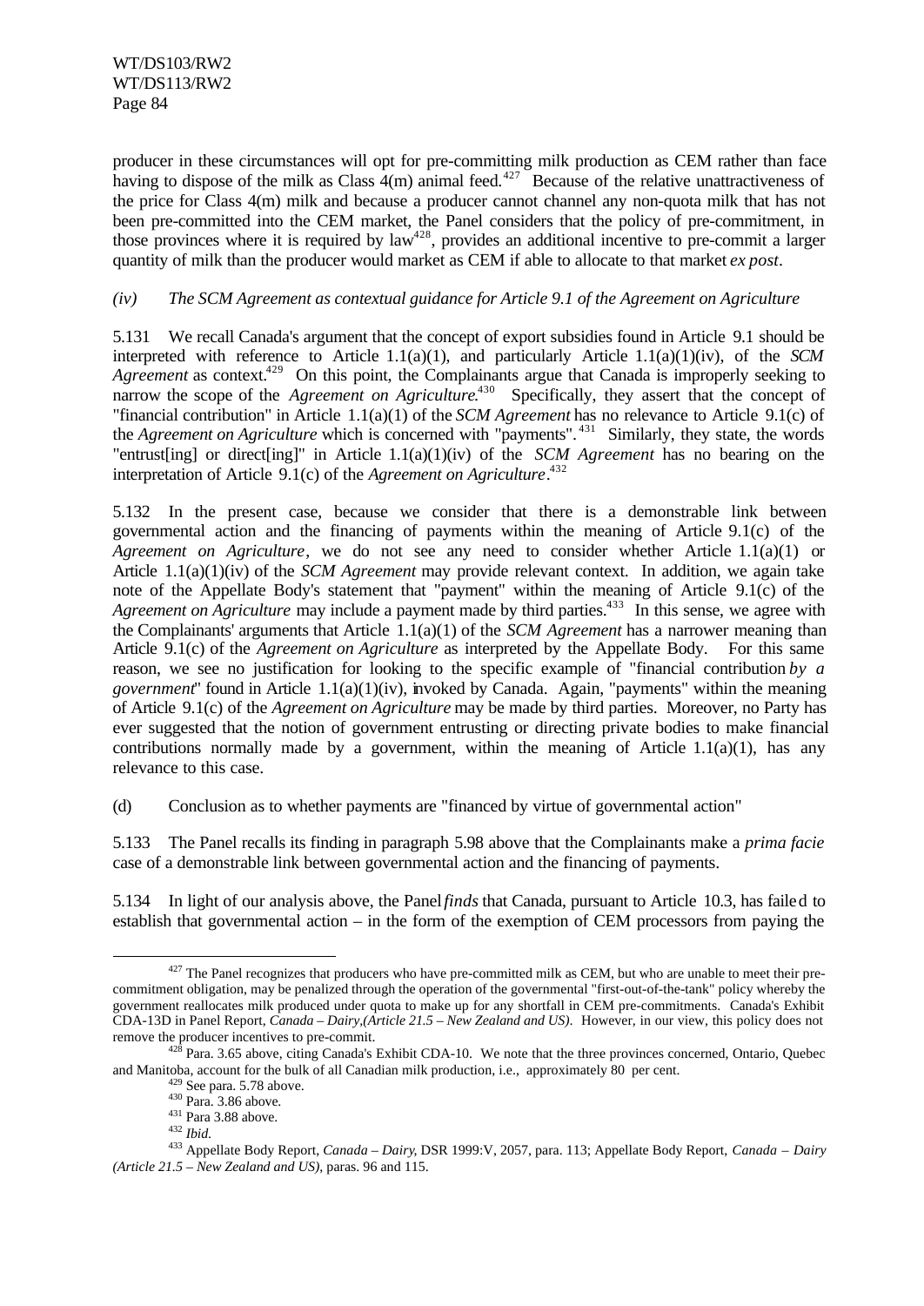producer in these circumstances will opt for pre-committing milk production as CEM rather than face having to dispose of the milk as Class 4(m) animal feed.[427] Because of the relative unattractiveness of the price for Class 4(m) milk and because a producer cannot channel any non-quota milk that has not been pre-committed into the CEM market, the Panel considers that the policy of pre-commitment, in those provinces where it is required by law[428], provides an additional incentive to pre-commit a larger quantity of milk than the producer would market as CEM if able to allocate to that market *ex post*.

*(iv) The SCM Agreement as contextual guidance for Article 9.1 of the Agreement on Agriculture*

5.131 We recall Canada's argument that the concept of export subsidies found in Article 9.1 should be interpreted with reference to Article 1.1(a)(1), and particularly Article 1.1(a)(1)(iv), of the *SCM Agreement* as context.[429] On this point, the Complainants argue that Canada is improperly seeking to narrow the scope of the *Agreement on Agriculture*.[430] Specifically, they assert that the concept of "financial contribution" in Article 1.1(a)(1) of the *SCM Agreement* has no relevance to Article 9.1(c) of the *Agreement on Agriculture* which is concerned with "payments".[431] Similarly, they state, the words "entrust[ing] or direct[ing]" in Article 1.1(a)(1)(iv) of the *SCM Agreement* has no bearing on the interpretation of Article 9.1(c) of the *Agreement on Agriculture*.[432]

5.132 In the present case, because we consider that there is a demonstrable link between governmental action and the financing of payments within the meaning of Article 9.1(c) of the *Agreement on Agriculture*, we do not see any need to consider whether Article 1.1(a)(1) or Article 1.1(a)(1)(iv) of the *SCM Agreement* may provide relevant context. In addition, we again take note of the Appellate Body's statement that "payment" within the meaning of Article 9.1(c) of the *Agreement on Agriculture* may include a payment made by third parties.[433] In this sense, we agree with the Complainants' arguments that Article 1.1(a)(1) of the *SCM Agreement* has a narrower meaning than Article 9.1(c) of the *Agreement on Agriculture* as interpreted by the Appellate Body. For this same reason, we see no justification for looking to the specific example of "financial contribution *by a government*" found in Article 1.1(a)(1)(iv), invoked by Canada. Again, "payments" within the meaning of Article 9.1(c) of the *Agreement on Agriculture* may be made by third parties. Moreover, no Party has ever suggested that the notion of government entrusting or directing private bodies to make financial contributions normally made by a government, within the meaning of Article 1.1(a)(1), has any relevance to this case.

(d) Conclusion as to whether payments are "financed by virtue of governmental action"

5.133 The Panel recalls its finding in paragraph 5.98 above that the Complainants make a *prima facie* case of a demonstrable link between governmental action and the financing of payments.

5.134 In light of our analysis above, the Panel *finds* that Canada, pursuant to Article 10.3, has failed to establish that governmental action – in the form of the exemption of CEM processors from paying the

[427] The Panel recognizes that producers who have pre-committed milk as CEM, but who are unable to meet their pre-commitment obligation, may be penalized through the operation of the governmental "first-out-of-the-tank" policy whereby the government reallocates milk produced under quota to make up for any shortfall in CEM pre-commitments. Canada's Exhibit CDA-13D in Panel Report, *Canada – Dairy,(Article 21.5 – New Zealand and US)*. However, in our view, this policy does not remove the producer incentives to pre-commit.

[428] Para. 3.65 above, citing Canada's Exhibit CDA-10. We note that the three provinces concerned, Ontario, Quebec and Manitoba, account for the bulk of all Canadian milk production, i.e., approximately 80 per cent.

[429] See para. 5.78 above.

[430] Para. 3.86 above.

[431] Para 3.88 above.

[432] *Ibid.*

[433] Appellate Body Report, *Canada – Dairy*, DSR 1999:V, 2057, para. 113; Appellate Body Report, *Canada – Dairy (Article 21.5 – New Zealand and US)*, paras. 96 and 115.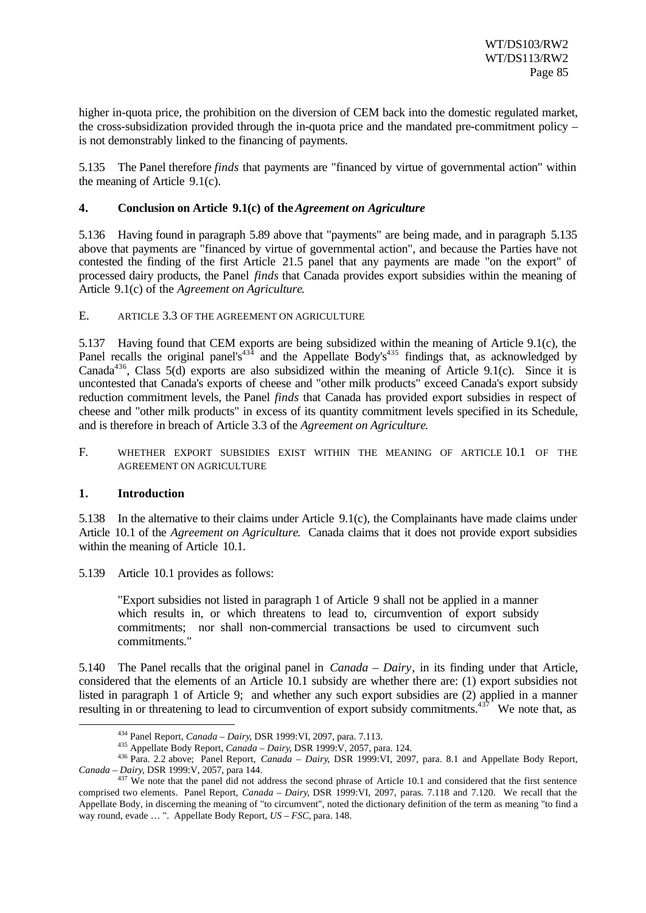higher in-quota price, the prohibition on the diversion of CEM back into the domestic regulated market, the cross-subsidization provided through the in-quota price and the mandated pre-commitment policy – is not demonstrably linked to the financing of payments.

5.135 The Panel therefore *finds* that payments are "financed by virtue of governmental action" within the meaning of Article 9.1(c).

#### 4. Conclusion on Article 9.1(c) of the *Agreement on Agriculture*

5.136 Having found in paragraph 5.89 above that "payments" are being made, and in paragraph 5.135 above that payments are "financed by virtue of governmental action", and because the Parties have not contested the finding of the first Article 21.5 panel that any payments are made "on the export" of processed dairy products, the Panel *finds* that Canada provides export subsidies within the meaning of Article 9.1(c) of the *Agreement on Agriculture*.

### E. ARTICLE 3.3 OF THE AGREEMENT ON AGRICULTURE

5.137 Having found that CEM exports are being subsidized within the meaning of Article 9.1(c), the Panel recalls the original panel's[434] and the Appellate Body's[435] findings that, as acknowledged by Canada[436], Class 5(d) exports are also subsidized within the meaning of Article 9.1(c). Since it is uncontested that Canada's exports of cheese and "other milk products" exceed Canada's export subsidy reduction commitment levels, the Panel *finds* that Canada has provided export subsidies in respect of cheese and "other milk products" in excess of its quantity commitment levels specified in its Schedule, and is therefore in breach of Article 3.3 of the *Agreement on Agriculture*.

### F. WHETHER EXPORT SUBSIDIES EXIST WITHIN THE MEANING OF ARTICLE 10.1 OF THE AGREEMENT ON AGRICULTURE

#### 1. Introduction

5.138 In the alternative to their claims under Article 9.1(c), the Complainants have made claims under Article 10.1 of the *Agreement on Agriculture*. Canada claims that it does not provide export subsidies within the meaning of Article 10.1.

5.139 Article 10.1 provides as follows:

> "Export subsidies not listed in paragraph 1 of Article 9 shall not be applied in a manner which results in, or which threatens to lead to, circumvention of export subsidy commitments; nor shall non-commercial transactions be used to circumvent such commitments."

5.140 The Panel recalls that the original panel in *Canada – Dairy*, in its finding under that Article, considered that the elements of an Article 10.1 subsidy are whether there are: (1) export subsidies not listed in paragraph 1 of Article 9; and whether any such export subsidies are (2) applied in a manner resulting in or threatening to lead to circumvention of export subsidy commitments.[437] We note that, as

---

[434] Panel Report, *Canada – Dairy*, DSR 1999:VI, 2097, para. 7.113.

[435] Appellate Body Report, *Canada – Dairy*, DSR 1999:V, 2057, para. 124.

[436] Para. 2.2 above; Panel Report, *Canada – Dairy*, DSR 1999:VI, 2097, para. 8.1 and Appellate Body Report, *Canada – Dairy*, DSR 1999:V, 2057, para 144.

[437] We note that the panel did not address the second phrase of Article 10.1 and considered that the first sentence comprised two elements. Panel Report, *Canada – Dairy*, DSR 1999:VI, 2097, paras. 7.118 and 7.120. We recall that the Appellate Body, in discerning the meaning of "to circumvent", noted the dictionary definition of the term as meaning "to find a way round, evade … ". Appellate Body Report, *US – FSC*, para. 148.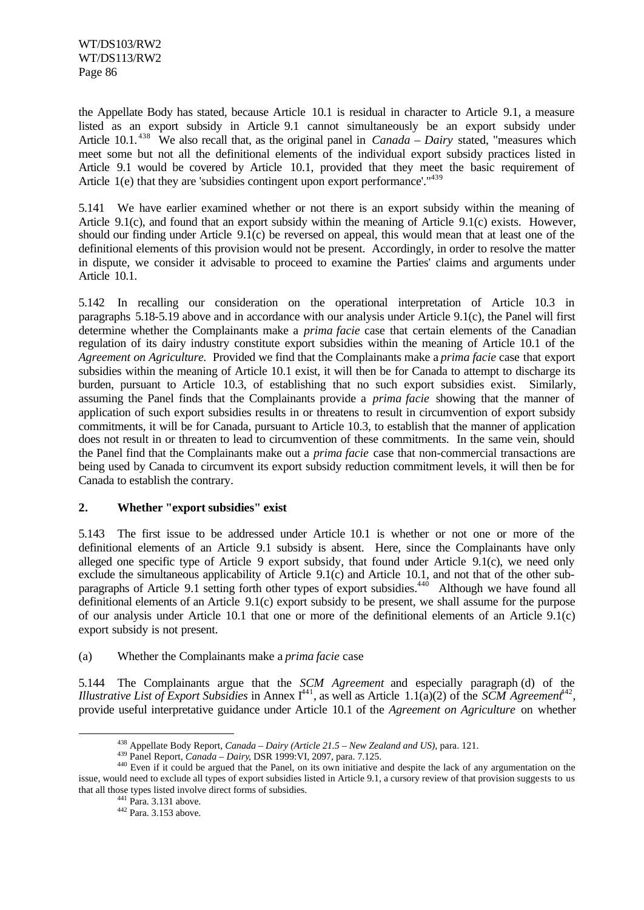the Appellate Body has stated, because Article 10.1 is residual in character to Article 9.1, a measure listed as an export subsidy in Article 9.1 cannot simultaneously be an export subsidy under Article 10.1.[438] We also recall that, as the original panel in *Canada – Dairy* stated, "measures which meet some but not all the definitional elements of the individual export subsidy practices listed in Article 9.1 would be covered by Article 10.1, provided that they meet the basic requirement of Article 1(e) that they are 'subsidies contingent upon export performance'."[439]

5.141 We have earlier examined whether or not there is an export subsidy within the meaning of Article 9.1(c), and found that an export subsidy within the meaning of Article 9.1(c) exists. However, should our finding under Article 9.1(c) be reversed on appeal, this would mean that at least one of the definitional elements of this provision would not be present. Accordingly, in order to resolve the matter in dispute, we consider it advisable to proceed to examine the Parties' claims and arguments under Article 10.1.

5.142 In recalling our consideration on the operational interpretation of Article 10.3 in paragraphs 5.18-5.19 above and in accordance with our analysis under Article 9.1(c), the Panel will first determine whether the Complainants make a *prima facie* case that certain elements of the Canadian regulation of its dairy industry constitute export subsidies within the meaning of Article 10.1 of the *Agreement on Agriculture.* Provided we find that the Complainants make a *prima facie* case that export subsidies within the meaning of Article 10.1 exist, it will then be for Canada to attempt to discharge its burden, pursuant to Article 10.3, of establishing that no such export subsidies exist. Similarly, assuming the Panel finds that the Complainants provide a *prima facie* showing that the manner of application of such export subsidies results in or threatens to result in circumvention of export subsidy commitments, it will be for Canada, pursuant to Article 10.3, to establish that the manner of application does not result in or threaten to lead to circumvention of these commitments. In the same vein, should the Panel find that the Complainants make out a *prima facie* case that non-commercial transactions are being used by Canada to circumvent its export subsidy reduction commitment levels, it will then be for Canada to establish the contrary.

## 2. Whether "export subsidies" exist

5.143 The first issue to be addressed under Article 10.1 is whether or not one or more of the definitional elements of an Article 9.1 subsidy is absent. Here, since the Complainants have only alleged one specific type of Article 9 export subsidy, that found under Article 9.1(c), we need only exclude the simultaneous applicability of Article 9.1(c) and Article 10.1, and not that of the other sub-paragraphs of Article 9.1 setting forth other types of export subsidies.[440] Although we have found all definitional elements of an Article 9.1(c) export subsidy to be present, we shall assume for the purpose of our analysis under Article 10.1 that one or more of the definitional elements of an Article 9.1(c) export subsidy is not present.

(a) Whether the Complainants make a *prima facie* case

5.144 The Complainants argue that the *SCM Agreement* and especially paragraph (d) of the *Illustrative List of Export Subsidies* in Annex I[441], as well as Article 1.1(a)(2) of the *SCM Agreement*[442], provide useful interpretative guidance under Article 10.1 of the *Agreement on Agriculture* on whether

---

[438] Appellate Body Report, *Canada – Dairy (Article 21.5 – New Zealand and US)*, para. 121.

[439] Panel Report, *Canada – Dairy*, DSR 1999:VI, 2097, para. 7.125.

[440] Even if it could be argued that the Panel, on its own initiative and despite the lack of any argumentation on the issue, would need to exclude all types of export subsidies listed in Article 9.1, a cursory review of that provision suggests to us that all those types listed involve direct forms of subsidies.

[441] Para. 3.131 above.

[442] Para. 3.153 above.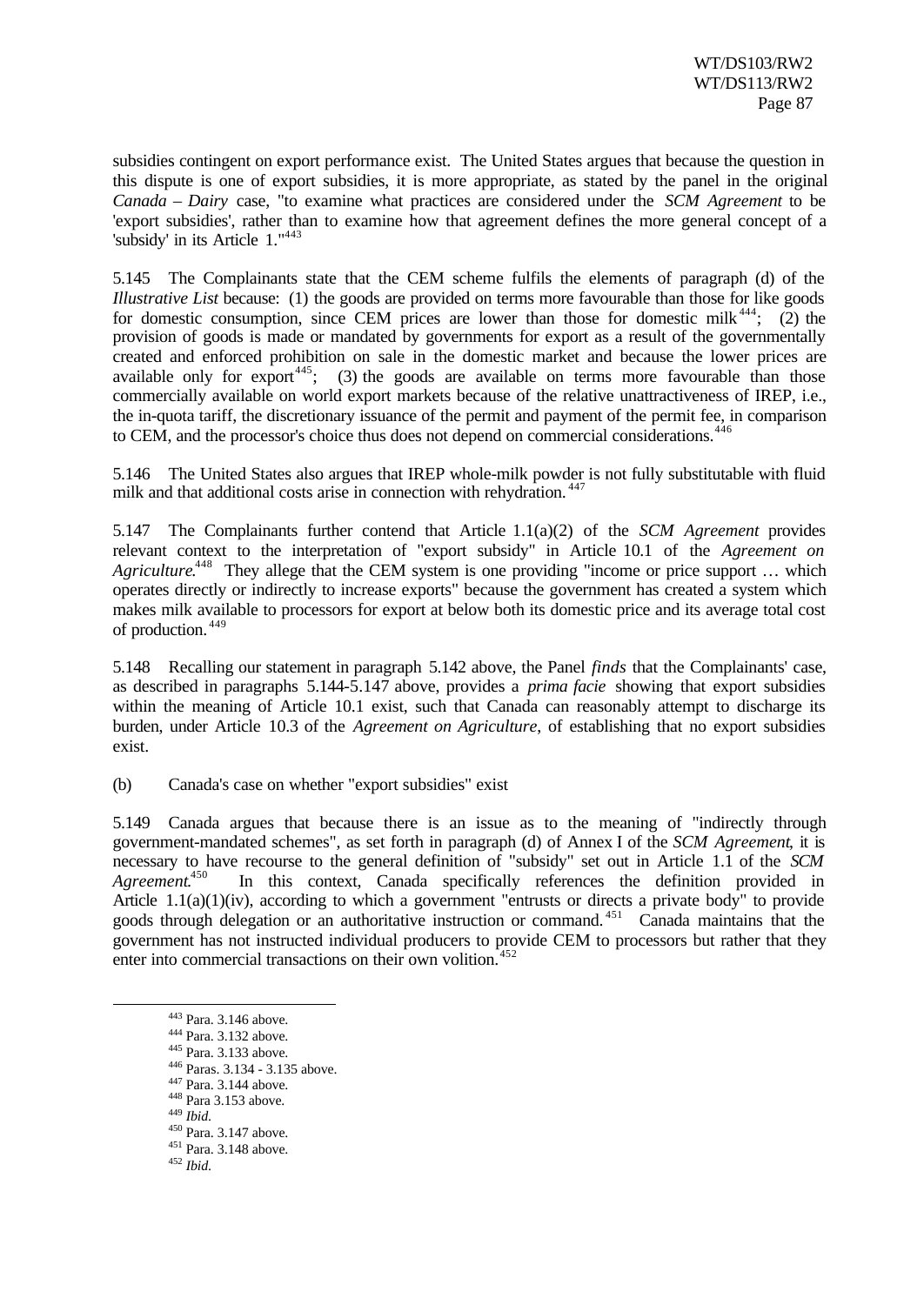subsidies contingent on export performance exist. The United States argues that because the question in this dispute is one of export subsidies, it is more appropriate, as stated by the panel in the original *Canada – Dairy* case, "to examine what practices are considered under the *SCM Agreement* to be 'export subsidies', rather than to examine how that agreement defines the more general concept of a 'subsidy' in its Article 1."[443]

5.145 The Complainants state that the CEM scheme fulfils the elements of paragraph (d) of the *Illustrative List* because: (1) the goods are provided on terms more favourable than those for like goods for domestic consumption, since CEM prices are lower than those for domestic milk[444]; (2) the provision of goods is made or mandated by governments for export as a result of the governmentally created and enforced prohibition on sale in the domestic market and because the lower prices are available only for export[445]; (3) the goods are available on terms more favourable than those commercially available on world export markets because of the relative unattractiveness of IREP, i.e., the in-quota tariff, the discretionary issuance of the permit and payment of the permit fee, in comparison to CEM, and the processor's choice thus does not depend on commercial considerations.[446]

5.146 The United States also argues that IREP whole-milk powder is not fully substitutable with fluid milk and that additional costs arise in connection with rehydration.[447]

5.147 The Complainants further contend that Article 1.1(a)(2) of the *SCM Agreement* provides relevant context to the interpretation of "export subsidy" in Article 10.1 of the *Agreement on Agriculture*.[448] They allege that the CEM system is one providing "income or price support … which operates directly or indirectly to increase exports" because the government has created a system which makes milk available to processors for export at below both its domestic price and its average total cost of production.[449]

5.148 Recalling our statement in paragraph 5.142 above, the Panel *finds* that the Complainants' case, as described in paragraphs 5.144-5.147 above, provides a *prima facie* showing that export subsidies within the meaning of Article 10.1 exist, such that Canada can reasonably attempt to discharge its burden, under Article 10.3 of the *Agreement on Agriculture*, of establishing that no export subsidies exist.

(b) Canada's case on whether "export subsidies" exist

5.149 Canada argues that because there is an issue as to the meaning of "indirectly through government-mandated schemes", as set forth in paragraph (d) of Annex I of the *SCM Agreement*, it is necessary to have recourse to the general definition of "subsidy" set out in Article 1.1 of the *SCM Agreement*.[450] In this context, Canada specifically references the definition provided in Article 1.1(a)(1)(iv), according to which a government "entrusts or directs a private body" to provide goods through delegation or an authoritative instruction or command.[451] Canada maintains that the government has not instructed individual producers to provide CEM to processors but rather that they enter into commercial transactions on their own volition.[452]

---

443 Para. 3.146 above.
444 Para. 3.132 above.
445 Para. 3.133 above.
446 Paras. 3.134 - 3.135 above.
447 Para. 3.144 above.
448 Para 3.153 above.
449 *Ibid.*
450 Para. 3.147 above.
451 Para. 3.148 above.
452 *Ibid.*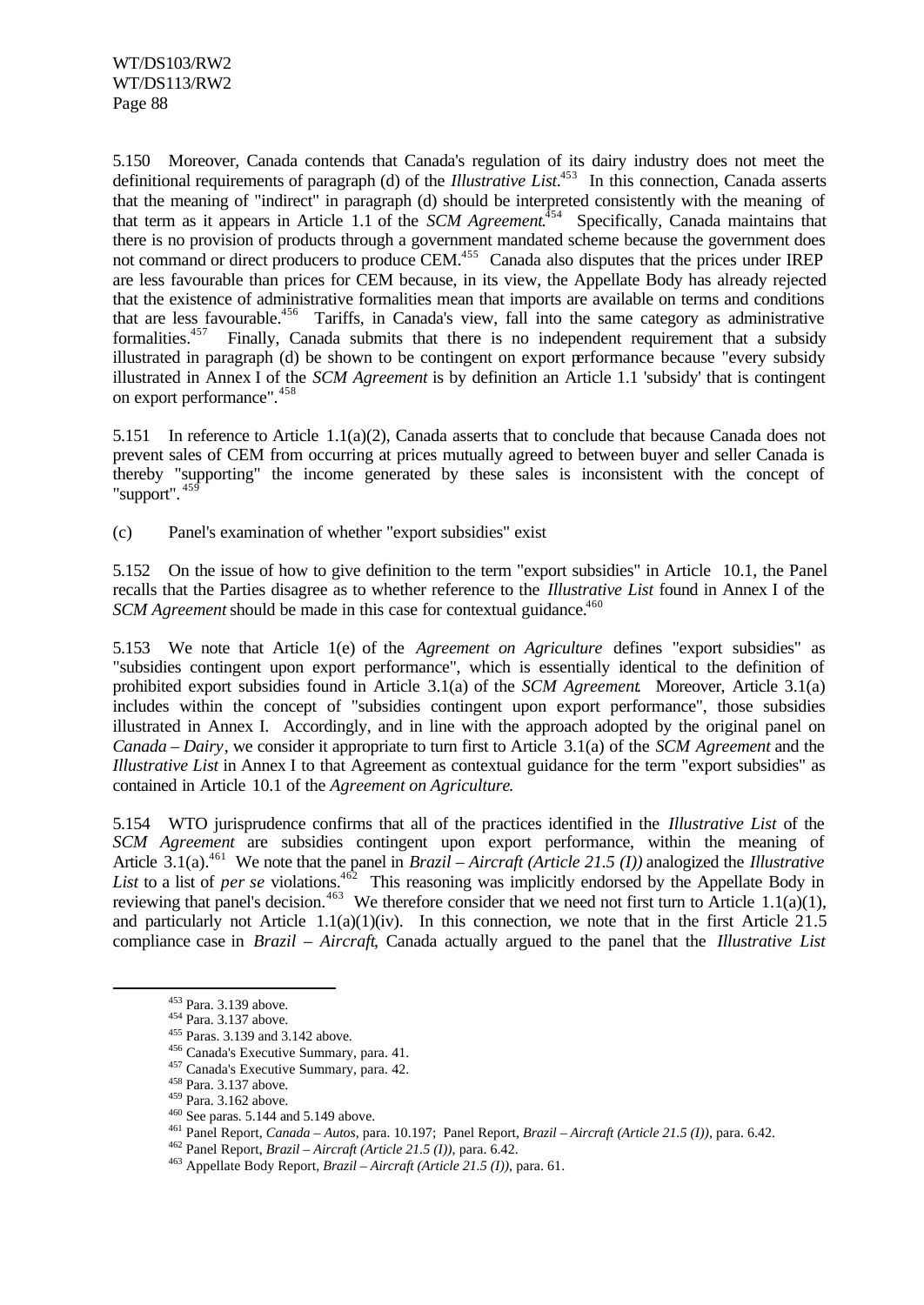5.150 Moreover, Canada contends that Canada's regulation of its dairy industry does not meet the definitional requirements of paragraph (d) of the *Illustrative List*.[453] In this connection, Canada asserts that the meaning of "indirect" in paragraph (d) should be interpreted consistently with the meaning of that term as it appears in Article 1.1 of the *SCM Agreement*.[454] Specifically, Canada maintains that there is no provision of products through a government mandated scheme because the government does not command or direct producers to produce CEM.[455] Canada also disputes that the prices under IREP are less favourable than prices for CEM because, in its view, the Appellate Body has already rejected that the existence of administrative formalities mean that imports are available on terms and conditions that are less favourable.[456] Tariffs, in Canada's view, fall into the same category as administrative formalities.[457] Finally, Canada submits that there is no independent requirement that a subsidy illustrated in paragraph (d) be shown to be contingent on export performance because "every subsidy illustrated in Annex I of the *SCM Agreement* is by definition an Article 1.1 'subsidy' that is contingent on export performance".[458]

5.151 In reference to Article 1.1(a)(2), Canada asserts that to conclude that because Canada does not prevent sales of CEM from occurring at prices mutually agreed to between buyer and seller Canada is thereby "supporting" the income generated by these sales is inconsistent with the concept of "support".[459]

(c) Panel's examination of whether "export subsidies" exist

5.152 On the issue of how to give definition to the term "export subsidies" in Article 10.1, the Panel recalls that the Parties disagree as to whether reference to the *Illustrative List* found in Annex I of the *SCM Agreement* should be made in this case for contextual guidance.[460]

5.153 We note that Article 1(e) of the *Agreement on Agriculture* defines "export subsidies" as "subsidies contingent upon export performance", which is essentially identical to the definition of prohibited export subsidies found in Article 3.1(a) of the *SCM Agreement*. Moreover, Article 3.1(a) includes within the concept of "subsidies contingent upon export performance", those subsidies illustrated in Annex I. Accordingly, and in line with the approach adopted by the original panel on *Canada – Dairy*, we consider it appropriate to turn first to Article 3.1(a) of the *SCM Agreement* and the *Illustrative List* in Annex I to that Agreement as contextual guidance for the term "export subsidies" as contained in Article 10.1 of the *Agreement on Agriculture*.

5.154 WTO jurisprudence confirms that all of the practices identified in the *Illustrative List* of the *SCM Agreement* are subsidies contingent upon export performance, within the meaning of Article 3.1(a).[461] We note that the panel in *Brazil – Aircraft (Article 21.5 (I))* analogized the *Illustrative List* to a list of *per se* violations.[462] This reasoning was implicitly endorsed by the Appellate Body in reviewing that panel's decision.[463] We therefore consider that we need not first turn to Article 1.1(a)(1), and particularly not Article 1.1(a)(1)(iv). In this connection, we note that in the first Article 21.5 compliance case in *Brazil – Aircraft*, Canada actually argued to the panel that the *Illustrative List*

---

[453] Para. 3.139 above.

[454] Para. 3.137 above.

[455] Paras. 3.139 and 3.142 above.

[456] Canada's Executive Summary, para. 41.

[457] Canada's Executive Summary, para. 42.

[458] Para. 3.137 above.

[459] Para. 3.162 above.

[460] See paras. 5.144 and 5.149 above.

[461] Panel Report, *Canada – Autos*, para. 10.197; Panel Report, *Brazil – Aircraft (Article 21.5 (I))*, para. 6.42.

[462] Panel Report, *Brazil – Aircraft (Article 21.5 (I))*, para. 6.42.

[463] Appellate Body Report, *Brazil – Aircraft (Article 21.5 (I))*, para. 61.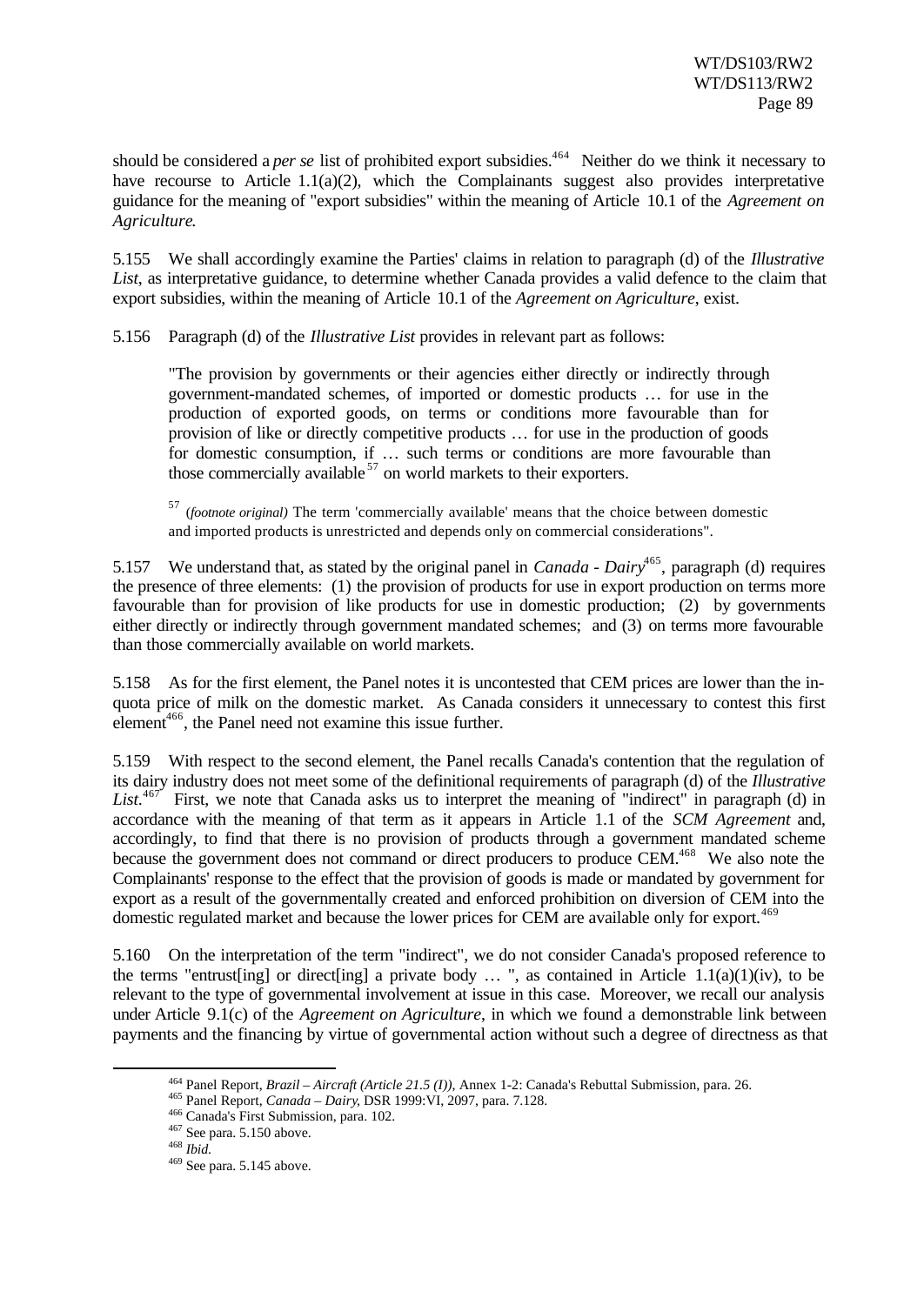should be considered a *per se* list of prohibited export subsidies.[464] Neither do we think it necessary to have recourse to Article 1.1(a)(2), which the Complainants suggest also provides interpretative guidance for the meaning of "export subsidies" within the meaning of Article 10.1 of the *Agreement on Agriculture*.

5.155 We shall accordingly examine the Parties' claims in relation to paragraph (d) of the *Illustrative List*, as interpretative guidance, to determine whether Canada provides a valid defence to the claim that export subsidies, within the meaning of Article 10.1 of the *Agreement on Agriculture*, exist.

5.156 Paragraph (d) of the *Illustrative List* provides in relevant part as follows:

> "The provision by governments or their agencies either directly or indirectly through government-mandated schemes, of imported or domestic products … for use in the production of exported goods, on terms or conditions more favourable than for provision of like or directly competitive products … for use in the production of goods for domestic consumption, if … such terms or conditions are more favourable than those commercially available[57] on world markets to their exporters.
>
> [57] (*footnote original*) The term 'commercially available' means that the choice between domestic and imported products is unrestricted and depends only on commercial considerations".

5.157 We understand that, as stated by the original panel in *Canada - Dairy*[465], paragraph (d) requires the presence of three elements: (1) the provision of products for use in export production on terms more favourable than for provision of like products for use in domestic production; (2) by governments either directly or indirectly through government mandated schemes; and (3) on terms more favourable than those commercially available on world markets.

5.158 As for the first element, the Panel notes it is uncontested that CEM prices are lower than the in-quota price of milk on the domestic market. As Canada considers it unnecessary to contest this first element[466], the Panel need not examine this issue further.

5.159 With respect to the second element, the Panel recalls Canada's contention that the regulation of its dairy industry does not meet some of the definitional requirements of paragraph (d) of the *Illustrative List*.[467] First, we note that Canada asks us to interpret the meaning of "indirect" in paragraph (d) in accordance with the meaning of that term as it appears in Article 1.1 of the *SCM Agreement* and, accordingly, to find that there is no provision of products through a government mandated scheme because the government does not command or direct producers to produce CEM.[468] We also note the Complainants' response to the effect that the provision of goods is made or mandated by government for export as a result of the governmentally created and enforced prohibition on diversion of CEM into the domestic regulated market and because the lower prices for CEM are available only for export.[469]

5.160 On the interpretation of the term "indirect", we do not consider Canada's proposed reference to the terms "entrust[ing] or direct[ing] a private body … ", as contained in Article 1.1(a)(1)(iv), to be relevant to the type of governmental involvement at issue in this case. Moreover, we recall our analysis under Article 9.1(c) of the *Agreement on Agriculture*, in which we found a demonstrable link between payments and the financing by virtue of governmental action without such a degree of directness as that

---

[464] Panel Report, *Brazil – Aircraft (Article 21.5 (I))*, Annex 1-2: Canada's Rebuttal Submission, para. 26.

[465] Panel Report, *Canada – Dairy*, DSR 1999:VI, 2097, para. 7.128.

[466] Canada's First Submission, para. 102.

[467] See para. 5.150 above.

[468] *Ibid.*

[469] See para. 5.145 above.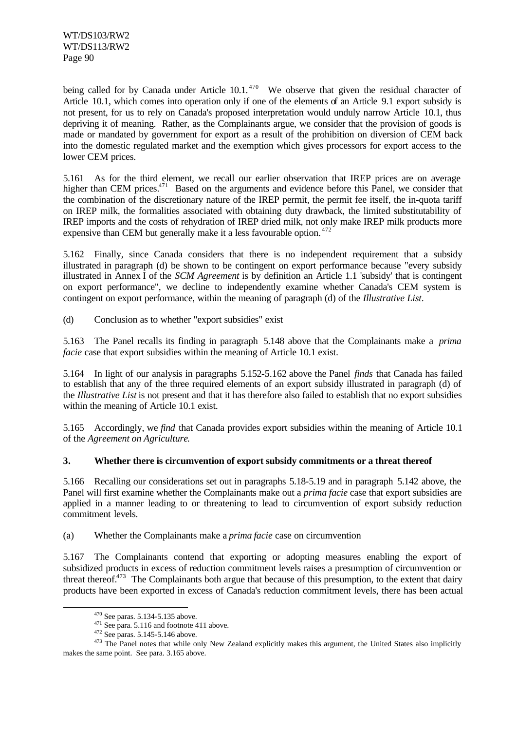being called for by Canada under Article 10.1.[470] We observe that given the residual character of Article 10.1, which comes into operation only if one of the elements of an Article 9.1 export subsidy is not present, for us to rely on Canada's proposed interpretation would unduly narrow Article 10.1, thus depriving it of meaning. Rather, as the Complainants argue, we consider that the provision of goods is made or mandated by government for export as a result of the prohibition on diversion of CEM back into the domestic regulated market and the exemption which gives processors for export access to the lower CEM prices.

5.161 As for the third element, we recall our earlier observation that IREP prices are on average higher than CEM prices.[471] Based on the arguments and evidence before this Panel, we consider that the combination of the discretionary nature of the IREP permit, the permit fee itself, the in-quota tariff on IREP milk, the formalities associated with obtaining duty drawback, the limited substitutability of IREP imports and the costs of rehydration of IREP dried milk, not only make IREP milk products more expensive than CEM but generally make it a less favourable option.[472]

5.162 Finally, since Canada considers that there is no independent requirement that a subsidy illustrated in paragraph (d) be shown to be contingent on export performance because "every subsidy illustrated in Annex I of the *SCM Agreement* is by definition an Article 1.1 'subsidy' that is contingent on export performance", we decline to independently examine whether Canada's CEM system is contingent on export performance, within the meaning of paragraph (d) of the *Illustrative List*.

(d) Conclusion as to whether "export subsidies" exist

5.163 The Panel recalls its finding in paragraph 5.148 above that the Complainants make a *prima facie* case that export subsidies within the meaning of Article 10.1 exist.

5.164 In light of our analysis in paragraphs 5.152-5.162 above the Panel *finds* that Canada has failed to establish that any of the three required elements of an export subsidy illustrated in paragraph (d) of the *Illustrative List* is not present and that it has therefore also failed to establish that no export subsidies within the meaning of Article 10.1 exist.

5.165 Accordingly, we *find* that Canada provides export subsidies within the meaning of Article 10.1 of the *Agreement on Agriculture*.

### 3. Whether there is circumvention of export subsidy commitments or a threat thereof

5.166 Recalling our considerations set out in paragraphs 5.18-5.19 and in paragraph 5.142 above, the Panel will first examine whether the Complainants make out a *prima facie* case that export subsidies are applied in a manner leading to or threatening to lead to circumvention of export subsidy reduction commitment levels.

(a) Whether the Complainants make a *prima facie* case on circumvention

5.167 The Complainants contend that exporting or adopting measures enabling the export of subsidized products in excess of reduction commitment levels raises a presumption of circumvention or threat thereof.[473] The Complainants both argue that because of this presumption, to the extent that dairy products have been exported in excess of Canada's reduction commitment levels, there has been actual

---

[470] See paras. 5.134-5.135 above.

[471] See para. 5.116 and footnote 411 above.

[472] See paras. 5.145-5.146 above.

[473] The Panel notes that while only New Zealand explicitly makes this argument, the United States also implicitly makes the same point. See para. 3.165 above.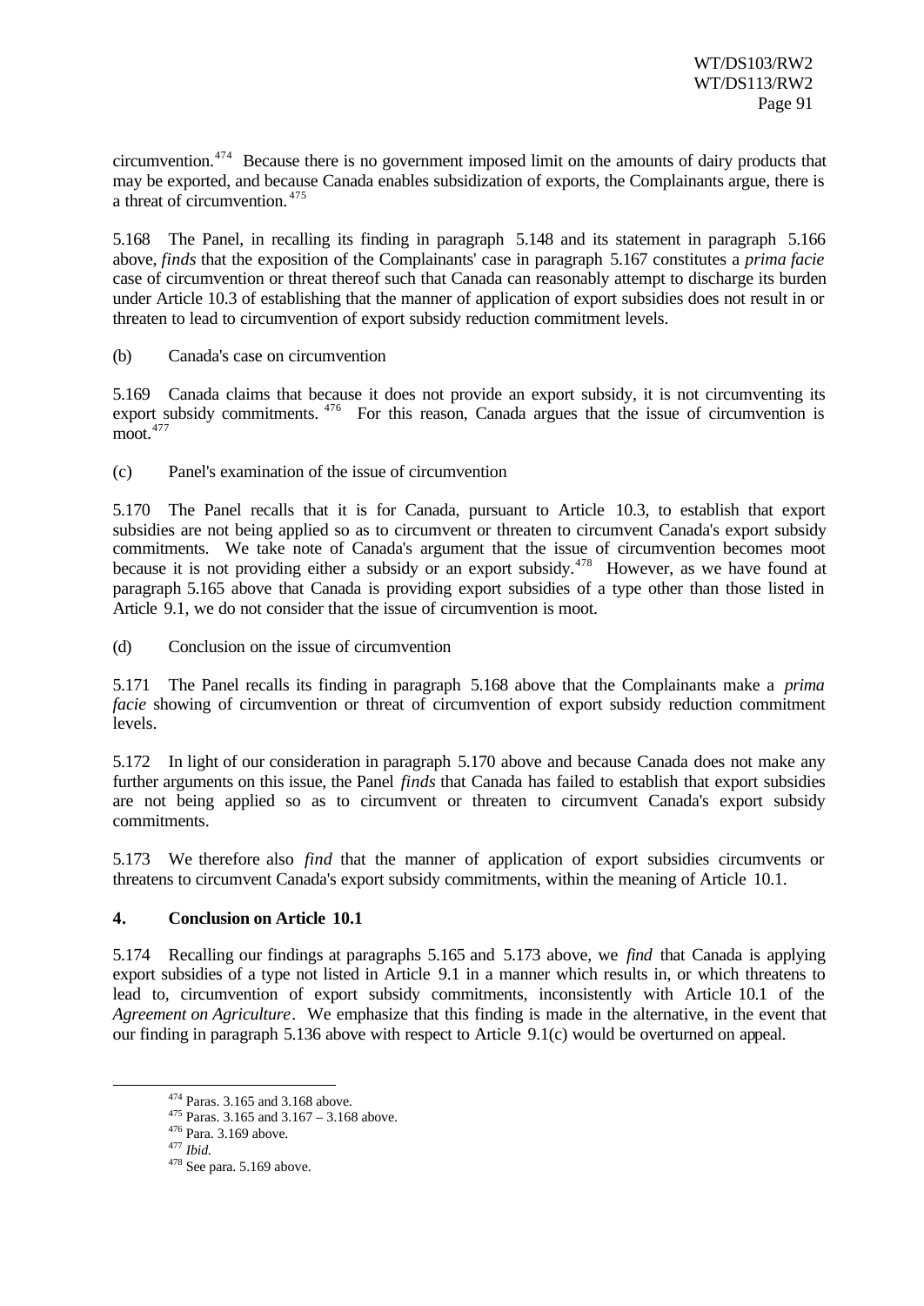circumvention.[474] Because there is no government imposed limit on the amounts of dairy products that may be exported, and because Canada enables subsidization of exports, the Complainants argue, there is a threat of circumvention.[475]

5.168 The Panel, in recalling its finding in paragraph 5.148 and its statement in paragraph 5.166 above, *finds* that the exposition of the Complainants' case in paragraph 5.167 constitutes a *prima facie* case of circumvention or threat thereof such that Canada can reasonably attempt to discharge its burden under Article 10.3 of establishing that the manner of application of export subsidies does not result in or threaten to lead to circumvention of export subsidy reduction commitment levels.

(b) Canada's case on circumvention

5.169 Canada claims that because it does not provide an export subsidy, it is not circumventing its export subsidy commitments.[476] For this reason, Canada argues that the issue of circumvention is moot.[477]

(c) Panel's examination of the issue of circumvention

5.170 The Panel recalls that it is for Canada, pursuant to Article 10.3, to establish that export subsidies are not being applied so as to circumvent or threaten to circumvent Canada's export subsidy commitments. We take note of Canada's argument that the issue of circumvention becomes moot because it is not providing either a subsidy or an export subsidy.[478] However, as we have found at paragraph 5.165 above that Canada is providing export subsidies of a type other than those listed in Article 9.1, we do not consider that the issue of circumvention is moot.

(d) Conclusion on the issue of circumvention

5.171 The Panel recalls its finding in paragraph 5.168 above that the Complainants make a *prima facie* showing of circumvention or threat of circumvention of export subsidy reduction commitment levels.

5.172 In light of our consideration in paragraph 5.170 above and because Canada does not make any further arguments on this issue, the Panel *finds* that Canada has failed to establish that export subsidies are not being applied so as to circumvent or threaten to circumvent Canada's export subsidy commitments.

5.173 We therefore also *find* that the manner of application of export subsidies circumvents or threatens to circumvent Canada's export subsidy commitments, within the meaning of Article 10.1.

**4. Conclusion on Article 10.1**

5.174 Recalling our findings at paragraphs 5.165 and 5.173 above, we *find* that Canada is applying export subsidies of a type not listed in Article 9.1 in a manner which results in, or which threatens to lead to, circumvention of export subsidy commitments, inconsistently with Article 10.1 of the *Agreement on Agriculture*. We emphasize that this finding is made in the alternative, in the event that our finding in paragraph 5.136 above with respect to Article 9.1(c) would be overturned on appeal.

[474] Paras. 3.165 and 3.168 above.

[475] Paras. 3.165 and 3.167 – 3.168 above.

[476] Para. 3.169 above.

[477] *Ibid.*

[478] See para. 5.169 above.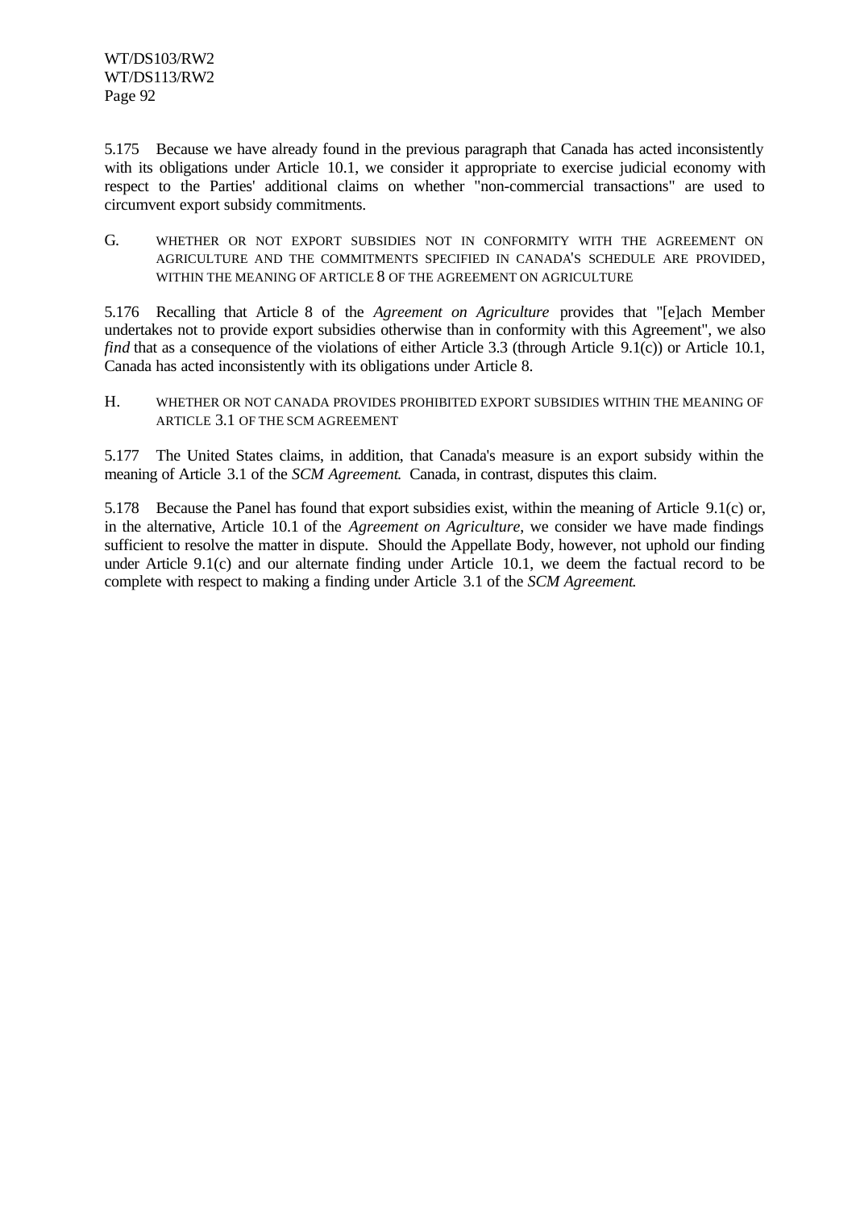5.175 Because we have already found in the previous paragraph that Canada has acted inconsistently with its obligations under Article 10.1, we consider it appropriate to exercise judicial economy with respect to the Parties' additional claims on whether "non-commercial transactions" are used to circumvent export subsidy commitments.

## G. WHETHER OR NOT EXPORT SUBSIDIES NOT IN CONFORMITY WITH THE AGREEMENT ON AGRICULTURE AND THE COMMITMENTS SPECIFIED IN CANADA'S SCHEDULE ARE PROVIDED, WITHIN THE MEANING OF ARTICLE 8 OF THE AGREEMENT ON AGRICULTURE

5.176 Recalling that Article 8 of the *Agreement on Agriculture* provides that "[e]ach Member undertakes not to provide export subsidies otherwise than in conformity with this Agreement", we also *find* that as a consequence of the violations of either Article 3.3 (through Article 9.1(c)) or Article 10.1, Canada has acted inconsistently with its obligations under Article 8.

## H. WHETHER OR NOT CANADA PROVIDES PROHIBITED EXPORT SUBSIDIES WITHIN THE MEANING OF ARTICLE 3.1 OF THE SCM AGREEMENT

5.177 The United States claims, in addition, that Canada's measure is an export subsidy within the meaning of Article 3.1 of the *SCM Agreement*. Canada, in contrast, disputes this claim.

5.178 Because the Panel has found that export subsidies exist, within the meaning of Article 9.1(c) or, in the alternative, Article 10.1 of the *Agreement on Agriculture*, we consider we have made findings sufficient to resolve the matter in dispute. Should the Appellate Body, however, not uphold our finding under Article 9.1(c) and our alternate finding under Article 10.1, we deem the factual record to be complete with respect to making a finding under Article 3.1 of the *SCM Agreement*.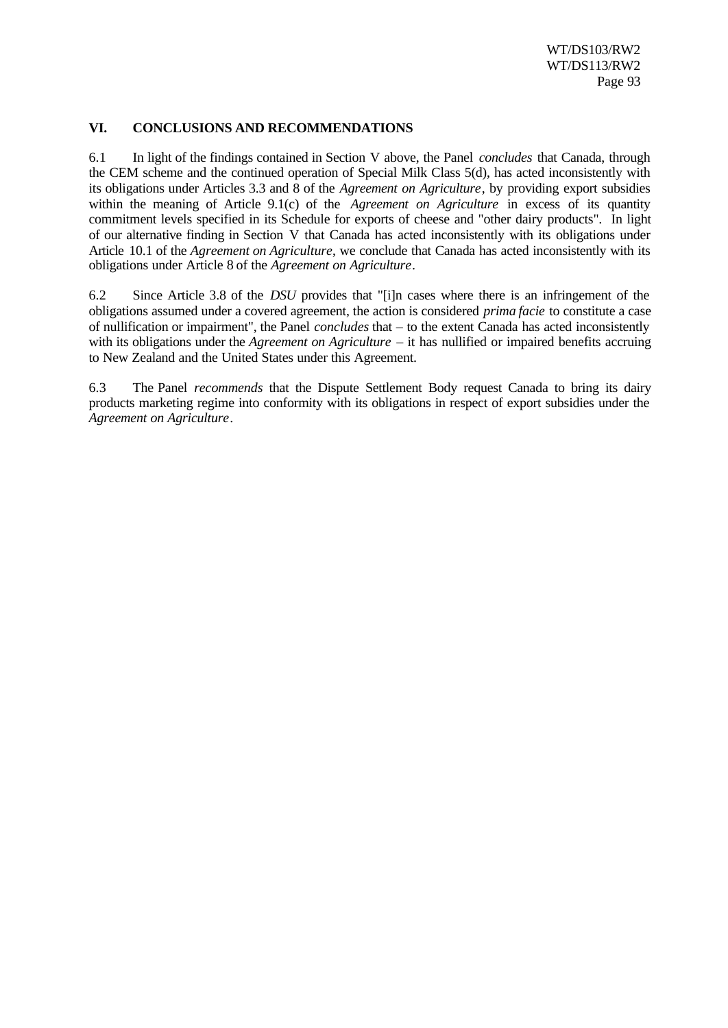## VI. CONCLUSIONS AND RECOMMENDATIONS

6.1 In light of the findings contained in Section V above, the Panel *concludes* that Canada, through the CEM scheme and the continued operation of Special Milk Class 5(d), has acted inconsistently with its obligations under Articles 3.3 and 8 of the *Agreement on Agriculture*, by providing export subsidies within the meaning of Article 9.1(c) of the *Agreement on Agriculture* in excess of its quantity commitment levels specified in its Schedule for exports of cheese and "other dairy products". In light of our alternative finding in Section V that Canada has acted inconsistently with its obligations under Article 10.1 of the *Agreement on Agriculture*, we conclude that Canada has acted inconsistently with its obligations under Article 8 of the *Agreement on Agriculture*.

6.2 Since Article 3.8 of the *DSU* provides that "[i]n cases where there is an infringement of the obligations assumed under a covered agreement, the action is considered *prima facie* to constitute a case of nullification or impairment", the Panel *concludes* that – to the extent Canada has acted inconsistently with its obligations under the *Agreement on Agriculture* – it has nullified or impaired benefits accruing to New Zealand and the United States under this Agreement.

6.3 The Panel *recommends* that the Dispute Settlement Body request Canada to bring its dairy products marketing regime into conformity with its obligations in respect of export subsidies under the *Agreement on Agriculture*.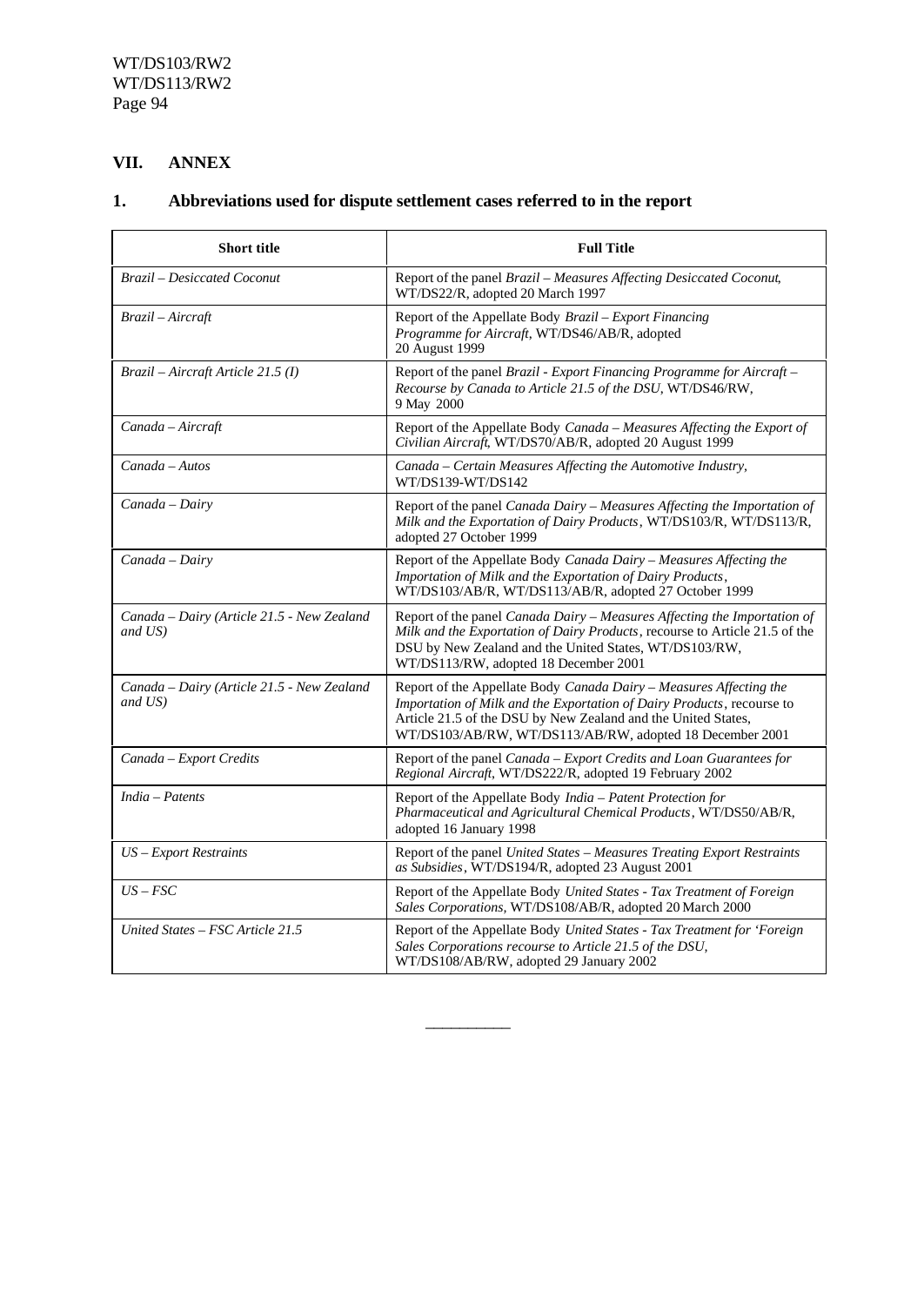## VII. ANNEX

### 1. Abbreviations used for dispute settlement cases referred to in the report

| Short title | Full Title |
|---|---|
| *Brazil – Desiccated Coconut* | Report of the panel *Brazil – Measures Affecting Desiccated Coconut*, WT/DS22/R, adopted 20 March 1997 |
| *Brazil – Aircraft* | Report of the Appellate Body *Brazil – Export Financing Programme for Aircraft*, WT/DS46/AB/R, adopted 20 August 1999 |
| *Brazil – Aircraft Article 21.5 (I)* | Report of the panel *Brazil - Export Financing Programme for Aircraft – Recourse by Canada to Article 21.5 of the DSU*, WT/DS46/RW, 9 May 2000 |
| *Canada – Aircraft* | Report of the Appellate Body *Canada – Measures Affecting the Export of Civilian Aircraft*, WT/DS70/AB/R, adopted 20 August 1999 |
| *Canada – Autos* | *Canada – Certain Measures Affecting the Automotive Industry*, WT/DS139-WT/DS142 |
| *Canada – Dairy* | Report of the panel *Canada Dairy – Measures Affecting the Importation of Milk and the Exportation of Dairy Products*, WT/DS103/R, WT/DS113/R, adopted 27 October 1999 |
| *Canada – Dairy* | Report of the Appellate Body *Canada Dairy – Measures Affecting the Importation of Milk and the Exportation of Dairy Products*, WT/DS103/AB/R, WT/DS113/AB/R, adopted 27 October 1999 |
| *Canada – Dairy (Article 21.5 - New Zealand and US)* | Report of the panel *Canada Dairy – Measures Affecting the Importation of Milk and the Exportation of Dairy Products*, recourse to Article 21.5 of the DSU by New Zealand and the United States, WT/DS103/RW, WT/DS113/RW, adopted 18 December 2001 |
| *Canada – Dairy (Article 21.5 - New Zealand and US)* | Report of the Appellate Body *Canada Dairy – Measures Affecting the Importation of Milk and the Exportation of Dairy Products*, recourse to Article 21.5 of the DSU by New Zealand and the United States, WT/DS103/AB/RW, WT/DS113/AB/RW, adopted 18 December 2001 |
| *Canada – Export Credits* | Report of the panel *Canada – Export Credits and Loan Guarantees for Regional Aircraft*, WT/DS222/R, adopted 19 February 2002 |
| *India – Patents* | Report of the Appellate Body *India – Patent Protection for Pharmaceutical and Agricultural Chemical Products*, WT/DS50/AB/R, adopted 16 January 1998 |
| *US – Export Restraints* | Report of the panel *United States – Measures Treating Export Restraints as Subsidies*, WT/DS194/R, adopted 23 August 2001 |
| *US – FSC* | Report of the Appellate Body *United States - Tax Treatment of Foreign Sales Corporations,* WT/DS108/AB/R, adopted 20 March 2000 |
| *United States – FSC Article 21.5* | Report of the Appellate Body *United States - Tax Treatment for 'Foreign Sales Corporations recourse to Article 21.5 of the DSU*, WT/DS108/AB/RW, adopted 29 January 2002 |

__________